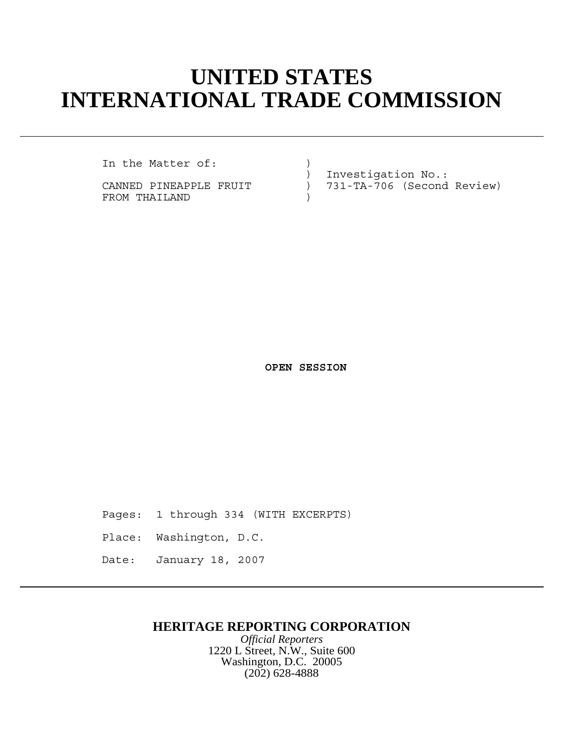# UNITED STATES INTERNATIONAL TRADE COMMISSION

---

In the Matter of: )
) Investigation No.:
CANNED PINEAPPLE FRUIT ) 731-TA-706 (Second Review)
FROM THAILAND )

**OPEN SESSION**

Pages: 1 through 334 (WITH EXCERPTS)

Place: Washington, D.C.

Date: January 18, 2007

---

**HERITAGE REPORTING CORPORATION**

*Official Reporters*
1220 L Street, N.W., Suite 600
Washington, D.C. 20005
(202) 628-4888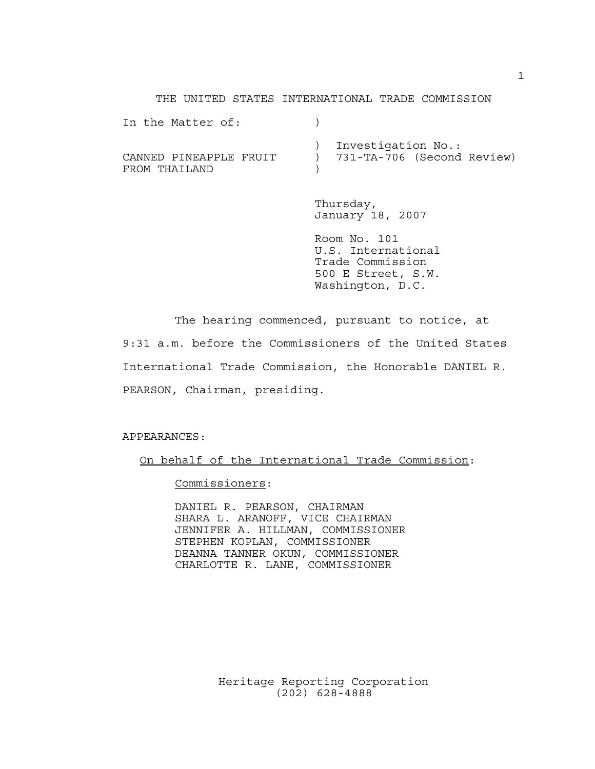THE UNITED STATES INTERNATIONAL TRADE COMMISSION

In the Matter of: )

| | |
|---|---|
| CANNED PINEAPPLE FRUIT FROM THAILAND | ) Investigation No.: ) 731-TA-706 (Second Review) ) |

Thursday,
January 18, 2007

Room No. 101
U.S. International
Trade Commission
500 E Street, S.W.
Washington, D.C.

The hearing commenced, pursuant to notice, at 9:31 a.m. before the Commissioners of the United States International Trade Commission, the Honorable DANIEL R. PEARSON, Chairman, presiding.

APPEARANCES:

On behalf of the International Trade Commission:

Commissioners:

DANIEL R. PEARSON, CHAIRMAN
SHARA L. ARANOFF, VICE CHAIRMAN
JENNIFER A. HILLMAN, COMMISSIONER
STEPHEN KOPLAN, COMMISSIONER
DEANNA TANNER OKUN, COMMISSIONER
CHARLOTTE R. LANE, COMMISSIONER

Heritage Reporting Corporation
(202) 628-4888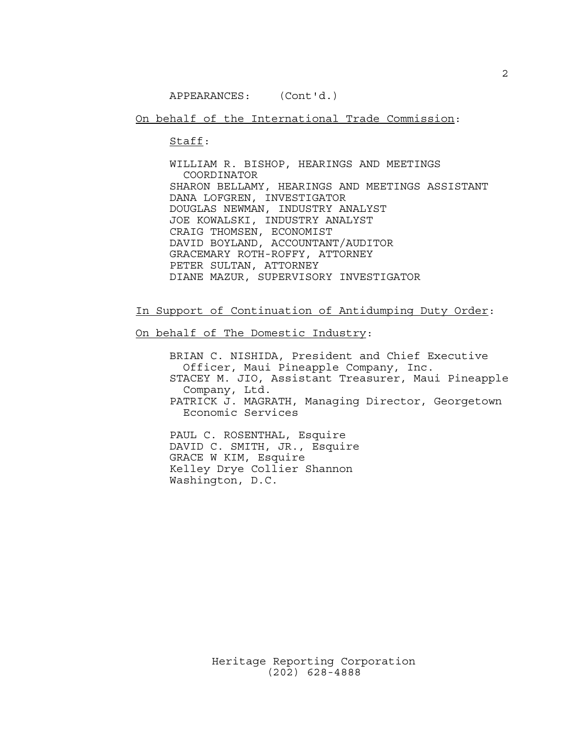APPEARANCES: (Cont'd.)

On behalf of the International Trade Commission:

Staff:

WILLIAM R. BISHOP, HEARINGS AND MEETINGS COORDINATOR
SHARON BELLAMY, HEARINGS AND MEETINGS ASSISTANT
DANA LOFGREN, INVESTIGATOR
DOUGLAS NEWMAN, INDUSTRY ANALYST
JOE KOWALSKI, INDUSTRY ANALYST
CRAIG THOMSEN, ECONOMIST
DAVID BOYLAND, ACCOUNTANT/AUDITOR
GRACEMARY ROTH-ROFFY, ATTORNEY
PETER SULTAN, ATTORNEY
DIANE MAZUR, SUPERVISORY INVESTIGATOR

In Support of Continuation of Antidumping Duty Order:

On behalf of The Domestic Industry:

BRIAN C. NISHIDA, President and Chief Executive Officer, Maui Pineapple Company, Inc.
STACEY M. JIO, Assistant Treasurer, Maui Pineapple Company, Ltd.
PATRICK J. MAGRATH, Managing Director, Georgetown Economic Services

PAUL C. ROSENTHAL, Esquire
DAVID C. SMITH, JR., Esquire
GRACE W KIM, Esquire
Kelley Drye Collier Shannon
Washington, D.C.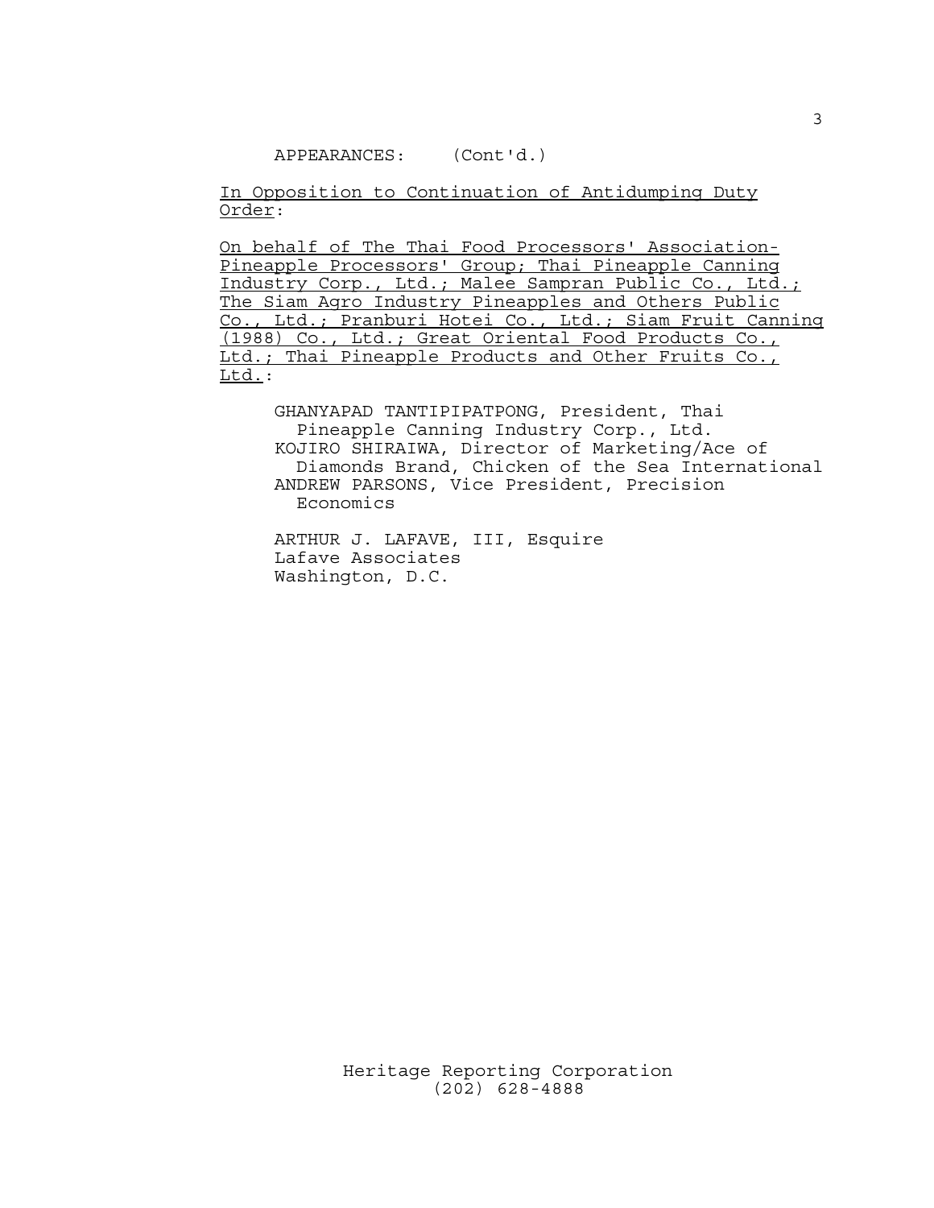APPEARANCES: (Cont'd.)

In Opposition to Continuation of Antidumping Duty Order:

On behalf of The Thai Food Processors' Association-Pineapple Processors' Group; Thai Pineapple Canning Industry Corp., Ltd.; Malee Sampran Public Co., Ltd.; The Siam Agro Industry Pineapples and Others Public Co., Ltd.; Pranburi Hotei Co., Ltd.; Siam Fruit Canning (1988) Co., Ltd.; Great Oriental Food Products Co., Ltd.; Thai Pineapple Products and Other Fruits Co., Ltd.:

GHANYAPAD TANTIPIPATPONG, President, Thai Pineapple Canning Industry Corp., Ltd.
KOJIRO SHIRAIWA, Director of Marketing/Ace of Diamonds Brand, Chicken of the Sea International
ANDREW PARSONS, Vice President, Precision Economics

ARTHUR J. LAFAVE, III, Esquire
Lafave Associates
Washington, D.C.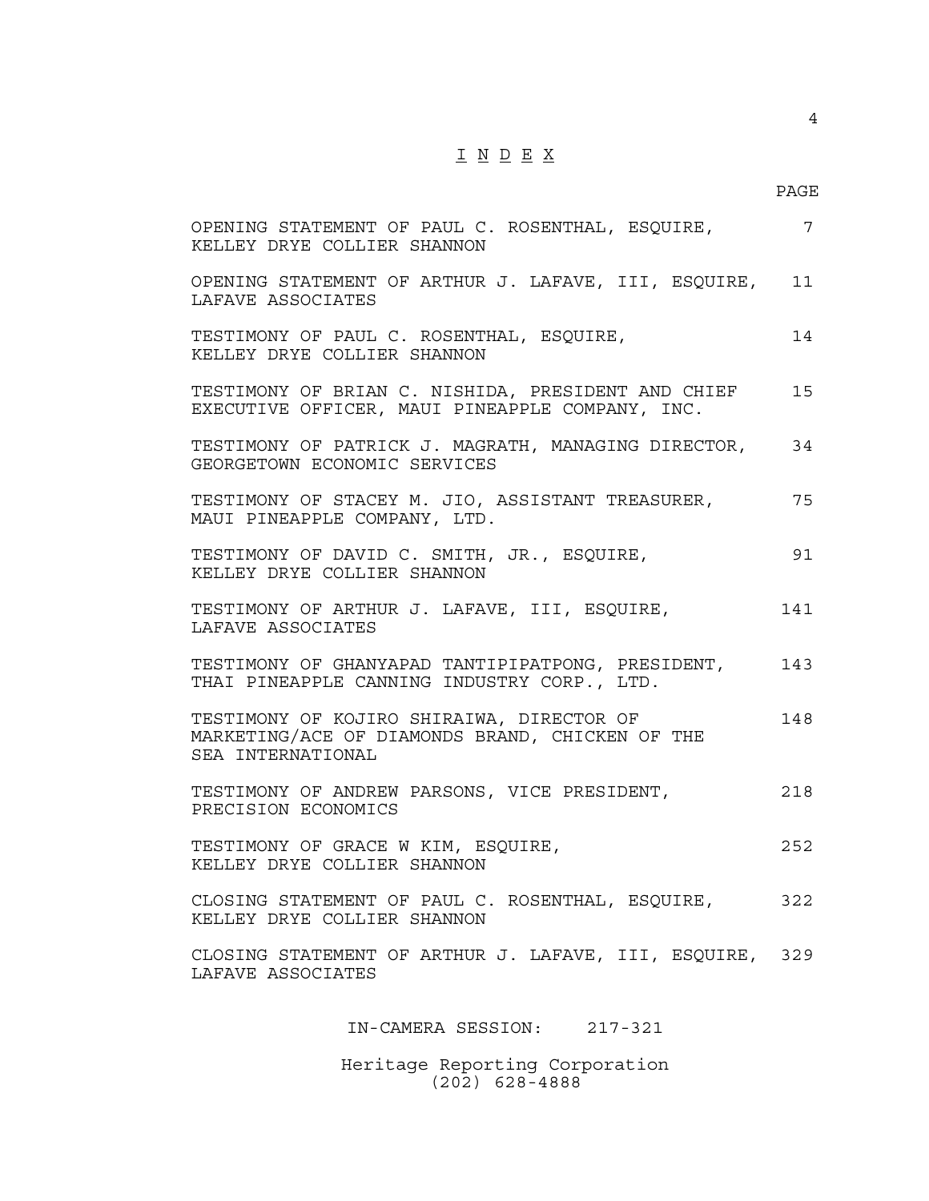# I N D E X

| | PAGE |
|---|---|
| OPENING STATEMENT OF PAUL C. ROSENTHAL, ESQUIRE, KELLEY DRYE COLLIER SHANNON | 7 |
| OPENING STATEMENT OF ARTHUR J. LAFAVE, III, ESQUIRE, LAFAVE ASSOCIATES | 11 |
| TESTIMONY OF PAUL C. ROSENTHAL, ESQUIRE, KELLEY DRYE COLLIER SHANNON | 14 |
| TESTIMONY OF BRIAN C. NISHIDA, PRESIDENT AND CHIEF EXECUTIVE OFFICER, MAUI PINEAPPLE COMPANY, INC. | 15 |
| TESTIMONY OF PATRICK J. MAGRATH, MANAGING DIRECTOR, GEORGETOWN ECONOMIC SERVICES | 34 |
| TESTIMONY OF STACEY M. JIO, ASSISTANT TREASURER, MAUI PINEAPPLE COMPANY, LTD. | 75 |
| TESTIMONY OF DAVID C. SMITH, JR., ESQUIRE, KELLEY DRYE COLLIER SHANNON | 91 |
| TESTIMONY OF ARTHUR J. LAFAVE, III, ESQUIRE, LAFAVE ASSOCIATES | 141 |
| TESTIMONY OF GHANYAPAD TANTIPIPATPONG, PRESIDENT, THAI PINEAPPLE CANNING INDUSTRY CORP., LTD. | 143 |
| TESTIMONY OF KOJIRO SHIRAIWA, DIRECTOR OF MARKETING/ACE OF DIAMONDS BRAND, CHICKEN OF THE SEA INTERNATIONAL | 148 |
| TESTIMONY OF ANDREW PARSONS, VICE PRESIDENT, PRECISION ECONOMICS | 218 |
| TESTIMONY OF GRACE W KIM, ESQUIRE, KELLEY DRYE COLLIER SHANNON | 252 |
| CLOSING STATEMENT OF PAUL C. ROSENTHAL, ESQUIRE, KELLEY DRYE COLLIER SHANNON | 322 |
| CLOSING STATEMENT OF ARTHUR J. LAFAVE, III, ESQUIRE, LAFAVE ASSOCIATES | 329 |

IN-CAMERA SESSION: 217-321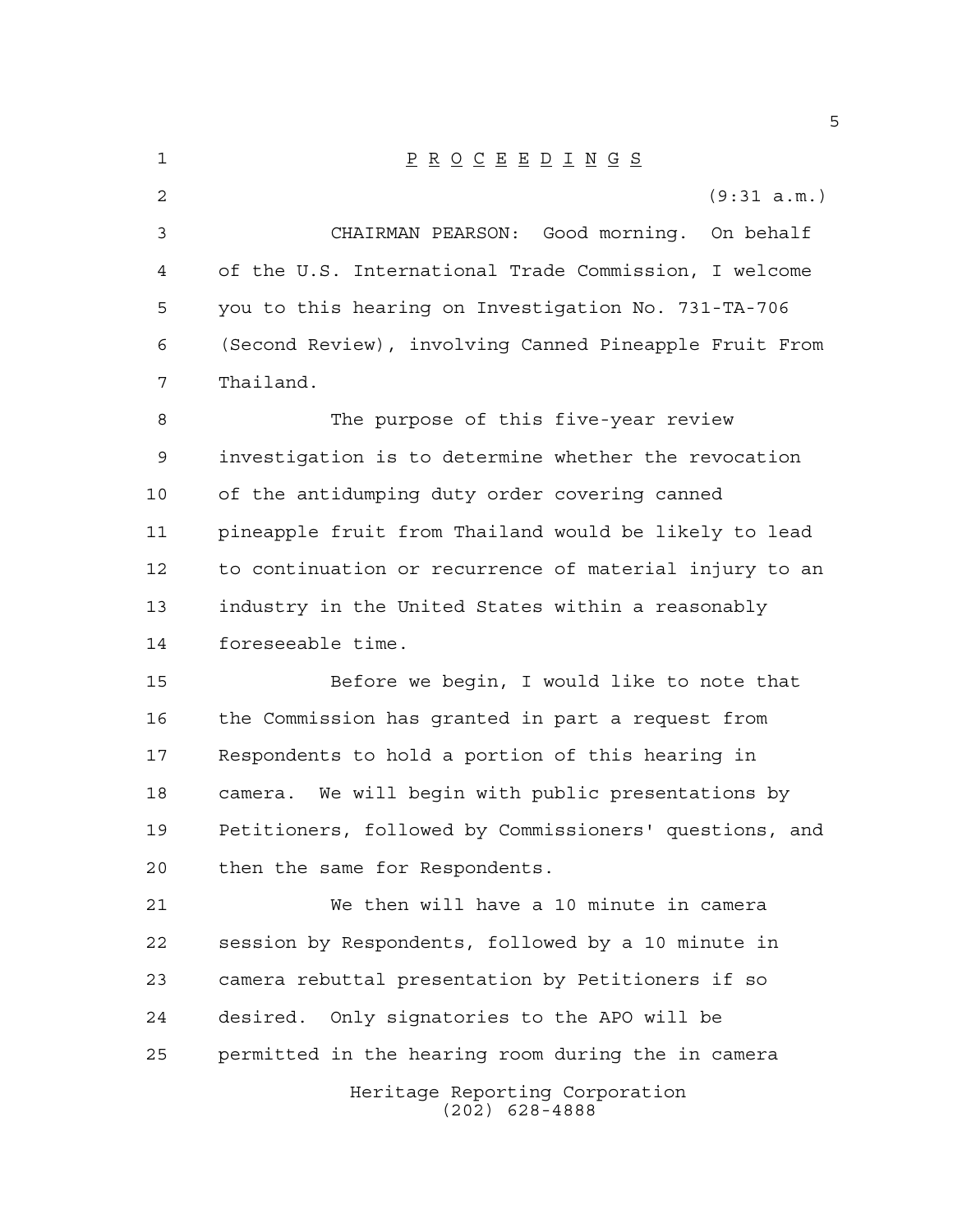P R O C E E D I N G S

(9:31 a.m.)

CHAIRMAN PEARSON: Good morning. On behalf of the U.S. International Trade Commission, I welcome you to this hearing on Investigation No. 731-TA-706 (Second Review), involving Canned Pineapple Fruit From Thailand.

The purpose of this five-year review investigation is to determine whether the revocation of the antidumping duty order covering canned pineapple fruit from Thailand would be likely to lead to continuation or recurrence of material injury to an industry in the United States within a reasonably foreseeable time.

Before we begin, I would like to note that the Commission has granted in part a request from Respondents to hold a portion of this hearing in camera. We will begin with public presentations by Petitioners, followed by Commissioners' questions, and then the same for Respondents.

We then will have a 10 minute in camera session by Respondents, followed by a 10 minute in camera rebuttal presentation by Petitioners if so desired. Only signatories to the APO will be permitted in the hearing room during the in camera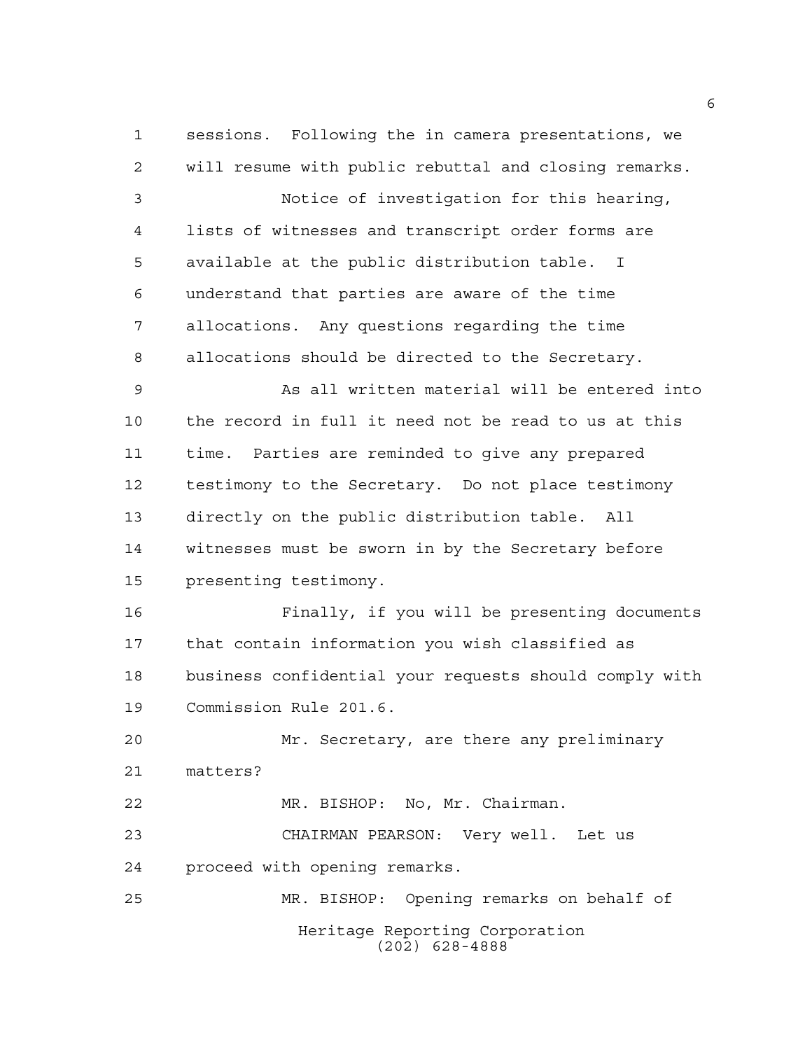sessions. Following the in camera presentations, we will resume with public rebuttal and closing remarks.

Notice of investigation for this hearing, lists of witnesses and transcript order forms are available at the public distribution table. I understand that parties are aware of the time allocations. Any questions regarding the time allocations should be directed to the Secretary.

As all written material will be entered into the record in full it need not be read to us at this time. Parties are reminded to give any prepared testimony to the Secretary. Do not place testimony directly on the public distribution table. All witnesses must be sworn in by the Secretary before presenting testimony.

Finally, if you will be presenting documents that contain information you wish classified as business confidential your requests should comply with Commission Rule 201.6.

Mr. Secretary, are there any preliminary matters?

MR. BISHOP: No, Mr. Chairman.

CHAIRMAN PEARSON: Very well. Let us proceed with opening remarks.

MR. BISHOP: Opening remarks on behalf of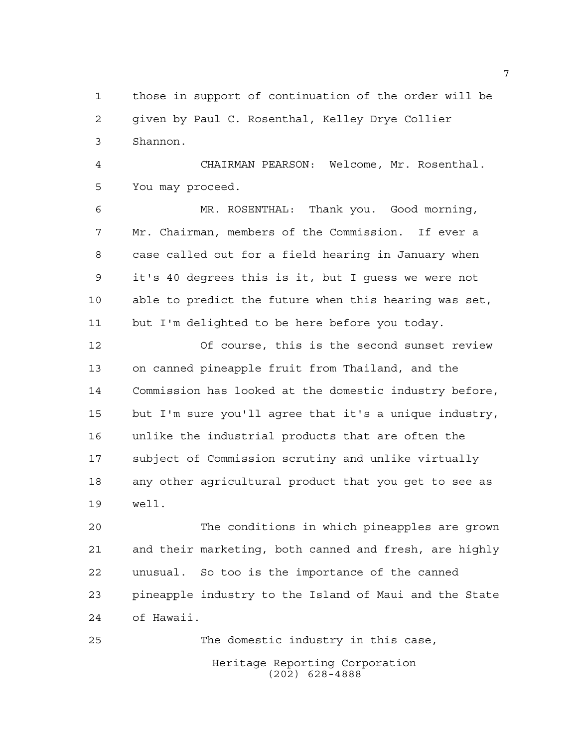those in support of continuation of the order will be given by Paul C. Rosenthal, Kelley Drye Collier Shannon.

CHAIRMAN PEARSON: Welcome, Mr. Rosenthal. You may proceed.

MR. ROSENTHAL: Thank you. Good morning, Mr. Chairman, members of the Commission. If ever a case called out for a field hearing in January when it's 40 degrees this is it, but I guess we were not able to predict the future when this hearing was set, but I'm delighted to be here before you today.

Of course, this is the second sunset review on canned pineapple fruit from Thailand, and the Commission has looked at the domestic industry before, but I'm sure you'll agree that it's a unique industry, unlike the industrial products that are often the subject of Commission scrutiny and unlike virtually any other agricultural product that you get to see as well.

The conditions in which pineapples are grown and their marketing, both canned and fresh, are highly unusual. So too is the importance of the canned pineapple industry to the Island of Maui and the State of Hawaii.

The domestic industry in this case,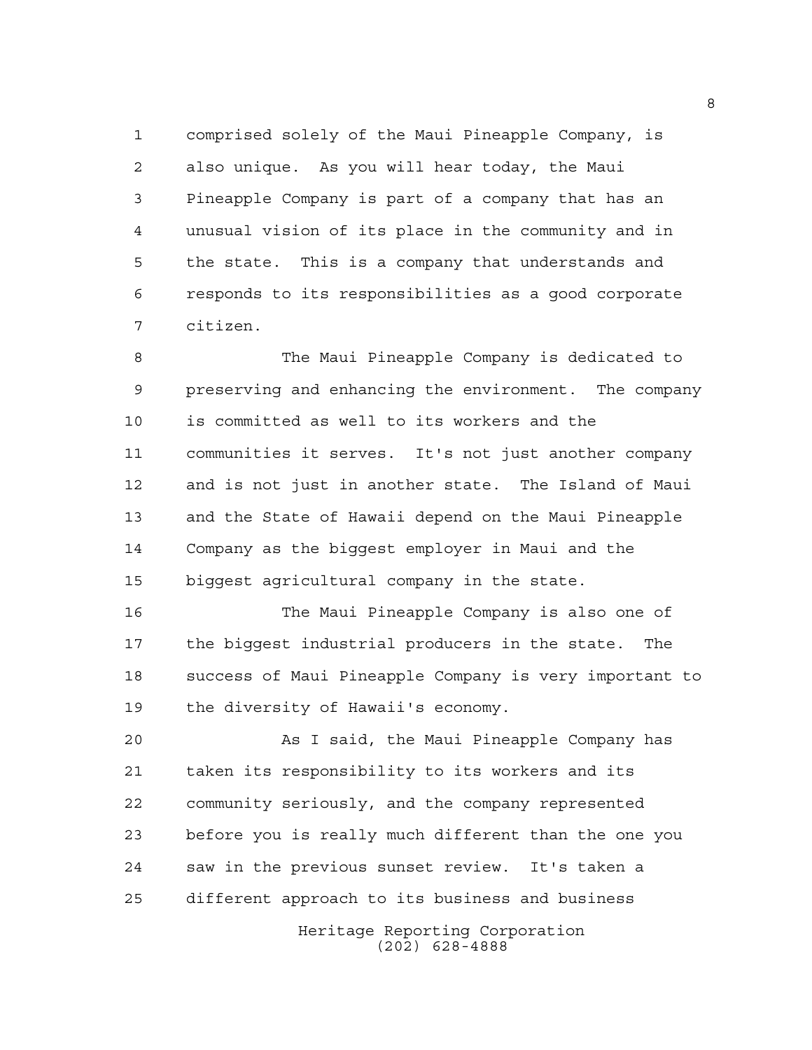comprised solely of the Maui Pineapple Company, is also unique. As you will hear today, the Maui Pineapple Company is part of a company that has an unusual vision of its place in the community and in the state. This is a company that understands and responds to its responsibilities as a good corporate citizen.

The Maui Pineapple Company is dedicated to preserving and enhancing the environment. The company is committed as well to its workers and the communities it serves. It's not just another company and is not just in another state. The Island of Maui and the State of Hawaii depend on the Maui Pineapple Company as the biggest employer in Maui and the biggest agricultural company in the state.

The Maui Pineapple Company is also one of the biggest industrial producers in the state. The success of Maui Pineapple Company is very important to the diversity of Hawaii's economy.

As I said, the Maui Pineapple Company has taken its responsibility to its workers and its community seriously, and the company represented before you is really much different than the one you saw in the previous sunset review. It's taken a different approach to its business and business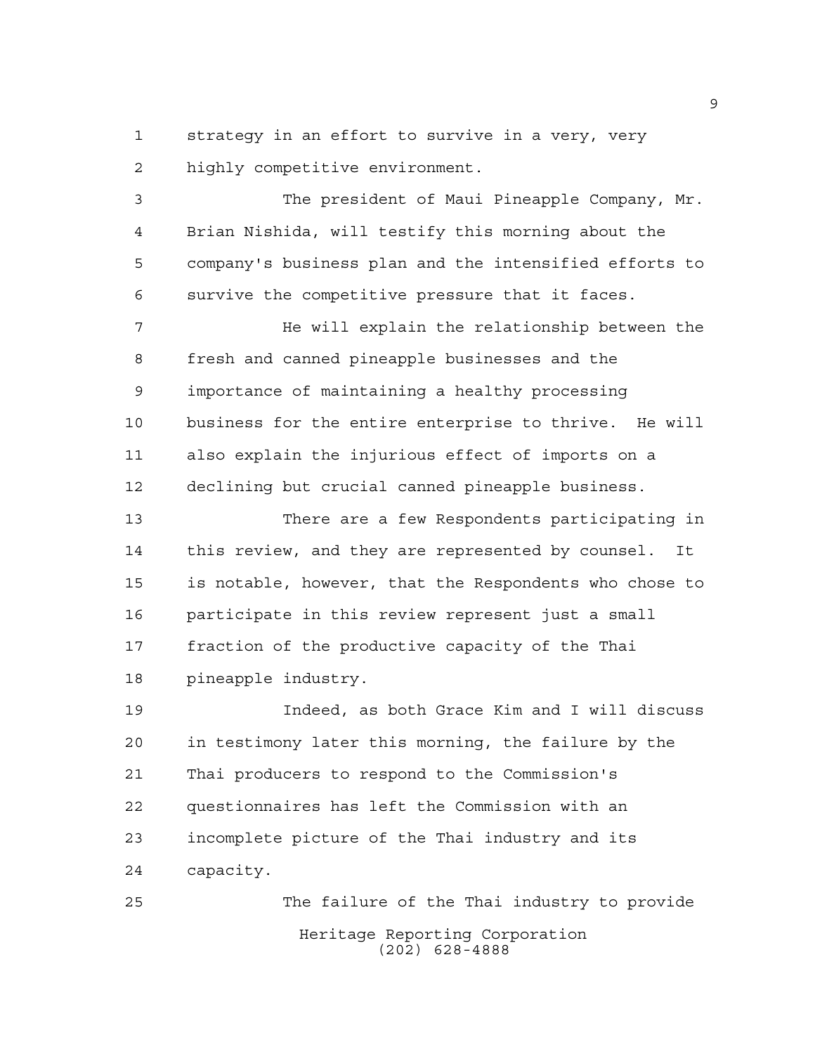strategy in an effort to survive in a very, very highly competitive environment.

The president of Maui Pineapple Company, Mr. Brian Nishida, will testify this morning about the company's business plan and the intensified efforts to survive the competitive pressure that it faces.

He will explain the relationship between the fresh and canned pineapple businesses and the importance of maintaining a healthy processing business for the entire enterprise to thrive. He will also explain the injurious effect of imports on a declining but crucial canned pineapple business.

There are a few Respondents participating in this review, and they are represented by counsel. It is notable, however, that the Respondents who chose to participate in this review represent just a small fraction of the productive capacity of the Thai pineapple industry.

Indeed, as both Grace Kim and I will discuss in testimony later this morning, the failure by the Thai producers to respond to the Commission's questionnaires has left the Commission with an incomplete picture of the Thai industry and its capacity.

The failure of the Thai industry to provide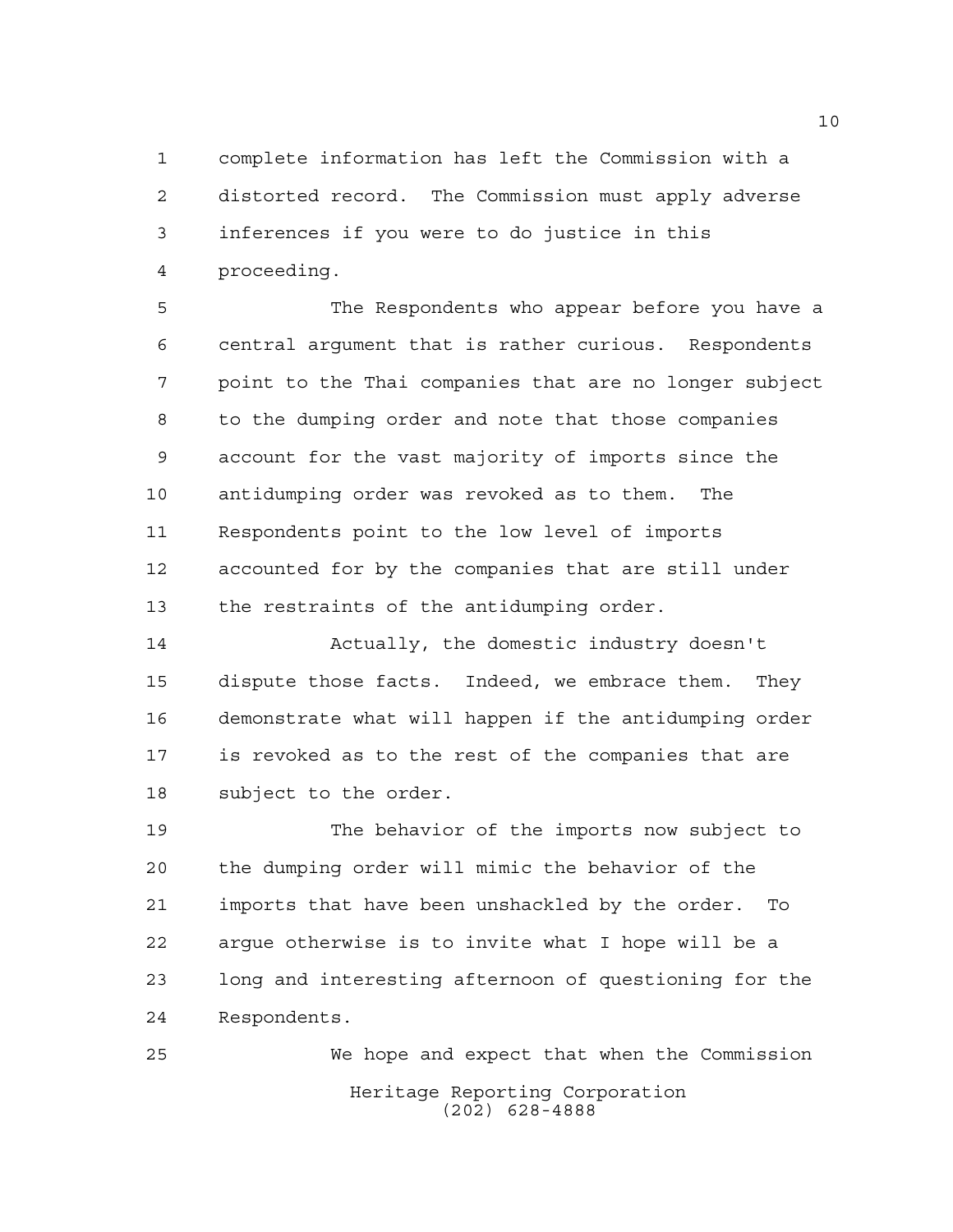complete information has left the Commission with a distorted record. The Commission must apply adverse inferences if you were to do justice in this proceeding.

The Respondents who appear before you have a central argument that is rather curious. Respondents point to the Thai companies that are no longer subject to the dumping order and note that those companies account for the vast majority of imports since the antidumping order was revoked as to them. The Respondents point to the low level of imports accounted for by the companies that are still under the restraints of the antidumping order.

Actually, the domestic industry doesn't dispute those facts. Indeed, we embrace them. They demonstrate what will happen if the antidumping order is revoked as to the rest of the companies that are subject to the order.

The behavior of the imports now subject to the dumping order will mimic the behavior of the imports that have been unshackled by the order. To argue otherwise is to invite what I hope will be a long and interesting afternoon of questioning for the Respondents.

We hope and expect that when the Commission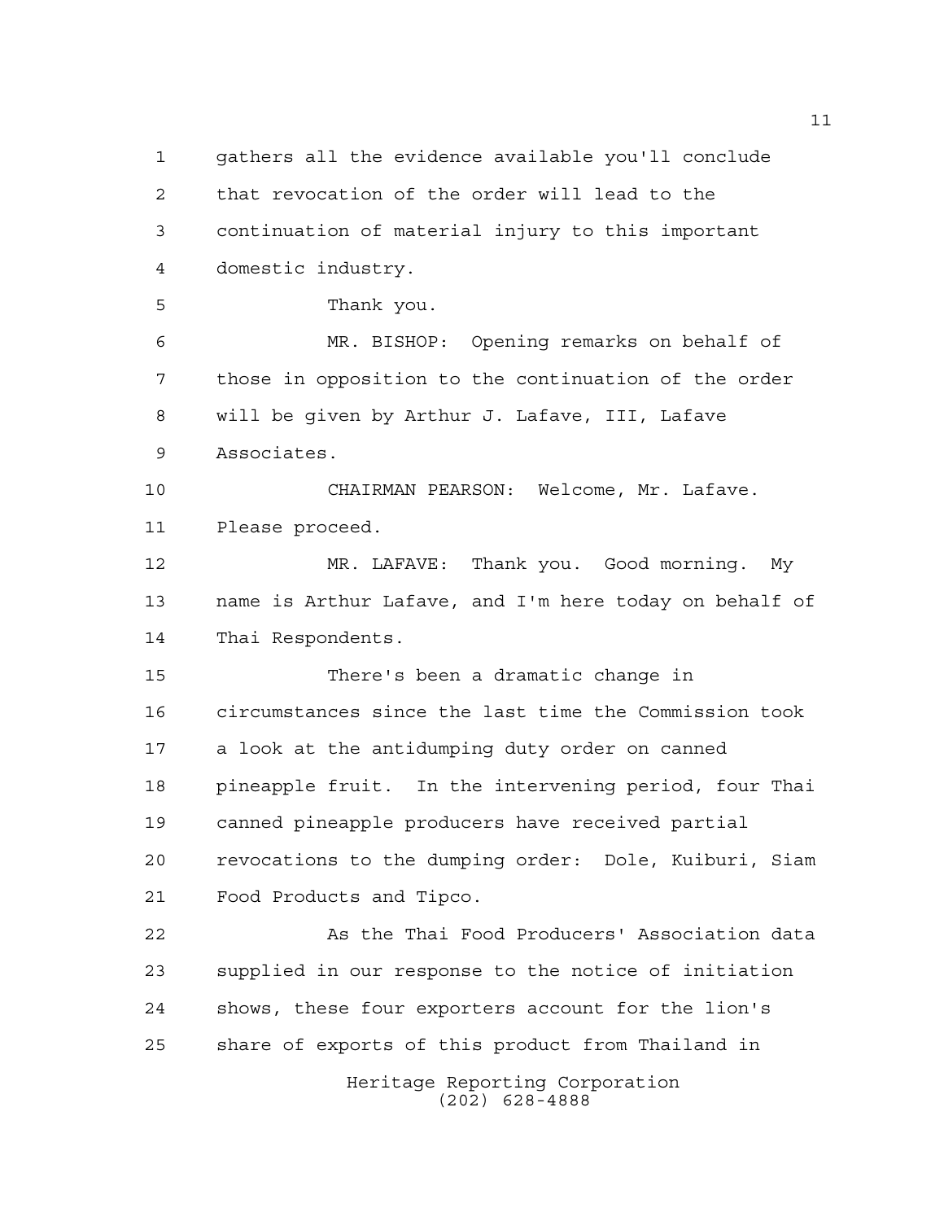gathers all the evidence available you'll conclude that revocation of the order will lead to the continuation of material injury to this important domestic industry.

Thank you.

MR. BISHOP: Opening remarks on behalf of those in opposition to the continuation of the order will be given by Arthur J. Lafave, III, Lafave Associates.

CHAIRMAN PEARSON: Welcome, Mr. Lafave. Please proceed.

MR. LAFAVE: Thank you. Good morning. My name is Arthur Lafave, and I'm here today on behalf of Thai Respondents.

There's been a dramatic change in circumstances since the last time the Commission took a look at the antidumping duty order on canned pineapple fruit. In the intervening period, four Thai canned pineapple producers have received partial revocations to the dumping order: Dole, Kuiburi, Siam Food Products and Tipco.

As the Thai Food Producers' Association data supplied in our response to the notice of initiation shows, these four exporters account for the lion's share of exports of this product from Thailand in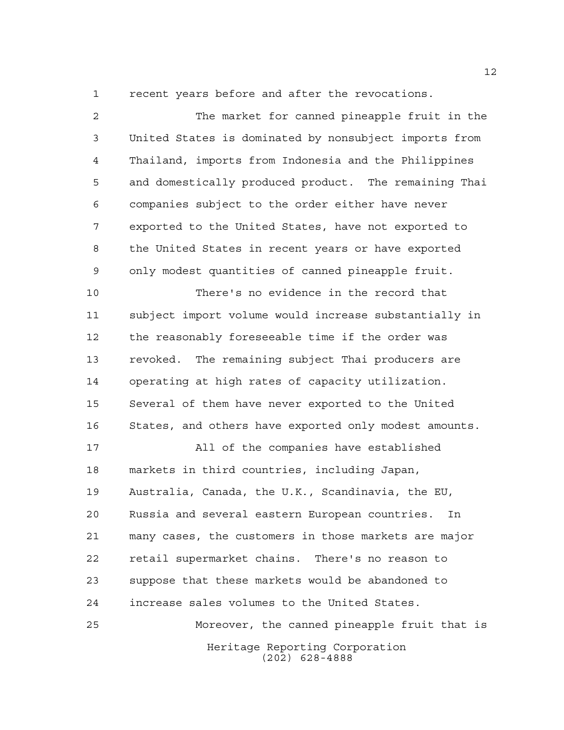recent years before and after the revocations.

The market for canned pineapple fruit in the United States is dominated by nonsubject imports from Thailand, imports from Indonesia and the Philippines and domestically produced product. The remaining Thai companies subject to the order either have never exported to the United States, have not exported to the United States in recent years or have exported only modest quantities of canned pineapple fruit.

There's no evidence in the record that subject import volume would increase substantially in the reasonably foreseeable time if the order was revoked. The remaining subject Thai producers are operating at high rates of capacity utilization. Several of them have never exported to the United States, and others have exported only modest amounts.

All of the companies have established markets in third countries, including Japan, Australia, Canada, the U.K., Scandinavia, the EU, Russia and several eastern European countries. In many cases, the customers in those markets are major retail supermarket chains. There's no reason to suppose that these markets would be abandoned to increase sales volumes to the United States.

Moreover, the canned pineapple fruit that is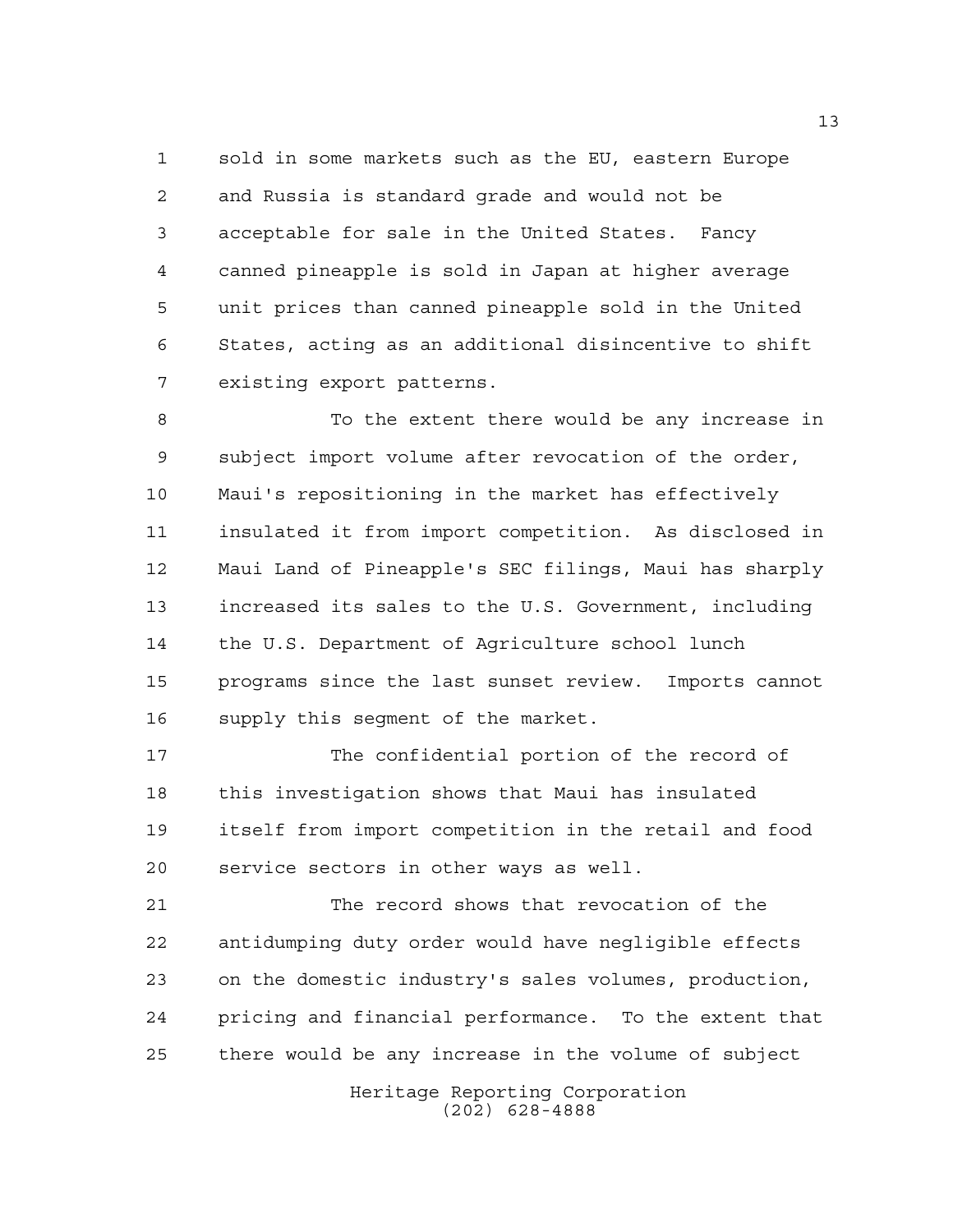sold in some markets such as the EU, eastern Europe and Russia is standard grade and would not be acceptable for sale in the United States. Fancy canned pineapple is sold in Japan at higher average unit prices than canned pineapple sold in the United States, acting as an additional disincentive to shift existing export patterns.

To the extent there would be any increase in subject import volume after revocation of the order, Maui's repositioning in the market has effectively insulated it from import competition. As disclosed in Maui Land of Pineapple's SEC filings, Maui has sharply increased its sales to the U.S. Government, including the U.S. Department of Agriculture school lunch programs since the last sunset review. Imports cannot supply this segment of the market.

The confidential portion of the record of this investigation shows that Maui has insulated itself from import competition in the retail and food service sectors in other ways as well.

The record shows that revocation of the antidumping duty order would have negligible effects on the domestic industry's sales volumes, production, pricing and financial performance. To the extent that there would be any increase in the volume of subject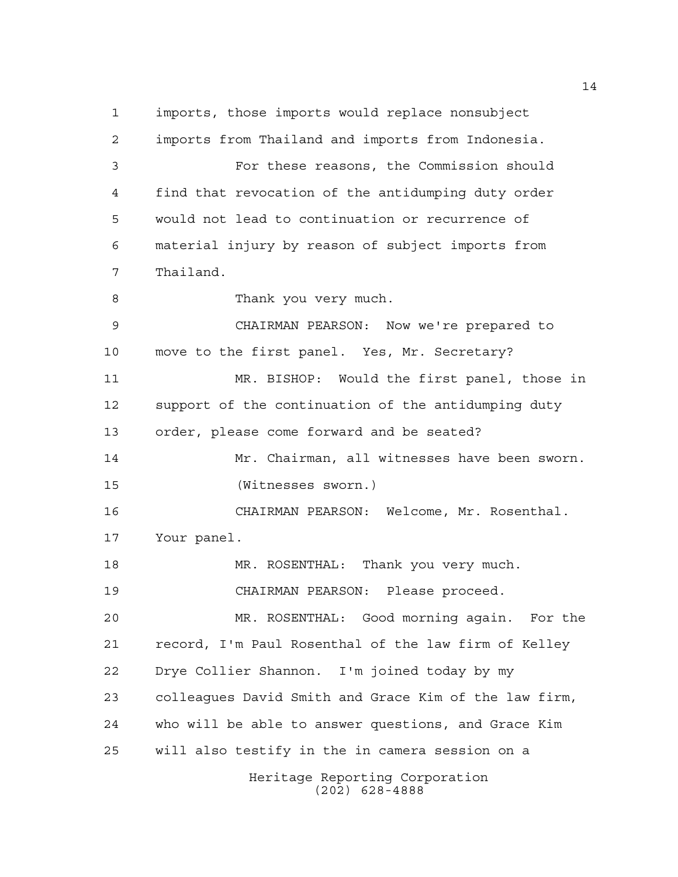imports, those imports would replace nonsubject imports from Thailand and imports from Indonesia.

For these reasons, the Commission should find that revocation of the antidumping duty order would not lead to continuation or recurrence of material injury by reason of subject imports from Thailand.

Thank you very much.

CHAIRMAN PEARSON: Now we're prepared to move to the first panel. Yes, Mr. Secretary?

MR. BISHOP: Would the first panel, those in support of the continuation of the antidumping duty order, please come forward and be seated?

Mr. Chairman, all witnesses have been sworn.

(Witnesses sworn.)

CHAIRMAN PEARSON: Welcome, Mr. Rosenthal. Your panel.

MR. ROSENTHAL: Thank you very much.

CHAIRMAN PEARSON: Please proceed.

MR. ROSENTHAL: Good morning again. For the record, I'm Paul Rosenthal of the law firm of Kelley Drye Collier Shannon. I'm joined today by my colleagues David Smith and Grace Kim of the law firm, who will be able to answer questions, and Grace Kim will also testify in the in camera session on a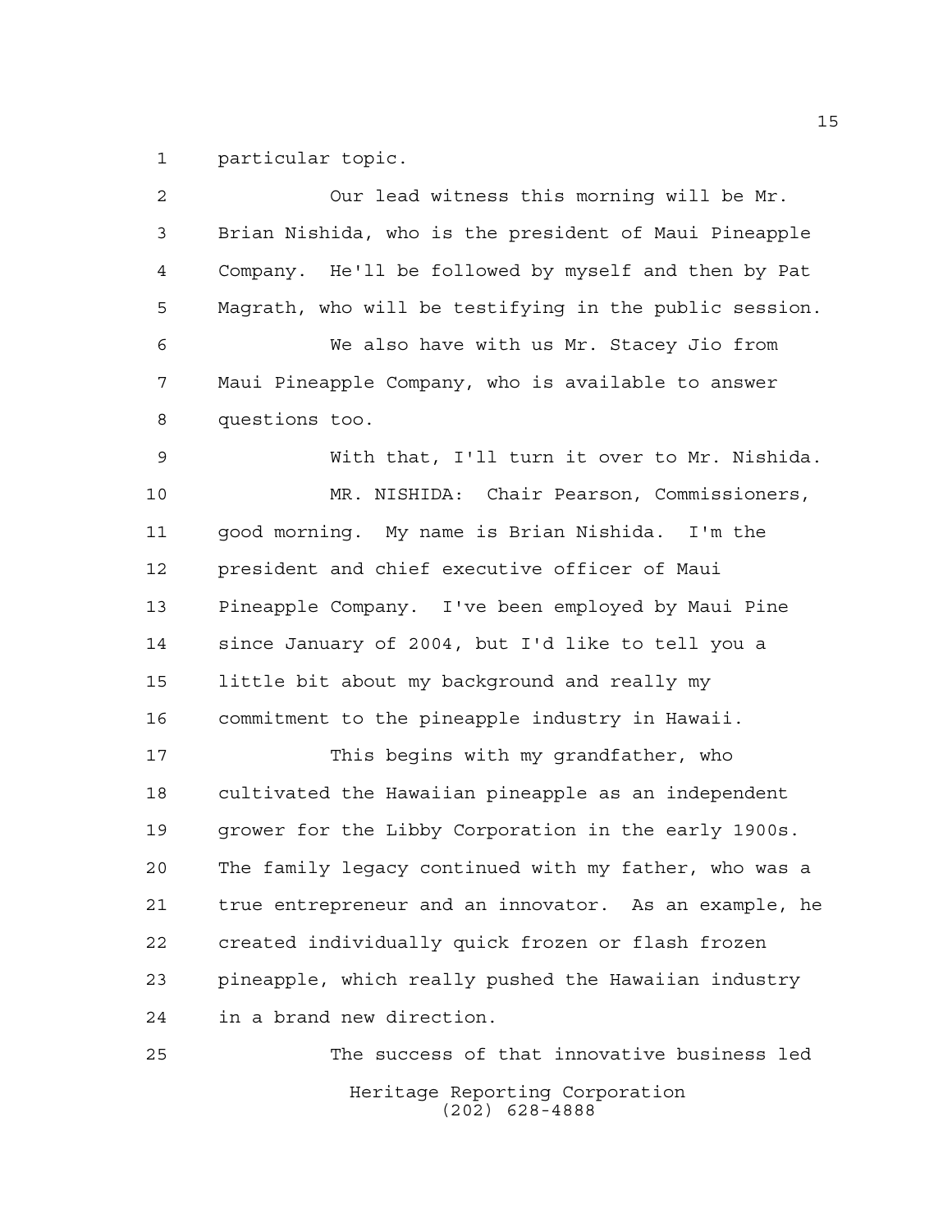particular topic.

Our lead witness this morning will be Mr. Brian Nishida, who is the president of Maui Pineapple Company. He'll be followed by myself and then by Pat Magrath, who will be testifying in the public session.

We also have with us Mr. Stacey Jio from Maui Pineapple Company, who is available to answer questions too.

With that, I'll turn it over to Mr. Nishida.

MR. NISHIDA: Chair Pearson, Commissioners, good morning. My name is Brian Nishida. I'm the president and chief executive officer of Maui Pineapple Company. I've been employed by Maui Pine since January of 2004, but I'd like to tell you a little bit about my background and really my commitment to the pineapple industry in Hawaii.

This begins with my grandfather, who cultivated the Hawaiian pineapple as an independent grower for the Libby Corporation in the early 1900s. The family legacy continued with my father, who was a true entrepreneur and an innovator. As an example, he created individually quick frozen or flash frozen pineapple, which really pushed the Hawaiian industry in a brand new direction.

The success of that innovative business led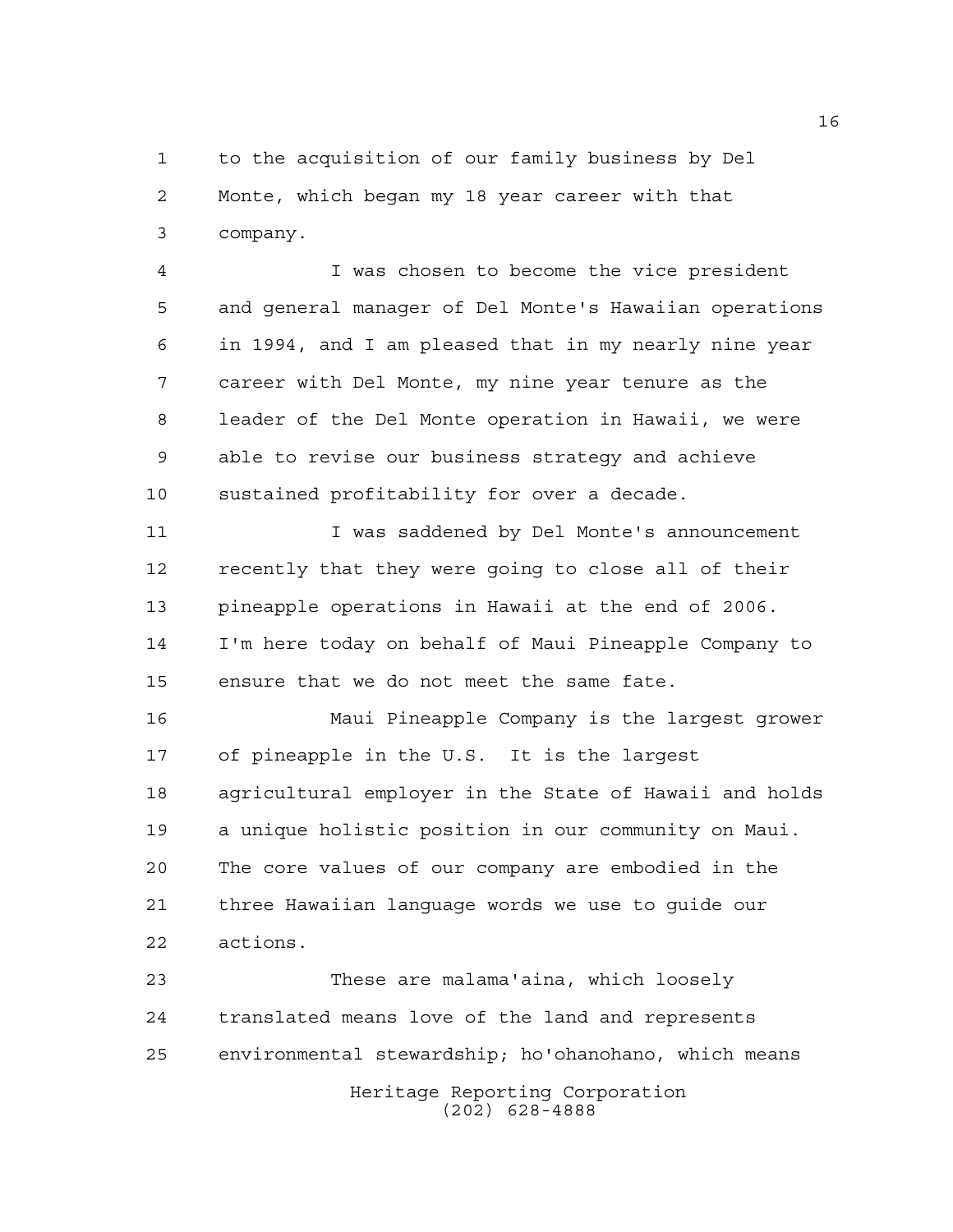to the acquisition of our family business by Del Monte, which began my 18 year career with that company.

I was chosen to become the vice president and general manager of Del Monte's Hawaiian operations in 1994, and I am pleased that in my nearly nine year career with Del Monte, my nine year tenure as the leader of the Del Monte operation in Hawaii, we were able to revise our business strategy and achieve sustained profitability for over a decade.

I was saddened by Del Monte's announcement recently that they were going to close all of their pineapple operations in Hawaii at the end of 2006. I'm here today on behalf of Maui Pineapple Company to ensure that we do not meet the same fate.

Maui Pineapple Company is the largest grower of pineapple in the U.S. It is the largest agricultural employer in the State of Hawaii and holds a unique holistic position in our community on Maui. The core values of our company are embodied in the three Hawaiian language words we use to guide our actions.

These are malama'aina, which loosely translated means love of the land and represents environmental stewardship; ho'ohanohano, which means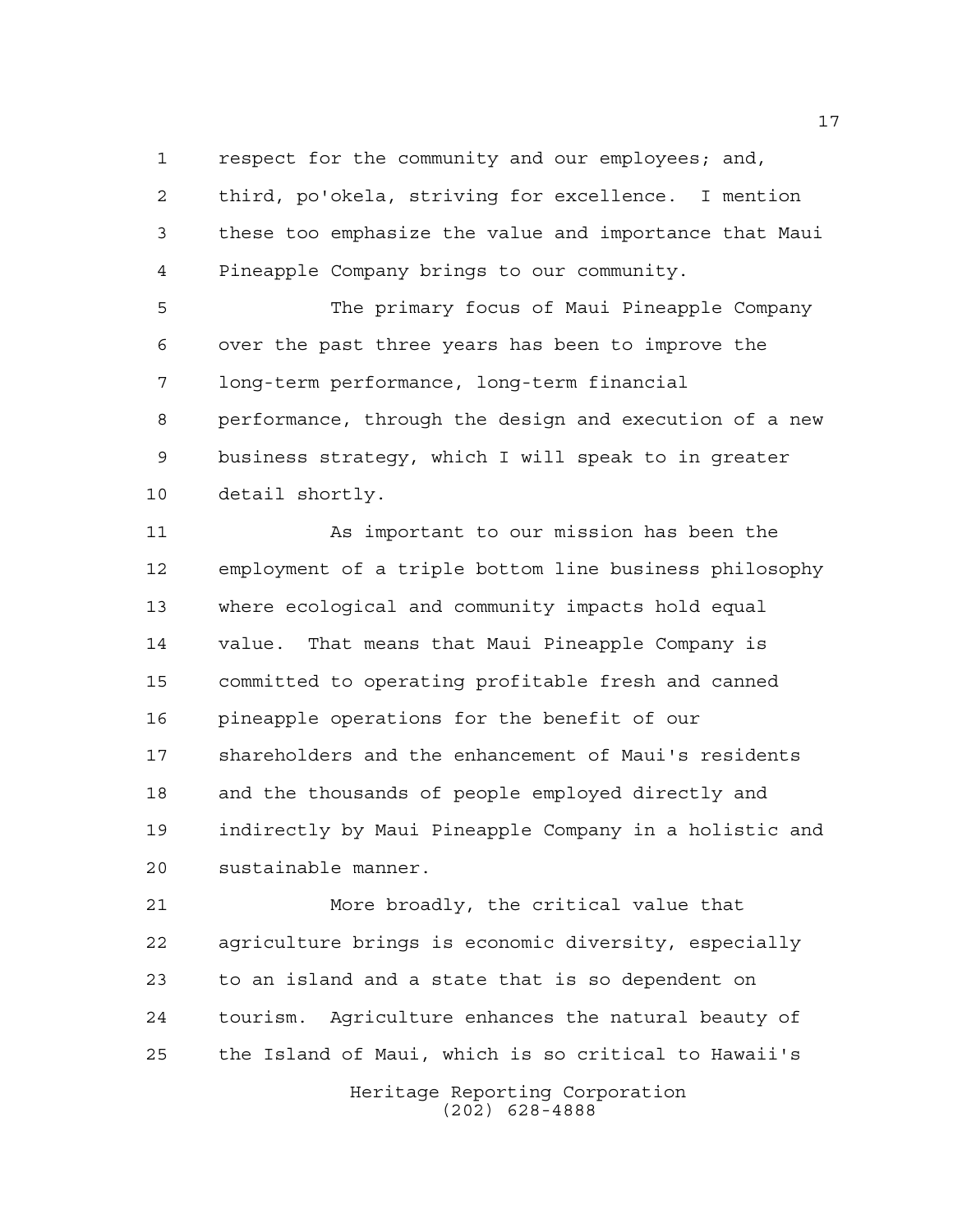respect for the community and our employees; and, third, po'okela, striving for excellence. I mention these too emphasize the value and importance that Maui Pineapple Company brings to our community.

The primary focus of Maui Pineapple Company over the past three years has been to improve the long-term performance, long-term financial performance, through the design and execution of a new business strategy, which I will speak to in greater detail shortly.

As important to our mission has been the employment of a triple bottom line business philosophy where ecological and community impacts hold equal value. That means that Maui Pineapple Company is committed to operating profitable fresh and canned pineapple operations for the benefit of our shareholders and the enhancement of Maui's residents and the thousands of people employed directly and indirectly by Maui Pineapple Company in a holistic and sustainable manner.

More broadly, the critical value that agriculture brings is economic diversity, especially to an island and a state that is so dependent on tourism. Agriculture enhances the natural beauty of the Island of Maui, which is so critical to Hawaii's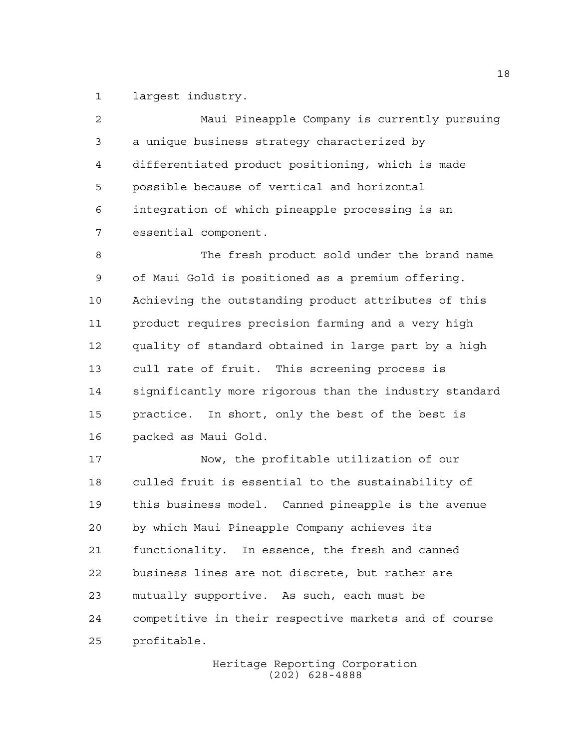largest industry.

Maui Pineapple Company is currently pursuing a unique business strategy characterized by differentiated product positioning, which is made possible because of vertical and horizontal integration of which pineapple processing is an essential component.

The fresh product sold under the brand name of Maui Gold is positioned as a premium offering. Achieving the outstanding product attributes of this product requires precision farming and a very high quality of standard obtained in large part by a high cull rate of fruit. This screening process is significantly more rigorous than the industry standard practice. In short, only the best of the best is packed as Maui Gold.

Now, the profitable utilization of our culled fruit is essential to the sustainability of this business model. Canned pineapple is the avenue by which Maui Pineapple Company achieves its functionality. In essence, the fresh and canned business lines are not discrete, but rather are mutually supportive. As such, each must be competitive in their respective markets and of course profitable.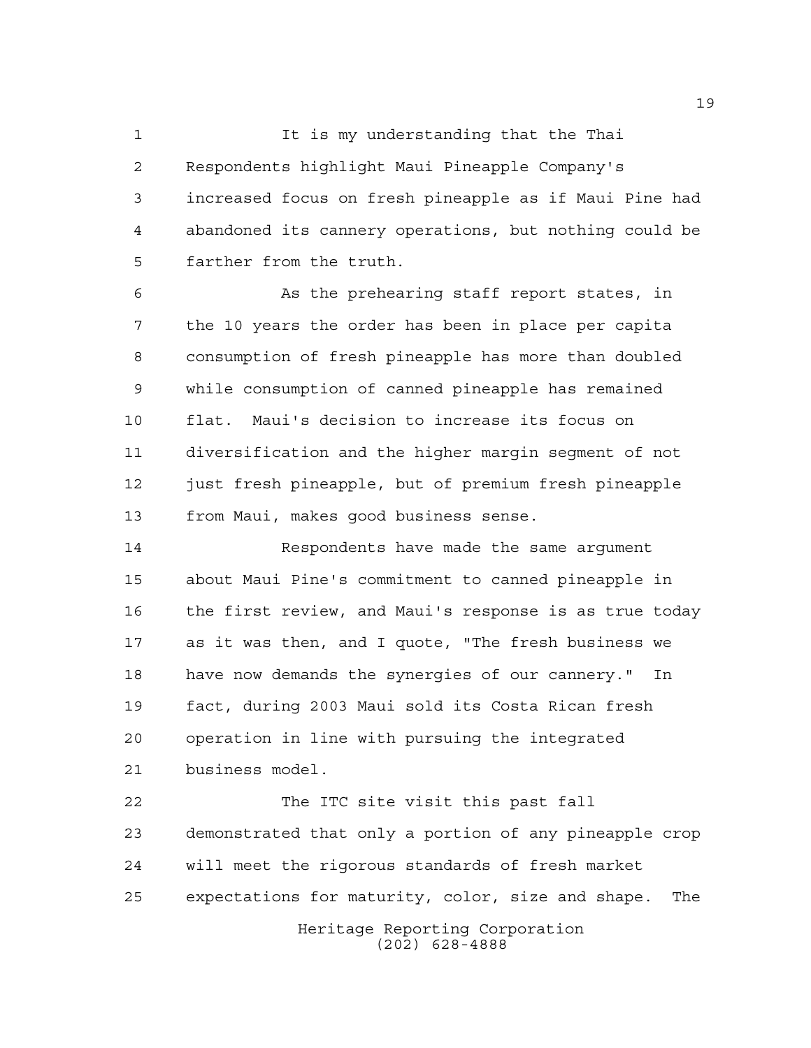It is my understanding that the Thai Respondents highlight Maui Pineapple Company's increased focus on fresh pineapple as if Maui Pine had abandoned its cannery operations, but nothing could be farther from the truth.

As the prehearing staff report states, in the 10 years the order has been in place per capita consumption of fresh pineapple has more than doubled while consumption of canned pineapple has remained flat. Maui's decision to increase its focus on diversification and the higher margin segment of not just fresh pineapple, but of premium fresh pineapple from Maui, makes good business sense.

Respondents have made the same argument about Maui Pine's commitment to canned pineapple in the first review, and Maui's response is as true today as it was then, and I quote, "The fresh business we have now demands the synergies of our cannery." In fact, during 2003 Maui sold its Costa Rican fresh operation in line with pursuing the integrated business model.

The ITC site visit this past fall demonstrated that only a portion of any pineapple crop will meet the rigorous standards of fresh market expectations for maturity, color, size and shape. The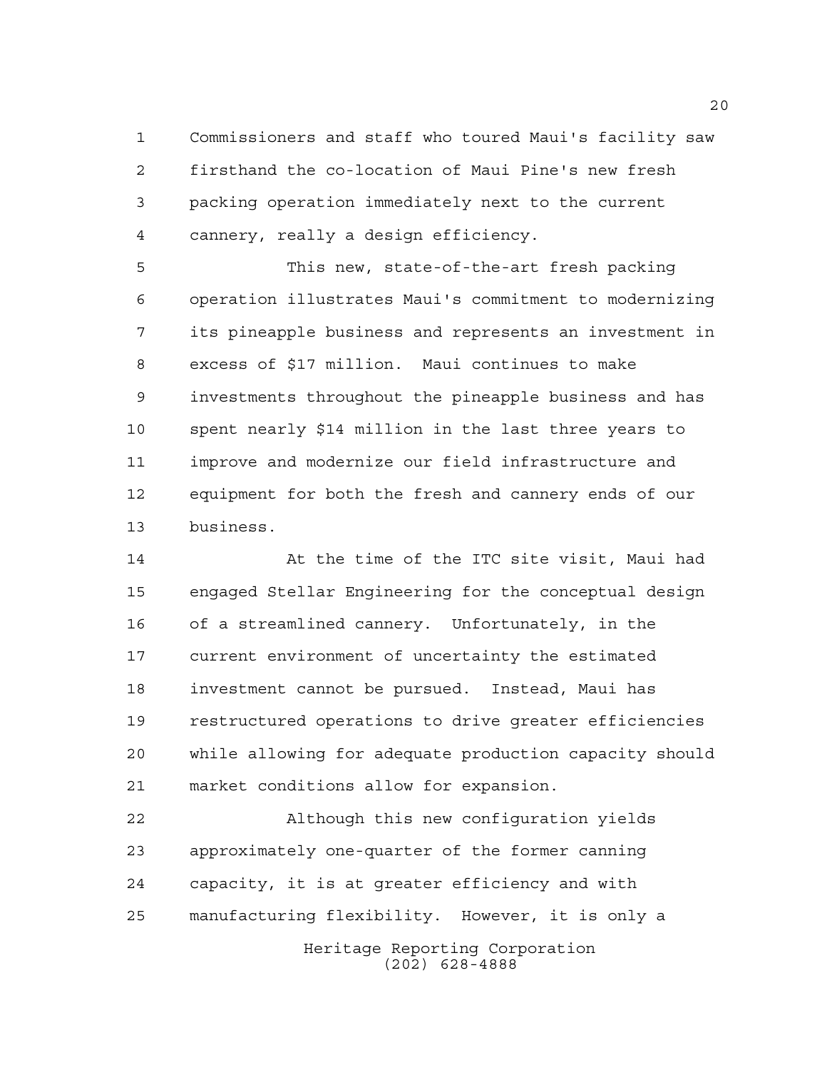Commissioners and staff who toured Maui's facility saw firsthand the co-location of Maui Pine's new fresh packing operation immediately next to the current cannery, really a design efficiency.

This new, state-of-the-art fresh packing operation illustrates Maui's commitment to modernizing its pineapple business and represents an investment in excess of $17 million. Maui continues to make investments throughout the pineapple business and has spent nearly $14 million in the last three years to improve and modernize our field infrastructure and equipment for both the fresh and cannery ends of our business.

At the time of the ITC site visit, Maui had engaged Stellar Engineering for the conceptual design of a streamlined cannery. Unfortunately, in the current environment of uncertainty the estimated investment cannot be pursued. Instead, Maui has restructured operations to drive greater efficiencies while allowing for adequate production capacity should market conditions allow for expansion.

Although this new configuration yields approximately one-quarter of the former canning capacity, it is at greater efficiency and with manufacturing flexibility. However, it is only a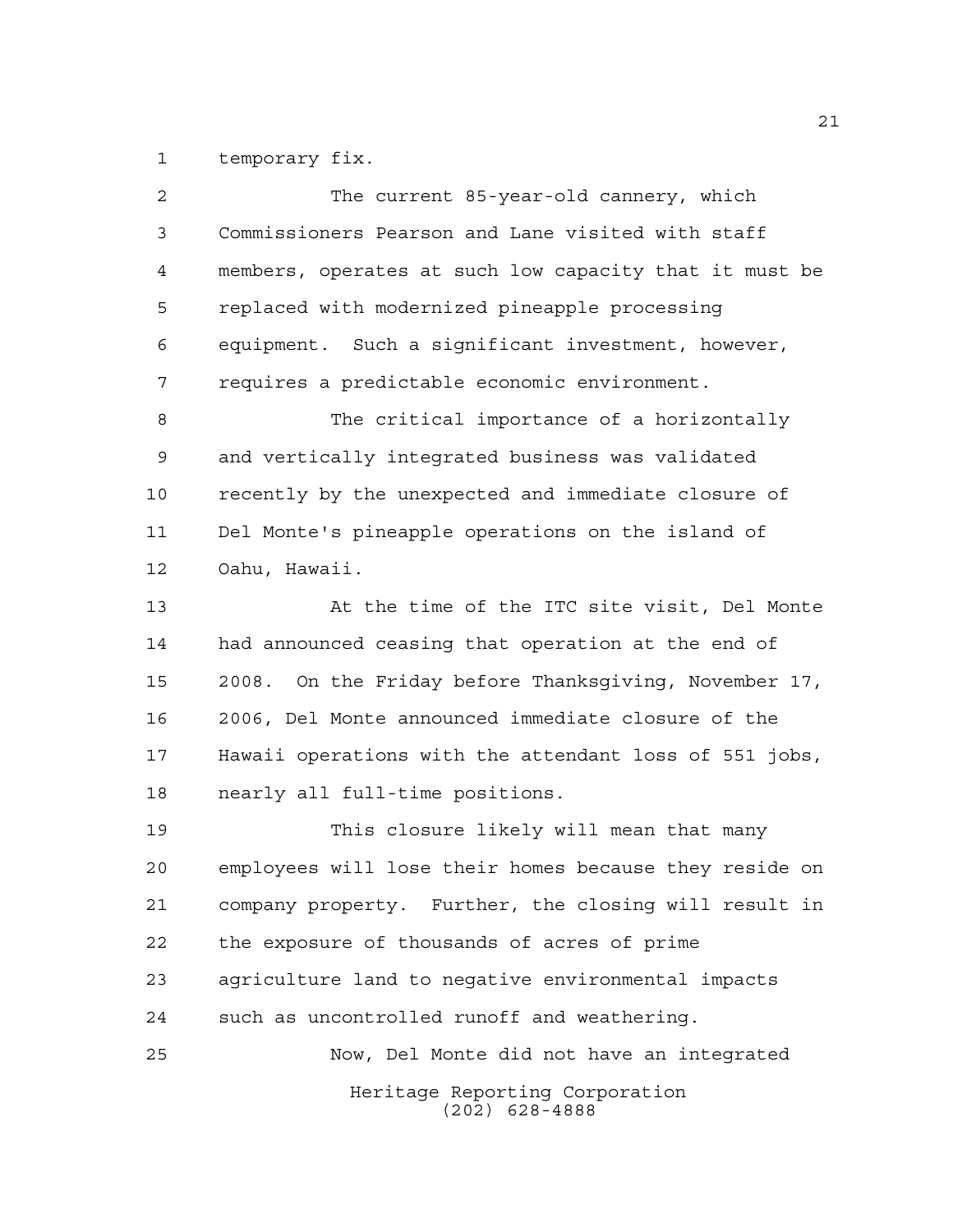temporary fix.

The current 85-year-old cannery, which Commissioners Pearson and Lane visited with staff members, operates at such low capacity that it must be replaced with modernized pineapple processing equipment. Such a significant investment, however, requires a predictable economic environment.

The critical importance of a horizontally and vertically integrated business was validated recently by the unexpected and immediate closure of Del Monte's pineapple operations on the island of Oahu, Hawaii.

At the time of the ITC site visit, Del Monte had announced ceasing that operation at the end of 2008. On the Friday before Thanksgiving, November 17, 2006, Del Monte announced immediate closure of the Hawaii operations with the attendant loss of 551 jobs, nearly all full-time positions.

This closure likely will mean that many employees will lose their homes because they reside on company property. Further, the closing will result in the exposure of thousands of acres of prime agriculture land to negative environmental impacts such as uncontrolled runoff and weathering.

Now, Del Monte did not have an integrated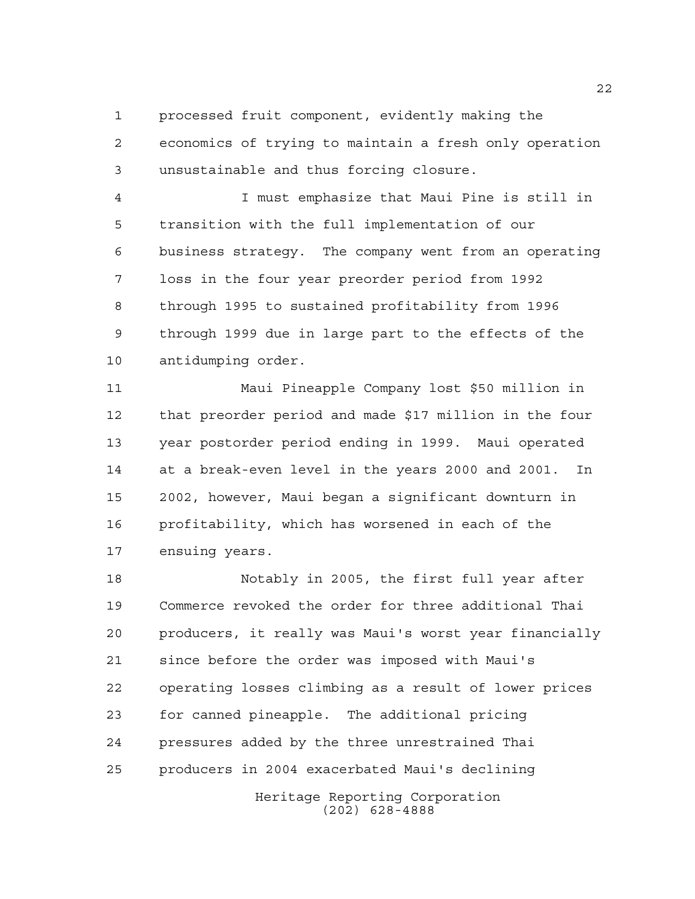processed fruit component, evidently making the economics of trying to maintain a fresh only operation unsustainable and thus forcing closure.

I must emphasize that Maui Pine is still in transition with the full implementation of our business strategy. The company went from an operating loss in the four year preorder period from 1992 through 1995 to sustained profitability from 1996 through 1999 due in large part to the effects of the antidumping order.

Maui Pineapple Company lost $50 million in that preorder period and made $17 million in the four year postorder period ending in 1999. Maui operated at a break-even level in the years 2000 and 2001. In 2002, however, Maui began a significant downturn in profitability, which has worsened in each of the ensuing years.

Notably in 2005, the first full year after Commerce revoked the order for three additional Thai producers, it really was Maui's worst year financially since before the order was imposed with Maui's operating losses climbing as a result of lower prices for canned pineapple. The additional pricing pressures added by the three unrestrained Thai producers in 2004 exacerbated Maui's declining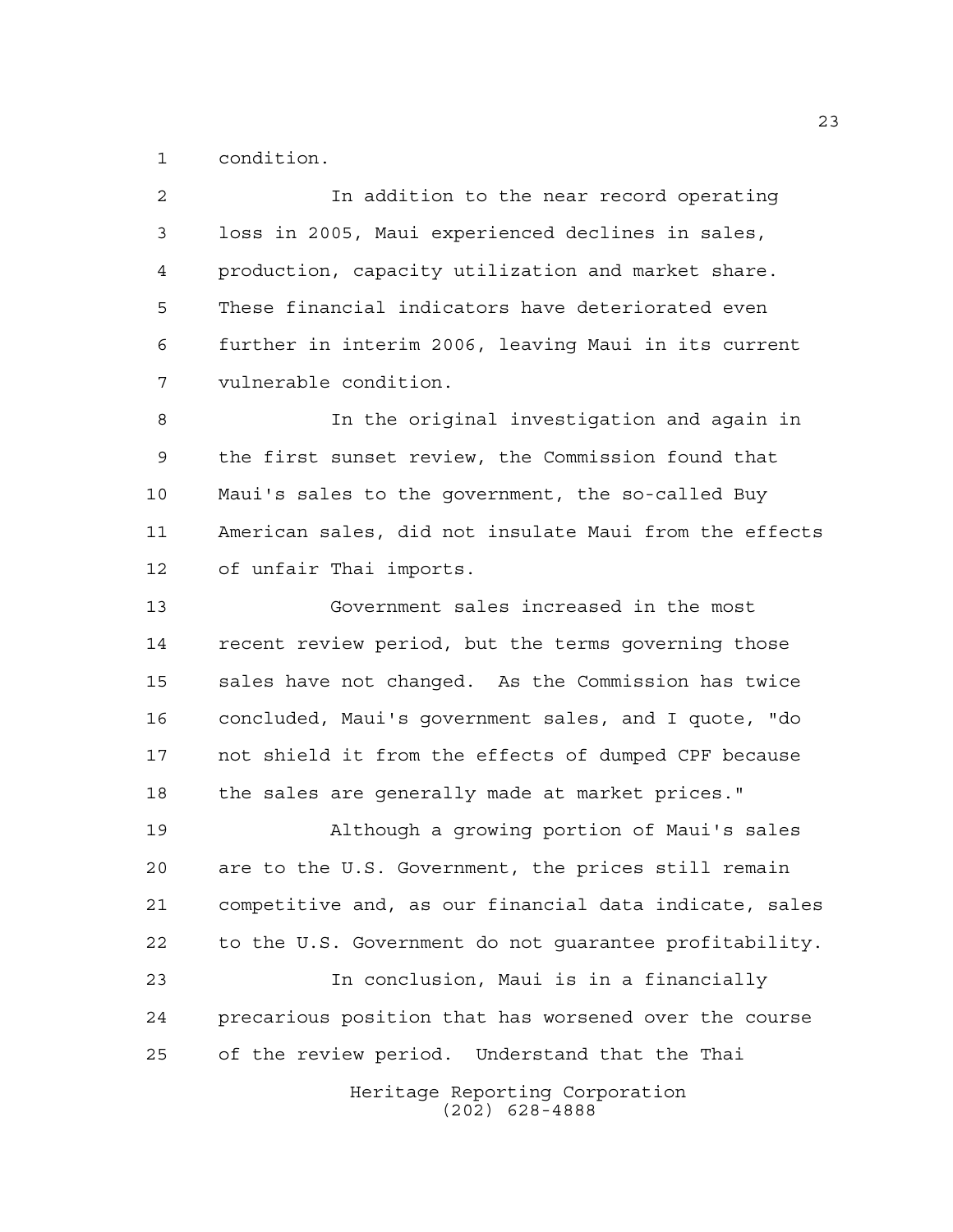condition.

In addition to the near record operating loss in 2005, Maui experienced declines in sales, production, capacity utilization and market share. These financial indicators have deteriorated even further in interim 2006, leaving Maui in its current vulnerable condition.

In the original investigation and again in the first sunset review, the Commission found that Maui's sales to the government, the so-called Buy American sales, did not insulate Maui from the effects of unfair Thai imports.

Government sales increased in the most recent review period, but the terms governing those sales have not changed. As the Commission has twice concluded, Maui's government sales, and I quote, "do not shield it from the effects of dumped CPF because the sales are generally made at market prices."

Although a growing portion of Maui's sales are to the U.S. Government, the prices still remain competitive and, as our financial data indicate, sales to the U.S. Government do not guarantee profitability.

In conclusion, Maui is in a financially precarious position that has worsened over the course of the review period. Understand that the Thai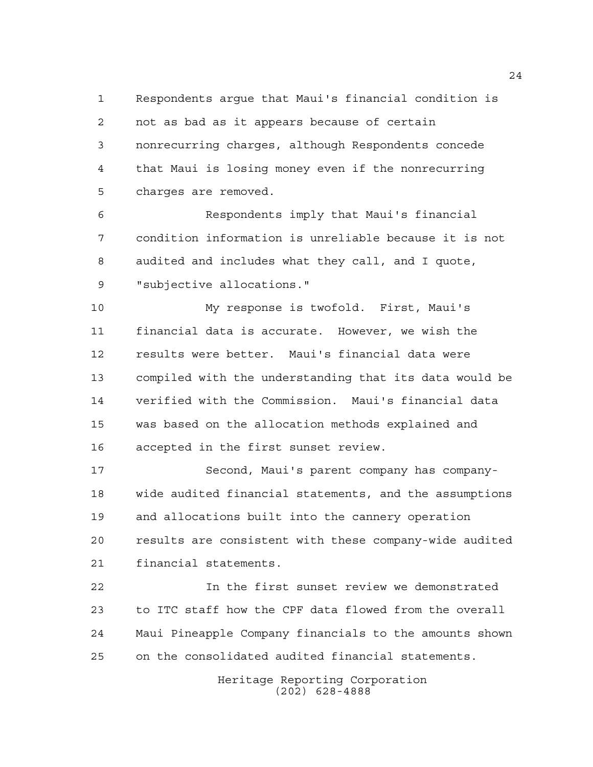Respondents argue that Maui's financial condition is not as bad as it appears because of certain nonrecurring charges, although Respondents concede that Maui is losing money even if the nonrecurring charges are removed.

Respondents imply that Maui's financial condition information is unreliable because it is not audited and includes what they call, and I quote, "subjective allocations."

My response is twofold. First, Maui's financial data is accurate. However, we wish the results were better. Maui's financial data were compiled with the understanding that its data would be verified with the Commission. Maui's financial data was based on the allocation methods explained and accepted in the first sunset review.

Second, Maui's parent company has company-wide audited financial statements, and the assumptions and allocations built into the cannery operation results are consistent with these company-wide audited financial statements.

In the first sunset review we demonstrated to ITC staff how the CPF data flowed from the overall Maui Pineapple Company financials to the amounts shown on the consolidated audited financial statements.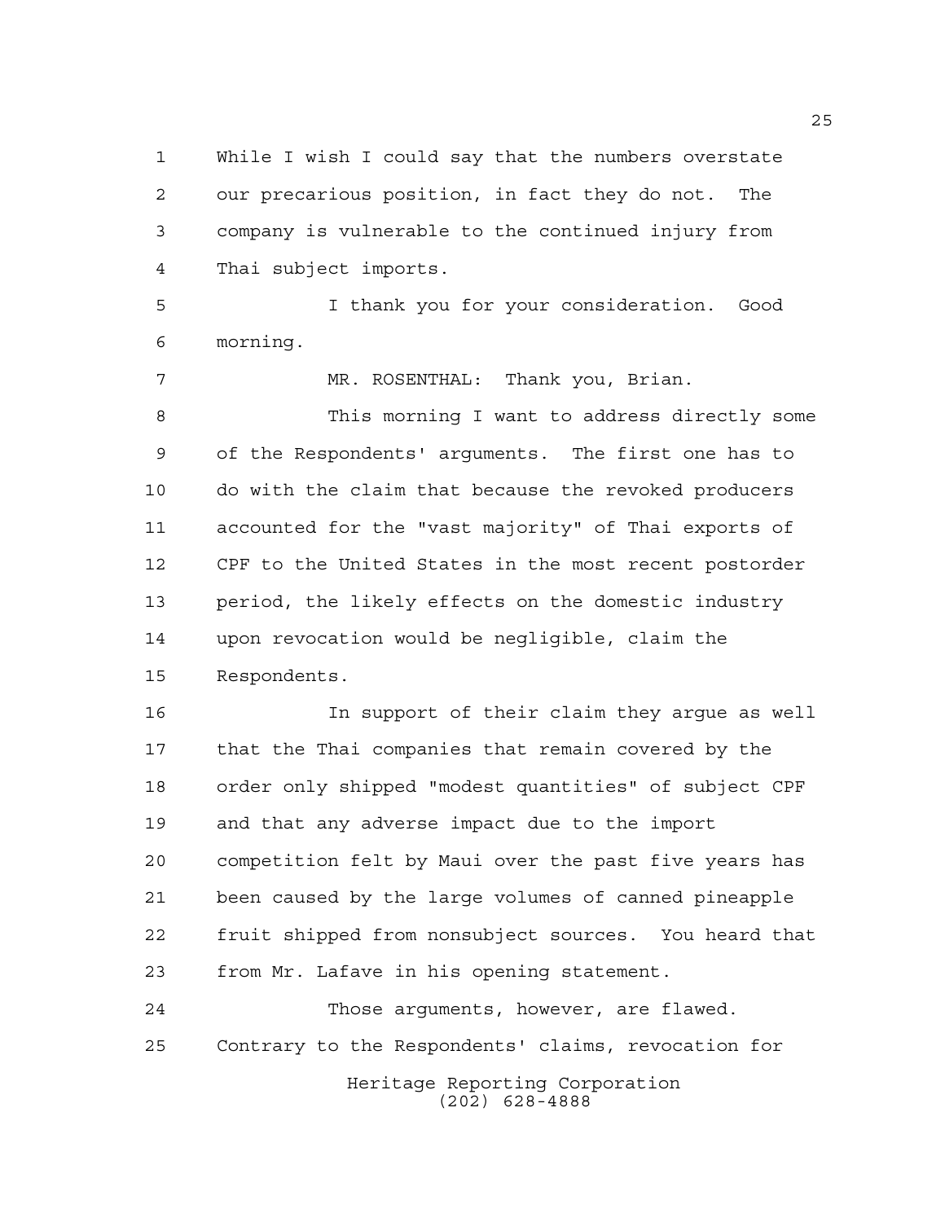While I wish I could say that the numbers overstate our precarious position, in fact they do not. The company is vulnerable to the continued injury from Thai subject imports.

I thank you for your consideration. Good morning.

MR. ROSENTHAL: Thank you, Brian.

This morning I want to address directly some of the Respondents' arguments. The first one has to do with the claim that because the revoked producers accounted for the "vast majority" of Thai exports of CPF to the United States in the most recent postorder period, the likely effects on the domestic industry upon revocation would be negligible, claim the Respondents.

In support of their claim they argue as well that the Thai companies that remain covered by the order only shipped "modest quantities" of subject CPF and that any adverse impact due to the import competition felt by Maui over the past five years has been caused by the large volumes of canned pineapple fruit shipped from nonsubject sources. You heard that from Mr. Lafave in his opening statement.

Those arguments, however, are flawed. Contrary to the Respondents' claims, revocation for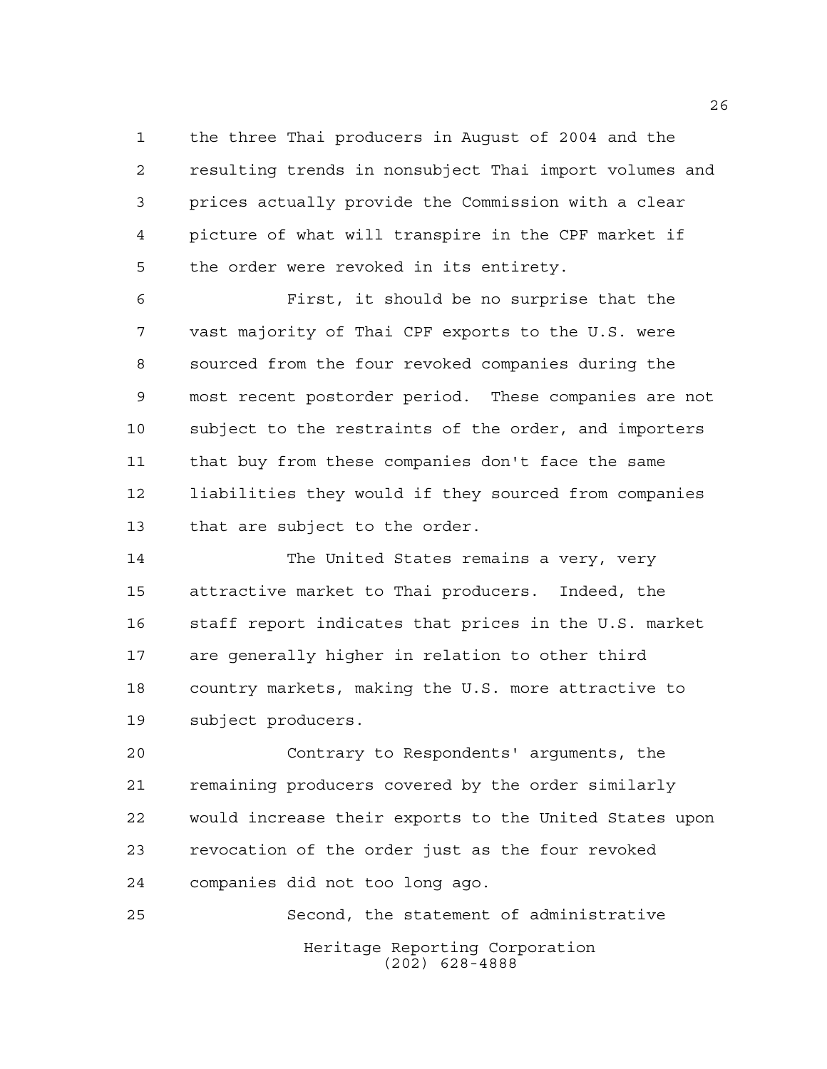the three Thai producers in August of 2004 and the resulting trends in nonsubject Thai import volumes and prices actually provide the Commission with a clear picture of what will transpire in the CPF market if the order were revoked in its entirety.

First, it should be no surprise that the vast majority of Thai CPF exports to the U.S. were sourced from the four revoked companies during the most recent postorder period. These companies are not subject to the restraints of the order, and importers that buy from these companies don't face the same liabilities they would if they sourced from companies that are subject to the order.

The United States remains a very, very attractive market to Thai producers. Indeed, the staff report indicates that prices in the U.S. market are generally higher in relation to other third country markets, making the U.S. more attractive to subject producers.

Contrary to Respondents' arguments, the remaining producers covered by the order similarly would increase their exports to the United States upon revocation of the order just as the four revoked companies did not too long ago.

Second, the statement of administrative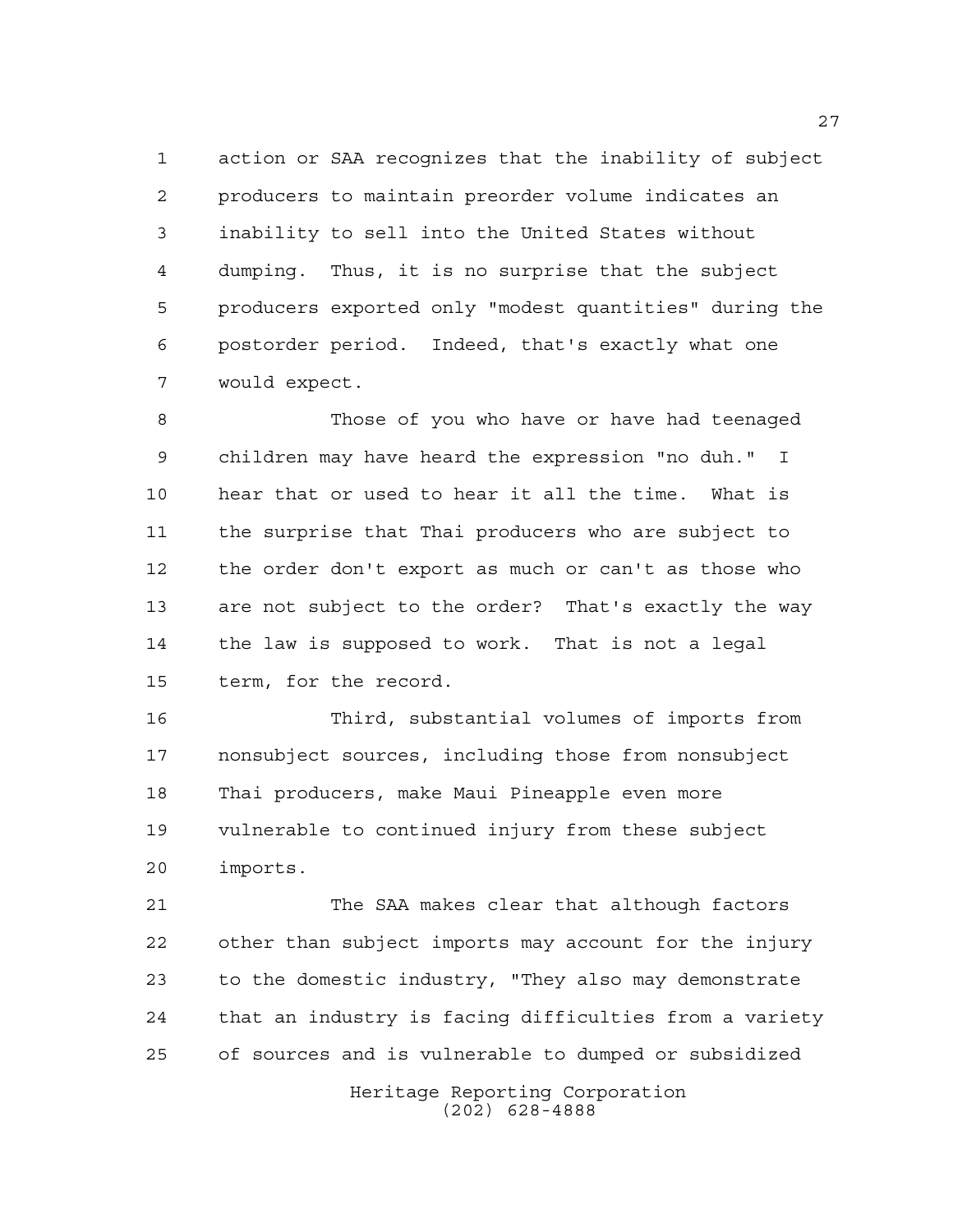action or SAA recognizes that the inability of subject producers to maintain preorder volume indicates an inability to sell into the United States without dumping. Thus, it is no surprise that the subject producers exported only "modest quantities" during the postorder period. Indeed, that's exactly what one would expect.

Those of you who have or have had teenaged children may have heard the expression "no duh." I hear that or used to hear it all the time. What is the surprise that Thai producers who are subject to the order don't export as much or can't as those who are not subject to the order? That's exactly the way the law is supposed to work. That is not a legal term, for the record.

Third, substantial volumes of imports from nonsubject sources, including those from nonsubject Thai producers, make Maui Pineapple even more vulnerable to continued injury from these subject imports.

The SAA makes clear that although factors other than subject imports may account for the injury to the domestic industry, "They also may demonstrate that an industry is facing difficulties from a variety of sources and is vulnerable to dumped or subsidized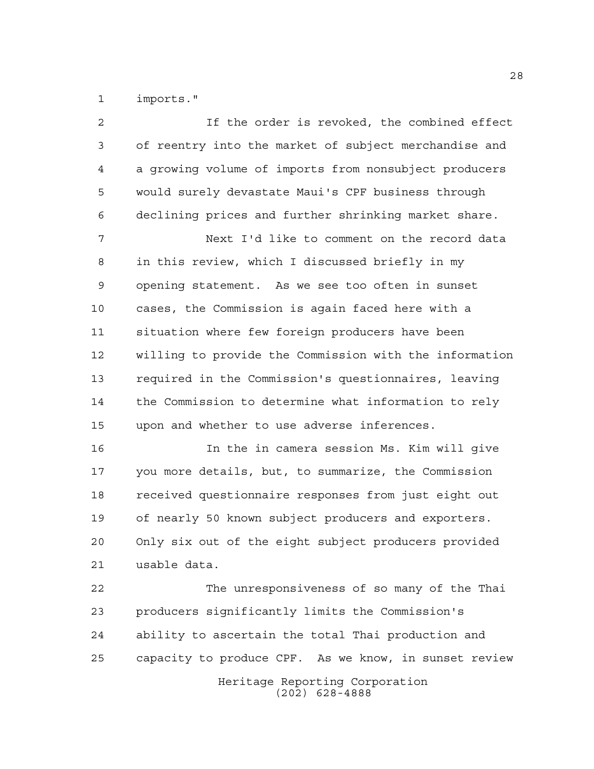imports."

If the order is revoked, the combined effect of reentry into the market of subject merchandise and a growing volume of imports from nonsubject producers would surely devastate Maui's CPF business through declining prices and further shrinking market share.

Next I'd like to comment on the record data in this review, which I discussed briefly in my opening statement. As we see too often in sunset cases, the Commission is again faced here with a situation where few foreign producers have been willing to provide the Commission with the information required in the Commission's questionnaires, leaving the Commission to determine what information to rely upon and whether to use adverse inferences.

In the in camera session Ms. Kim will give you more details, but, to summarize, the Commission received questionnaire responses from just eight out of nearly 50 known subject producers and exporters. Only six out of the eight subject producers provided usable data.

The unresponsiveness of so many of the Thai producers significantly limits the Commission's ability to ascertain the total Thai production and capacity to produce CPF. As we know, in sunset review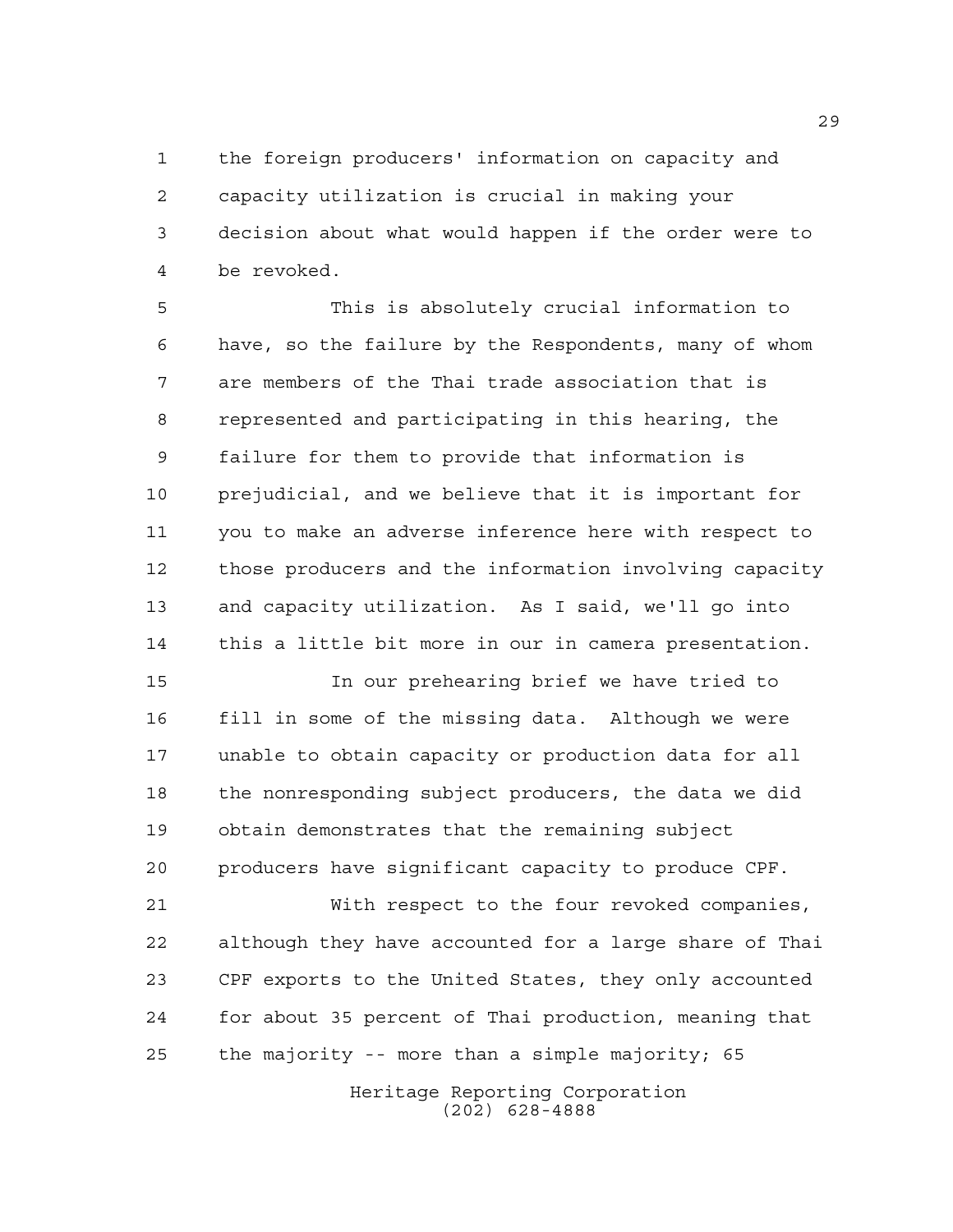the foreign producers' information on capacity and capacity utilization is crucial in making your decision about what would happen if the order were to be revoked.

This is absolutely crucial information to have, so the failure by the Respondents, many of whom are members of the Thai trade association that is represented and participating in this hearing, the failure for them to provide that information is prejudicial, and we believe that it is important for you to make an adverse inference here with respect to those producers and the information involving capacity and capacity utilization. As I said, we'll go into this a little bit more in our in camera presentation.

In our prehearing brief we have tried to fill in some of the missing data. Although we were unable to obtain capacity or production data for all the nonresponding subject producers, the data we did obtain demonstrates that the remaining subject producers have significant capacity to produce CPF.

With respect to the four revoked companies, although they have accounted for a large share of Thai CPF exports to the United States, they only accounted for about 35 percent of Thai production, meaning that the majority -- more than a simple majority; 65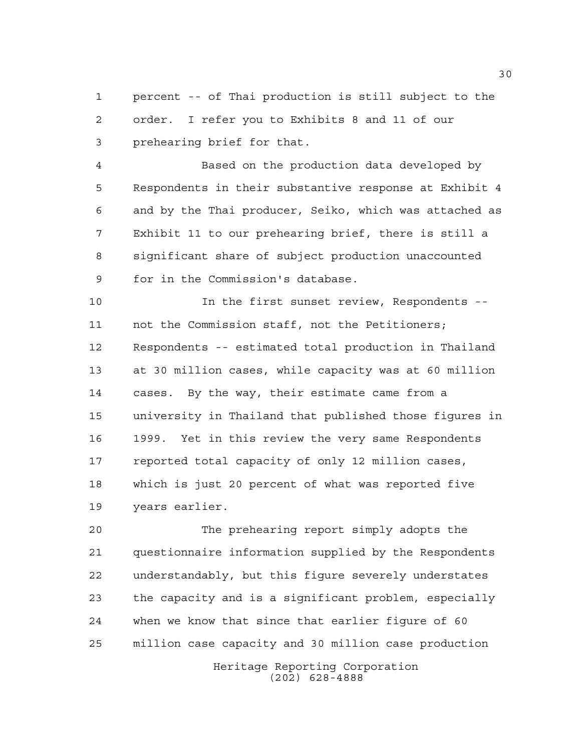percent -- of Thai production is still subject to the order. I refer you to Exhibits 8 and 11 of our prehearing brief for that.

Based on the production data developed by Respondents in their substantive response at Exhibit 4 and by the Thai producer, Seiko, which was attached as Exhibit 11 to our prehearing brief, there is still a significant share of subject production unaccounted for in the Commission's database.

In the first sunset review, Respondents -- not the Commission staff, not the Petitioners; Respondents -- estimated total production in Thailand at 30 million cases, while capacity was at 60 million cases. By the way, their estimate came from a university in Thailand that published those figures in 1999. Yet in this review the very same Respondents reported total capacity of only 12 million cases, which is just 20 percent of what was reported five years earlier.

The prehearing report simply adopts the questionnaire information supplied by the Respondents understandably, but this figure severely understates the capacity and is a significant problem, especially when we know that since that earlier figure of 60 million case capacity and 30 million case production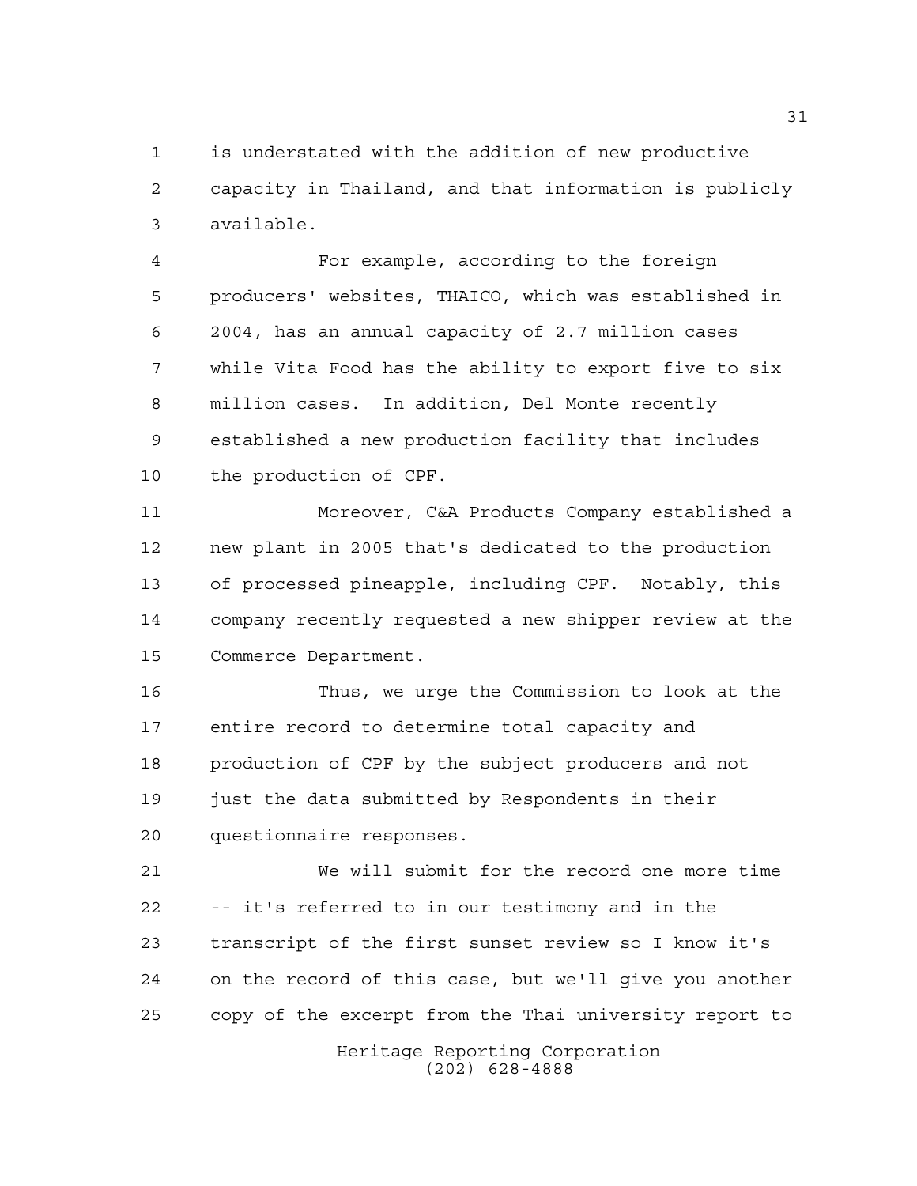is understated with the addition of new productive capacity in Thailand, and that information is publicly available.

For example, according to the foreign producers' websites, THAICO, which was established in 2004, has an annual capacity of 2.7 million cases while Vita Food has the ability to export five to six million cases. In addition, Del Monte recently established a new production facility that includes the production of CPF.

Moreover, C&A Products Company established a new plant in 2005 that's dedicated to the production of processed pineapple, including CPF. Notably, this company recently requested a new shipper review at the Commerce Department.

Thus, we urge the Commission to look at the entire record to determine total capacity and production of CPF by the subject producers and not just the data submitted by Respondents in their questionnaire responses.

We will submit for the record one more time -- it's referred to in our testimony and in the transcript of the first sunset review so I know it's on the record of this case, but we'll give you another copy of the excerpt from the Thai university report to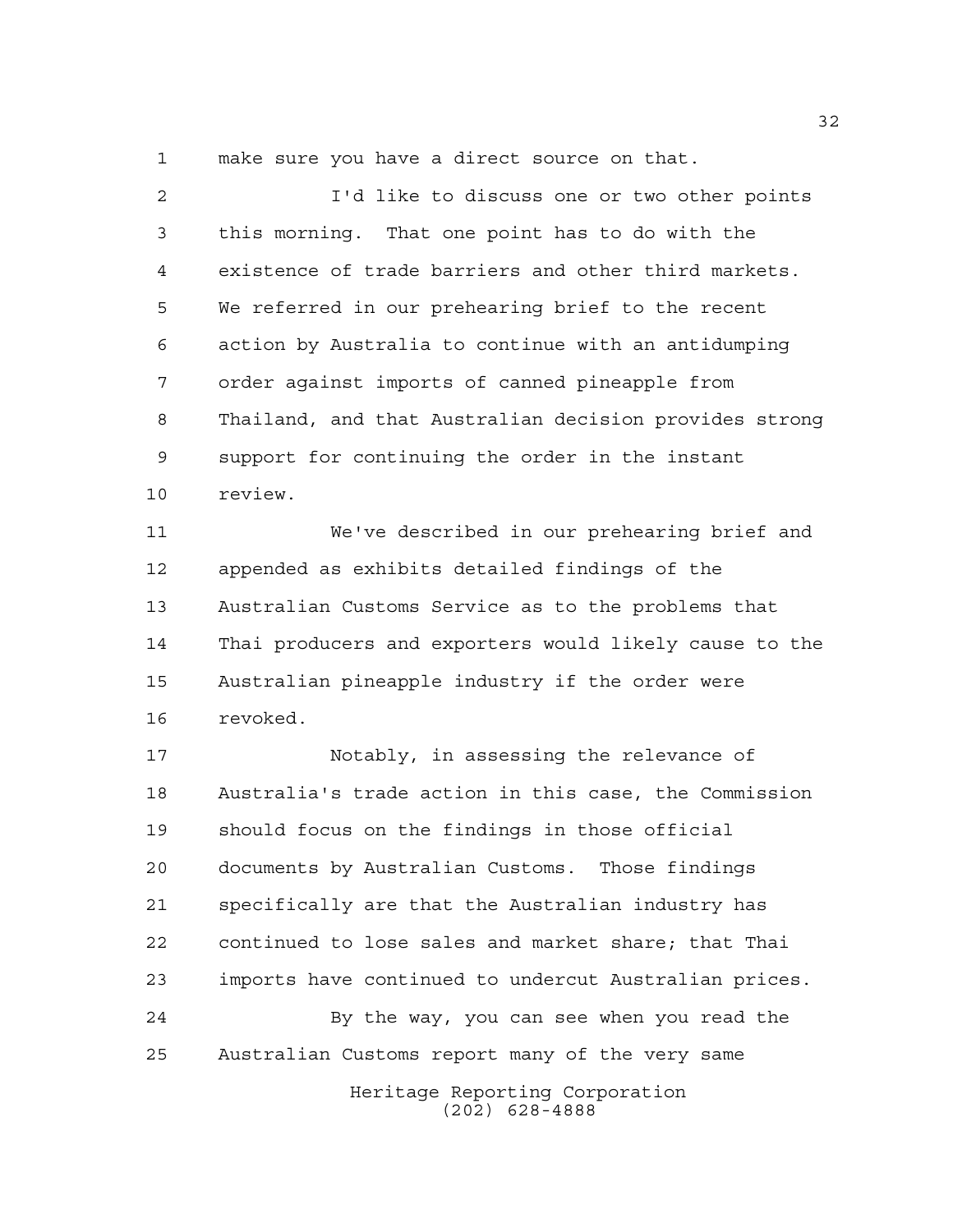make sure you have a direct source on that.

I'd like to discuss one or two other points this morning. That one point has to do with the existence of trade barriers and other third markets. We referred in our prehearing brief to the recent action by Australia to continue with an antidumping order against imports of canned pineapple from Thailand, and that Australian decision provides strong support for continuing the order in the instant review.

We've described in our prehearing brief and appended as exhibits detailed findings of the Australian Customs Service as to the problems that Thai producers and exporters would likely cause to the Australian pineapple industry if the order were revoked.

Notably, in assessing the relevance of Australia's trade action in this case, the Commission should focus on the findings in those official documents by Australian Customs. Those findings specifically are that the Australian industry has continued to lose sales and market share; that Thai imports have continued to undercut Australian prices.

By the way, you can see when you read the Australian Customs report many of the very same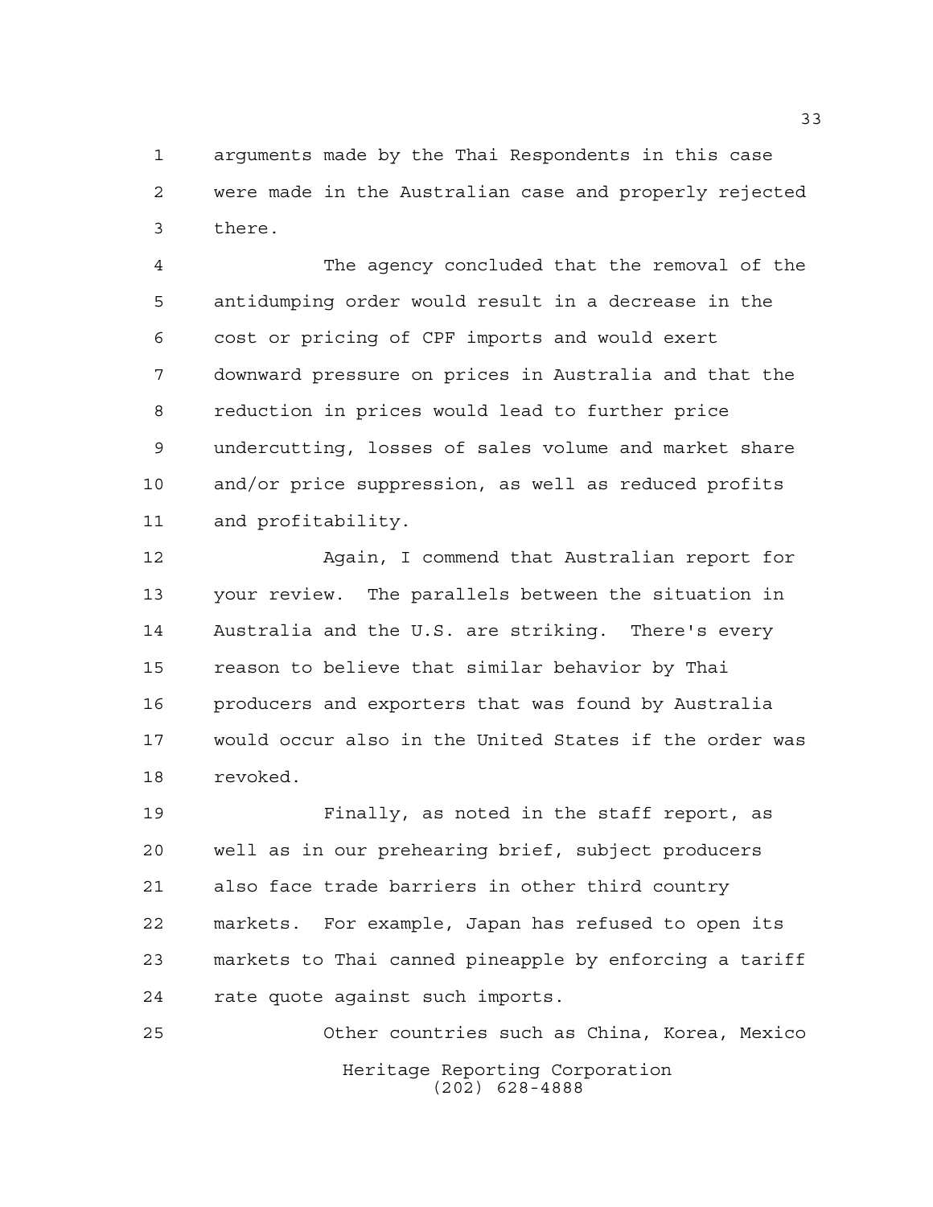arguments made by the Thai Respondents in this case were made in the Australian case and properly rejected there.

The agency concluded that the removal of the antidumping order would result in a decrease in the cost or pricing of CPF imports and would exert downward pressure on prices in Australia and that the reduction in prices would lead to further price undercutting, losses of sales volume and market share and/or price suppression, as well as reduced profits and profitability.

Again, I commend that Australian report for your review. The parallels between the situation in Australia and the U.S. are striking. There's every reason to believe that similar behavior by Thai producers and exporters that was found by Australia would occur also in the United States if the order was revoked.

Finally, as noted in the staff report, as well as in our prehearing brief, subject producers also face trade barriers in other third country markets. For example, Japan has refused to open its markets to Thai canned pineapple by enforcing a tariff rate quote against such imports.

Other countries such as China, Korea, Mexico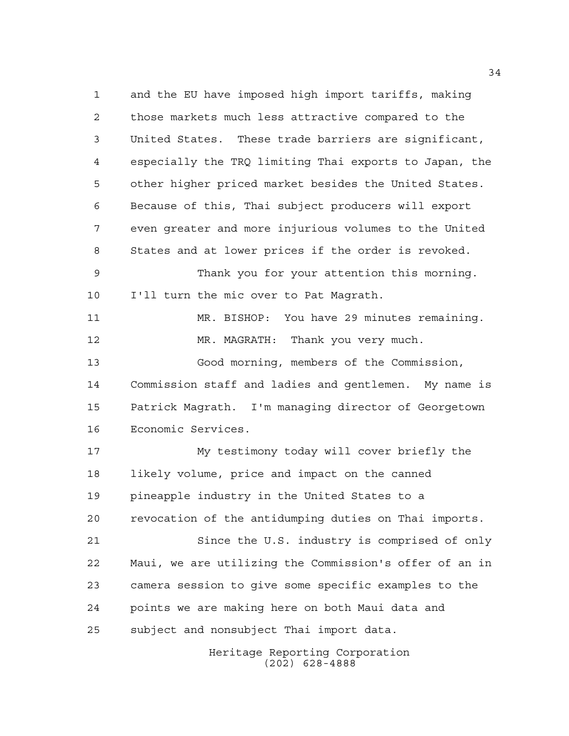and the EU have imposed high import tariffs, making those markets much less attractive compared to the United States. These trade barriers are significant, especially the TRQ limiting Thai exports to Japan, the other higher priced market besides the United States. Because of this, Thai subject producers will export even greater and more injurious volumes to the United States and at lower prices if the order is revoked.

Thank you for your attention this morning. I'll turn the mic over to Pat Magrath.

MR. BISHOP: You have 29 minutes remaining.

MR. MAGRATH: Thank you very much.

Good morning, members of the Commission, Commission staff and ladies and gentlemen. My name is Patrick Magrath. I'm managing director of Georgetown Economic Services.

My testimony today will cover briefly the likely volume, price and impact on the canned pineapple industry in the United States to a revocation of the antidumping duties on Thai imports.

Since the U.S. industry is comprised of only Maui, we are utilizing the Commission's offer of an in camera session to give some specific examples to the points we are making here on both Maui data and subject and nonsubject Thai import data.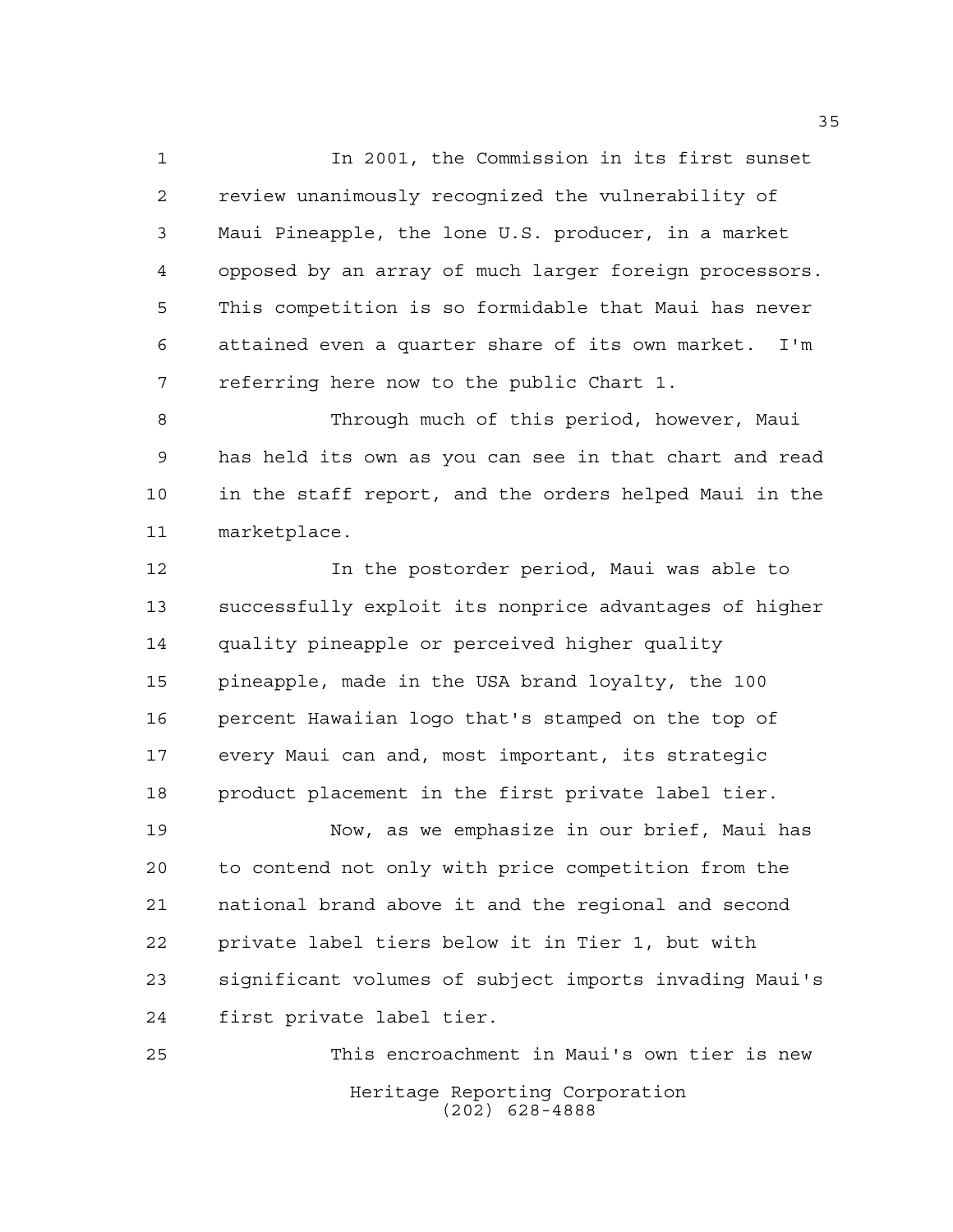In 2001, the Commission in its first sunset review unanimously recognized the vulnerability of Maui Pineapple, the lone U.S. producer, in a market opposed by an array of much larger foreign processors. This competition is so formidable that Maui has never attained even a quarter share of its own market. I'm referring here now to the public Chart 1.

Through much of this period, however, Maui has held its own as you can see in that chart and read in the staff report, and the orders helped Maui in the marketplace.

In the postorder period, Maui was able to successfully exploit its nonprice advantages of higher quality pineapple or perceived higher quality pineapple, made in the USA brand loyalty, the 100 percent Hawaiian logo that's stamped on the top of every Maui can and, most important, its strategic product placement in the first private label tier.

Now, as we emphasize in our brief, Maui has to contend not only with price competition from the national brand above it and the regional and second private label tiers below it in Tier 1, but with significant volumes of subject imports invading Maui's first private label tier.

This encroachment in Maui's own tier is new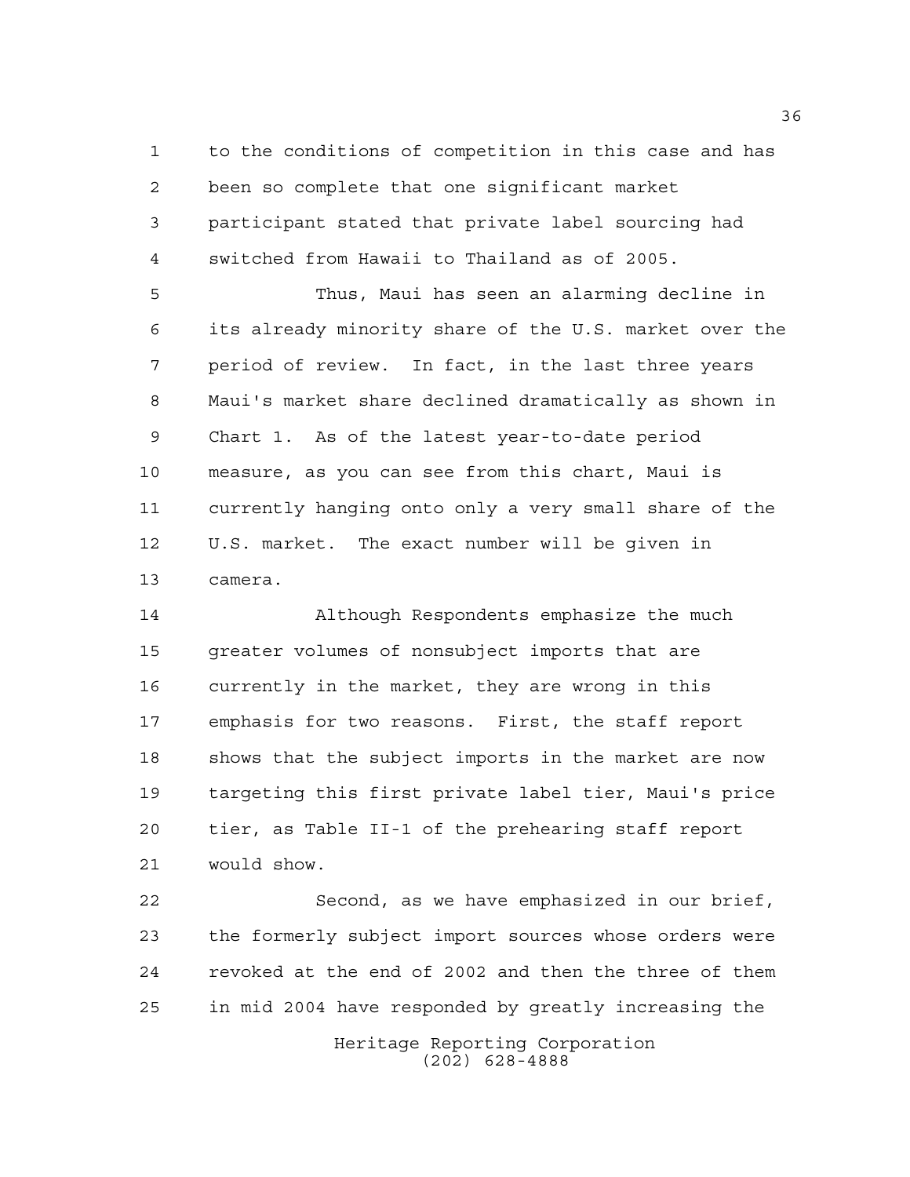to the conditions of competition in this case and has been so complete that one significant market participant stated that private label sourcing had switched from Hawaii to Thailand as of 2005.

Thus, Maui has seen an alarming decline in its already minority share of the U.S. market over the period of review. In fact, in the last three years Maui's market share declined dramatically as shown in Chart 1. As of the latest year-to-date period measure, as you can see from this chart, Maui is currently hanging onto only a very small share of the U.S. market. The exact number will be given in camera.

Although Respondents emphasize the much greater volumes of nonsubject imports that are currently in the market, they are wrong in this emphasis for two reasons. First, the staff report shows that the subject imports in the market are now targeting this first private label tier, Maui's price tier, as Table II-1 of the prehearing staff report would show.

Second, as we have emphasized in our brief, the formerly subject import sources whose orders were revoked at the end of 2002 and then the three of them in mid 2004 have responded by greatly increasing the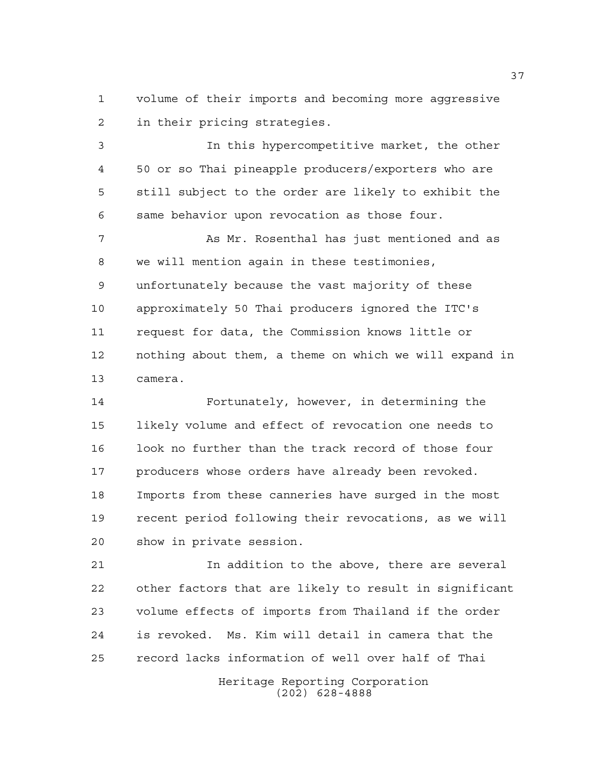volume of their imports and becoming more aggressive in their pricing strategies.

In this hypercompetitive market, the other 50 or so Thai pineapple producers/exporters who are still subject to the order are likely to exhibit the same behavior upon revocation as those four.

As Mr. Rosenthal has just mentioned and as we will mention again in these testimonies, unfortunately because the vast majority of these approximately 50 Thai producers ignored the ITC's request for data, the Commission knows little or nothing about them, a theme on which we will expand in camera.

Fortunately, however, in determining the likely volume and effect of revocation one needs to look no further than the track record of those four producers whose orders have already been revoked. Imports from these canneries have surged in the most recent period following their revocations, as we will show in private session.

In addition to the above, there are several other factors that are likely to result in significant volume effects of imports from Thailand if the order is revoked. Ms. Kim will detail in camera that the record lacks information of well over half of Thai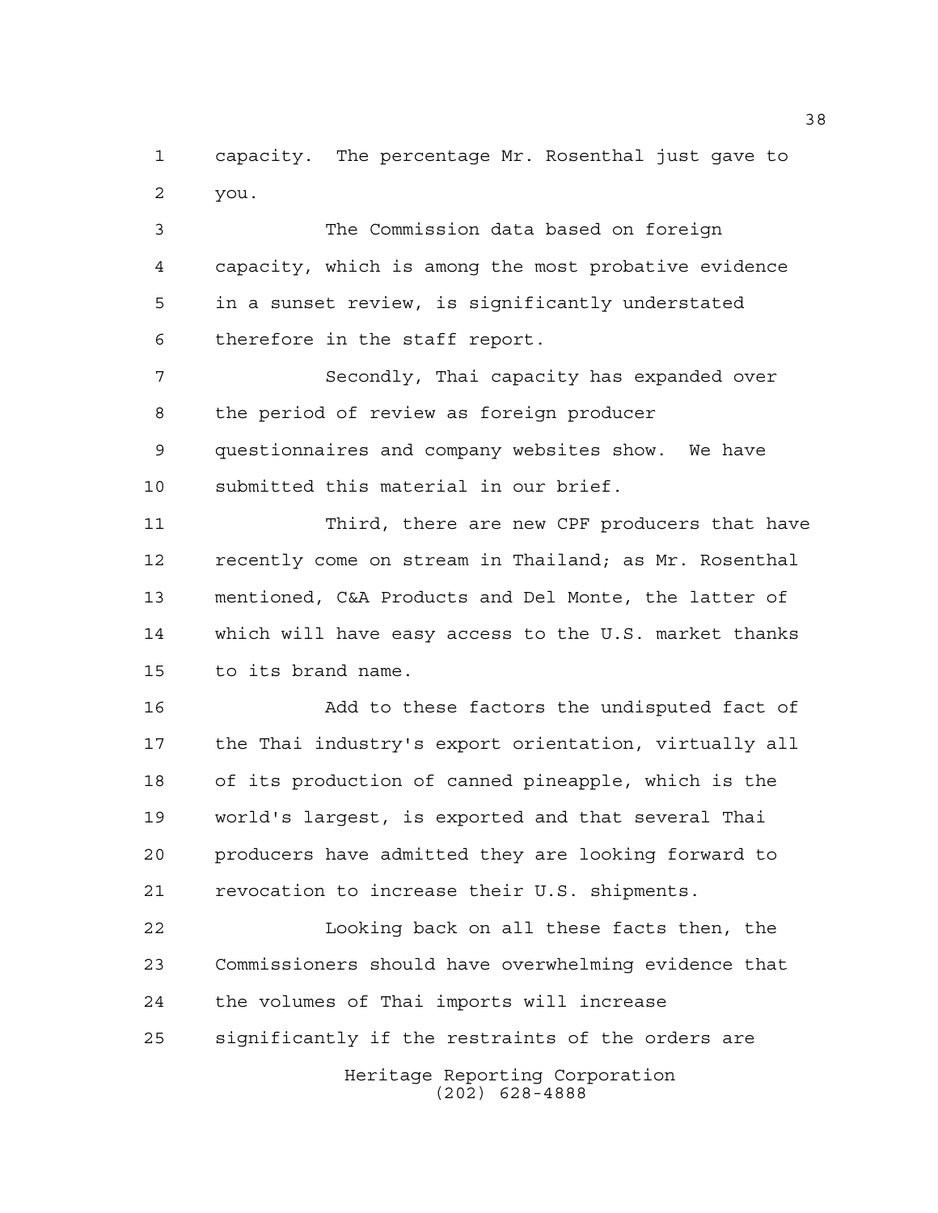capacity. The percentage Mr. Rosenthal just gave to you.

The Commission data based on foreign capacity, which is among the most probative evidence in a sunset review, is significantly understated therefore in the staff report.

Secondly, Thai capacity has expanded over the period of review as foreign producer questionnaires and company websites show. We have submitted this material in our brief.

Third, there are new CPF producers that have recently come on stream in Thailand; as Mr. Rosenthal mentioned, C&A Products and Del Monte, the latter of which will have easy access to the U.S. market thanks to its brand name.

Add to these factors the undisputed fact of the Thai industry's export orientation, virtually all of its production of canned pineapple, which is the world's largest, is exported and that several Thai producers have admitted they are looking forward to revocation to increase their U.S. shipments.

Looking back on all these facts then, the Commissioners should have overwhelming evidence that the volumes of Thai imports will increase significantly if the restraints of the orders are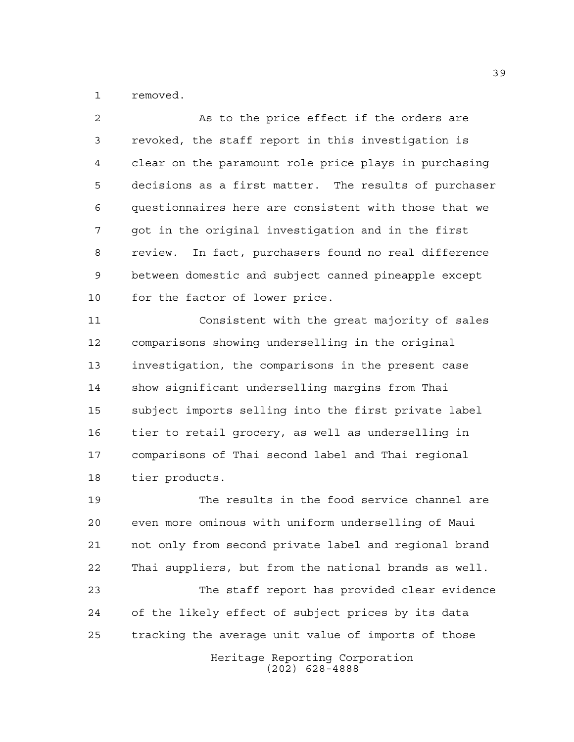removed.

As to the price effect if the orders are revoked, the staff report in this investigation is clear on the paramount role price plays in purchasing decisions as a first matter. The results of purchaser questionnaires here are consistent with those that we got in the original investigation and in the first review. In fact, purchasers found no real difference between domestic and subject canned pineapple except for the factor of lower price.

Consistent with the great majority of sales comparisons showing underselling in the original investigation, the comparisons in the present case show significant underselling margins from Thai subject imports selling into the first private label tier to retail grocery, as well as underselling in comparisons of Thai second label and Thai regional tier products.

The results in the food service channel are even more ominous with uniform underselling of Maui not only from second private label and regional brand Thai suppliers, but from the national brands as well.

The staff report has provided clear evidence of the likely effect of subject prices by its data tracking the average unit value of imports of those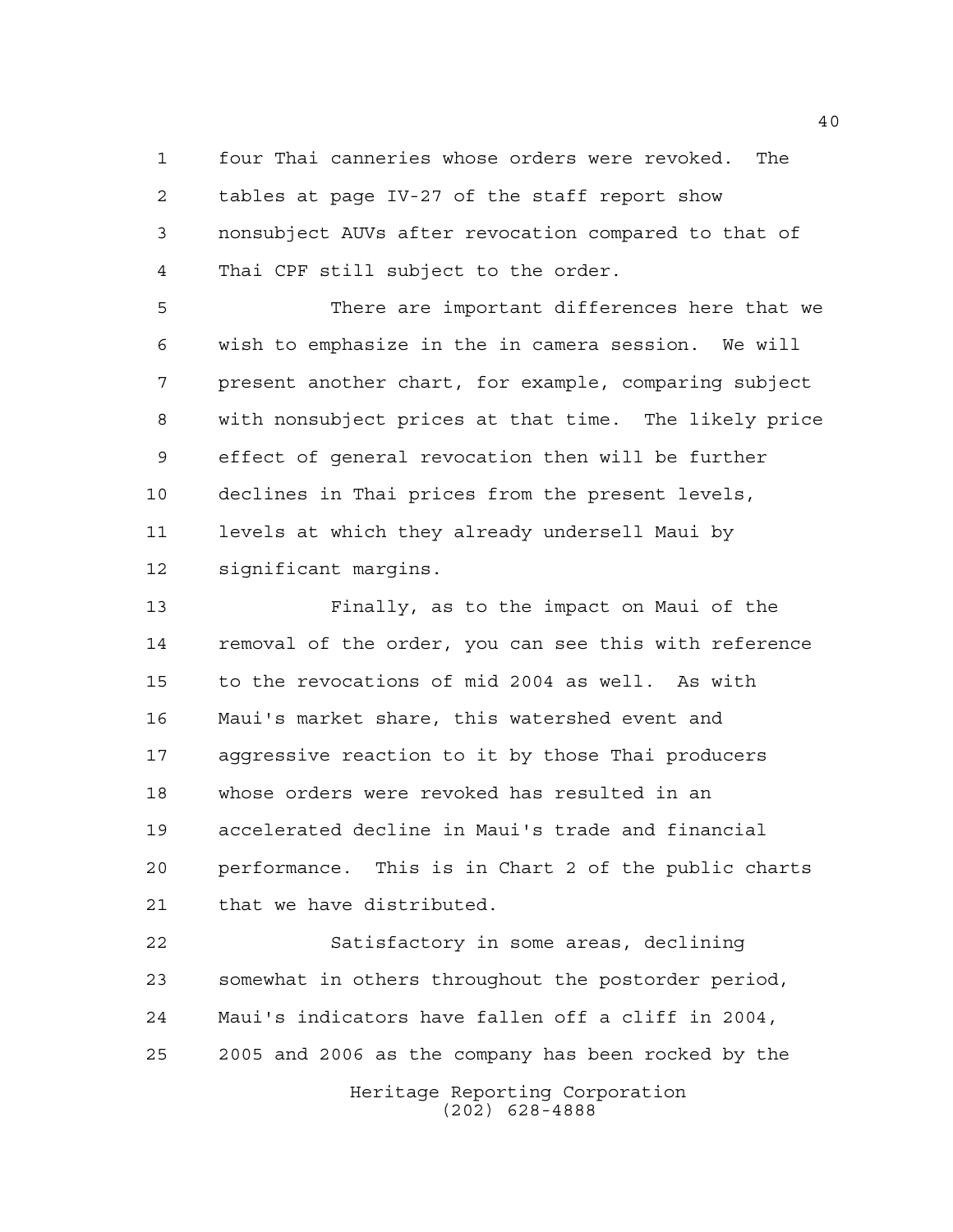four Thai canneries whose orders were revoked. The tables at page IV-27 of the staff report show nonsubject AUVs after revocation compared to that of Thai CPF still subject to the order.

There are important differences here that we wish to emphasize in the in camera session. We will present another chart, for example, comparing subject with nonsubject prices at that time. The likely price effect of general revocation then will be further declines in Thai prices from the present levels, levels at which they already undersell Maui by significant margins.

Finally, as to the impact on Maui of the removal of the order, you can see this with reference to the revocations of mid 2004 as well. As with Maui's market share, this watershed event and aggressive reaction to it by those Thai producers whose orders were revoked has resulted in an accelerated decline in Maui's trade and financial performance. This is in Chart 2 of the public charts that we have distributed.

Satisfactory in some areas, declining somewhat in others throughout the postorder period, Maui's indicators have fallen off a cliff in 2004, 2005 and 2006 as the company has been rocked by the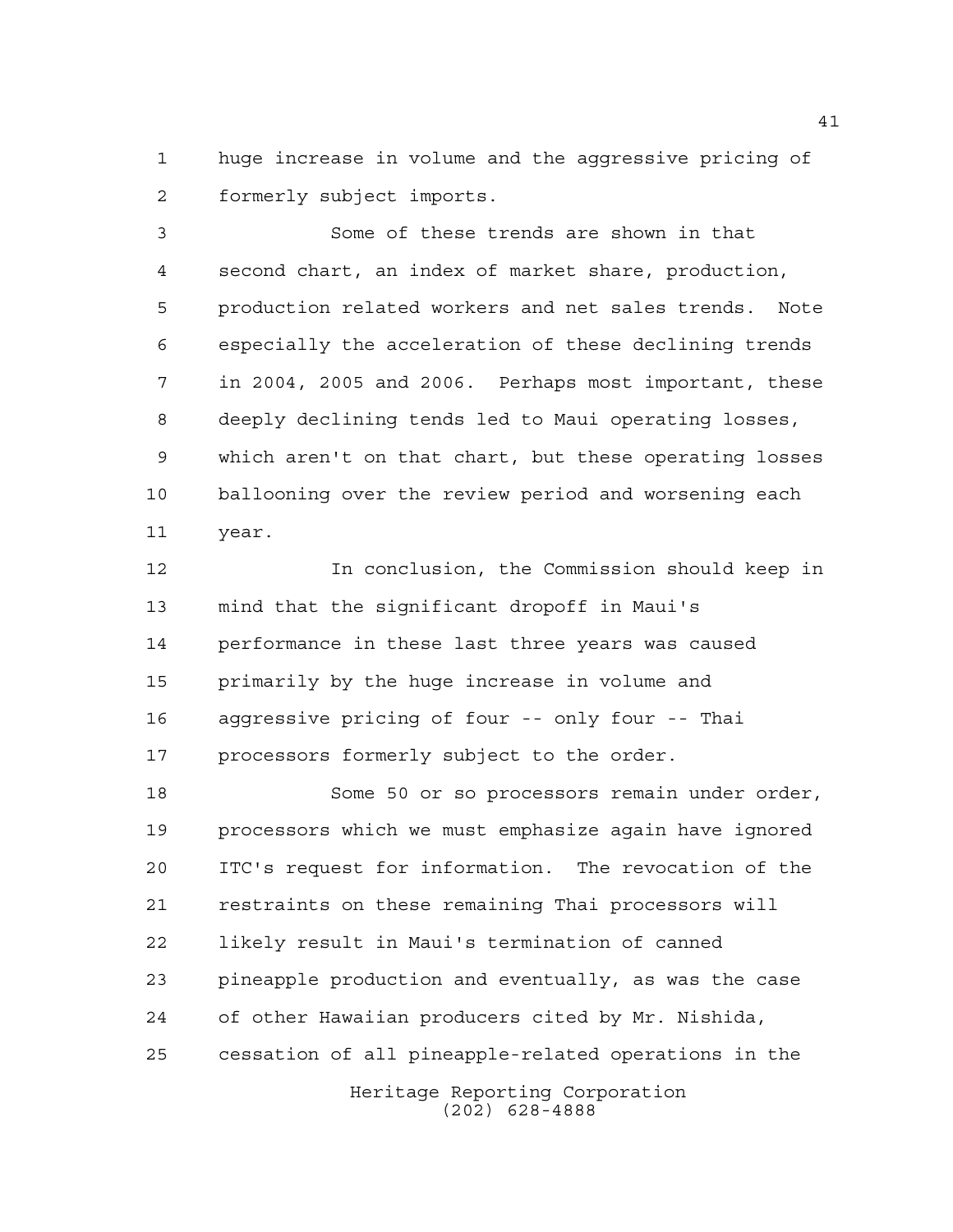huge increase in volume and the aggressive pricing of formerly subject imports.

Some of these trends are shown in that second chart, an index of market share, production, production related workers and net sales trends. Note especially the acceleration of these declining trends in 2004, 2005 and 2006. Perhaps most important, these deeply declining tends led to Maui operating losses, which aren't on that chart, but these operating losses ballooning over the review period and worsening each year.

In conclusion, the Commission should keep in mind that the significant dropoff in Maui's performance in these last three years was caused primarily by the huge increase in volume and aggressive pricing of four -- only four -- Thai processors formerly subject to the order.

Some 50 or so processors remain under order, processors which we must emphasize again have ignored ITC's request for information. The revocation of the restraints on these remaining Thai processors will likely result in Maui's termination of canned pineapple production and eventually, as was the case of other Hawaiian producers cited by Mr. Nishida, cessation of all pineapple-related operations in the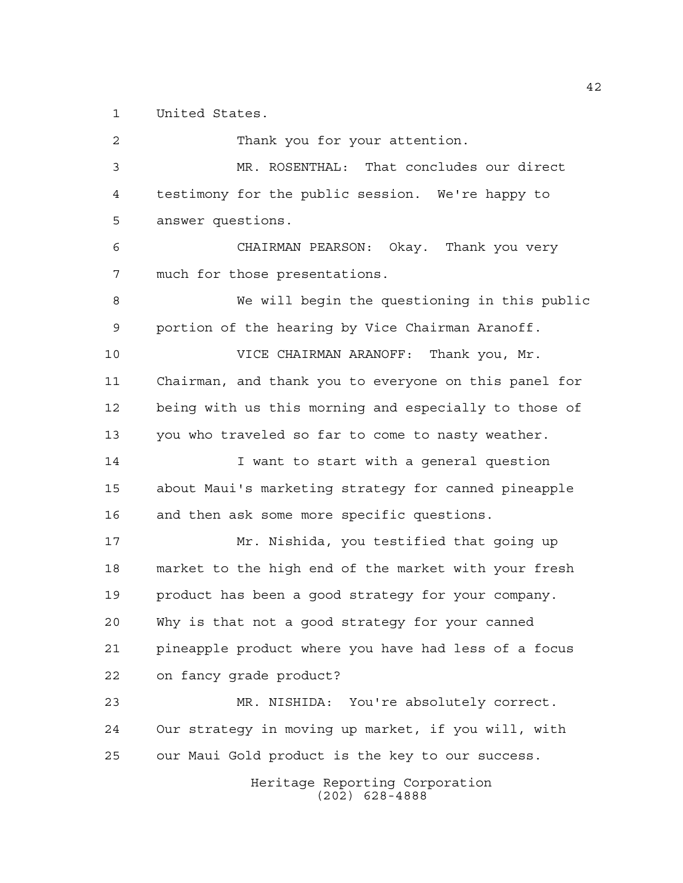United States.

Thank you for your attention.

MR. ROSENTHAL: That concludes our direct testimony for the public session. We're happy to answer questions.

CHAIRMAN PEARSON: Okay. Thank you very much for those presentations.

We will begin the questioning in this public portion of the hearing by Vice Chairman Aranoff.

VICE CHAIRMAN ARANOFF: Thank you, Mr. Chairman, and thank you to everyone on this panel for being with us this morning and especially to those of you who traveled so far to come to nasty weather.

I want to start with a general question about Maui's marketing strategy for canned pineapple and then ask some more specific questions.

Mr. Nishida, you testified that going up market to the high end of the market with your fresh product has been a good strategy for your company. Why is that not a good strategy for your canned pineapple product where you have had less of a focus on fancy grade product?

MR. NISHIDA: You're absolutely correct. Our strategy in moving up market, if you will, with our Maui Gold product is the key to our success.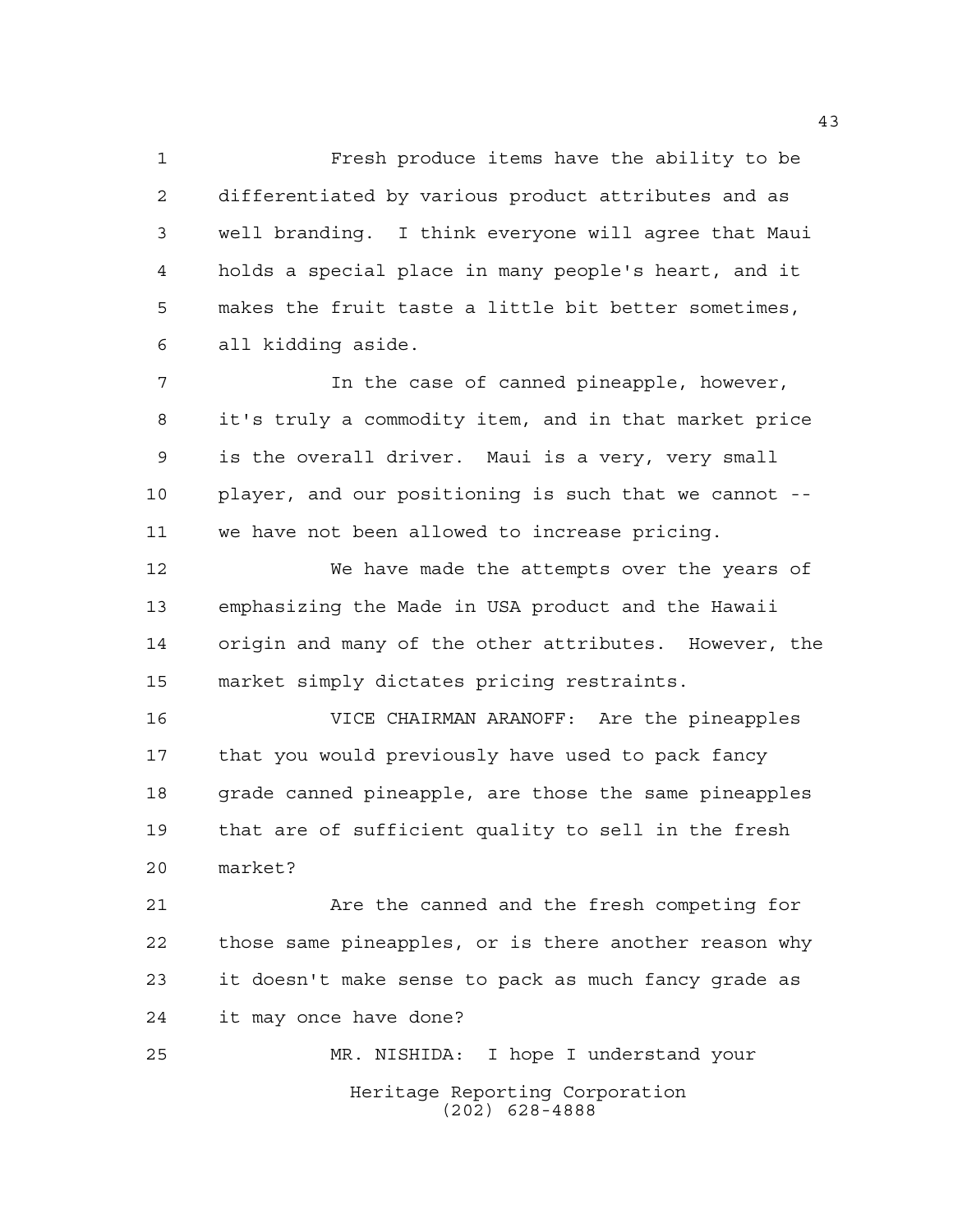Fresh produce items have the ability to be differentiated by various product attributes and as well branding. I think everyone will agree that Maui holds a special place in many people's heart, and it makes the fruit taste a little bit better sometimes, all kidding aside.

In the case of canned pineapple, however, it's truly a commodity item, and in that market price is the overall driver. Maui is a very, very small player, and our positioning is such that we cannot -- we have not been allowed to increase pricing.

We have made the attempts over the years of emphasizing the Made in USA product and the Hawaii origin and many of the other attributes. However, the market simply dictates pricing restraints.

VICE CHAIRMAN ARANOFF: Are the pineapples that you would previously have used to pack fancy grade canned pineapple, are those the same pineapples that are of sufficient quality to sell in the fresh market?

Are the canned and the fresh competing for those same pineapples, or is there another reason why it doesn't make sense to pack as much fancy grade as it may once have done?

MR. NISHIDA: I hope I understand your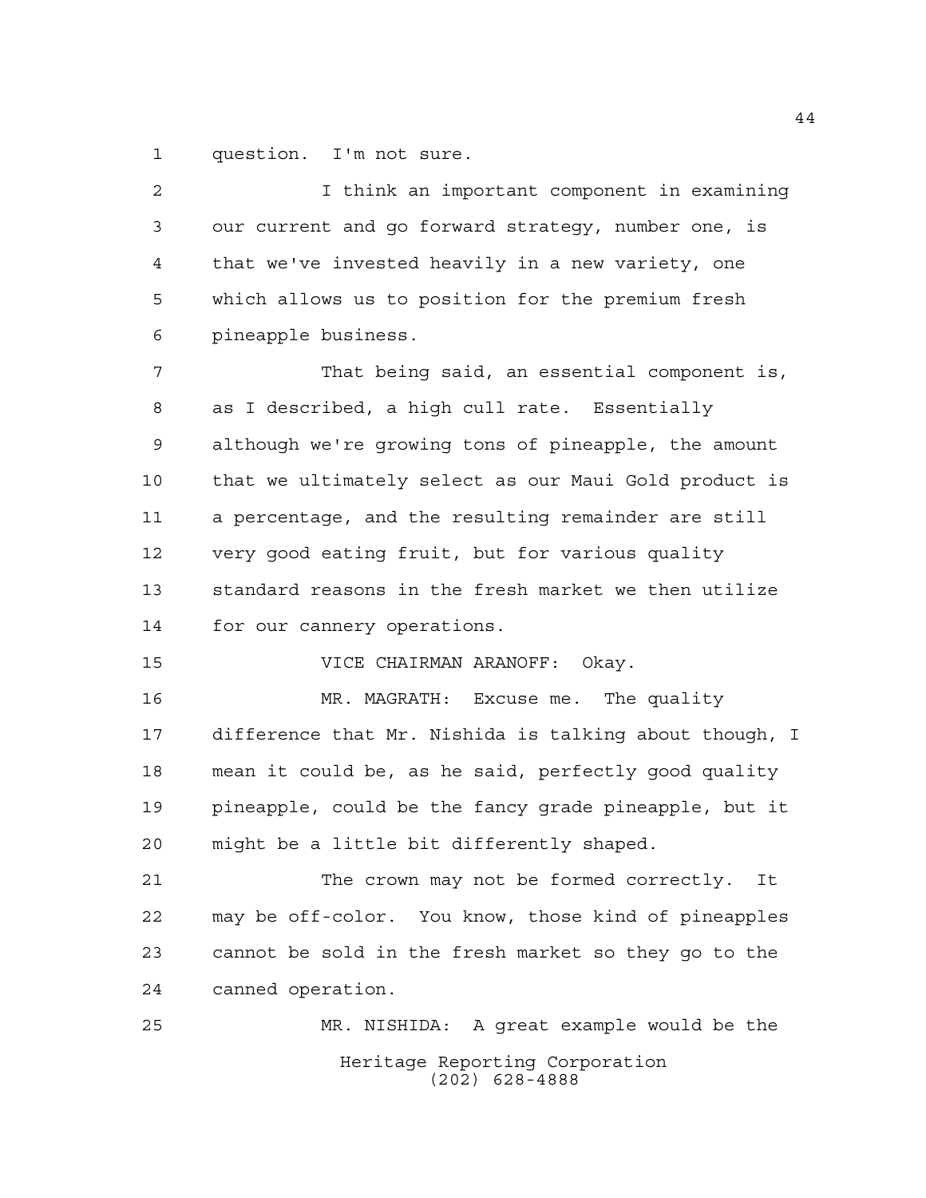question. I'm not sure.

I think an important component in examining our current and go forward strategy, number one, is that we've invested heavily in a new variety, one which allows us to position for the premium fresh pineapple business.

That being said, an essential component is, as I described, a high cull rate. Essentially although we're growing tons of pineapple, the amount that we ultimately select as our Maui Gold product is a percentage, and the resulting remainder are still very good eating fruit, but for various quality standard reasons in the fresh market we then utilize for our cannery operations.

VICE CHAIRMAN ARANOFF: Okay.

MR. MAGRATH: Excuse me. The quality difference that Mr. Nishida is talking about though, I mean it could be, as he said, perfectly good quality pineapple, could be the fancy grade pineapple, but it might be a little bit differently shaped.

The crown may not be formed correctly. It may be off-color. You know, those kind of pineapples cannot be sold in the fresh market so they go to the canned operation.

MR. NISHIDA: A great example would be the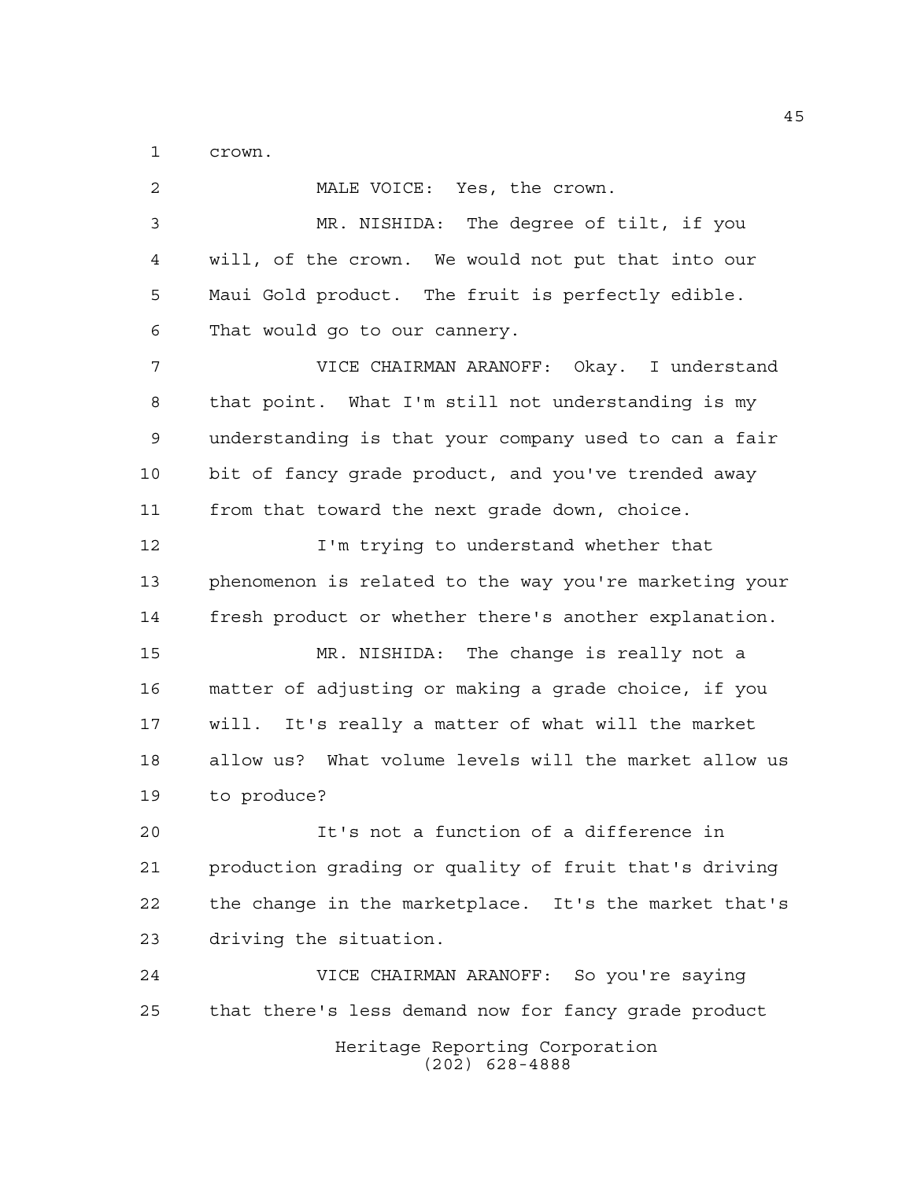crown.

MALE VOICE: Yes, the crown.

MR. NISHIDA: The degree of tilt, if you will, of the crown. We would not put that into our Maui Gold product. The fruit is perfectly edible. That would go to our cannery.

VICE CHAIRMAN ARANOFF: Okay. I understand that point. What I'm still not understanding is my understanding is that your company used to can a fair bit of fancy grade product, and you've trended away from that toward the next grade down, choice.

I'm trying to understand whether that phenomenon is related to the way you're marketing your fresh product or whether there's another explanation.

MR. NISHIDA: The change is really not a matter of adjusting or making a grade choice, if you will. It's really a matter of what will the market allow us? What volume levels will the market allow us to produce?

It's not a function of a difference in production grading or quality of fruit that's driving the change in the marketplace. It's the market that's driving the situation.

VICE CHAIRMAN ARANOFF: So you're saying that there's less demand now for fancy grade product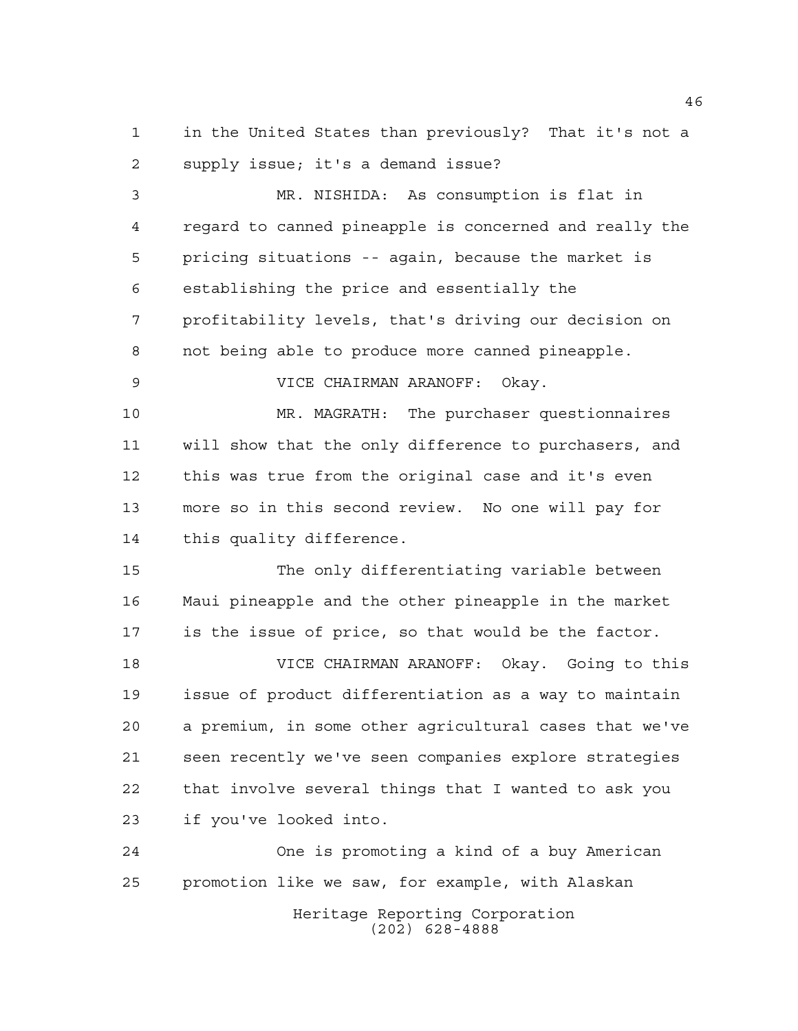in the United States than previously? That it's not a supply issue; it's a demand issue?

MR. NISHIDA: As consumption is flat in regard to canned pineapple is concerned and really the pricing situations -- again, because the market is establishing the price and essentially the profitability levels, that's driving our decision on not being able to produce more canned pineapple.

VICE CHAIRMAN ARANOFF: Okay.

MR. MAGRATH: The purchaser questionnaires will show that the only difference to purchasers, and this was true from the original case and it's even more so in this second review. No one will pay for this quality difference.

The only differentiating variable between Maui pineapple and the other pineapple in the market is the issue of price, so that would be the factor.

VICE CHAIRMAN ARANOFF: Okay. Going to this issue of product differentiation as a way to maintain a premium, in some other agricultural cases that we've seen recently we've seen companies explore strategies that involve several things that I wanted to ask you if you've looked into.

One is promoting a kind of a buy American promotion like we saw, for example, with Alaskan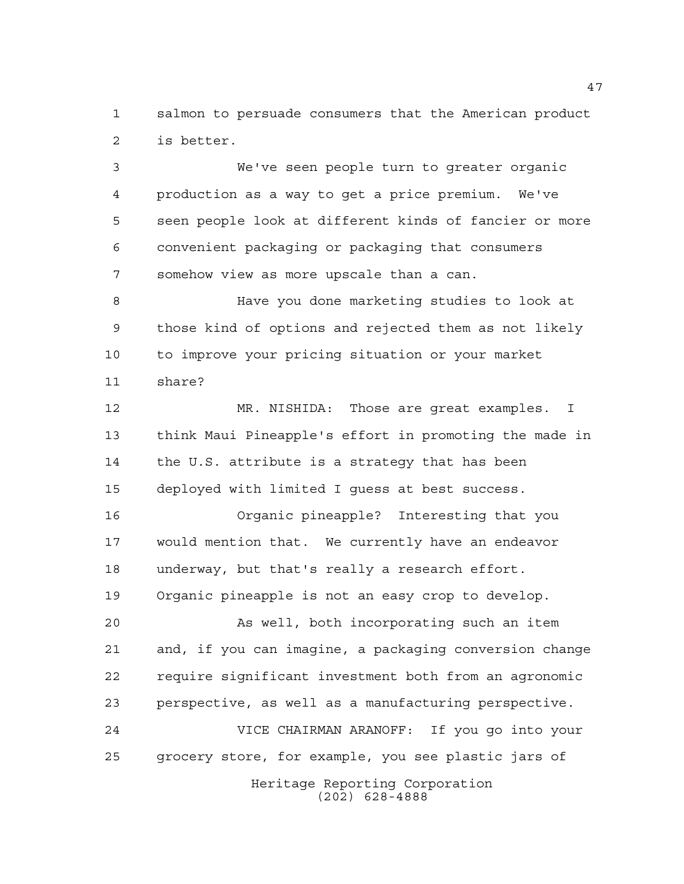salmon to persuade consumers that the American product is better.

We've seen people turn to greater organic production as a way to get a price premium. We've seen people look at different kinds of fancier or more convenient packaging or packaging that consumers somehow view as more upscale than a can.

Have you done marketing studies to look at those kind of options and rejected them as not likely to improve your pricing situation or your market share?

MR. NISHIDA: Those are great examples. I think Maui Pineapple's effort in promoting the made in the U.S. attribute is a strategy that has been deployed with limited I guess at best success.

Organic pineapple? Interesting that you would mention that. We currently have an endeavor underway, but that's really a research effort. Organic pineapple is not an easy crop to develop.

As well, both incorporating such an item and, if you can imagine, a packaging conversion change require significant investment both from an agronomic perspective, as well as a manufacturing perspective.

VICE CHAIRMAN ARANOFF: If you go into your grocery store, for example, you see plastic jars of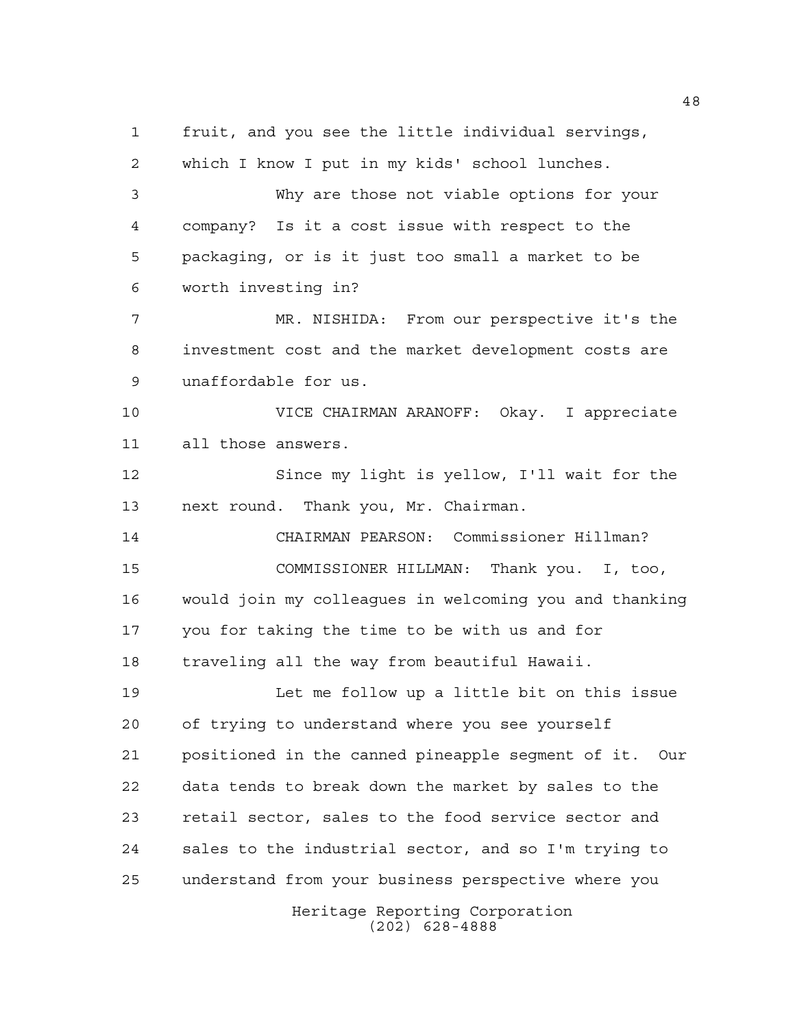fruit, and you see the little individual servings, which I know I put in my kids' school lunches.

Why are those not viable options for your company? Is it a cost issue with respect to the packaging, or is it just too small a market to be worth investing in?

MR. NISHIDA: From our perspective it's the investment cost and the market development costs are unaffordable for us.

VICE CHAIRMAN ARANOFF: Okay. I appreciate all those answers.

Since my light is yellow, I'll wait for the next round. Thank you, Mr. Chairman.

CHAIRMAN PEARSON: Commissioner Hillman?

COMMISSIONER HILLMAN: Thank you. I, too, would join my colleagues in welcoming you and thanking you for taking the time to be with us and for traveling all the way from beautiful Hawaii.

Let me follow up a little bit on this issue of trying to understand where you see yourself positioned in the canned pineapple segment of it. Our data tends to break down the market by sales to the retail sector, sales to the food service sector and sales to the industrial sector, and so I'm trying to understand from your business perspective where you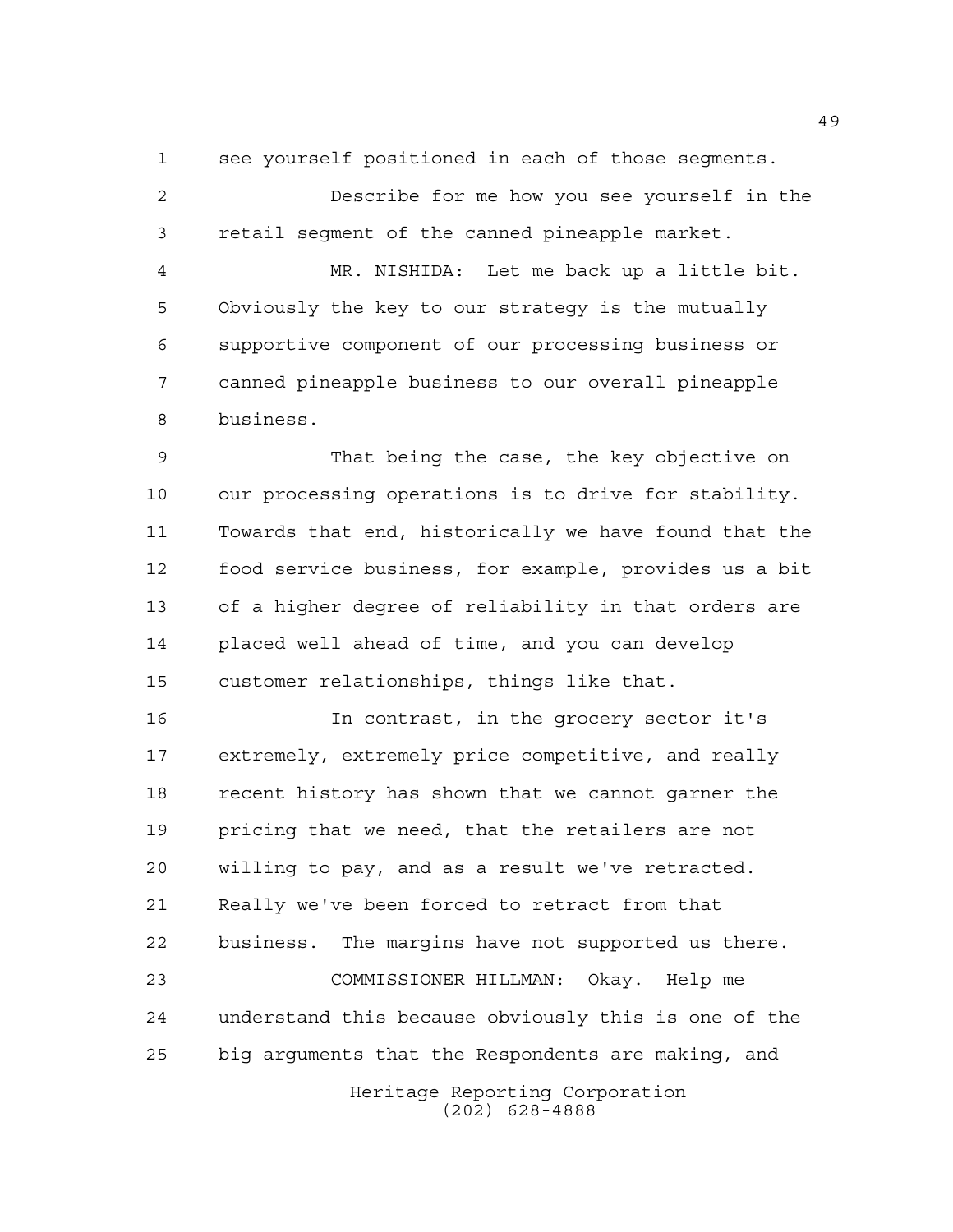see yourself positioned in each of those segments.

Describe for me how you see yourself in the retail segment of the canned pineapple market.

MR. NISHIDA: Let me back up a little bit. Obviously the key to our strategy is the mutually supportive component of our processing business or canned pineapple business to our overall pineapple business.

That being the case, the key objective on our processing operations is to drive for stability. Towards that end, historically we have found that the food service business, for example, provides us a bit of a higher degree of reliability in that orders are placed well ahead of time, and you can develop customer relationships, things like that.

In contrast, in the grocery sector it's extremely, extremely price competitive, and really recent history has shown that we cannot garner the pricing that we need, that the retailers are not willing to pay, and as a result we've retracted. Really we've been forced to retract from that business. The margins have not supported us there.

COMMISSIONER HILLMAN: Okay. Help me understand this because obviously this is one of the big arguments that the Respondents are making, and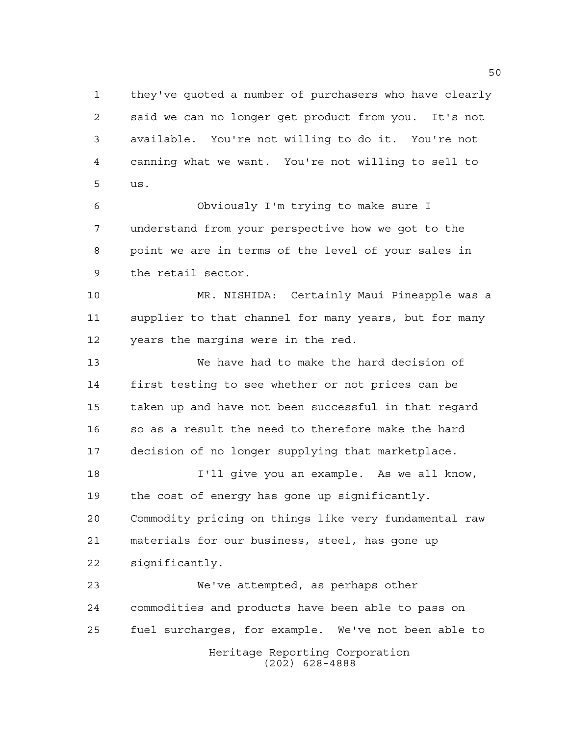they've quoted a number of purchasers who have clearly said we can no longer get product from you. It's not available. You're not willing to do it. You're not canning what we want. You're not willing to sell to us.

Obviously I'm trying to make sure I understand from your perspective how we got to the point we are in terms of the level of your sales in the retail sector.

MR. NISHIDA: Certainly Maui Pineapple was a supplier to that channel for many years, but for many years the margins were in the red.

We have had to make the hard decision of first testing to see whether or not prices can be taken up and have not been successful in that regard so as a result the need to therefore make the hard decision of no longer supplying that marketplace.

I'll give you an example. As we all know, the cost of energy has gone up significantly. Commodity pricing on things like very fundamental raw materials for our business, steel, has gone up significantly.

We've attempted, as perhaps other commodities and products have been able to pass on fuel surcharges, for example. We've not been able to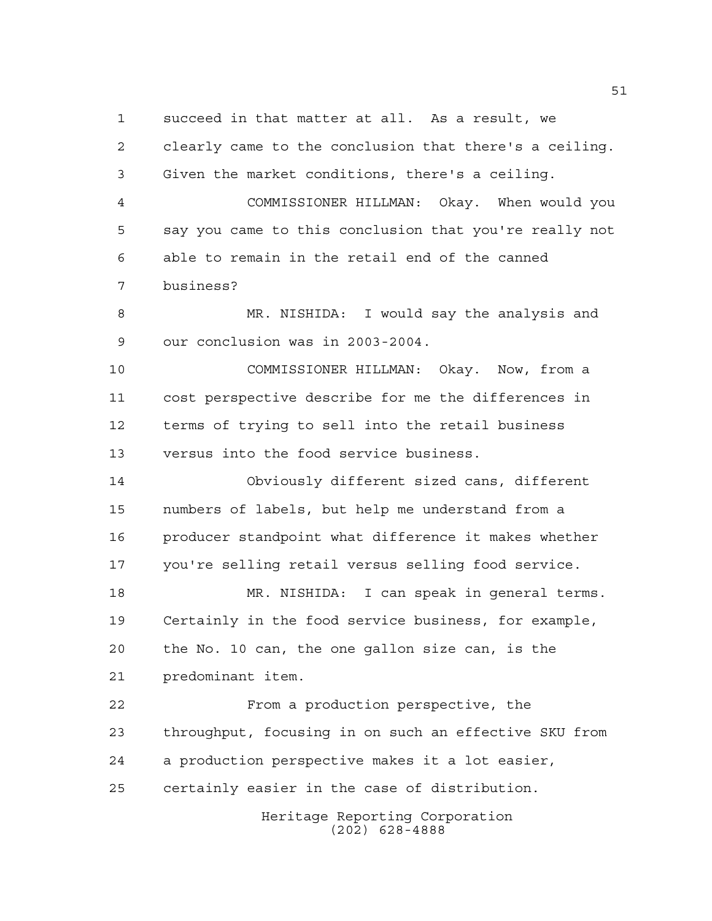succeed in that matter at all. As a result, we clearly came to the conclusion that there's a ceiling. Given the market conditions, there's a ceiling.

COMMISSIONER HILLMAN: Okay. When would you say you came to this conclusion that you're really not able to remain in the retail end of the canned business?

MR. NISHIDA: I would say the analysis and our conclusion was in 2003-2004.

COMMISSIONER HILLMAN: Okay. Now, from a cost perspective describe for me the differences in terms of trying to sell into the retail business versus into the food service business.

Obviously different sized cans, different numbers of labels, but help me understand from a producer standpoint what difference it makes whether you're selling retail versus selling food service.

MR. NISHIDA: I can speak in general terms. Certainly in the food service business, for example, the No. 10 can, the one gallon size can, is the predominant item.

From a production perspective, the throughput, focusing in on such an effective SKU from a production perspective makes it a lot easier, certainly easier in the case of distribution.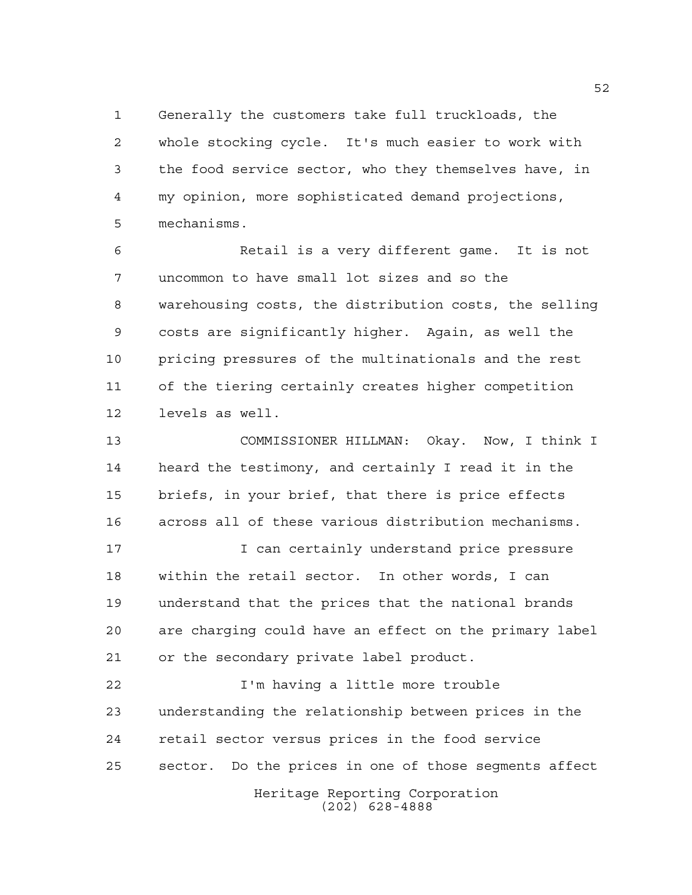Generally the customers take full truckloads, the whole stocking cycle. It's much easier to work with the food service sector, who they themselves have, in my opinion, more sophisticated demand projections, mechanisms.

Retail is a very different game. It is not uncommon to have small lot sizes and so the warehousing costs, the distribution costs, the selling costs are significantly higher. Again, as well the pricing pressures of the multinationals and the rest of the tiering certainly creates higher competition levels as well.

COMMISSIONER HILLMAN: Okay. Now, I think I heard the testimony, and certainly I read it in the briefs, in your brief, that there is price effects across all of these various distribution mechanisms.

I can certainly understand price pressure within the retail sector. In other words, I can understand that the prices that the national brands are charging could have an effect on the primary label or the secondary private label product.

I'm having a little more trouble understanding the relationship between prices in the retail sector versus prices in the food service sector. Do the prices in one of those segments affect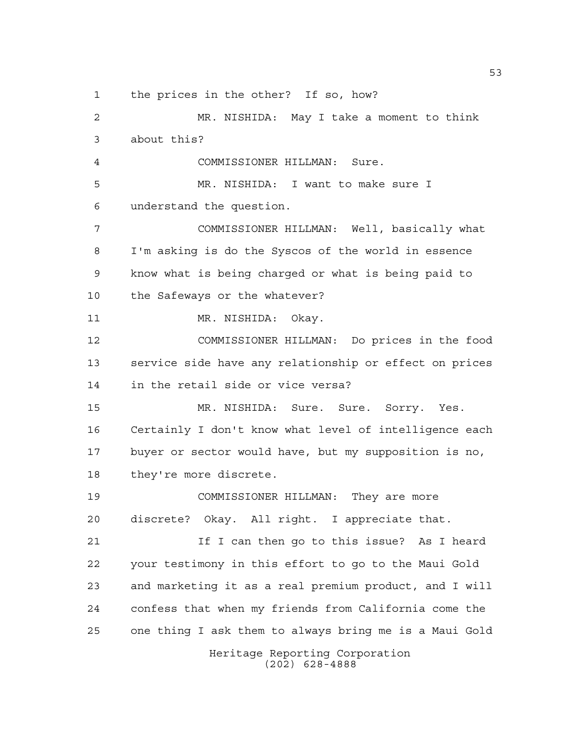the prices in the other? If so, how?

MR. NISHIDA: May I take a moment to think about this?

COMMISSIONER HILLMAN: Sure.

MR. NISHIDA: I want to make sure I understand the question.

COMMISSIONER HILLMAN: Well, basically what I'm asking is do the Syscos of the world in essence know what is being charged or what is being paid to the Safeways or the whatever?

MR. NISHIDA: Okay.

COMMISSIONER HILLMAN: Do prices in the food service side have any relationship or effect on prices in the retail side or vice versa?

MR. NISHIDA: Sure. Sure. Sorry. Yes. Certainly I don't know what level of intelligence each buyer or sector would have, but my supposition is no, they're more discrete.

COMMISSIONER HILLMAN: They are more discrete? Okay. All right. I appreciate that.

If I can then go to this issue? As I heard your testimony in this effort to go to the Maui Gold and marketing it as a real premium product, and I will confess that when my friends from California come the one thing I ask them to always bring me is a Maui Gold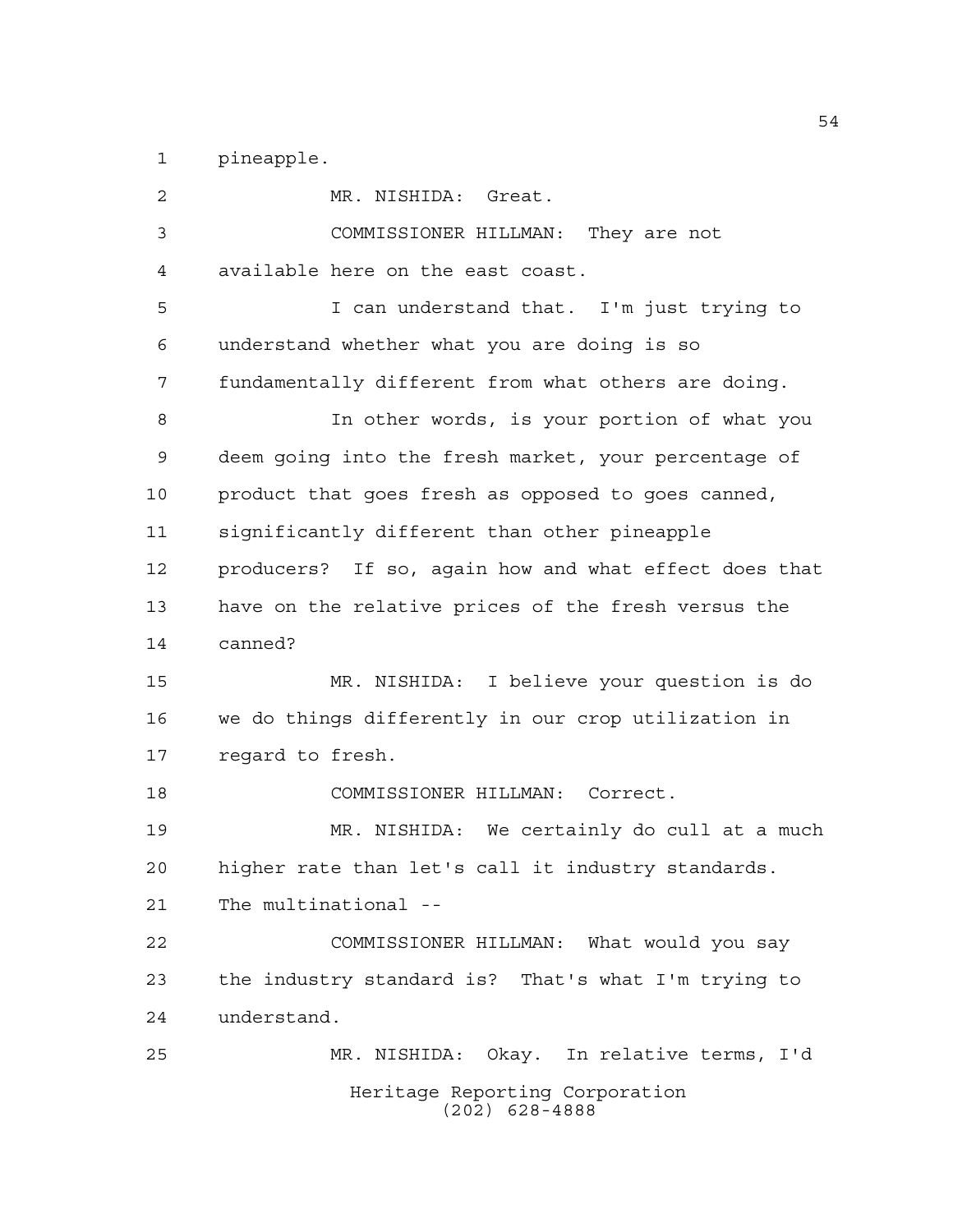pineapple.

MR. NISHIDA: Great.

COMMISSIONER HILLMAN: They are not available here on the east coast.

I can understand that. I'm just trying to understand whether what you are doing is so fundamentally different from what others are doing.

In other words, is your portion of what you deem going into the fresh market, your percentage of product that goes fresh as opposed to goes canned, significantly different than other pineapple producers? If so, again how and what effect does that have on the relative prices of the fresh versus the canned?

MR. NISHIDA: I believe your question is do we do things differently in our crop utilization in regard to fresh.

COMMISSIONER HILLMAN: Correct.

MR. NISHIDA: We certainly do cull at a much higher rate than let's call it industry standards. The multinational --

COMMISSIONER HILLMAN: What would you say the industry standard is? That's what I'm trying to understand.

MR. NISHIDA: Okay. In relative terms, I'd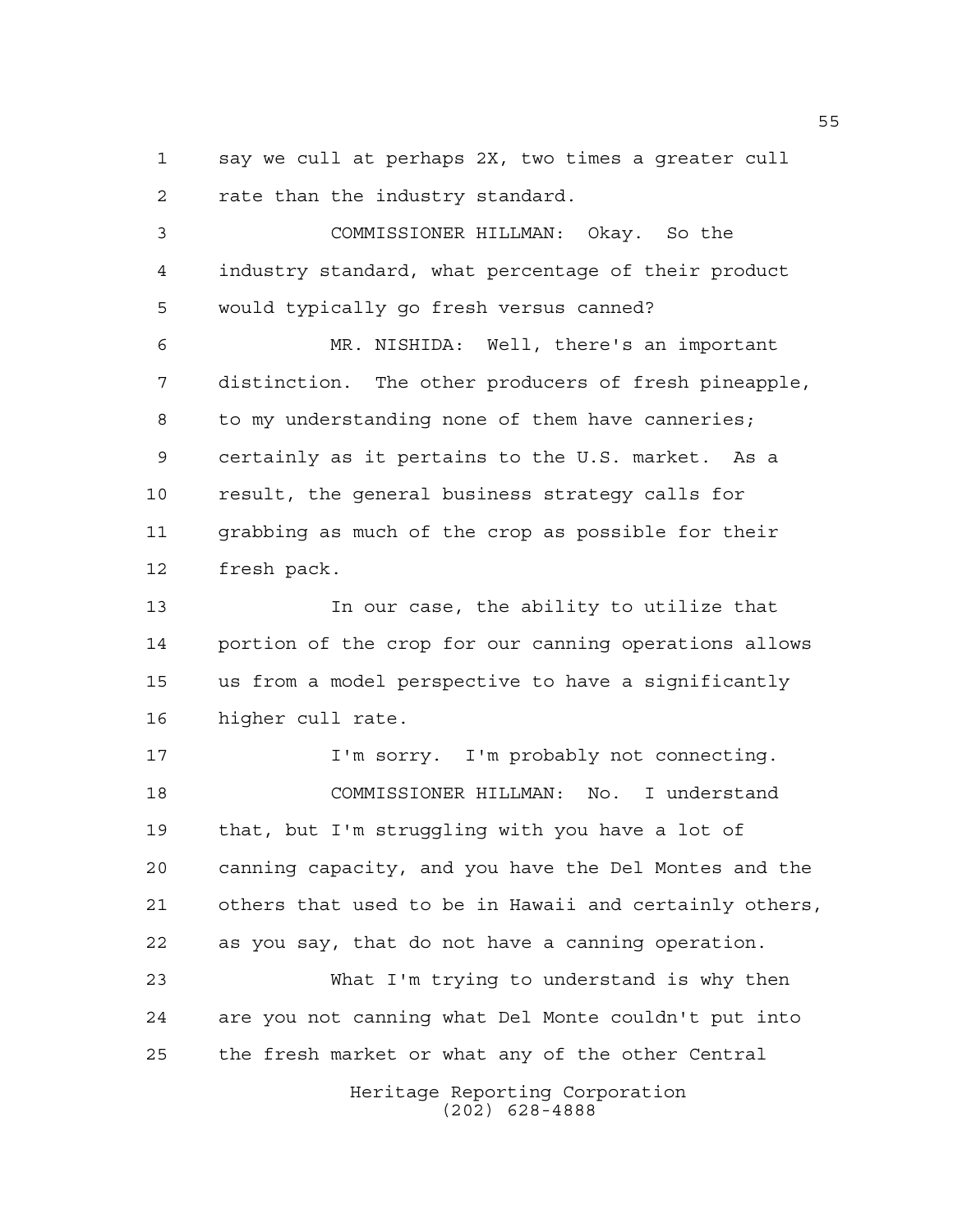say we cull at perhaps 2X, two times a greater cull rate than the industry standard.

COMMISSIONER HILLMAN: Okay. So the industry standard, what percentage of their product would typically go fresh versus canned?

MR. NISHIDA: Well, there's an important distinction. The other producers of fresh pineapple, to my understanding none of them have canneries; certainly as it pertains to the U.S. market. As a result, the general business strategy calls for grabbing as much of the crop as possible for their fresh pack.

In our case, the ability to utilize that portion of the crop for our canning operations allows us from a model perspective to have a significantly higher cull rate.

I'm sorry. I'm probably not connecting.

COMMISSIONER HILLMAN: No. I understand that, but I'm struggling with you have a lot of canning capacity, and you have the Del Montes and the others that used to be in Hawaii and certainly others, as you say, that do not have a canning operation.

What I'm trying to understand is why then are you not canning what Del Monte couldn't put into the fresh market or what any of the other Central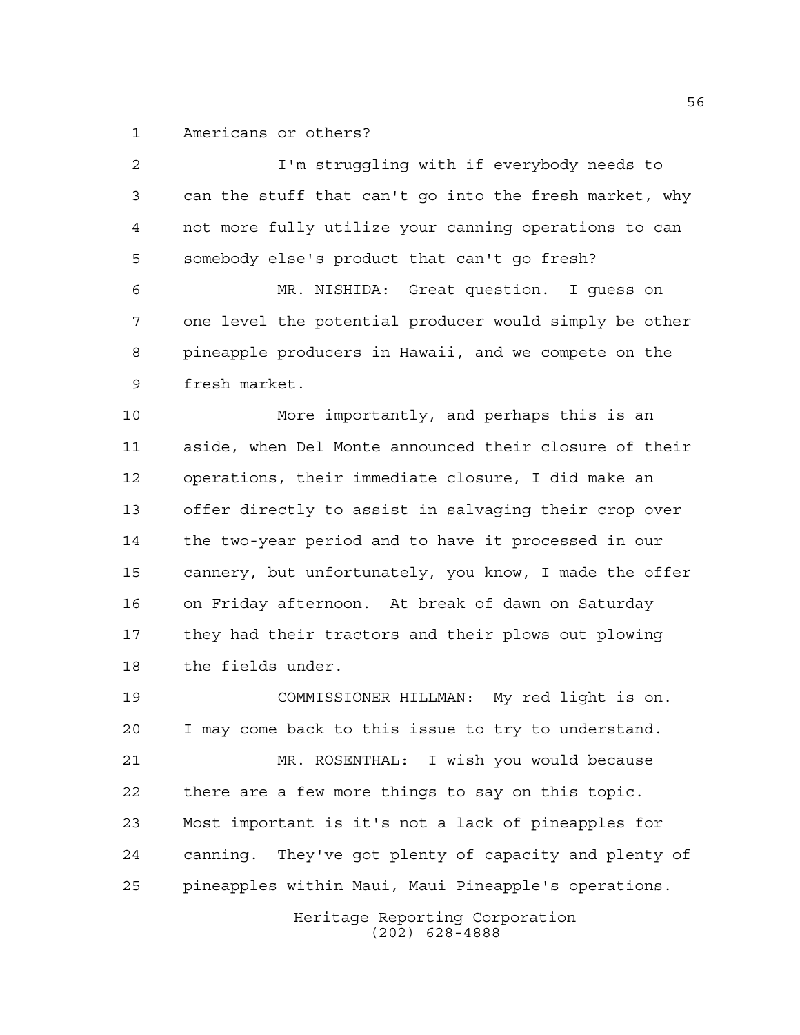Americans or others?

I'm struggling with if everybody needs to can the stuff that can't go into the fresh market, why not more fully utilize your canning operations to can somebody else's product that can't go fresh?

MR. NISHIDA: Great question. I guess on one level the potential producer would simply be other pineapple producers in Hawaii, and we compete on the fresh market.

More importantly, and perhaps this is an aside, when Del Monte announced their closure of their operations, their immediate closure, I did make an offer directly to assist in salvaging their crop over the two-year period and to have it processed in our cannery, but unfortunately, you know, I made the offer on Friday afternoon. At break of dawn on Saturday they had their tractors and their plows out plowing the fields under.

COMMISSIONER HILLMAN: My red light is on. I may come back to this issue to try to understand.

MR. ROSENTHAL: I wish you would because there are a few more things to say on this topic. Most important is it's not a lack of pineapples for canning. They've got plenty of capacity and plenty of pineapples within Maui, Maui Pineapple's operations.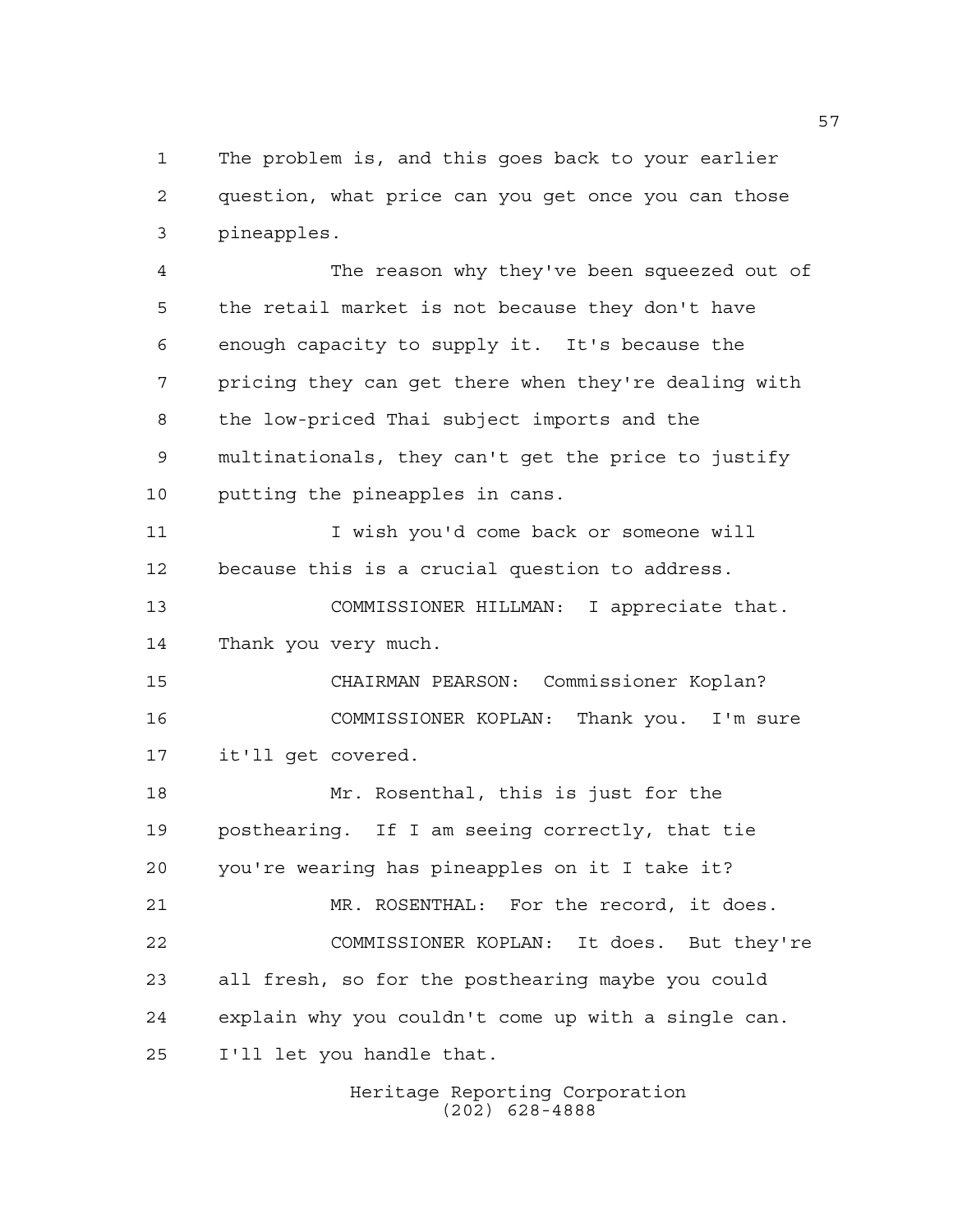The problem is, and this goes back to your earlier question, what price can you get once you can those pineapples.

The reason why they've been squeezed out of the retail market is not because they don't have enough capacity to supply it. It's because the pricing they can get there when they're dealing with the low-priced Thai subject imports and the multinationals, they can't get the price to justify putting the pineapples in cans.

I wish you'd come back or someone will because this is a crucial question to address.

COMMISSIONER HILLMAN: I appreciate that. Thank you very much.

CHAIRMAN PEARSON: Commissioner Koplan?

COMMISSIONER KOPLAN: Thank you. I'm sure it'll get covered.

Mr. Rosenthal, this is just for the posthearing. If I am seeing correctly, that tie you're wearing has pineapples on it I take it?

MR. ROSENTHAL: For the record, it does.

COMMISSIONER KOPLAN: It does. But they're all fresh, so for the posthearing maybe you could explain why you couldn't come up with a single can. I'll let you handle that.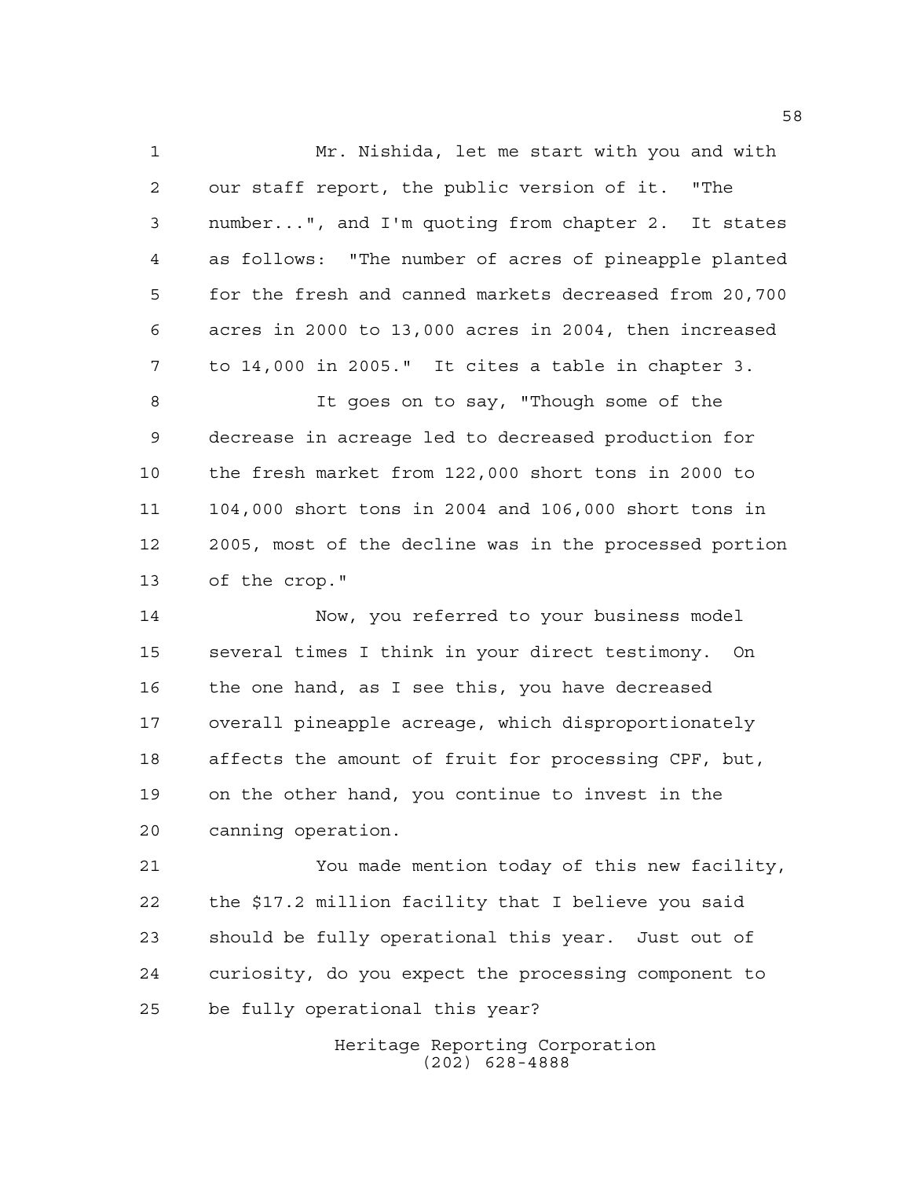Mr. Nishida, let me start with you and with our staff report, the public version of it. "The number...", and I'm quoting from chapter 2. It states as follows: "The number of acres of pineapple planted for the fresh and canned markets decreased from 20,700 acres in 2000 to 13,000 acres in 2004, then increased to 14,000 in 2005." It cites a table in chapter 3.

It goes on to say, "Though some of the decrease in acreage led to decreased production for the fresh market from 122,000 short tons in 2000 to 104,000 short tons in 2004 and 106,000 short tons in 2005, most of the decline was in the processed portion of the crop."

Now, you referred to your business model several times I think in your direct testimony. On the one hand, as I see this, you have decreased overall pineapple acreage, which disproportionately affects the amount of fruit for processing CPF, but, on the other hand, you continue to invest in the canning operation.

You made mention today of this new facility, the $17.2 million facility that I believe you said should be fully operational this year. Just out of curiosity, do you expect the processing component to be fully operational this year?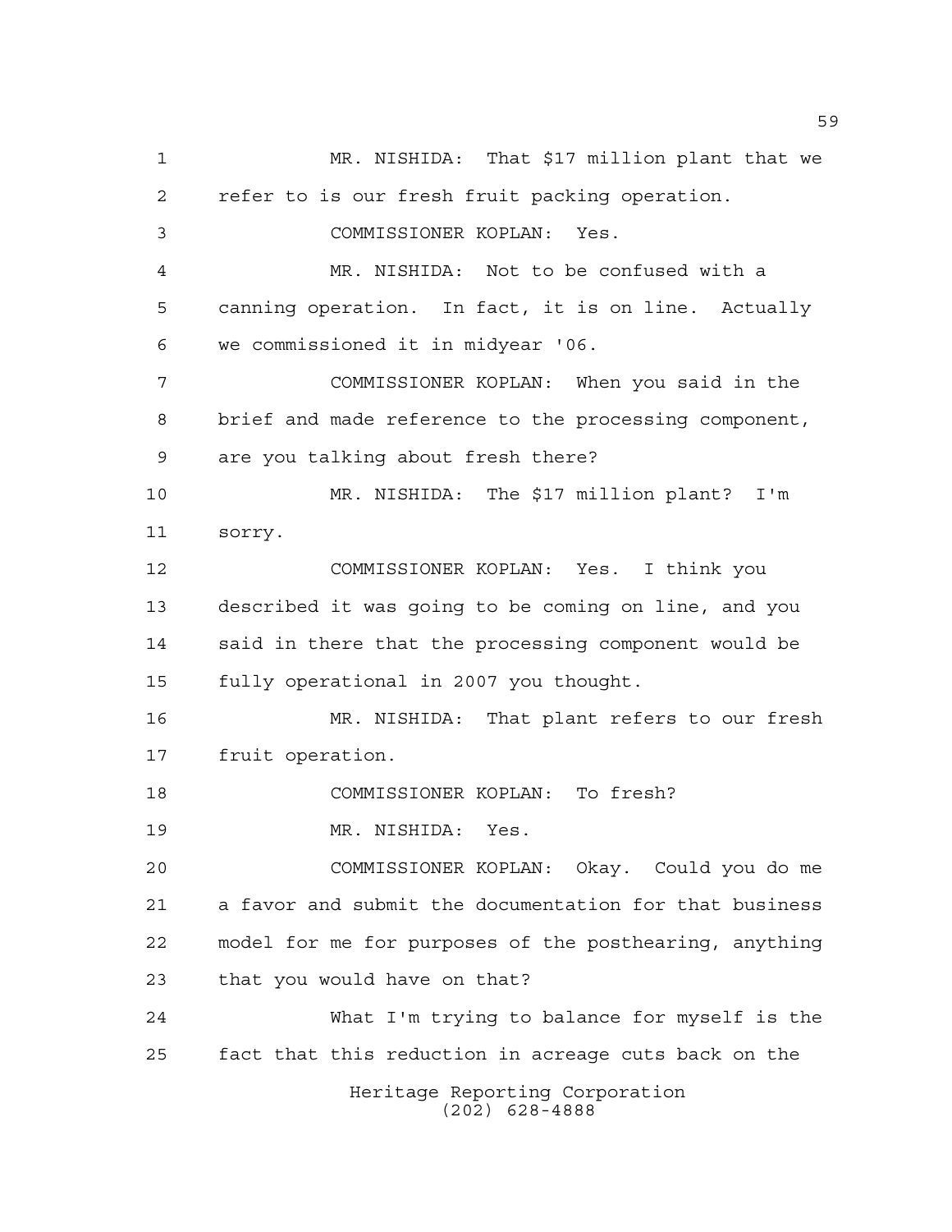MR. NISHIDA: That $17 million plant that we refer to is our fresh fruit packing operation.

COMMISSIONER KOPLAN: Yes.

MR. NISHIDA: Not to be confused with a canning operation. In fact, it is on line. Actually we commissioned it in midyear '06.

COMMISSIONER KOPLAN: When you said in the brief and made reference to the processing component, are you talking about fresh there?

MR. NISHIDA: The $17 million plant? I'm sorry.

COMMISSIONER KOPLAN: Yes. I think you described it was going to be coming on line, and you said in there that the processing component would be fully operational in 2007 you thought.

MR. NISHIDA: That plant refers to our fresh fruit operation.

COMMISSIONER KOPLAN: To fresh?

MR. NISHIDA: Yes.

COMMISSIONER KOPLAN: Okay. Could you do me a favor and submit the documentation for that business model for me for purposes of the posthearing, anything that you would have on that?

What I'm trying to balance for myself is the fact that this reduction in acreage cuts back on the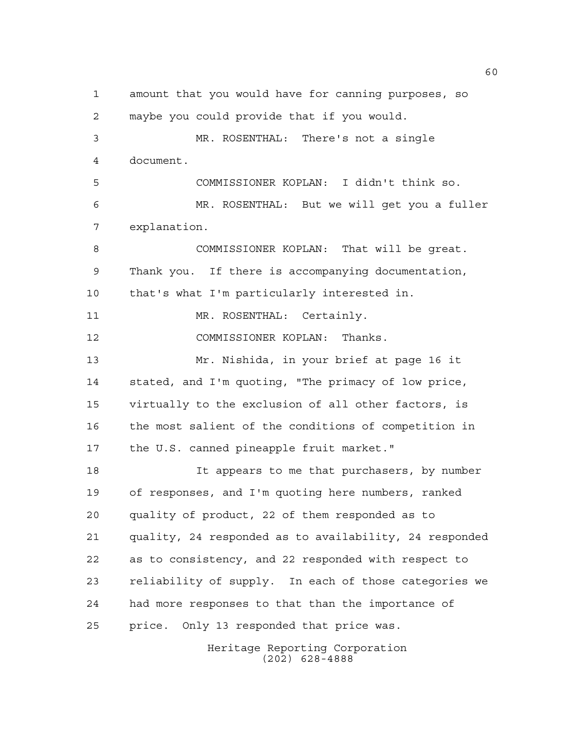amount that you would have for canning purposes, so maybe you could provide that if you would.

MR. ROSENTHAL: There's not a single document.

COMMISSIONER KOPLAN: I didn't think so.

MR. ROSENTHAL: But we will get you a fuller explanation.

COMMISSIONER KOPLAN: That will be great. Thank you. If there is accompanying documentation, that's what I'm particularly interested in.

MR. ROSENTHAL: Certainly.

COMMISSIONER KOPLAN: Thanks.

Mr. Nishida, in your brief at page 16 it stated, and I'm quoting, "The primacy of low price, virtually to the exclusion of all other factors, is the most salient of the conditions of competition in the U.S. canned pineapple fruit market."

It appears to me that purchasers, by number of responses, and I'm quoting here numbers, ranked quality of product, 22 of them responded as to quality, 24 responded as to availability, 24 responded as to consistency, and 22 responded with respect to reliability of supply. In each of those categories we had more responses to that than the importance of price. Only 13 responded that price was.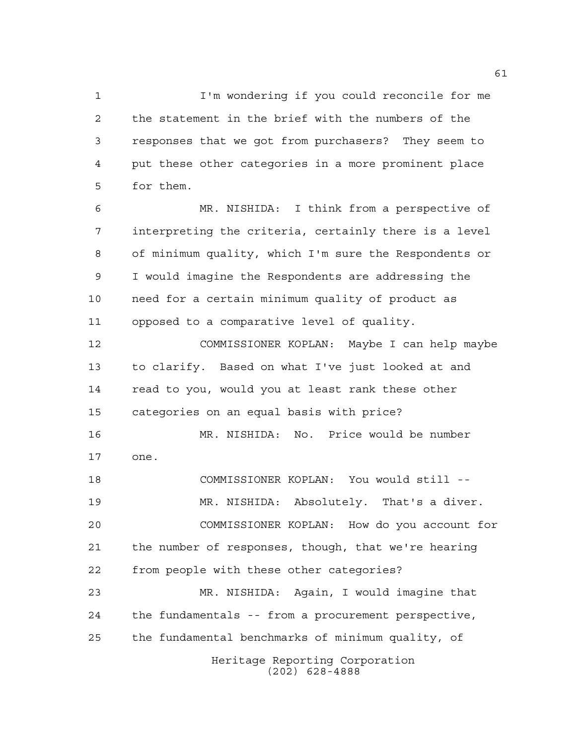I'm wondering if you could reconcile for me the statement in the brief with the numbers of the responses that we got from purchasers? They seem to put these other categories in a more prominent place for them.

MR. NISHIDA: I think from a perspective of interpreting the criteria, certainly there is a level of minimum quality, which I'm sure the Respondents or I would imagine the Respondents are addressing the need for a certain minimum quality of product as opposed to a comparative level of quality.

COMMISSIONER KOPLAN: Maybe I can help maybe to clarify. Based on what I've just looked at and read to you, would you at least rank these other categories on an equal basis with price?

MR. NISHIDA: No. Price would be number one.

COMMISSIONER KOPLAN: You would still --

MR. NISHIDA: Absolutely. That's a diver.

COMMISSIONER KOPLAN: How do you account for the number of responses, though, that we're hearing from people with these other categories?

MR. NISHIDA: Again, I would imagine that the fundamentals -- from a procurement perspective, the fundamental benchmarks of minimum quality, of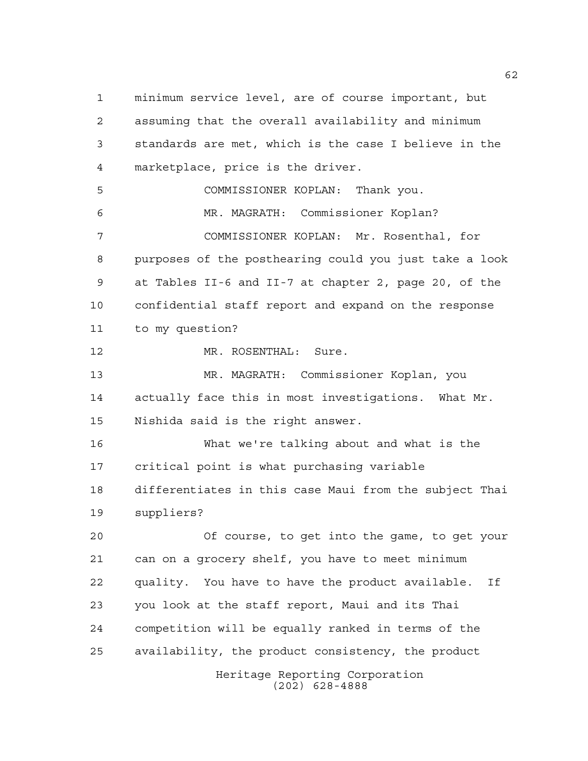minimum service level, are of course important, but assuming that the overall availability and minimum standards are met, which is the case I believe in the marketplace, price is the driver.

COMMISSIONER KOPLAN: Thank you.

MR. MAGRATH: Commissioner Koplan?

COMMISSIONER KOPLAN: Mr. Rosenthal, for purposes of the posthearing could you just take a look at Tables II-6 and II-7 at chapter 2, page 20, of the confidential staff report and expand on the response to my question?

MR. ROSENTHAL: Sure.

MR. MAGRATH: Commissioner Koplan, you actually face this in most investigations. What Mr. Nishida said is the right answer.

What we're talking about and what is the critical point is what purchasing variable differentiates in this case Maui from the subject Thai suppliers?

Of course, to get into the game, to get your can on a grocery shelf, you have to meet minimum quality. You have to have the product available. If you look at the staff report, Maui and its Thai competition will be equally ranked in terms of the availability, the product consistency, the product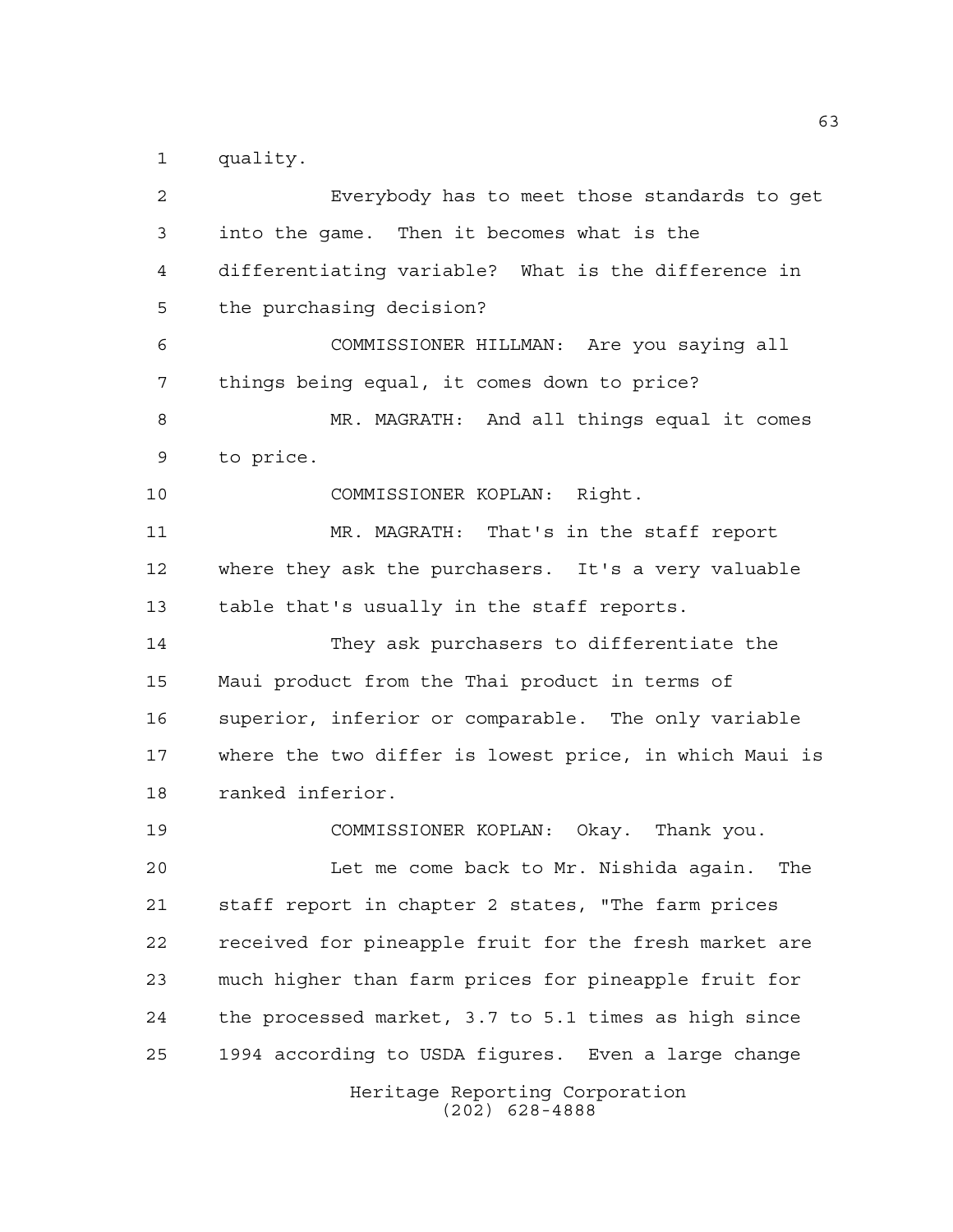quality.

Everybody has to meet those standards to get into the game. Then it becomes what is the differentiating variable? What is the difference in the purchasing decision?

COMMISSIONER HILLMAN: Are you saying all things being equal, it comes down to price?

MR. MAGRATH: And all things equal it comes to price.

COMMISSIONER KOPLAN: Right.

MR. MAGRATH: That's in the staff report where they ask the purchasers. It's a very valuable table that's usually in the staff reports.

They ask purchasers to differentiate the Maui product from the Thai product in terms of superior, inferior or comparable. The only variable where the two differ is lowest price, in which Maui is ranked inferior.

COMMISSIONER KOPLAN: Okay. Thank you.

Let me come back to Mr. Nishida again. The staff report in chapter 2 states, "The farm prices received for pineapple fruit for the fresh market are much higher than farm prices for pineapple fruit for the processed market, 3.7 to 5.1 times as high since 1994 according to USDA figures. Even a large change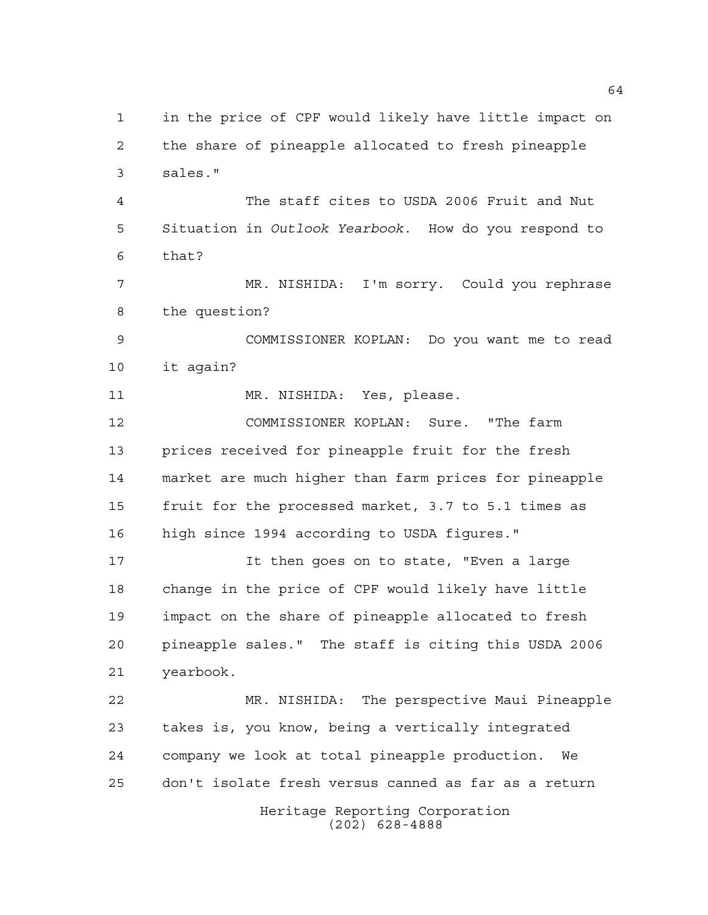in the price of CPF would likely have little impact on the share of pineapple allocated to fresh pineapple sales."

The staff cites to USDA 2006 Fruit and Nut Situation in *Outlook Yearbook*. How do you respond to that?

MR. NISHIDA: I'm sorry. Could you rephrase the question?

COMMISSIONER KOPLAN: Do you want me to read it again?

MR. NISHIDA: Yes, please.

COMMISSIONER KOPLAN: Sure. "The farm prices received for pineapple fruit for the fresh market are much higher than farm prices for pineapple fruit for the processed market, 3.7 to 5.1 times as high since 1994 according to USDA figures."

It then goes on to state, "Even a large change in the price of CPF would likely have little impact on the share of pineapple allocated to fresh pineapple sales." The staff is citing this USDA 2006 yearbook.

MR. NISHIDA: The perspective Maui Pineapple takes is, you know, being a vertically integrated company we look at total pineapple production. We don't isolate fresh versus canned as far as a return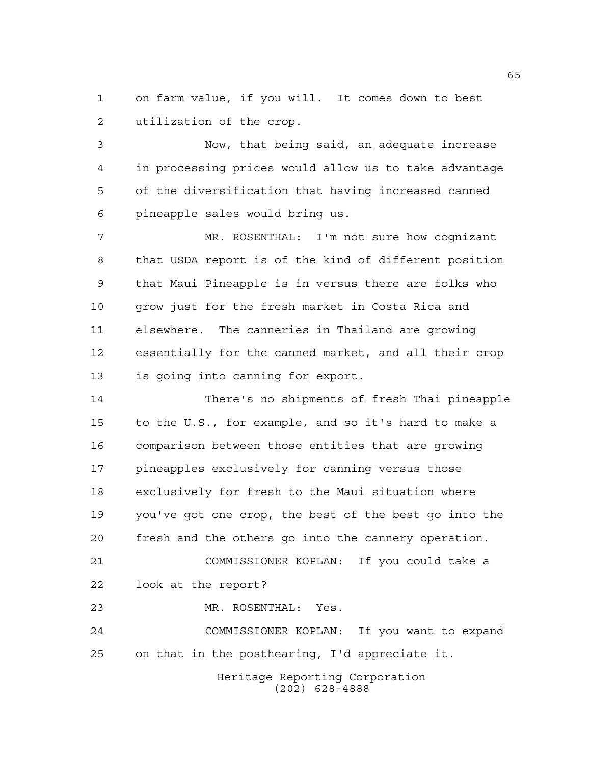on farm value, if you will. It comes down to best utilization of the crop.

Now, that being said, an adequate increase in processing prices would allow us to take advantage of the diversification that having increased canned pineapple sales would bring us.

MR. ROSENTHAL: I'm not sure how cognizant that USDA report is of the kind of different position that Maui Pineapple is in versus there are folks who grow just for the fresh market in Costa Rica and elsewhere. The canneries in Thailand are growing essentially for the canned market, and all their crop is going into canning for export.

There's no shipments of fresh Thai pineapple to the U.S., for example, and so it's hard to make a comparison between those entities that are growing pineapples exclusively for canning versus those exclusively for fresh to the Maui situation where you've got one crop, the best of the best go into the fresh and the others go into the cannery operation.

COMMISSIONER KOPLAN: If you could take a look at the report?

MR. ROSENTHAL: Yes.

COMMISSIONER KOPLAN: If you want to expand on that in the posthearing, I'd appreciate it.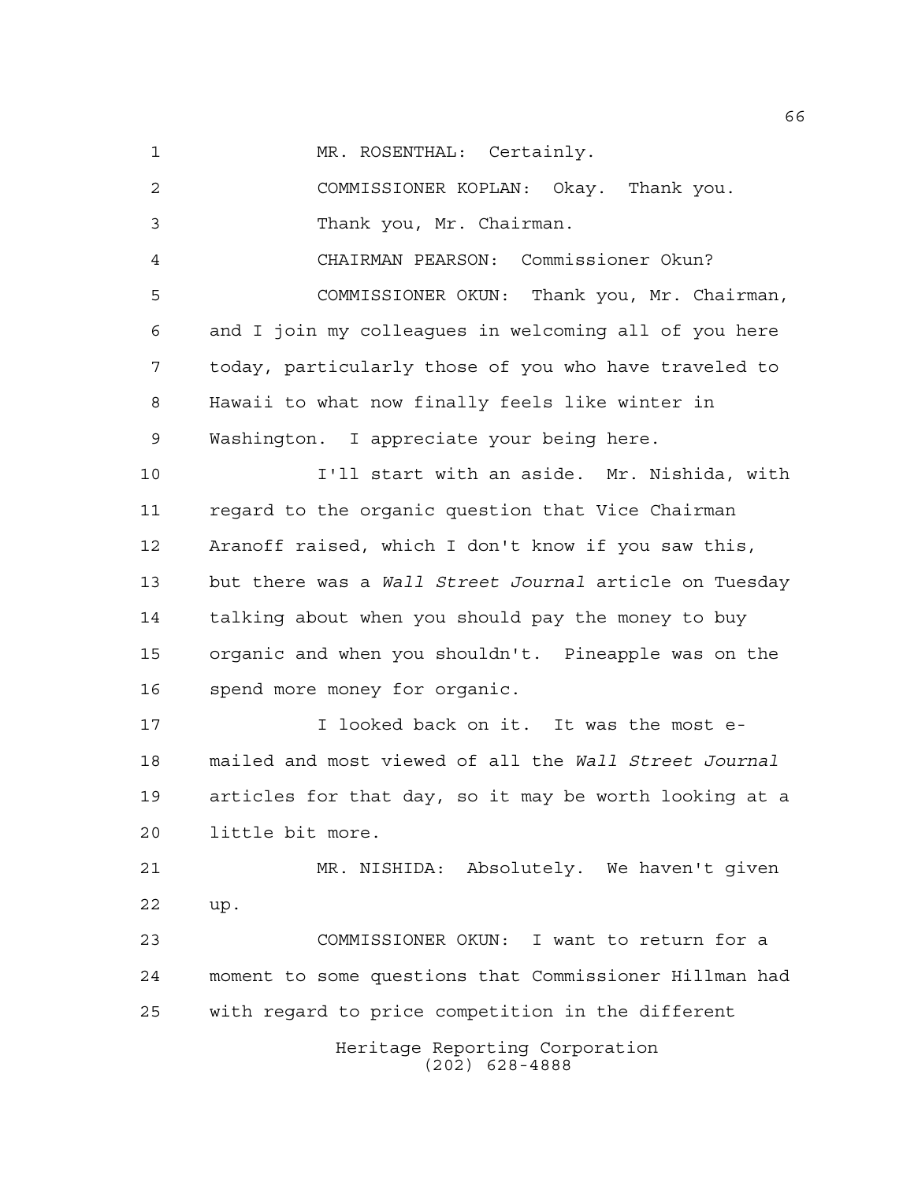MR. ROSENTHAL: Certainly.

COMMISSIONER KOPLAN: Okay. Thank you.

Thank you, Mr. Chairman.

CHAIRMAN PEARSON: Commissioner Okun?

COMMISSIONER OKUN: Thank you, Mr. Chairman, and I join my colleagues in welcoming all of you here today, particularly those of you who have traveled to Hawaii to what now finally feels like winter in Washington. I appreciate your being here.

I'll start with an aside. Mr. Nishida, with regard to the organic question that Vice Chairman Aranoff raised, which I don't know if you saw this, but there was a *Wall Street Journal* article on Tuesday talking about when you should pay the money to buy organic and when you shouldn't. Pineapple was on the spend more money for organic.

I looked back on it. It was the most e-mailed and most viewed of all the *Wall Street Journal* articles for that day, so it may be worth looking at a little bit more.

MR. NISHIDA: Absolutely. We haven't given up.

COMMISSIONER OKUN: I want to return for a moment to some questions that Commissioner Hillman had with regard to price competition in the different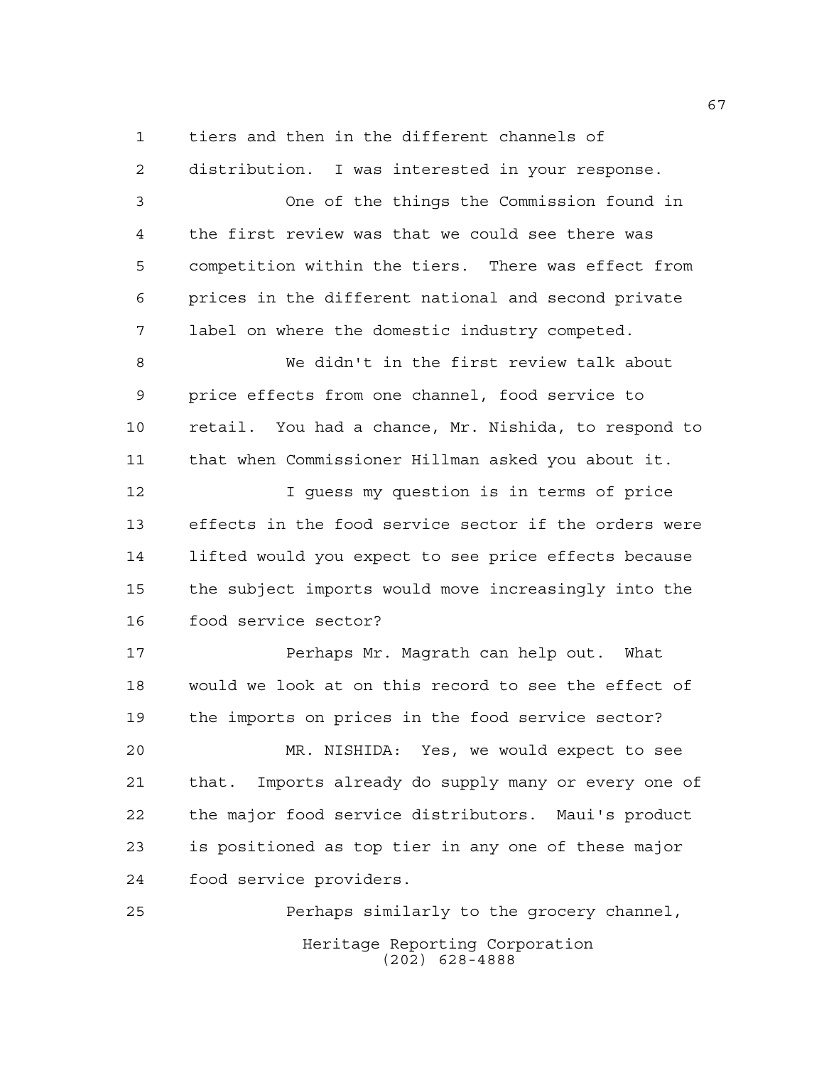tiers and then in the different channels of distribution. I was interested in your response.

One of the things the Commission found in the first review was that we could see there was competition within the tiers. There was effect from prices in the different national and second private label on where the domestic industry competed.

We didn't in the first review talk about price effects from one channel, food service to retail. You had a chance, Mr. Nishida, to respond to that when Commissioner Hillman asked you about it.

I guess my question is in terms of price effects in the food service sector if the orders were lifted would you expect to see price effects because the subject imports would move increasingly into the food service sector?

Perhaps Mr. Magrath can help out. What would we look at on this record to see the effect of the imports on prices in the food service sector?

MR. NISHIDA: Yes, we would expect to see that. Imports already do supply many or every one of the major food service distributors. Maui's product is positioned as top tier in any one of these major food service providers.

Perhaps similarly to the grocery channel,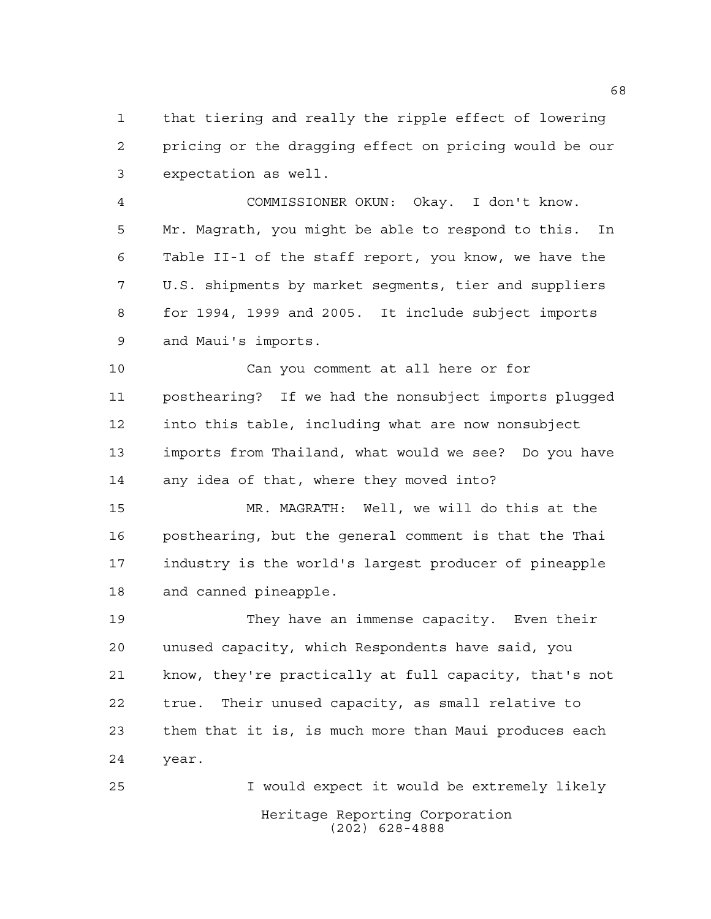that tiering and really the ripple effect of lowering pricing or the dragging effect on pricing would be our expectation as well.

COMMISSIONER OKUN: Okay. I don't know. Mr. Magrath, you might be able to respond to this. In Table II-1 of the staff report, you know, we have the U.S. shipments by market segments, tier and suppliers for 1994, 1999 and 2005. It include subject imports and Maui's imports.

Can you comment at all here or for posthearing? If we had the nonsubject imports plugged into this table, including what are now nonsubject imports from Thailand, what would we see? Do you have any idea of that, where they moved into?

MR. MAGRATH: Well, we will do this at the posthearing, but the general comment is that the Thai industry is the world's largest producer of pineapple and canned pineapple.

They have an immense capacity. Even their unused capacity, which Respondents have said, you know, they're practically at full capacity, that's not true. Their unused capacity, as small relative to them that it is, is much more than Maui produces each year.

I would expect it would be extremely likely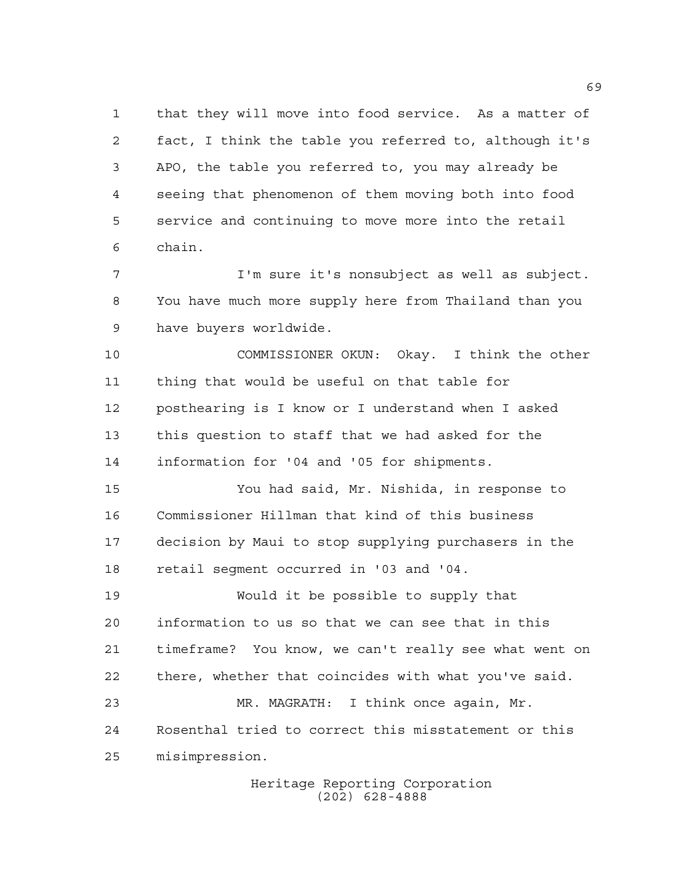that they will move into food service. As a matter of fact, I think the table you referred to, although it's APO, the table you referred to, you may already be seeing that phenomenon of them moving both into food service and continuing to move more into the retail chain.

I'm sure it's nonsubject as well as subject. You have much more supply here from Thailand than you have buyers worldwide.

COMMISSIONER OKUN: Okay. I think the other thing that would be useful on that table for posthearing is I know or I understand when I asked this question to staff that we had asked for the information for '04 and '05 for shipments.

You had said, Mr. Nishida, in response to Commissioner Hillman that kind of this business decision by Maui to stop supplying purchasers in the retail segment occurred in '03 and '04.

Would it be possible to supply that information to us so that we can see that in this timeframe? You know, we can't really see what went on there, whether that coincides with what you've said.

MR. MAGRATH: I think once again, Mr. Rosenthal tried to correct this misstatement or this misimpression.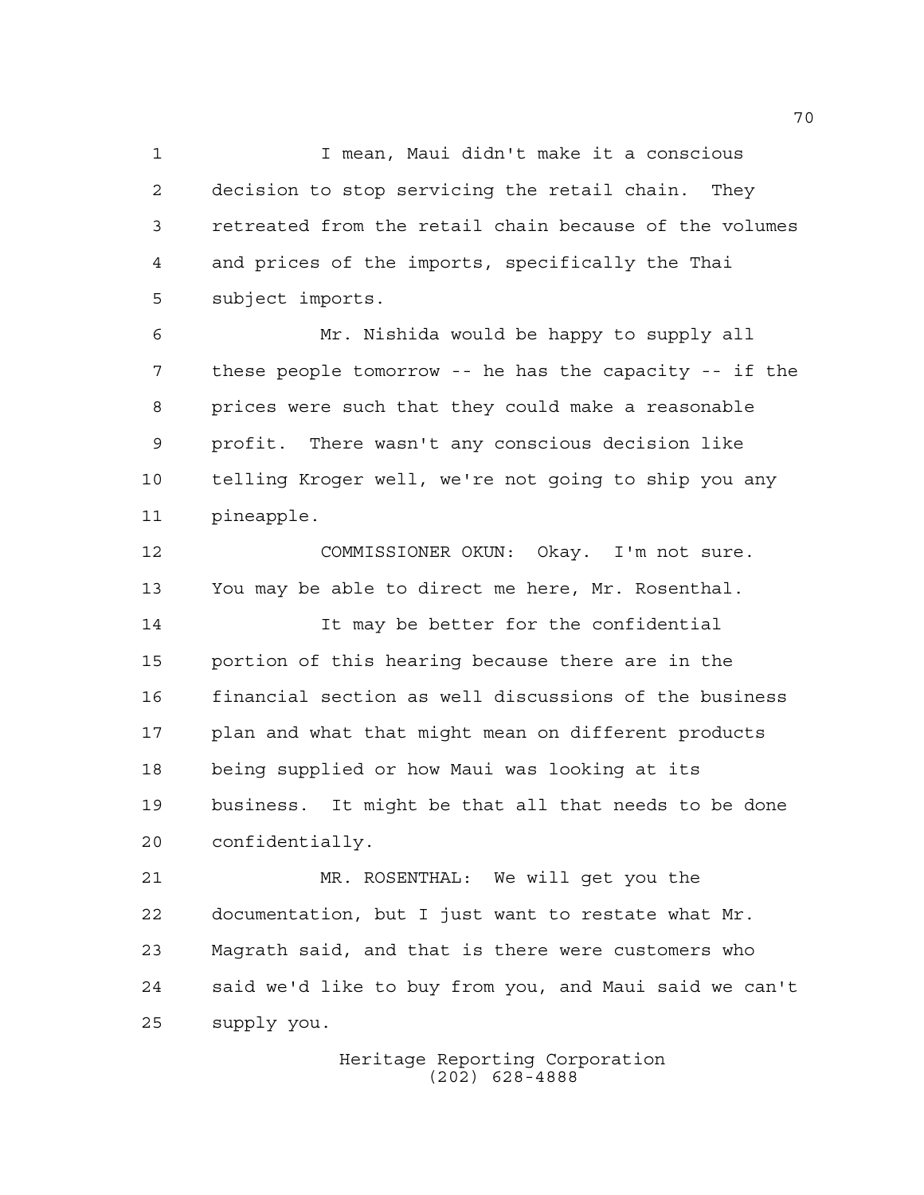I mean, Maui didn't make it a conscious decision to stop servicing the retail chain. They retreated from the retail chain because of the volumes and prices of the imports, specifically the Thai subject imports.

Mr. Nishida would be happy to supply all these people tomorrow -- he has the capacity -- if the prices were such that they could make a reasonable profit. There wasn't any conscious decision like telling Kroger well, we're not going to ship you any pineapple.

COMMISSIONER OKUN: Okay. I'm not sure. You may be able to direct me here, Mr. Rosenthal.

It may be better for the confidential portion of this hearing because there are in the financial section as well discussions of the business plan and what that might mean on different products being supplied or how Maui was looking at its business. It might be that all that needs to be done confidentially.

MR. ROSENTHAL: We will get you the documentation, but I just want to restate what Mr. Magrath said, and that is there were customers who said we'd like to buy from you, and Maui said we can't supply you.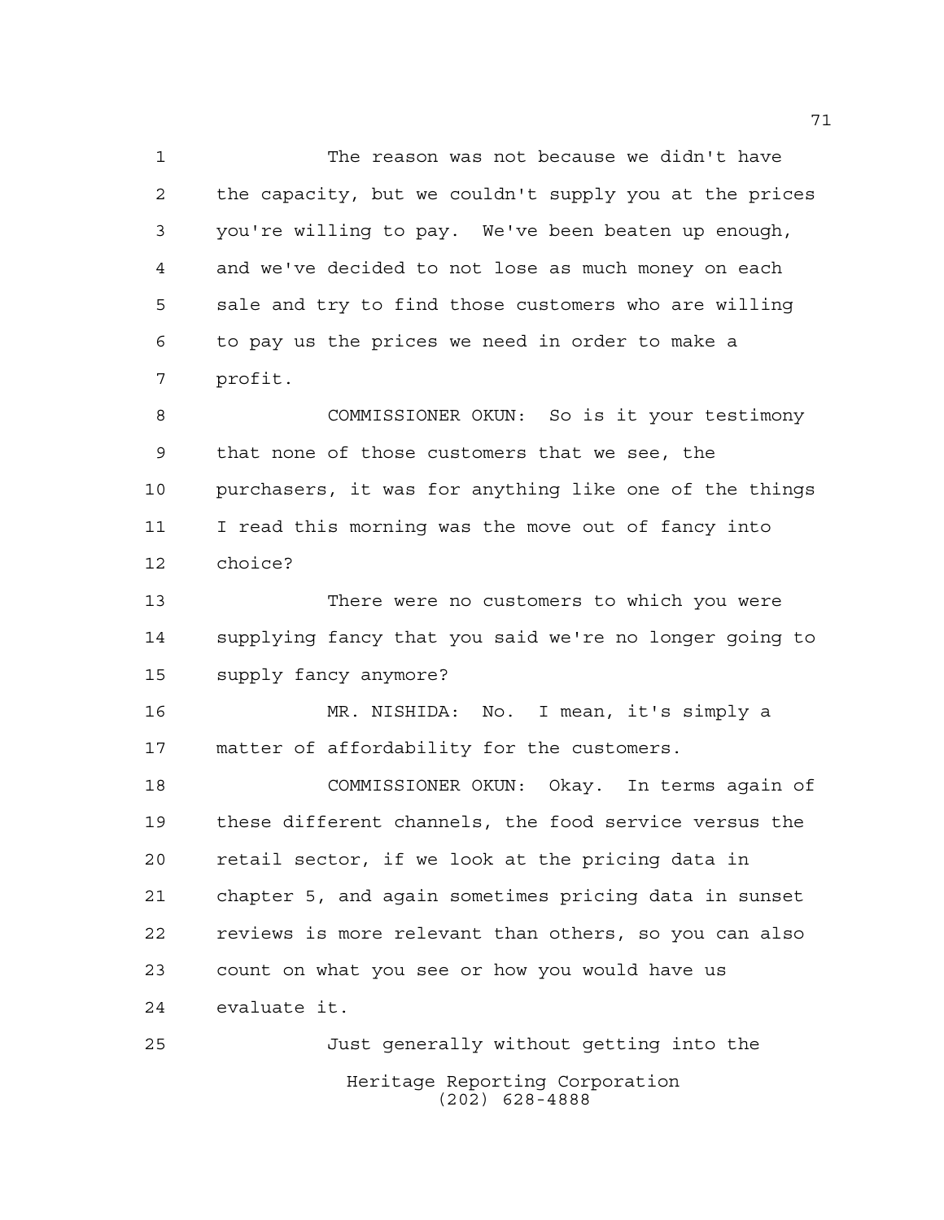The reason was not because we didn't have the capacity, but we couldn't supply you at the prices you're willing to pay. We've been beaten up enough, and we've decided to not lose as much money on each sale and try to find those customers who are willing to pay us the prices we need in order to make a profit.

COMMISSIONER OKUN: So is it your testimony that none of those customers that we see, the purchasers, it was for anything like one of the things I read this morning was the move out of fancy into choice?

There were no customers to which you were supplying fancy that you said we're no longer going to supply fancy anymore?

MR. NISHIDA: No. I mean, it's simply a matter of affordability for the customers.

COMMISSIONER OKUN: Okay. In terms again of these different channels, the food service versus the retail sector, if we look at the pricing data in chapter 5, and again sometimes pricing data in sunset reviews is more relevant than others, so you can also count on what you see or how you would have us evaluate it.

Just generally without getting into the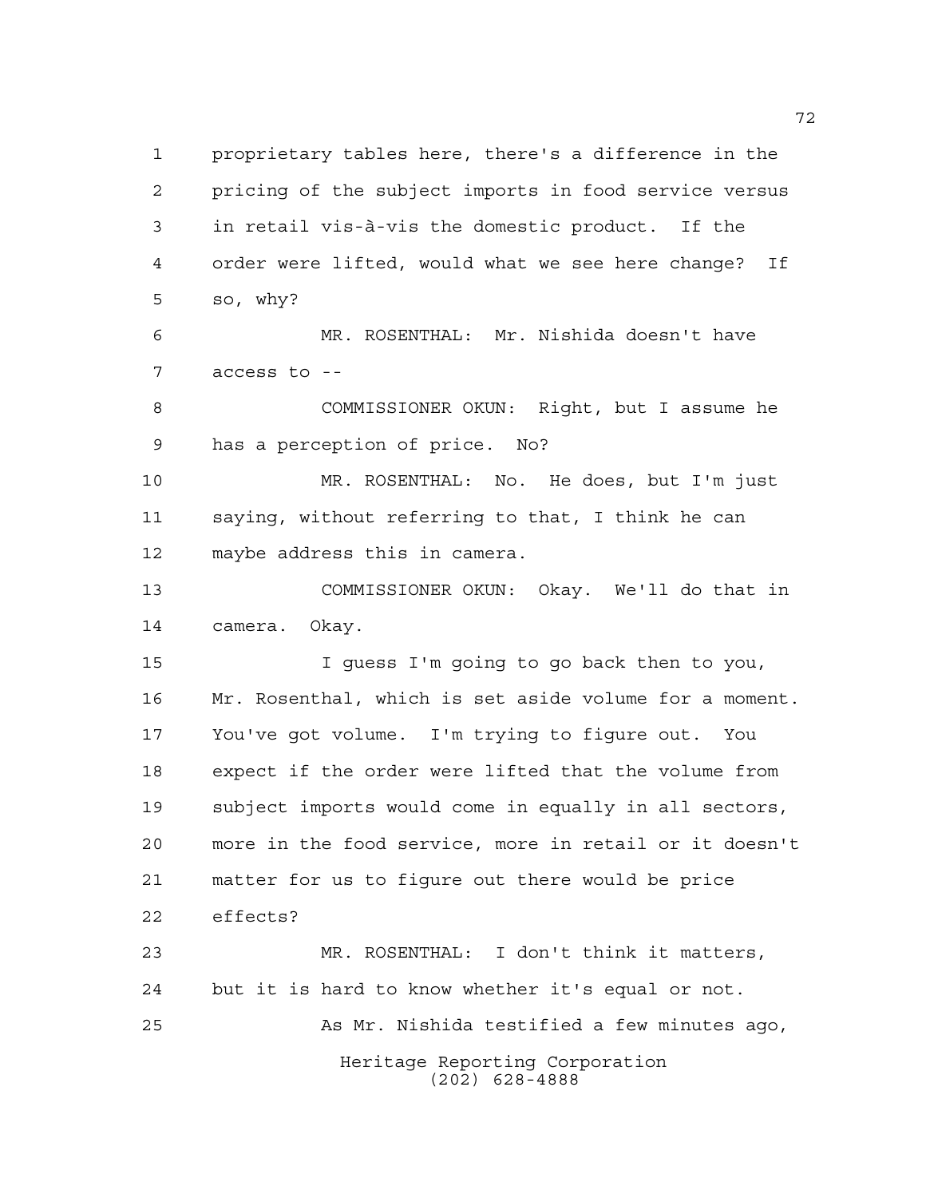proprietary tables here, there's a difference in the pricing of the subject imports in food service versus in retail vis-à-vis the domestic product. If the order were lifted, would what we see here change? If so, why?

MR. ROSENTHAL: Mr. Nishida doesn't have access to --

COMMISSIONER OKUN: Right, but I assume he has a perception of price. No?

MR. ROSENTHAL: No. He does, but I'm just saying, without referring to that, I think he can maybe address this in camera.

COMMISSIONER OKUN: Okay. We'll do that in camera. Okay.

I guess I'm going to go back then to you, Mr. Rosenthal, which is set aside volume for a moment. You've got volume. I'm trying to figure out. You expect if the order were lifted that the volume from subject imports would come in equally in all sectors, more in the food service, more in retail or it doesn't matter for us to figure out there would be price effects?

MR. ROSENTHAL: I don't think it matters, but it is hard to know whether it's equal or not.

As Mr. Nishida testified a few minutes ago,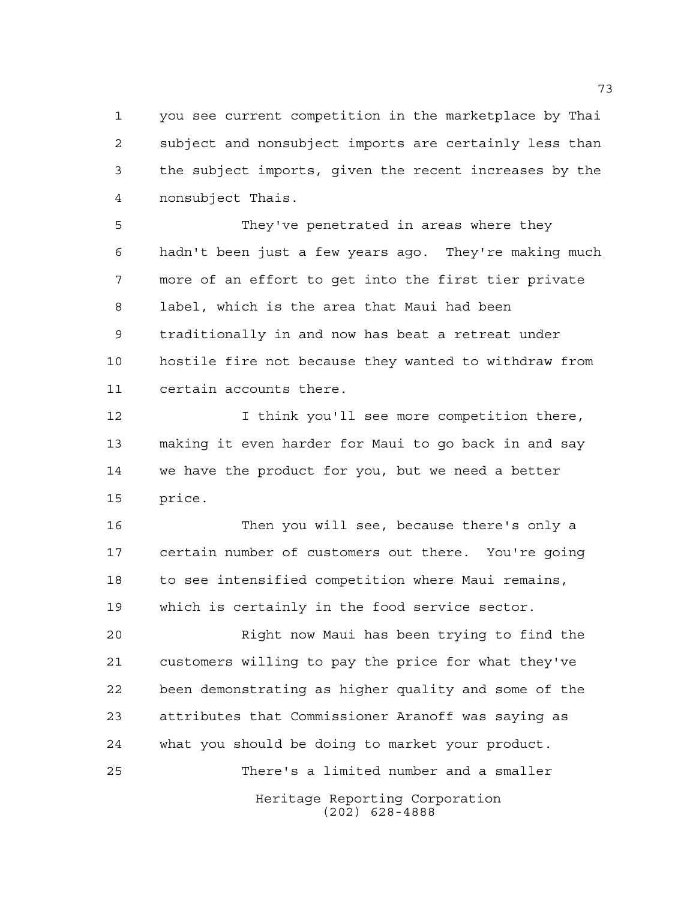you see current competition in the marketplace by Thai subject and nonsubject imports are certainly less than the subject imports, given the recent increases by the nonsubject Thais.

They've penetrated in areas where they hadn't been just a few years ago. They're making much more of an effort to get into the first tier private label, which is the area that Maui had been traditionally in and now has beat a retreat under hostile fire not because they wanted to withdraw from certain accounts there.

I think you'll see more competition there, making it even harder for Maui to go back in and say we have the product for you, but we need a better price.

Then you will see, because there's only a certain number of customers out there. You're going to see intensified competition where Maui remains, which is certainly in the food service sector.

Right now Maui has been trying to find the customers willing to pay the price for what they've been demonstrating as higher quality and some of the attributes that Commissioner Aranoff was saying as what you should be doing to market your product.

There's a limited number and a smaller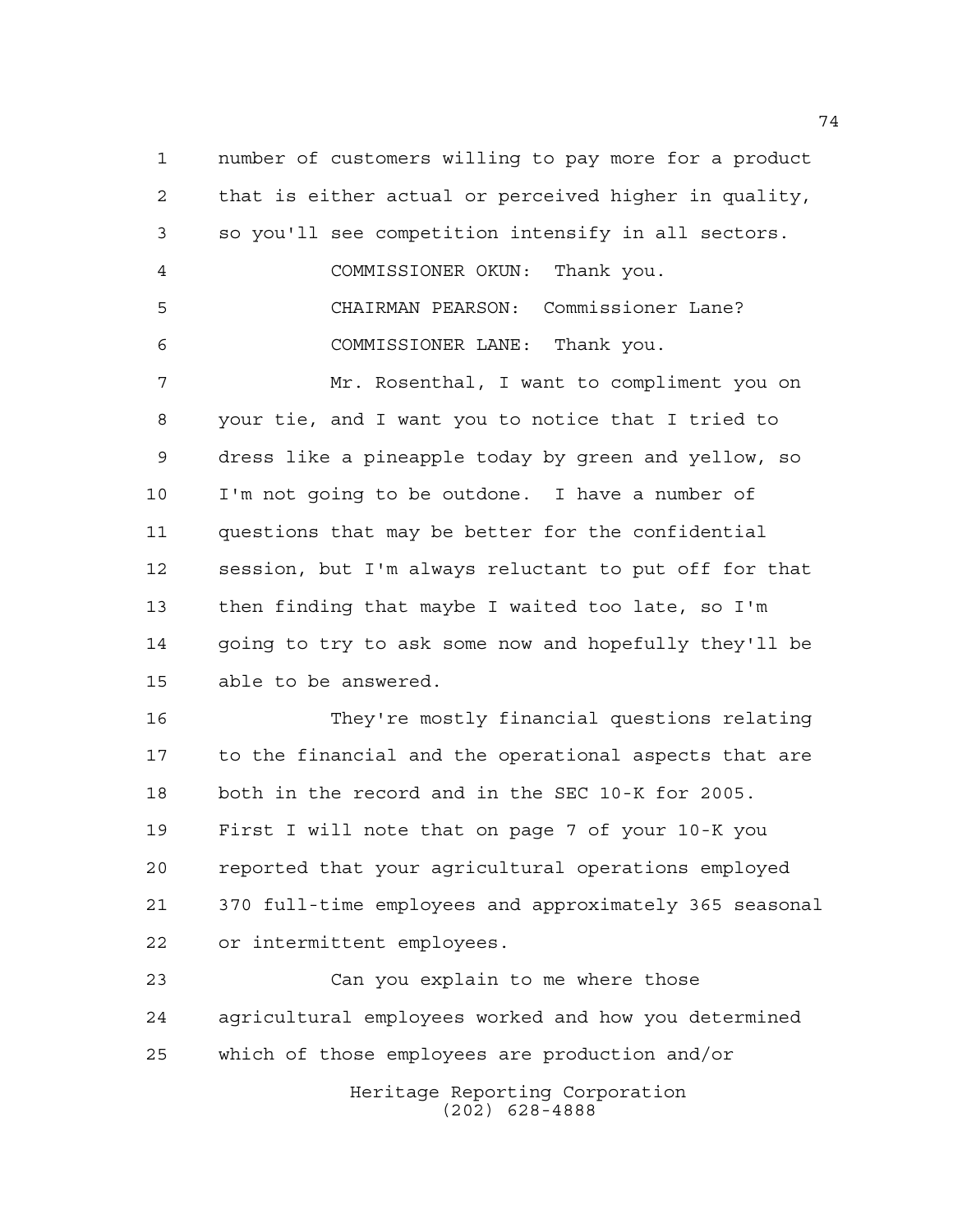number of customers willing to pay more for a product that is either actual or perceived higher in quality, so you'll see competition intensify in all sectors.

COMMISSIONER OKUN: Thank you.

CHAIRMAN PEARSON: Commissioner Lane?

COMMISSIONER LANE: Thank you.

Mr. Rosenthal, I want to compliment you on your tie, and I want you to notice that I tried to dress like a pineapple today by green and yellow, so I'm not going to be outdone. I have a number of questions that may be better for the confidential session, but I'm always reluctant to put off for that then finding that maybe I waited too late, so I'm going to try to ask some now and hopefully they'll be able to be answered.

They're mostly financial questions relating to the financial and the operational aspects that are both in the record and in the SEC 10-K for 2005. First I will note that on page 7 of your 10-K you reported that your agricultural operations employed 370 full-time employees and approximately 365 seasonal or intermittent employees.

Can you explain to me where those agricultural employees worked and how you determined which of those employees are production and/or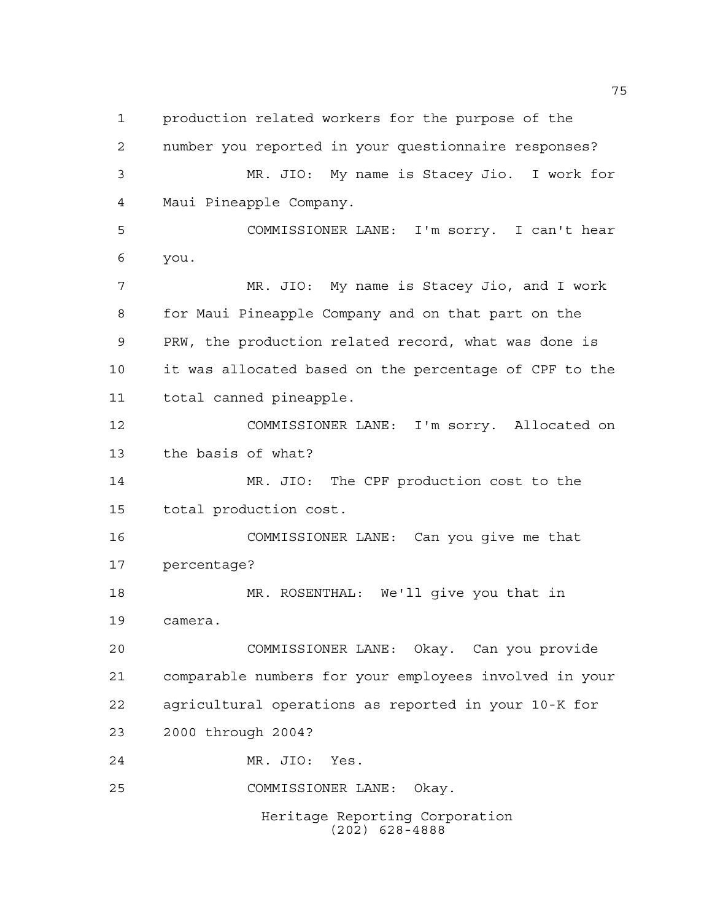production related workers for the purpose of the number you reported in your questionnaire responses?

MR. JIO: My name is Stacey Jio. I work for Maui Pineapple Company.

COMMISSIONER LANE: I'm sorry. I can't hear you.

MR. JIO: My name is Stacey Jio, and I work for Maui Pineapple Company and on that part on the PRW, the production related record, what was done is it was allocated based on the percentage of CPF to the total canned pineapple.

COMMISSIONER LANE: I'm sorry. Allocated on the basis of what?

MR. JIO: The CPF production cost to the total production cost.

COMMISSIONER LANE: Can you give me that percentage?

MR. ROSENTHAL: We'll give you that in camera.

COMMISSIONER LANE: Okay. Can you provide comparable numbers for your employees involved in your agricultural operations as reported in your 10-K for 2000 through 2004?

MR. JIO: Yes.

COMMISSIONER LANE: Okay.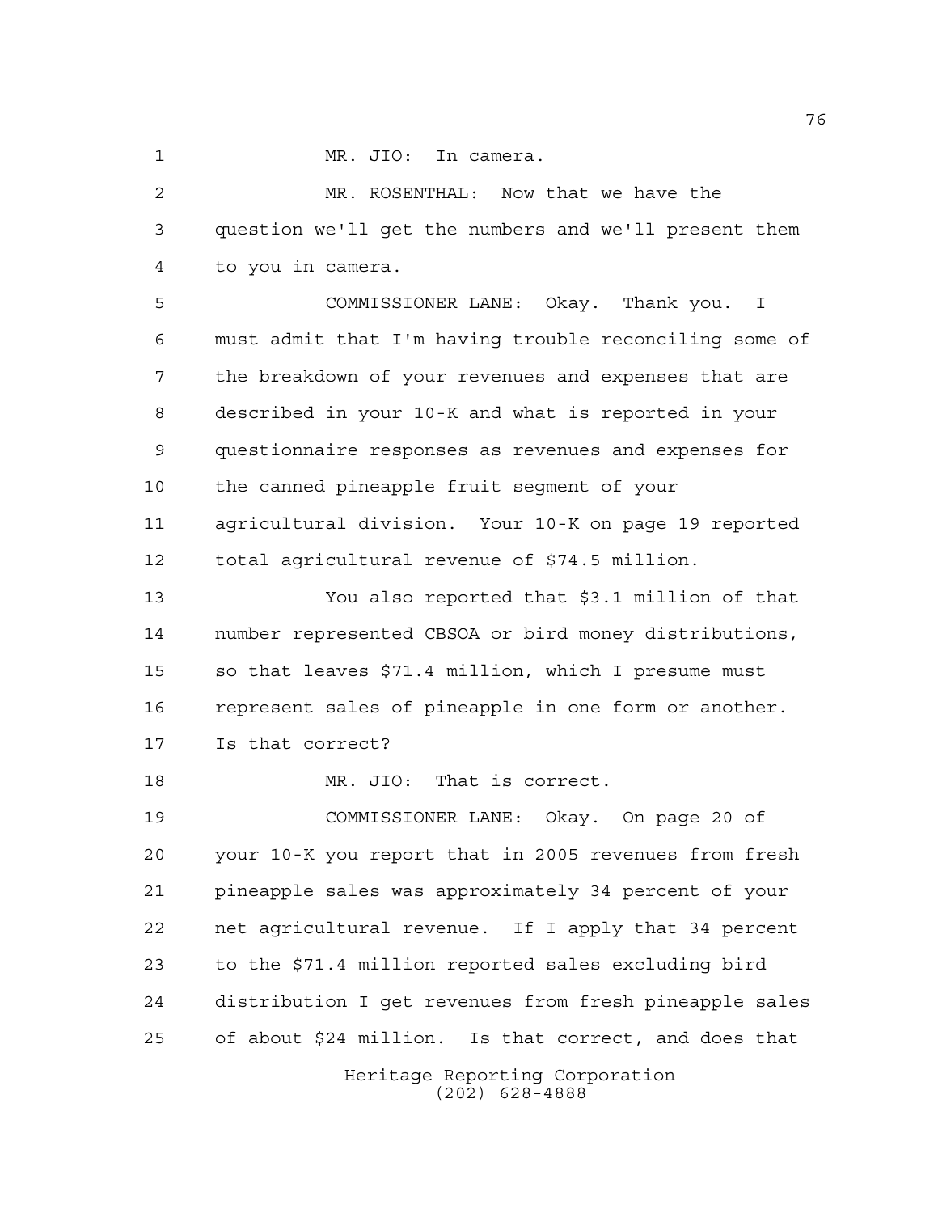MR. JIO: In camera.

MR. ROSENTHAL: Now that we have the question we'll get the numbers and we'll present them to you in camera.

COMMISSIONER LANE: Okay. Thank you. I must admit that I'm having trouble reconciling some of the breakdown of your revenues and expenses that are described in your 10-K and what is reported in your questionnaire responses as revenues and expenses for the canned pineapple fruit segment of your agricultural division. Your 10-K on page 19 reported total agricultural revenue of $74.5 million.

You also reported that $3.1 million of that number represented CBSOA or bird money distributions, so that leaves $71.4 million, which I presume must represent sales of pineapple in one form or another. Is that correct?

MR. JIO: That is correct.

COMMISSIONER LANE: Okay. On page 20 of your 10-K you report that in 2005 revenues from fresh pineapple sales was approximately 34 percent of your net agricultural revenue. If I apply that 34 percent to the $71.4 million reported sales excluding bird distribution I get revenues from fresh pineapple sales of about $24 million. Is that correct, and does that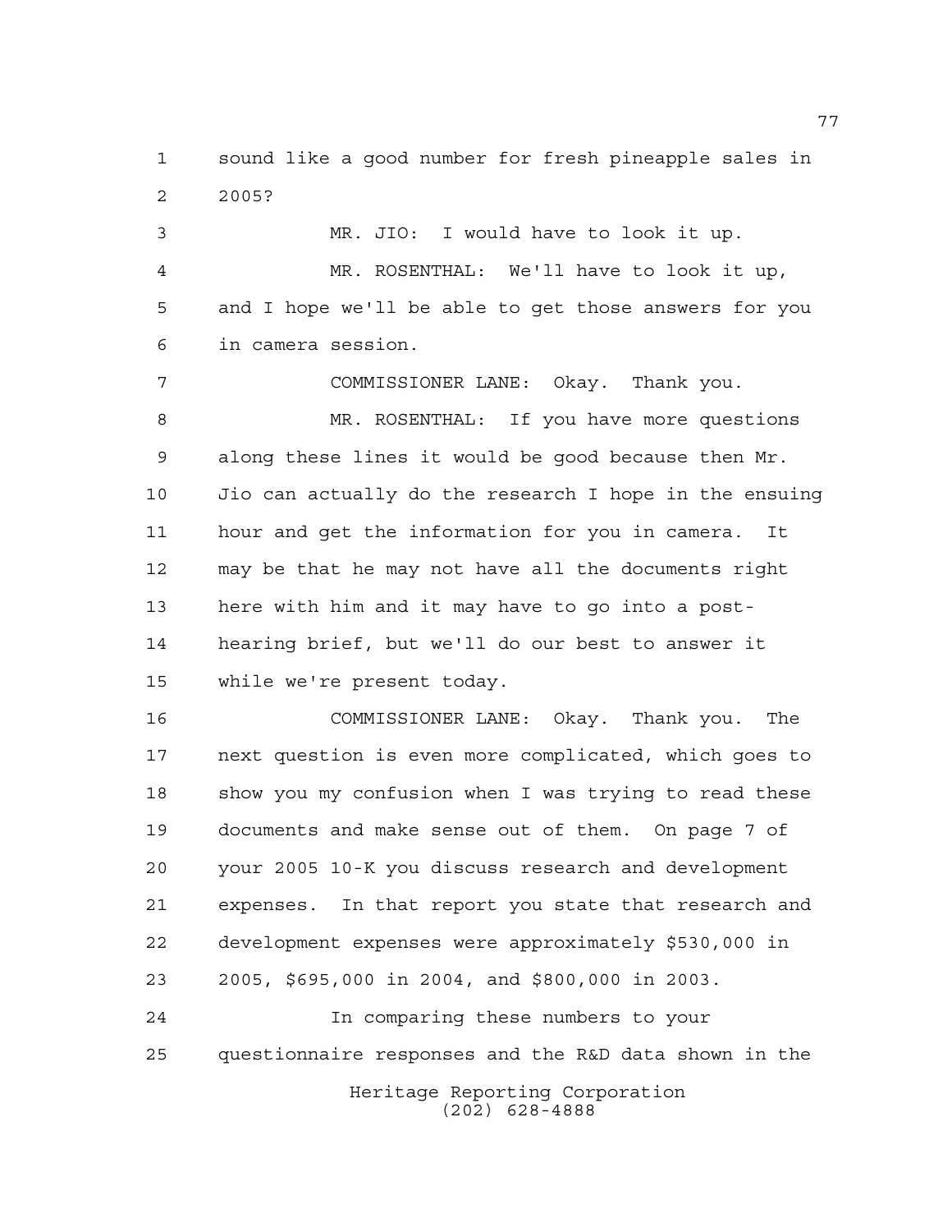sound like a good number for fresh pineapple sales in 2005?

MR. JIO: I would have to look it up.

MR. ROSENTHAL: We'll have to look it up, and I hope we'll be able to get those answers for you in camera session.

COMMISSIONER LANE: Okay. Thank you.

MR. ROSENTHAL: If you have more questions along these lines it would be good because then Mr. Jio can actually do the research I hope in the ensuing hour and get the information for you in camera. It may be that he may not have all the documents right here with him and it may have to go into a post-hearing brief, but we'll do our best to answer it while we're present today.

COMMISSIONER LANE: Okay. Thank you. The next question is even more complicated, which goes to show you my confusion when I was trying to read these documents and make sense out of them. On page 7 of your 2005 10-K you discuss research and development expenses. In that report you state that research and development expenses were approximately $530,000 in 2005, $695,000 in 2004, and $800,000 in 2003.

In comparing these numbers to your questionnaire responses and the R&D data shown in the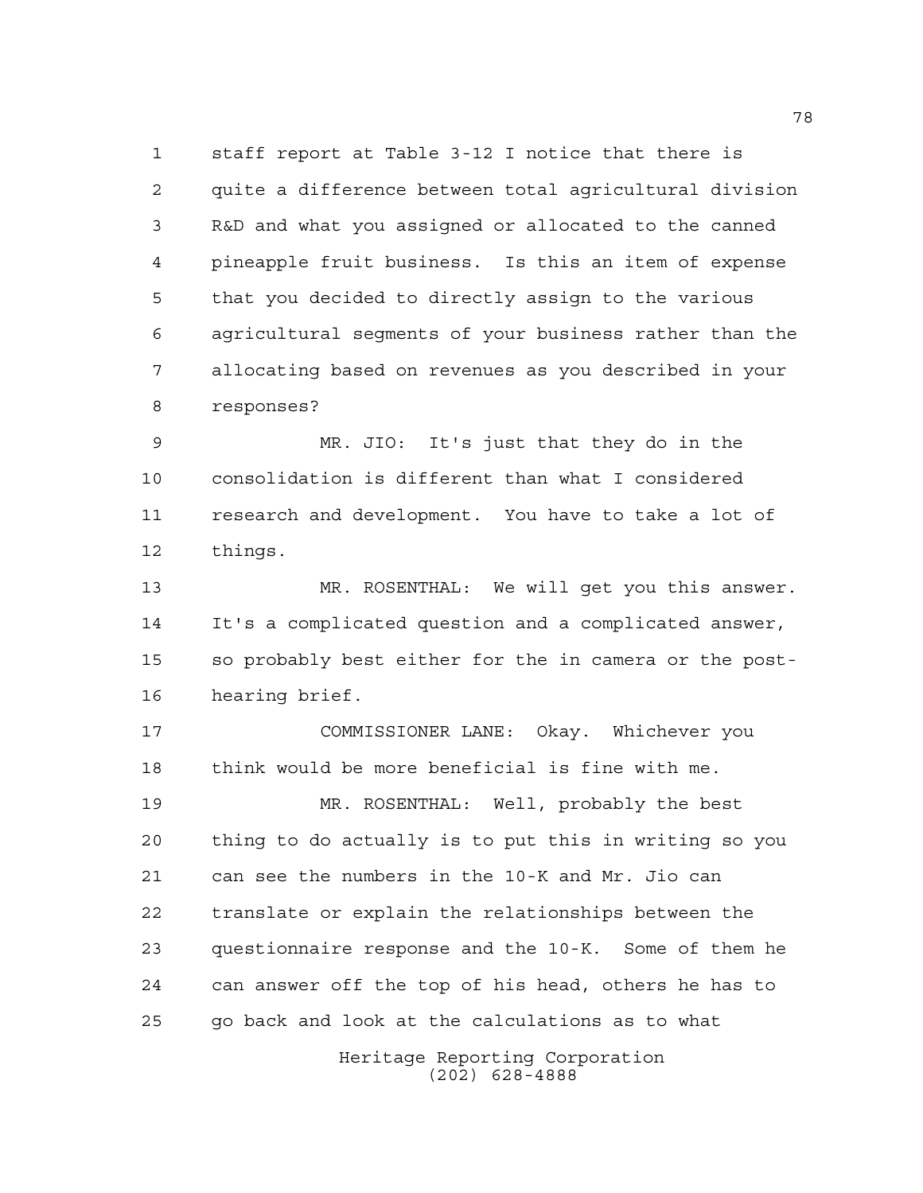staff report at Table 3-12 I notice that there is quite a difference between total agricultural division R&D and what you assigned or allocated to the canned pineapple fruit business. Is this an item of expense that you decided to directly assign to the various agricultural segments of your business rather than the allocating based on revenues as you described in your responses?

MR. JIO: It's just that they do in the consolidation is different than what I considered research and development. You have to take a lot of things.

MR. ROSENTHAL: We will get you this answer. It's a complicated question and a complicated answer, so probably best either for the in camera or the post-hearing brief.

COMMISSIONER LANE: Okay. Whichever you think would be more beneficial is fine with me.

MR. ROSENTHAL: Well, probably the best thing to do actually is to put this in writing so you can see the numbers in the 10-K and Mr. Jio can translate or explain the relationships between the questionnaire response and the 10-K. Some of them he can answer off the top of his head, others he has to go back and look at the calculations as to what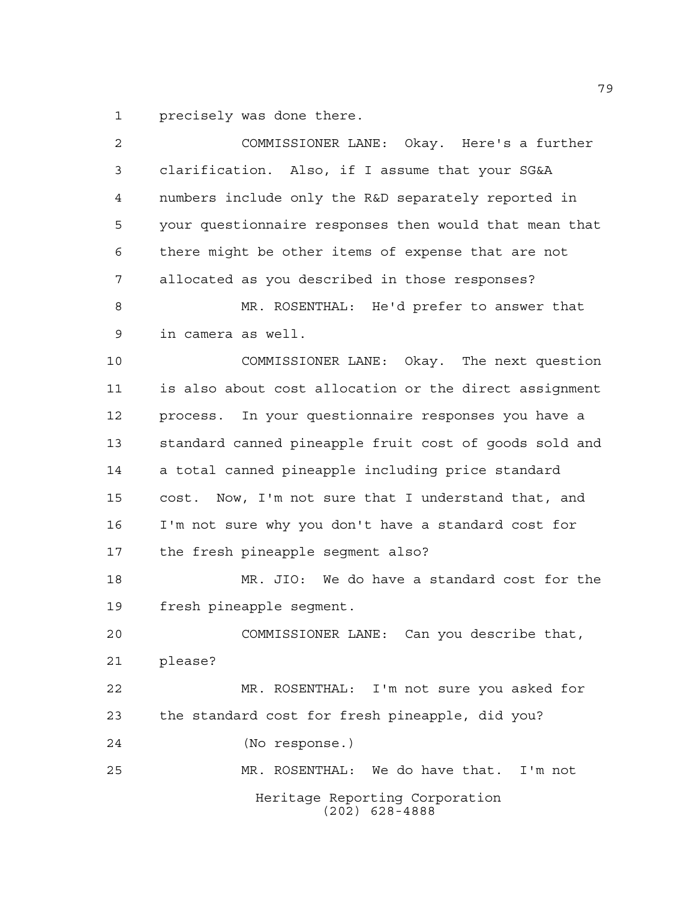precisely was done there.

COMMISSIONER LANE: Okay. Here's a further clarification. Also, if I assume that your SG&A numbers include only the R&D separately reported in your questionnaire responses then would that mean that there might be other items of expense that are not allocated as you described in those responses?

MR. ROSENTHAL: He'd prefer to answer that in camera as well.

COMMISSIONER LANE: Okay. The next question is also about cost allocation or the direct assignment process. In your questionnaire responses you have a standard canned pineapple fruit cost of goods sold and a total canned pineapple including price standard cost. Now, I'm not sure that I understand that, and I'm not sure why you don't have a standard cost for the fresh pineapple segment also?

MR. JIO: We do have a standard cost for the fresh pineapple segment.

COMMISSIONER LANE: Can you describe that, please?

MR. ROSENTHAL: I'm not sure you asked for the standard cost for fresh pineapple, did you?

(No response.)

MR. ROSENTHAL: We do have that. I'm not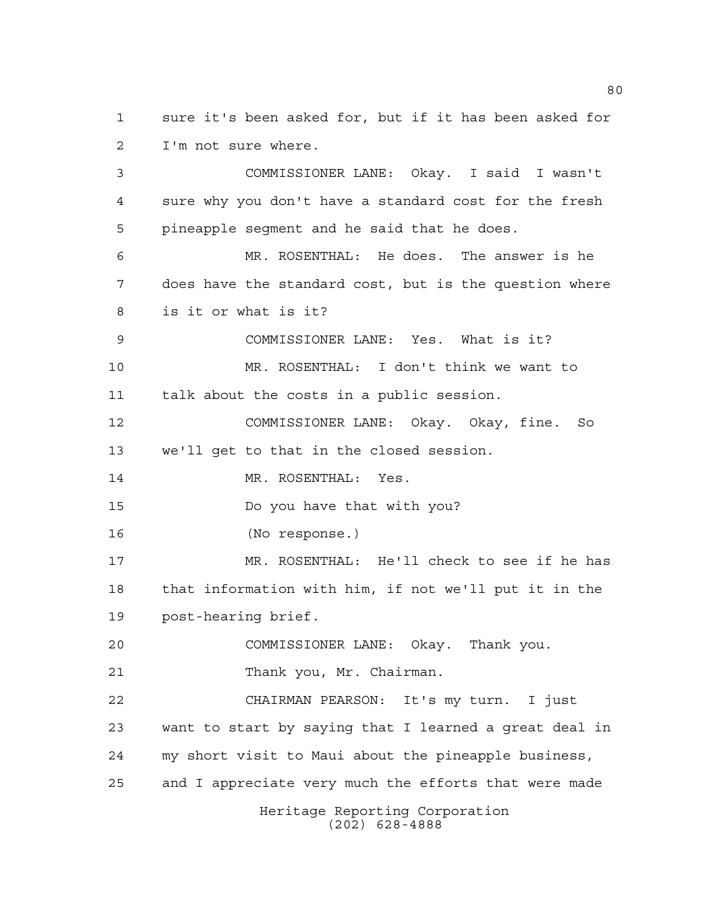sure it's been asked for, but if it has been asked for I'm not sure where.

COMMISSIONER LANE: Okay. I said I wasn't sure why you don't have a standard cost for the fresh pineapple segment and he said that he does.

MR. ROSENTHAL: He does. The answer is he does have the standard cost, but is the question where is it or what is it?

COMMISSIONER LANE: Yes. What is it?

MR. ROSENTHAL: I don't think we want to talk about the costs in a public session.

COMMISSIONER LANE: Okay. Okay, fine. So we'll get to that in the closed session.

MR. ROSENTHAL: Yes.

Do you have that with you?

(No response.)

MR. ROSENTHAL: He'll check to see if he has that information with him, if not we'll put it in the post-hearing brief.

COMMISSIONER LANE: Okay. Thank you.

Thank you, Mr. Chairman.

CHAIRMAN PEARSON: It's my turn. I just want to start by saying that I learned a great deal in my short visit to Maui about the pineapple business, and I appreciate very much the efforts that were made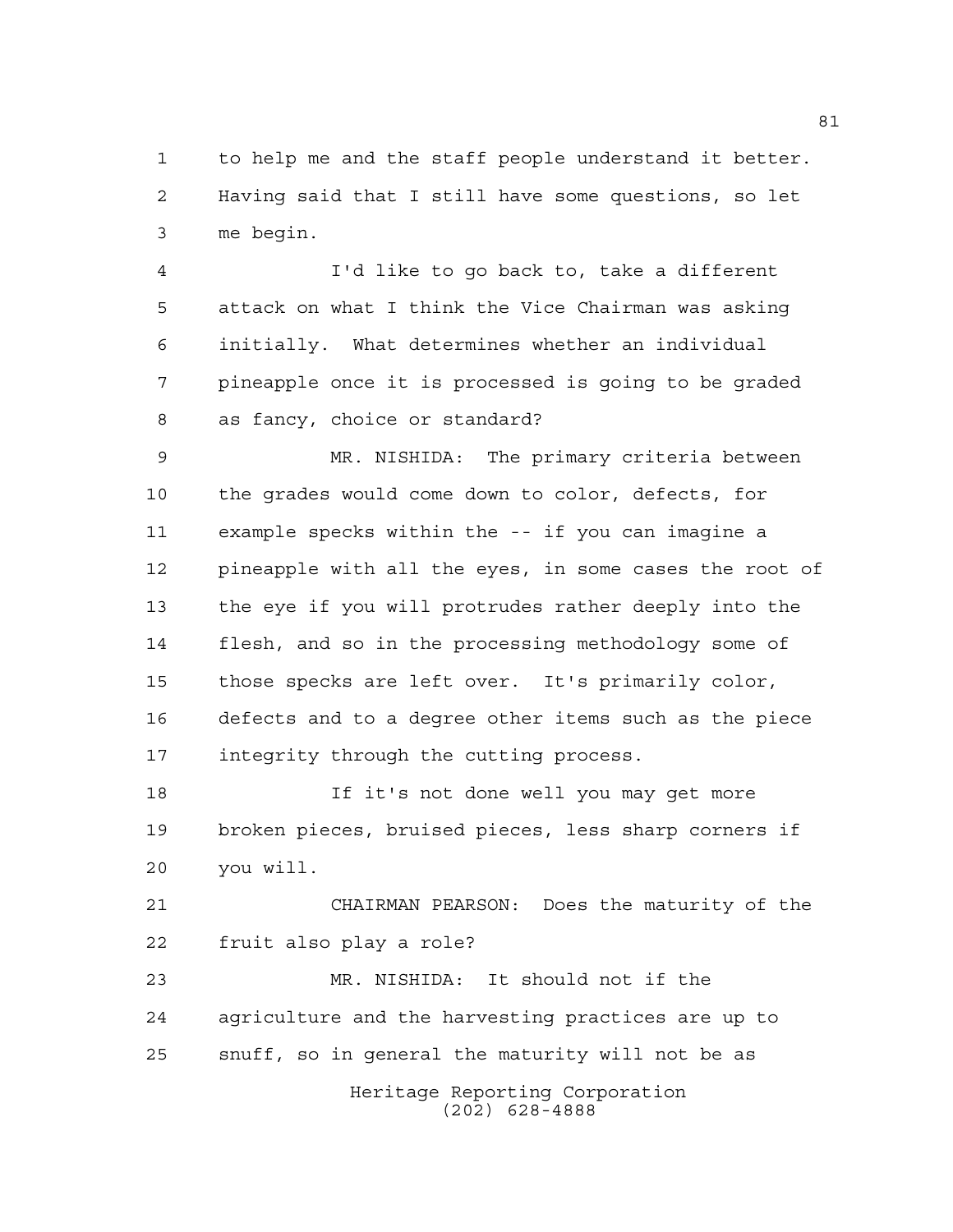to help me and the staff people understand it better. Having said that I still have some questions, so let me begin.

I'd like to go back to, take a different attack on what I think the Vice Chairman was asking initially. What determines whether an individual pineapple once it is processed is going to be graded as fancy, choice or standard?

MR. NISHIDA: The primary criteria between the grades would come down to color, defects, for example specks within the -- if you can imagine a pineapple with all the eyes, in some cases the root of the eye if you will protrudes rather deeply into the flesh, and so in the processing methodology some of those specks are left over. It's primarily color, defects and to a degree other items such as the piece integrity through the cutting process.

If it's not done well you may get more broken pieces, bruised pieces, less sharp corners if you will.

CHAIRMAN PEARSON: Does the maturity of the fruit also play a role?

MR. NISHIDA: It should not if the agriculture and the harvesting practices are up to snuff, so in general the maturity will not be as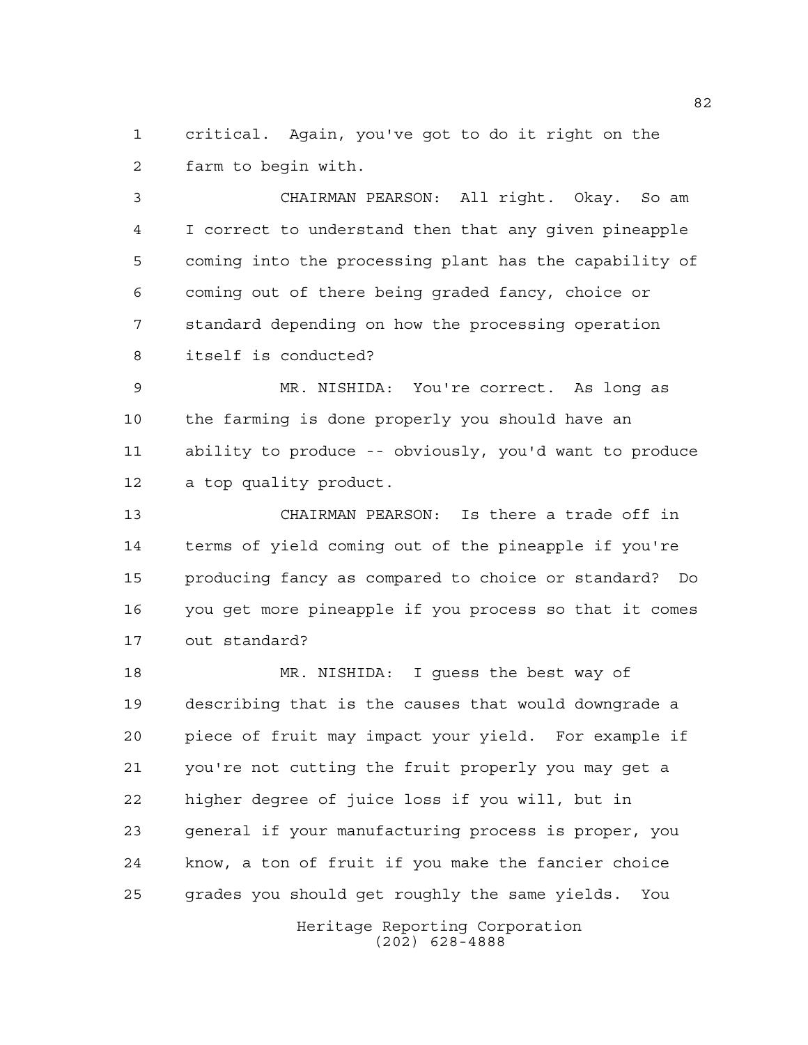critical. Again, you've got to do it right on the farm to begin with.

CHAIRMAN PEARSON: All right. Okay. So am I correct to understand then that any given pineapple coming into the processing plant has the capability of coming out of there being graded fancy, choice or standard depending on how the processing operation itself is conducted?

MR. NISHIDA: You're correct. As long as the farming is done properly you should have an ability to produce -- obviously, you'd want to produce a top quality product.

CHAIRMAN PEARSON: Is there a trade off in terms of yield coming out of the pineapple if you're producing fancy as compared to choice or standard? Do you get more pineapple if you process so that it comes out standard?

MR. NISHIDA: I guess the best way of describing that is the causes that would downgrade a piece of fruit may impact your yield. For example if you're not cutting the fruit properly you may get a higher degree of juice loss if you will, but in general if your manufacturing process is proper, you know, a ton of fruit if you make the fancier choice grades you should get roughly the same yields. You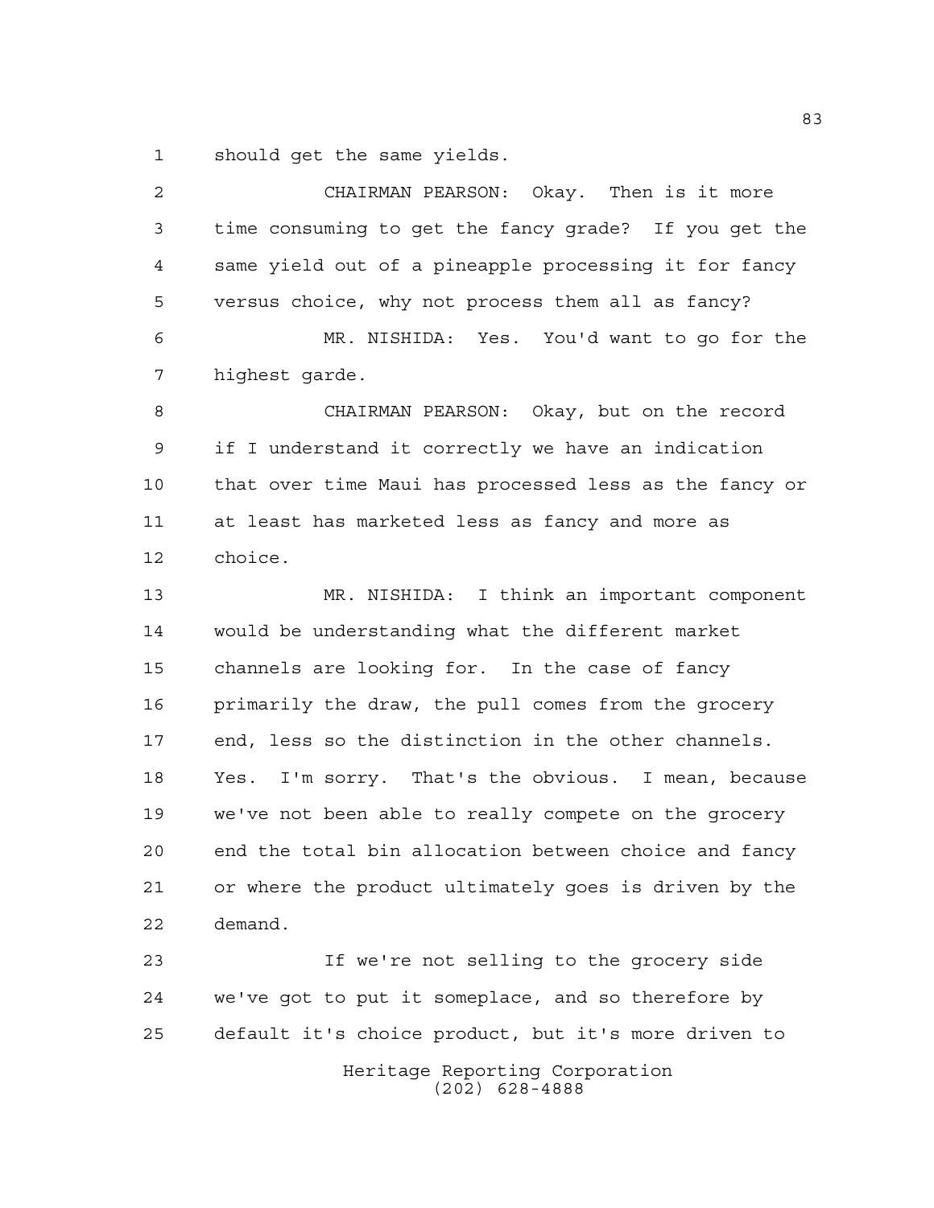should get the same yields.

CHAIRMAN PEARSON: Okay. Then is it more time consuming to get the fancy grade? If you get the same yield out of a pineapple processing it for fancy versus choice, why not process them all as fancy?

MR. NISHIDA: Yes. You'd want to go for the highest garde.

CHAIRMAN PEARSON: Okay, but on the record if I understand it correctly we have an indication that over time Maui has processed less as the fancy or at least has marketed less as fancy and more as choice.

MR. NISHIDA: I think an important component would be understanding what the different market channels are looking for. In the case of fancy primarily the draw, the pull comes from the grocery end, less so the distinction in the other channels. Yes. I'm sorry. That's the obvious. I mean, because we've not been able to really compete on the grocery end the total bin allocation between choice and fancy or where the product ultimately goes is driven by the demand.

If we're not selling to the grocery side we've got to put it someplace, and so therefore by default it's choice product, but it's more driven to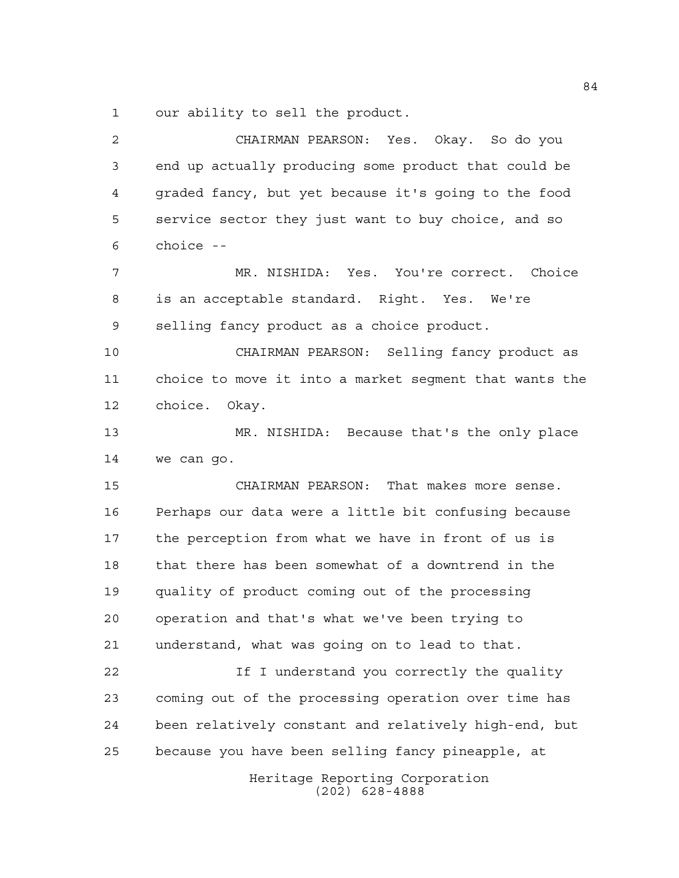our ability to sell the product.

CHAIRMAN PEARSON: Yes. Okay. So do you end up actually producing some product that could be graded fancy, but yet because it's going to the food service sector they just want to buy choice, and so choice --

MR. NISHIDA: Yes. You're correct. Choice is an acceptable standard. Right. Yes. We're selling fancy product as a choice product.

CHAIRMAN PEARSON: Selling fancy product as choice to move it into a market segment that wants the choice. Okay.

MR. NISHIDA: Because that's the only place we can go.

CHAIRMAN PEARSON: That makes more sense. Perhaps our data were a little bit confusing because the perception from what we have in front of us is that there has been somewhat of a downtrend in the quality of product coming out of the processing operation and that's what we've been trying to understand, what was going on to lead to that.

If I understand you correctly the quality coming out of the processing operation over time has been relatively constant and relatively high-end, but because you have been selling fancy pineapple, at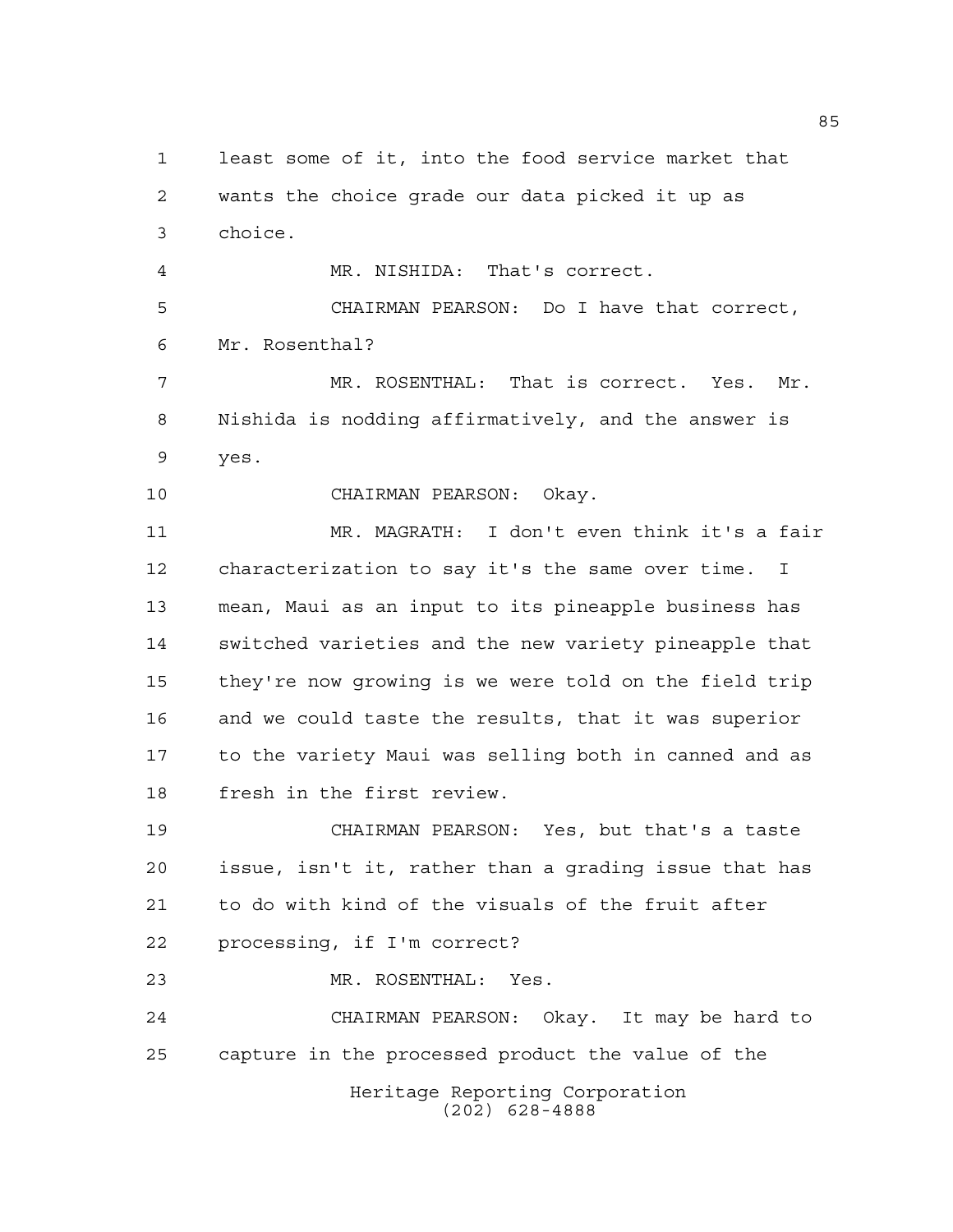least some of it, into the food service market that wants the choice grade our data picked it up as choice.

MR. NISHIDA: That's correct.

CHAIRMAN PEARSON: Do I have that correct, Mr. Rosenthal?

MR. ROSENTHAL: That is correct. Yes. Mr. Nishida is nodding affirmatively, and the answer is yes.

CHAIRMAN PEARSON: Okay.

MR. MAGRATH: I don't even think it's a fair characterization to say it's the same over time. I mean, Maui as an input to its pineapple business has switched varieties and the new variety pineapple that they're now growing is we were told on the field trip and we could taste the results, that it was superior to the variety Maui was selling both in canned and as fresh in the first review.

CHAIRMAN PEARSON: Yes, but that's a taste issue, isn't it, rather than a grading issue that has to do with kind of the visuals of the fruit after processing, if I'm correct?

MR. ROSENTHAL: Yes.

CHAIRMAN PEARSON: Okay. It may be hard to capture in the processed product the value of the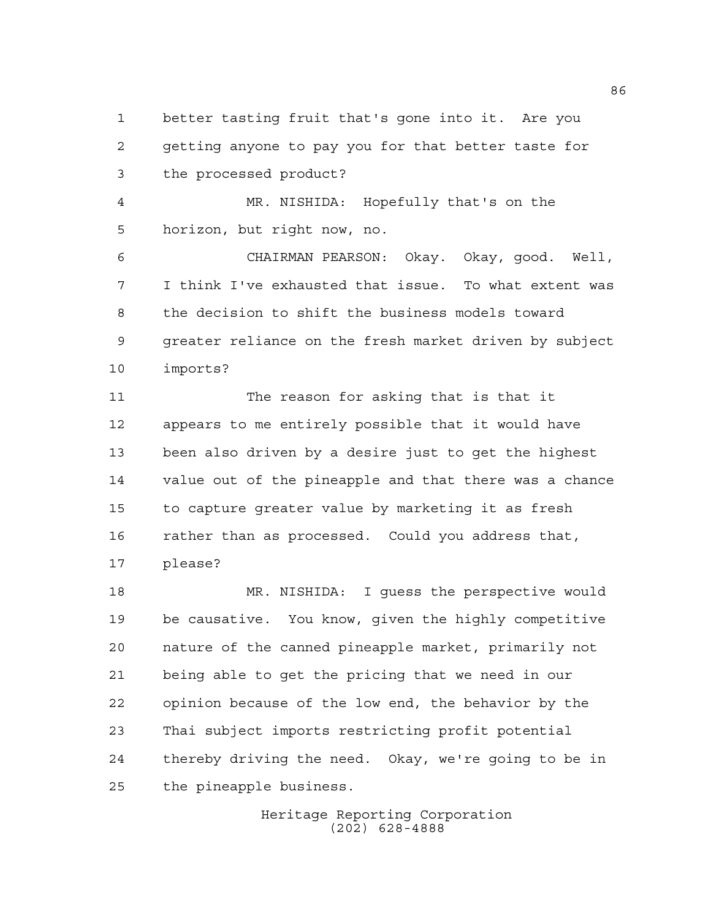better tasting fruit that's gone into it. Are you getting anyone to pay you for that better taste for the processed product?

MR. NISHIDA: Hopefully that's on the horizon, but right now, no.

CHAIRMAN PEARSON: Okay. Okay, good. Well, I think I've exhausted that issue. To what extent was the decision to shift the business models toward greater reliance on the fresh market driven by subject imports?

The reason for asking that is that it appears to me entirely possible that it would have been also driven by a desire just to get the highest value out of the pineapple and that there was a chance to capture greater value by marketing it as fresh rather than as processed. Could you address that, please?

MR. NISHIDA: I guess the perspective would be causative. You know, given the highly competitive nature of the canned pineapple market, primarily not being able to get the pricing that we need in our opinion because of the low end, the behavior by the Thai subject imports restricting profit potential thereby driving the need. Okay, we're going to be in the pineapple business.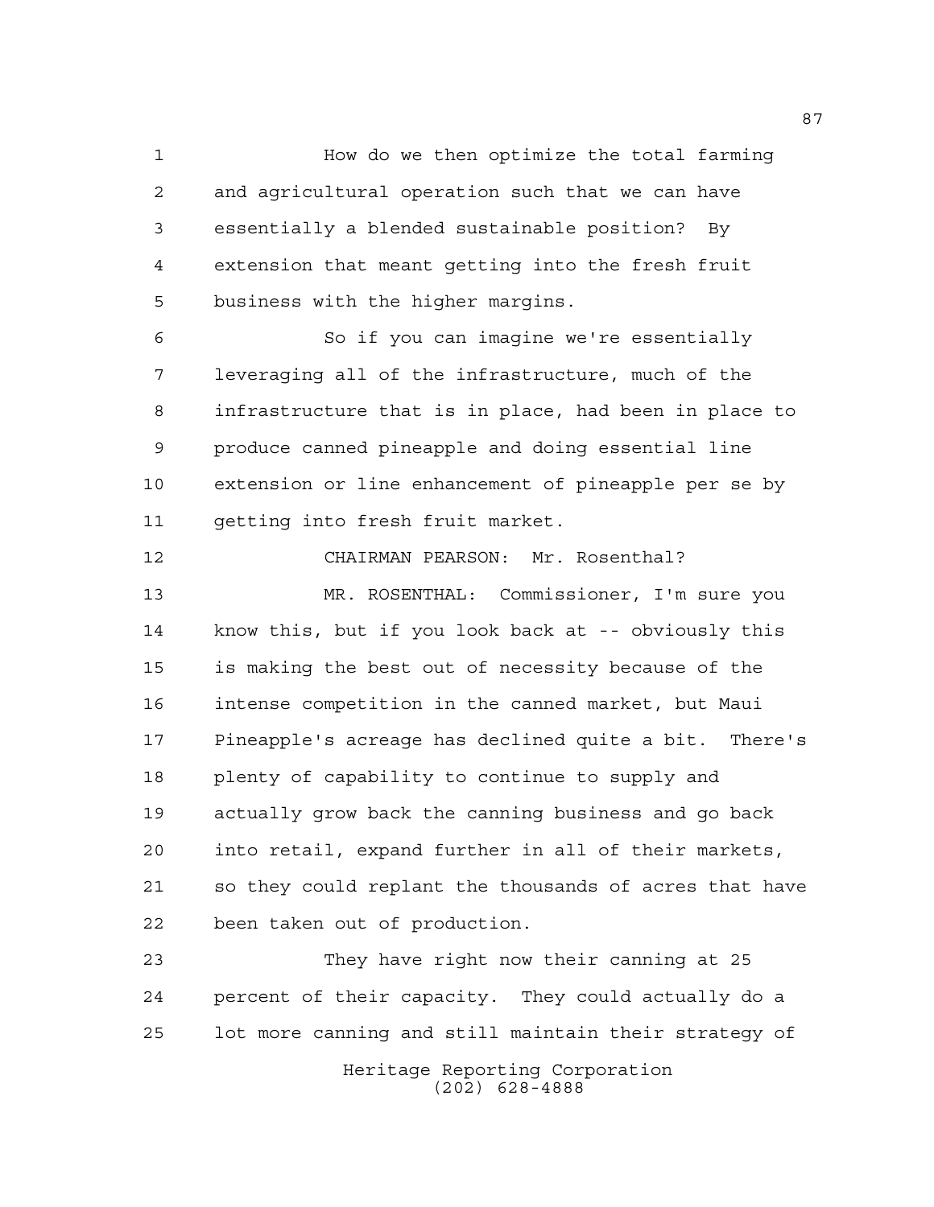How do we then optimize the total farming and agricultural operation such that we can have essentially a blended sustainable position? By extension that meant getting into the fresh fruit business with the higher margins.

So if you can imagine we're essentially leveraging all of the infrastructure, much of the infrastructure that is in place, had been in place to produce canned pineapple and doing essential line extension or line enhancement of pineapple per se by getting into fresh fruit market.

CHAIRMAN PEARSON: Mr. Rosenthal?

MR. ROSENTHAL: Commissioner, I'm sure you know this, but if you look back at -- obviously this is making the best out of necessity because of the intense competition in the canned market, but Maui Pineapple's acreage has declined quite a bit. There's plenty of capability to continue to supply and actually grow back the canning business and go back into retail, expand further in all of their markets, so they could replant the thousands of acres that have been taken out of production.

They have right now their canning at 25 percent of their capacity. They could actually do a lot more canning and still maintain their strategy of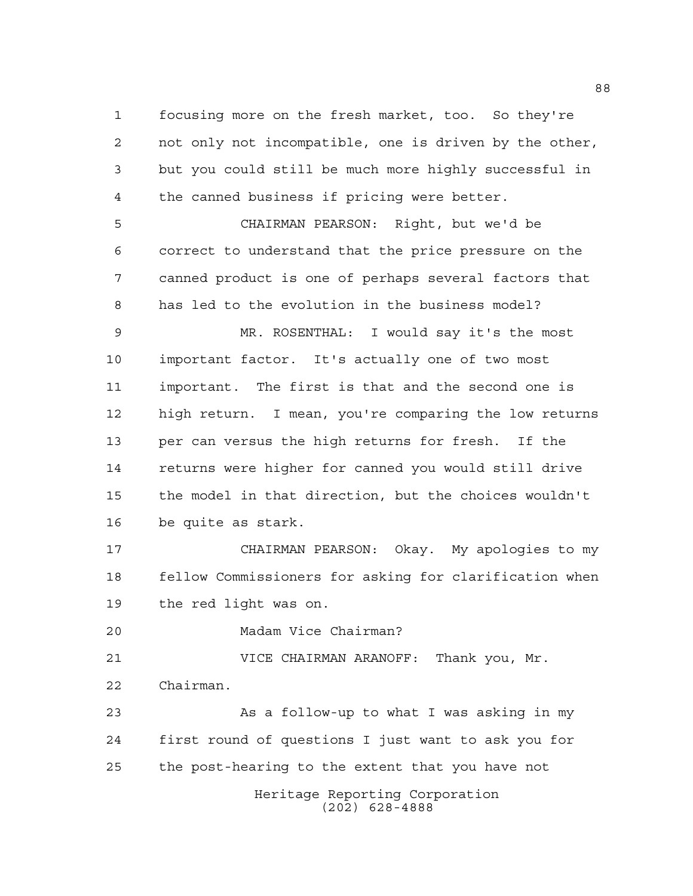focusing more on the fresh market, too. So they're not only not incompatible, one is driven by the other, but you could still be much more highly successful in the canned business if pricing were better.

CHAIRMAN PEARSON: Right, but we'd be correct to understand that the price pressure on the canned product is one of perhaps several factors that has led to the evolution in the business model?

MR. ROSENTHAL: I would say it's the most important factor. It's actually one of two most important. The first is that and the second one is high return. I mean, you're comparing the low returns per can versus the high returns for fresh. If the returns were higher for canned you would still drive the model in that direction, but the choices wouldn't be quite as stark.

CHAIRMAN PEARSON: Okay. My apologies to my fellow Commissioners for asking for clarification when the red light was on.

Madam Vice Chairman?

VICE CHAIRMAN ARANOFF: Thank you, Mr. Chairman.

As a follow-up to what I was asking in my first round of questions I just want to ask you for the post-hearing to the extent that you have not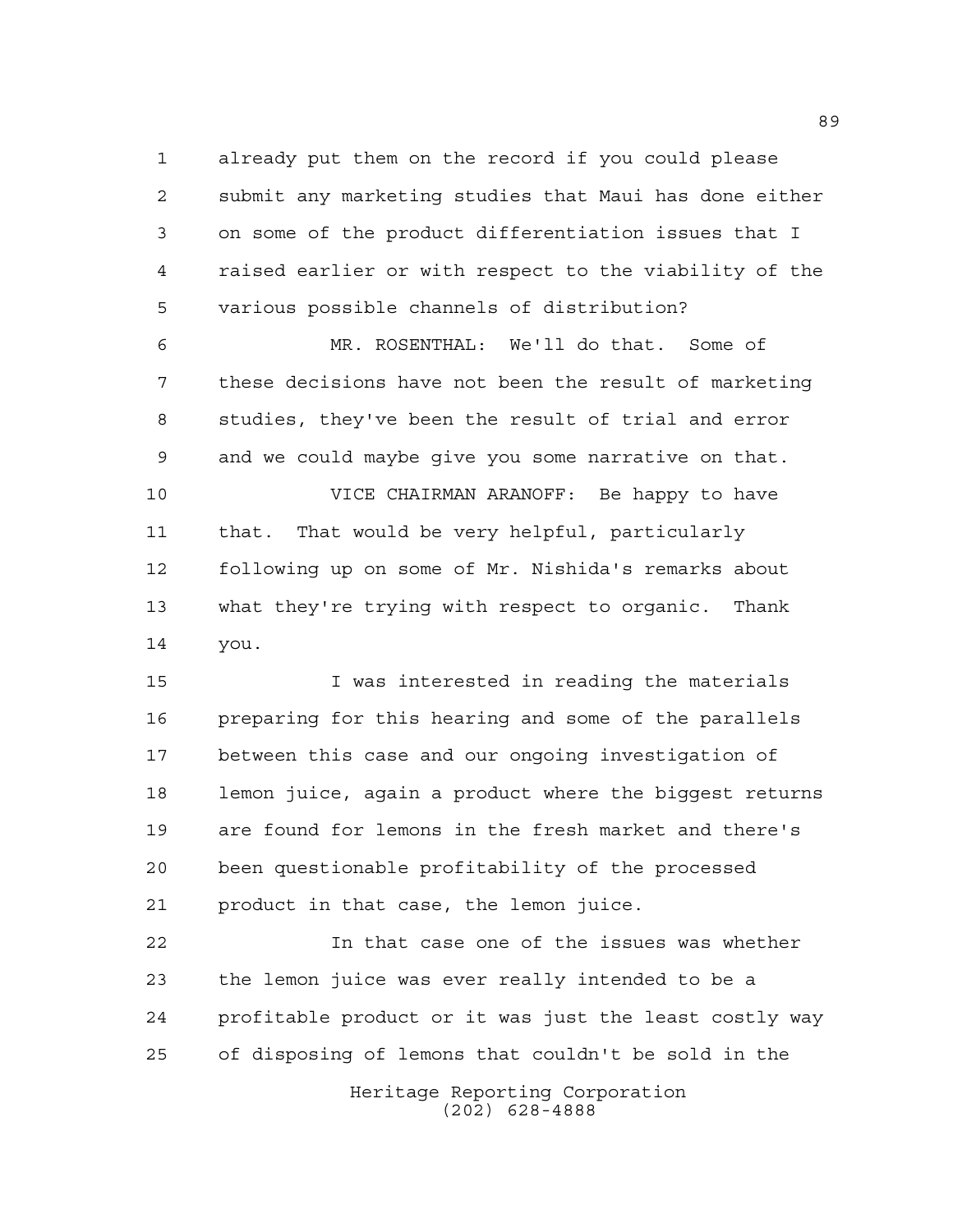already put them on the record if you could please submit any marketing studies that Maui has done either on some of the product differentiation issues that I raised earlier or with respect to the viability of the various possible channels of distribution?

MR. ROSENTHAL: We'll do that. Some of these decisions have not been the result of marketing studies, they've been the result of trial and error and we could maybe give you some narrative on that.

VICE CHAIRMAN ARANOFF: Be happy to have that. That would be very helpful, particularly following up on some of Mr. Nishida's remarks about what they're trying with respect to organic. Thank you.

I was interested in reading the materials preparing for this hearing and some of the parallels between this case and our ongoing investigation of lemon juice, again a product where the biggest returns are found for lemons in the fresh market and there's been questionable profitability of the processed product in that case, the lemon juice.

In that case one of the issues was whether the lemon juice was ever really intended to be a profitable product or it was just the least costly way of disposing of lemons that couldn't be sold in the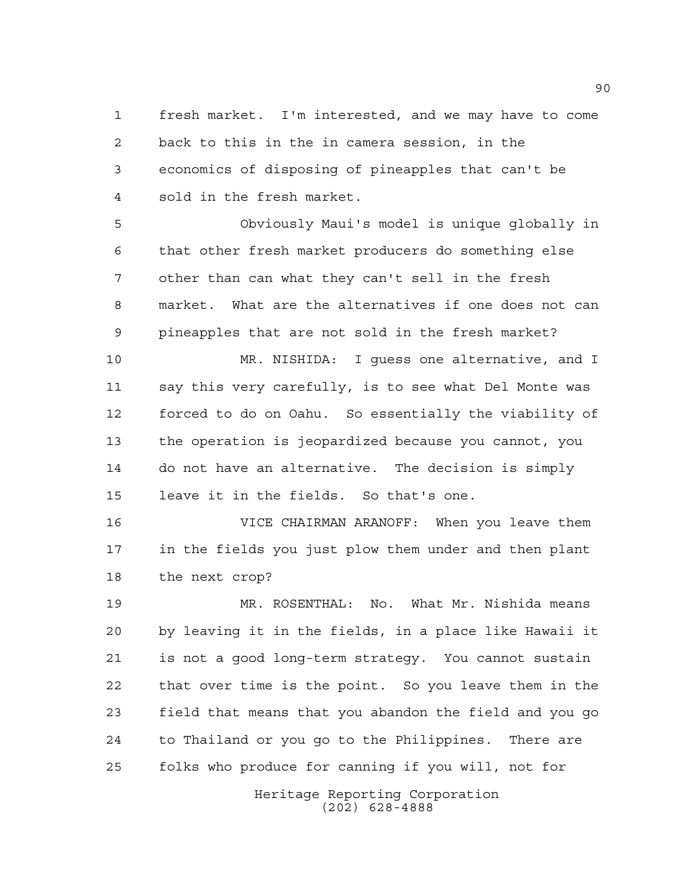fresh market. I'm interested, and we may have to come back to this in the in camera session, in the economics of disposing of pineapples that can't be sold in the fresh market.

Obviously Maui's model is unique globally in that other fresh market producers do something else other than can what they can't sell in the fresh market. What are the alternatives if one does not can pineapples that are not sold in the fresh market?

MR. NISHIDA: I guess one alternative, and I say this very carefully, is to see what Del Monte was forced to do on Oahu. So essentially the viability of the operation is jeopardized because you cannot, you do not have an alternative. The decision is simply leave it in the fields. So that's one.

VICE CHAIRMAN ARANOFF: When you leave them in the fields you just plow them under and then plant the next crop?

MR. ROSENTHAL: No. What Mr. Nishida means by leaving it in the fields, in a place like Hawaii it is not a good long-term strategy. You cannot sustain that over time is the point. So you leave them in the field that means that you abandon the field and you go to Thailand or you go to the Philippines. There are folks who produce for canning if you will, not for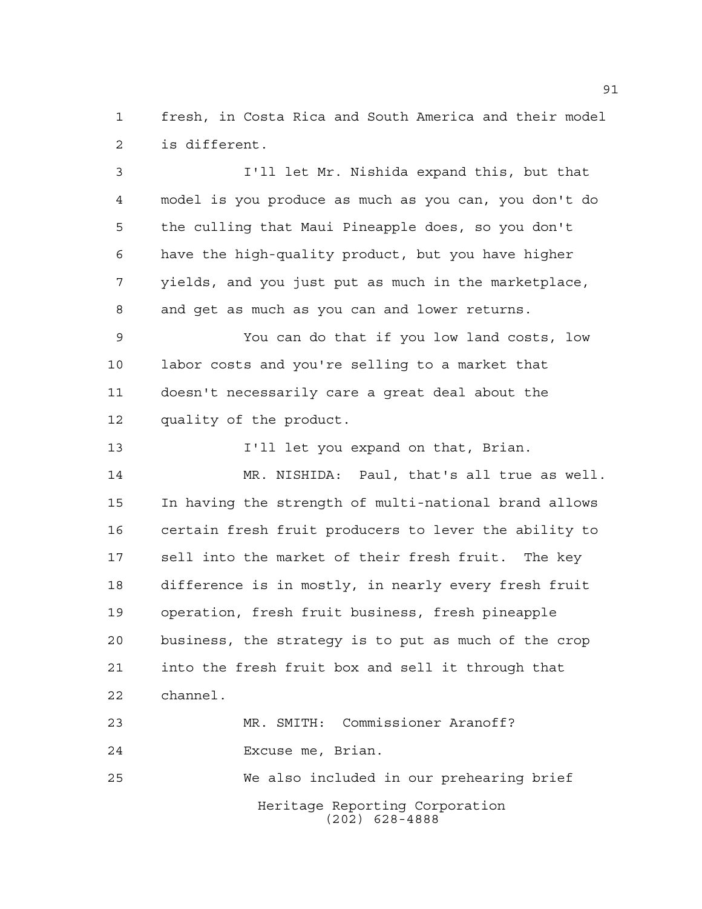fresh, in Costa Rica and South America and their model is different.

I'll let Mr. Nishida expand this, but that model is you produce as much as you can, you don't do the culling that Maui Pineapple does, so you don't have the high-quality product, but you have higher yields, and you just put as much in the marketplace, and get as much as you can and lower returns.

You can do that if you low land costs, low labor costs and you're selling to a market that doesn't necessarily care a great deal about the quality of the product.

I'll let you expand on that, Brian.

MR. NISHIDA: Paul, that's all true as well. In having the strength of multi-national brand allows certain fresh fruit producers to lever the ability to sell into the market of their fresh fruit. The key difference is in mostly, in nearly every fresh fruit operation, fresh fruit business, fresh pineapple business, the strategy is to put as much of the crop into the fresh fruit box and sell it through that channel.

MR. SMITH: Commissioner Aranoff?

Excuse me, Brian.

We also included in our prehearing brief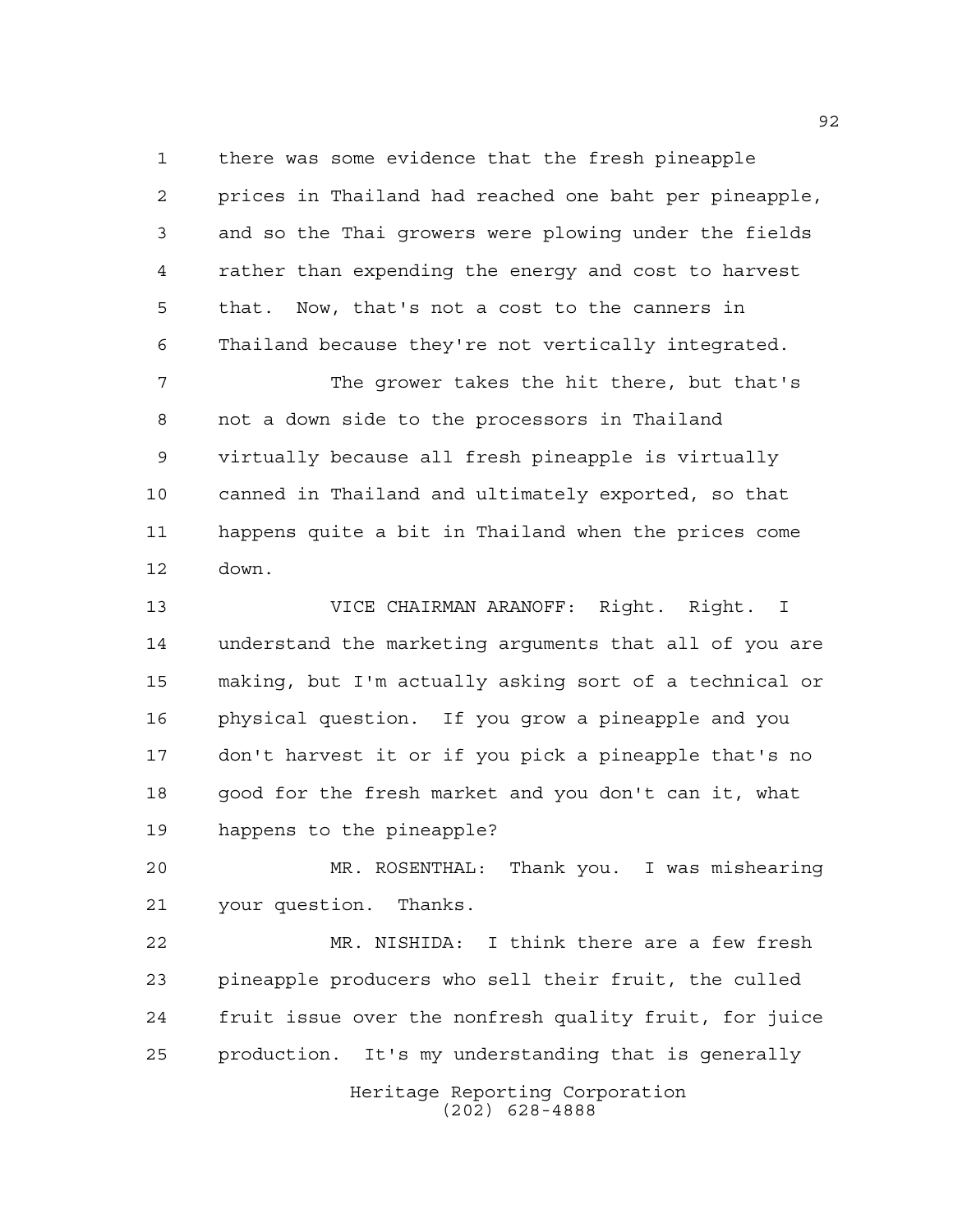there was some evidence that the fresh pineapple prices in Thailand had reached one baht per pineapple, and so the Thai growers were plowing under the fields rather than expending the energy and cost to harvest that. Now, that's not a cost to the canners in Thailand because they're not vertically integrated.

The grower takes the hit there, but that's not a down side to the processors in Thailand virtually because all fresh pineapple is virtually canned in Thailand and ultimately exported, so that happens quite a bit in Thailand when the prices come down.

VICE CHAIRMAN ARANOFF: Right. Right. I understand the marketing arguments that all of you are making, but I'm actually asking sort of a technical or physical question. If you grow a pineapple and you don't harvest it or if you pick a pineapple that's no good for the fresh market and you don't can it, what happens to the pineapple?

MR. ROSENTHAL: Thank you. I was mishearing your question. Thanks.

MR. NISHIDA: I think there are a few fresh pineapple producers who sell their fruit, the culled fruit issue over the nonfresh quality fruit, for juice production. It's my understanding that is generally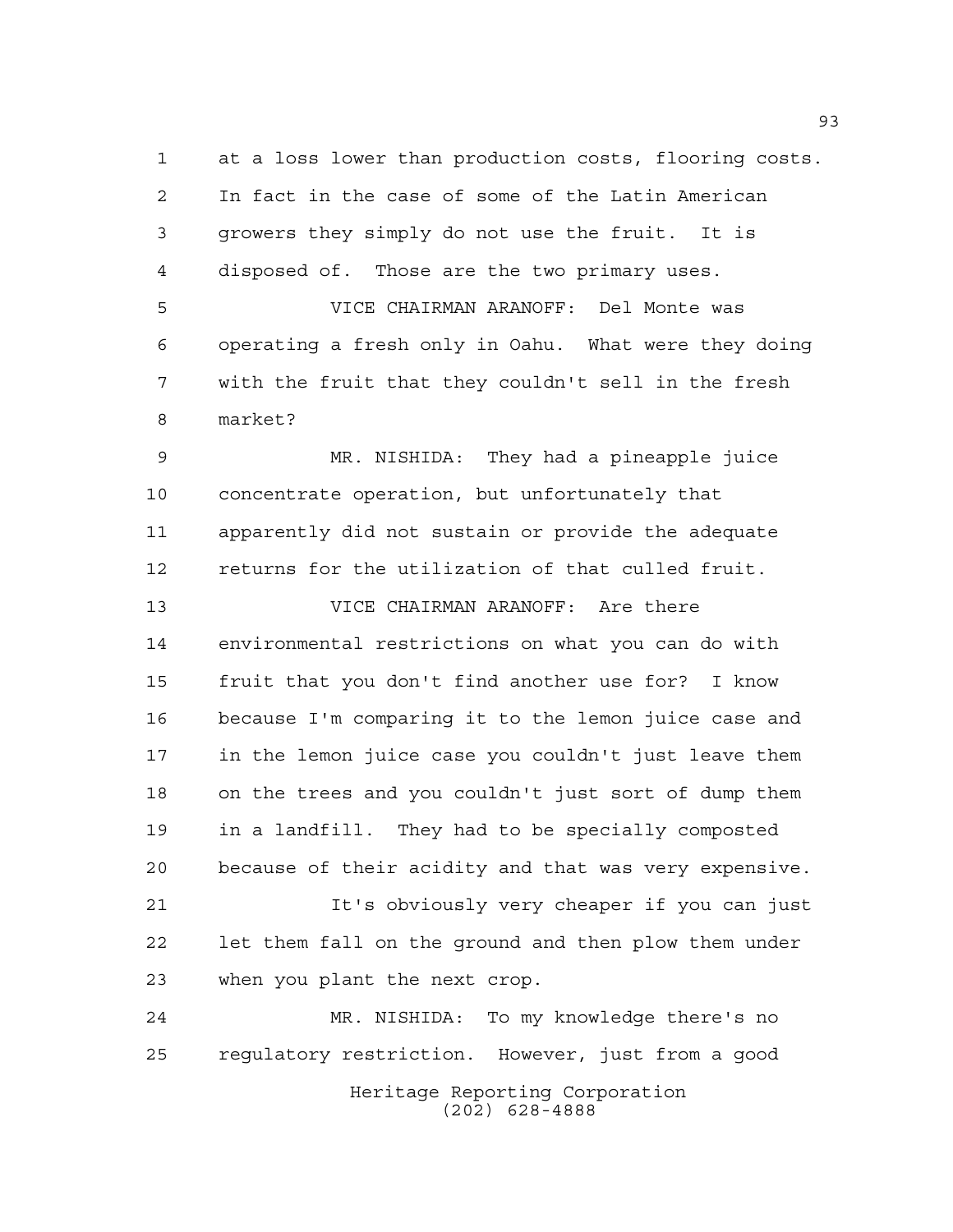at a loss lower than production costs, flooring costs. In fact in the case of some of the Latin American growers they simply do not use the fruit. It is disposed of. Those are the two primary uses.

VICE CHAIRMAN ARANOFF: Del Monte was operating a fresh only in Oahu. What were they doing with the fruit that they couldn't sell in the fresh market?

MR. NISHIDA: They had a pineapple juice concentrate operation, but unfortunately that apparently did not sustain or provide the adequate returns for the utilization of that culled fruit.

VICE CHAIRMAN ARANOFF: Are there environmental restrictions on what you can do with fruit that you don't find another use for? I know because I'm comparing it to the lemon juice case and in the lemon juice case you couldn't just leave them on the trees and you couldn't just sort of dump them in a landfill. They had to be specially composted because of their acidity and that was very expensive.

It's obviously very cheaper if you can just let them fall on the ground and then plow them under when you plant the next crop.

MR. NISHIDA: To my knowledge there's no regulatory restriction. However, just from a good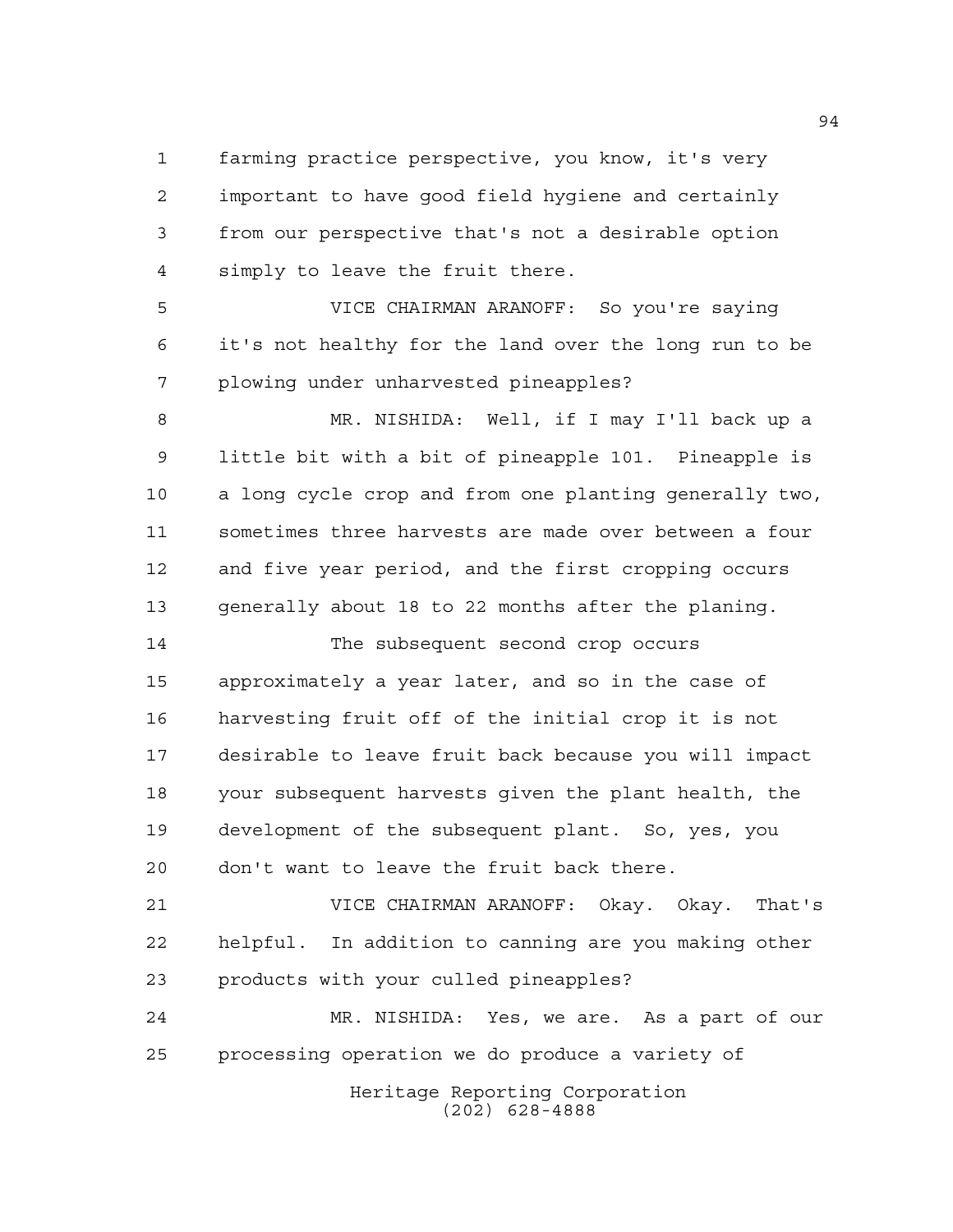farming practice perspective, you know, it's very important to have good field hygiene and certainly from our perspective that's not a desirable option simply to leave the fruit there.

VICE CHAIRMAN ARANOFF: So you're saying it's not healthy for the land over the long run to be plowing under unharvested pineapples?

MR. NISHIDA: Well, if I may I'll back up a little bit with a bit of pineapple 101. Pineapple is a long cycle crop and from one planting generally two, sometimes three harvests are made over between a four and five year period, and the first cropping occurs generally about 18 to 22 months after the planing.

The subsequent second crop occurs approximately a year later, and so in the case of harvesting fruit off of the initial crop it is not desirable to leave fruit back because you will impact your subsequent harvests given the plant health, the development of the subsequent plant. So, yes, you don't want to leave the fruit back there.

VICE CHAIRMAN ARANOFF: Okay. Okay. That's helpful. In addition to canning are you making other products with your culled pineapples?

MR. NISHIDA: Yes, we are. As a part of our processing operation we do produce a variety of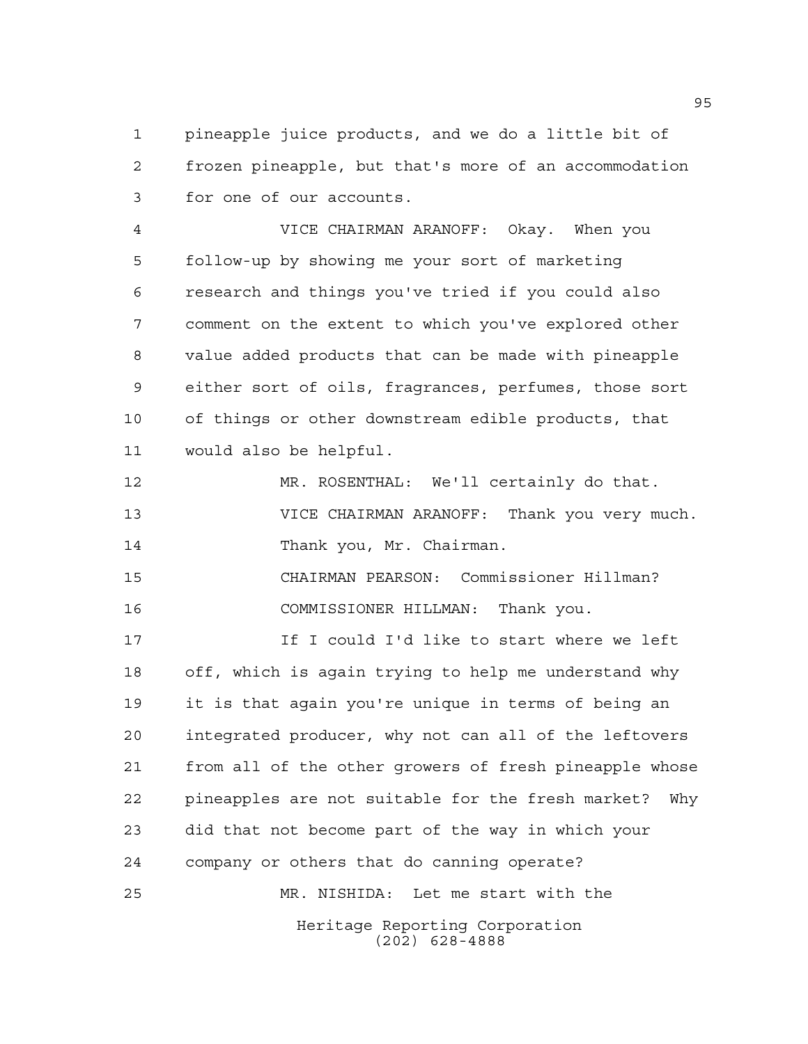pineapple juice products, and we do a little bit of frozen pineapple, but that's more of an accommodation for one of our accounts.

VICE CHAIRMAN ARANOFF: Okay. When you follow-up by showing me your sort of marketing research and things you've tried if you could also comment on the extent to which you've explored other value added products that can be made with pineapple either sort of oils, fragrances, perfumes, those sort of things or other downstream edible products, that would also be helpful.

MR. ROSENTHAL: We'll certainly do that.

VICE CHAIRMAN ARANOFF: Thank you very much. Thank you, Mr. Chairman.

CHAIRMAN PEARSON: Commissioner Hillman?

COMMISSIONER HILLMAN: Thank you.

If I could I'd like to start where we left off, which is again trying to help me understand why it is that again you're unique in terms of being an integrated producer, why not can all of the leftovers from all of the other growers of fresh pineapple whose pineapples are not suitable for the fresh market? Why did that not become part of the way in which your company or others that do canning operate?

MR. NISHIDA: Let me start with the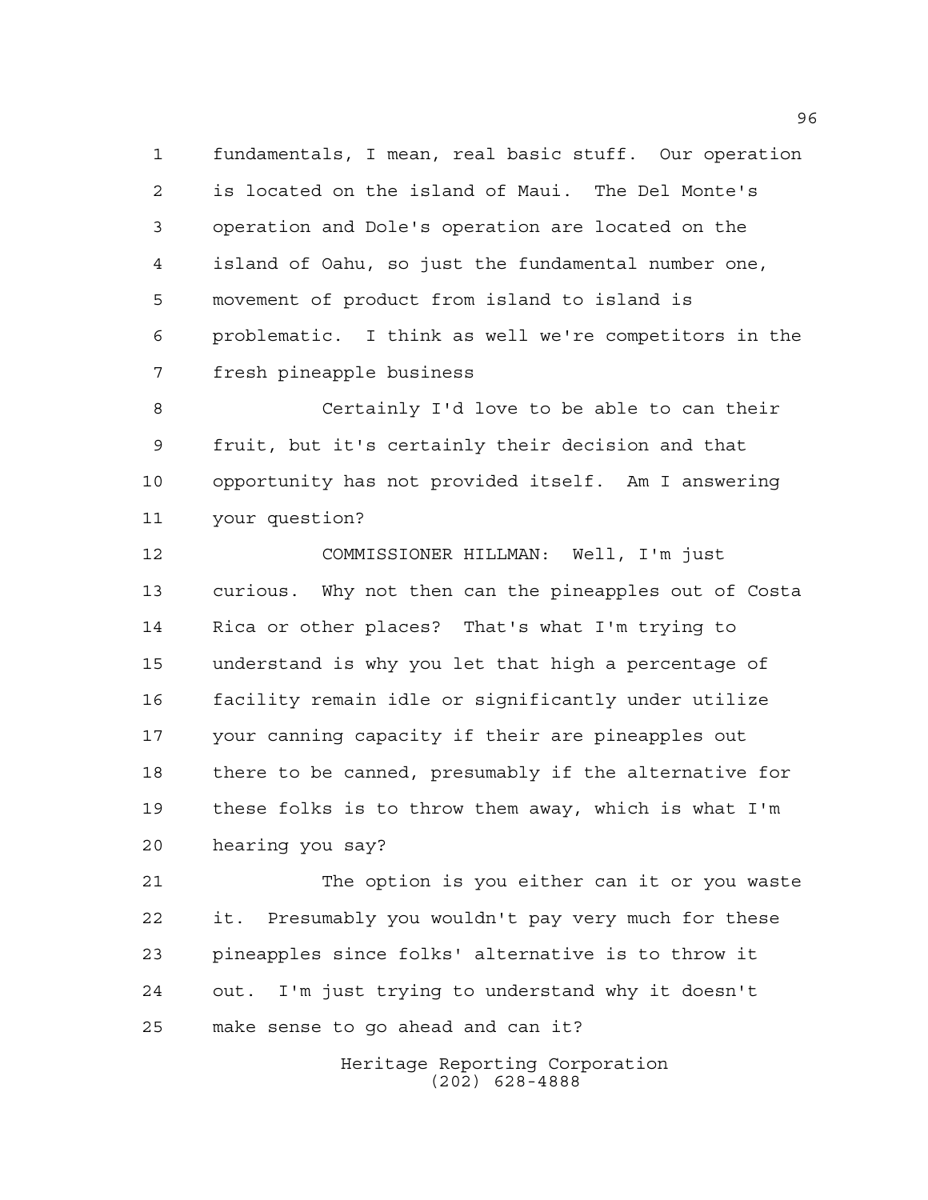fundamentals, I mean, real basic stuff. Our operation is located on the island of Maui. The Del Monte's operation and Dole's operation are located on the island of Oahu, so just the fundamental number one, movement of product from island to island is problematic. I think as well we're competitors in the fresh pineapple business

Certainly I'd love to be able to can their fruit, but it's certainly their decision and that opportunity has not provided itself. Am I answering your question?

COMMISSIONER HILLMAN: Well, I'm just curious. Why not then can the pineapples out of Costa Rica or other places? That's what I'm trying to understand is why you let that high a percentage of facility remain idle or significantly under utilize your canning capacity if their are pineapples out there to be canned, presumably if the alternative for these folks is to throw them away, which is what I'm hearing you say?

The option is you either can it or you waste it. Presumably you wouldn't pay very much for these pineapples since folks' alternative is to throw it out. I'm just trying to understand why it doesn't make sense to go ahead and can it?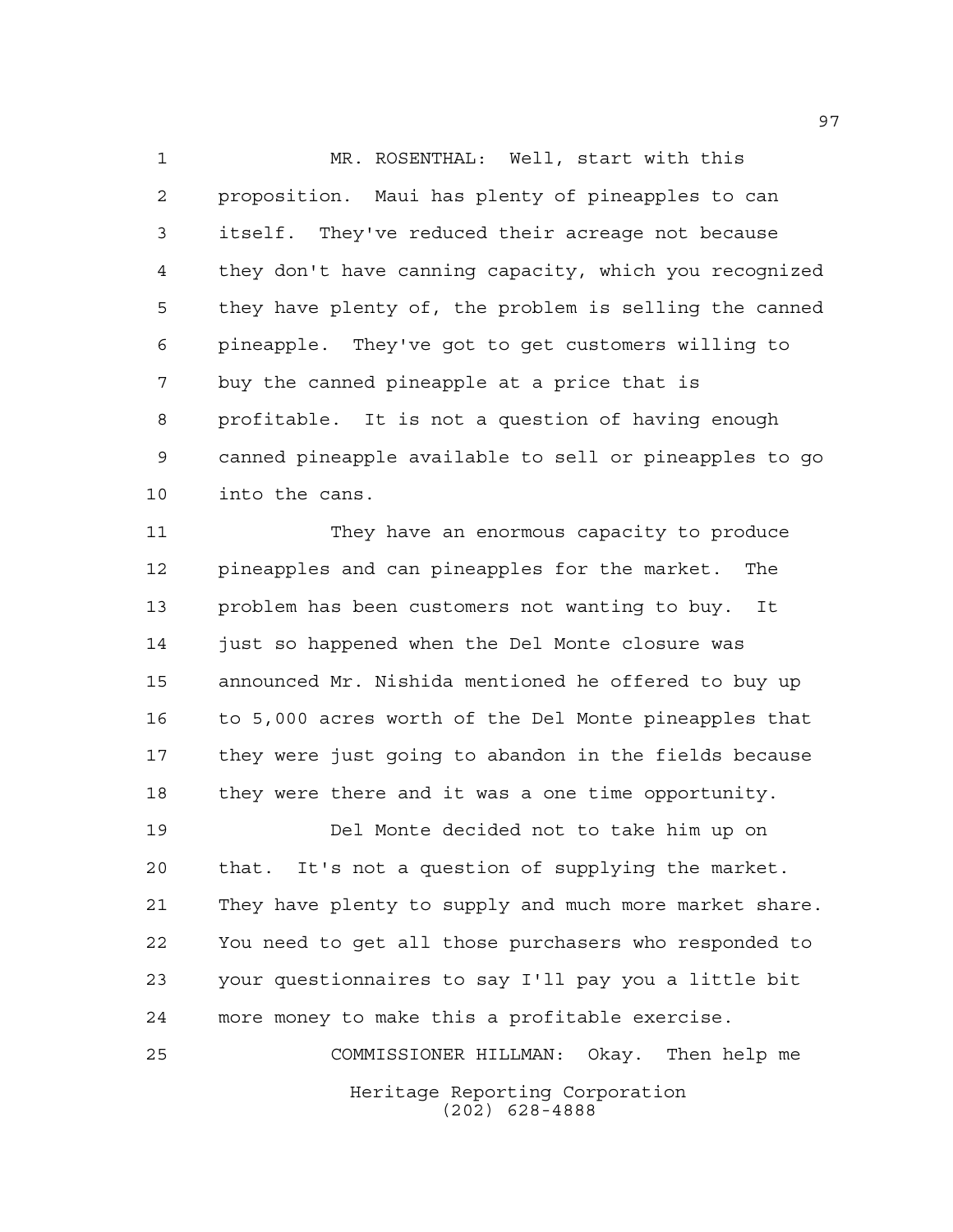MR. ROSENTHAL: Well, start with this proposition. Maui has plenty of pineapples to can itself. They've reduced their acreage not because they don't have canning capacity, which you recognized they have plenty of, the problem is selling the canned pineapple. They've got to get customers willing to buy the canned pineapple at a price that is profitable. It is not a question of having enough canned pineapple available to sell or pineapples to go into the cans.

They have an enormous capacity to produce pineapples and can pineapples for the market. The problem has been customers not wanting to buy. It just so happened when the Del Monte closure was announced Mr. Nishida mentioned he offered to buy up to 5,000 acres worth of the Del Monte pineapples that they were just going to abandon in the fields because they were there and it was a one time opportunity.

Del Monte decided not to take him up on that. It's not a question of supplying the market. They have plenty to supply and much more market share. You need to get all those purchasers who responded to your questionnaires to say I'll pay you a little bit more money to make this a profitable exercise.

COMMISSIONER HILLMAN: Okay. Then help me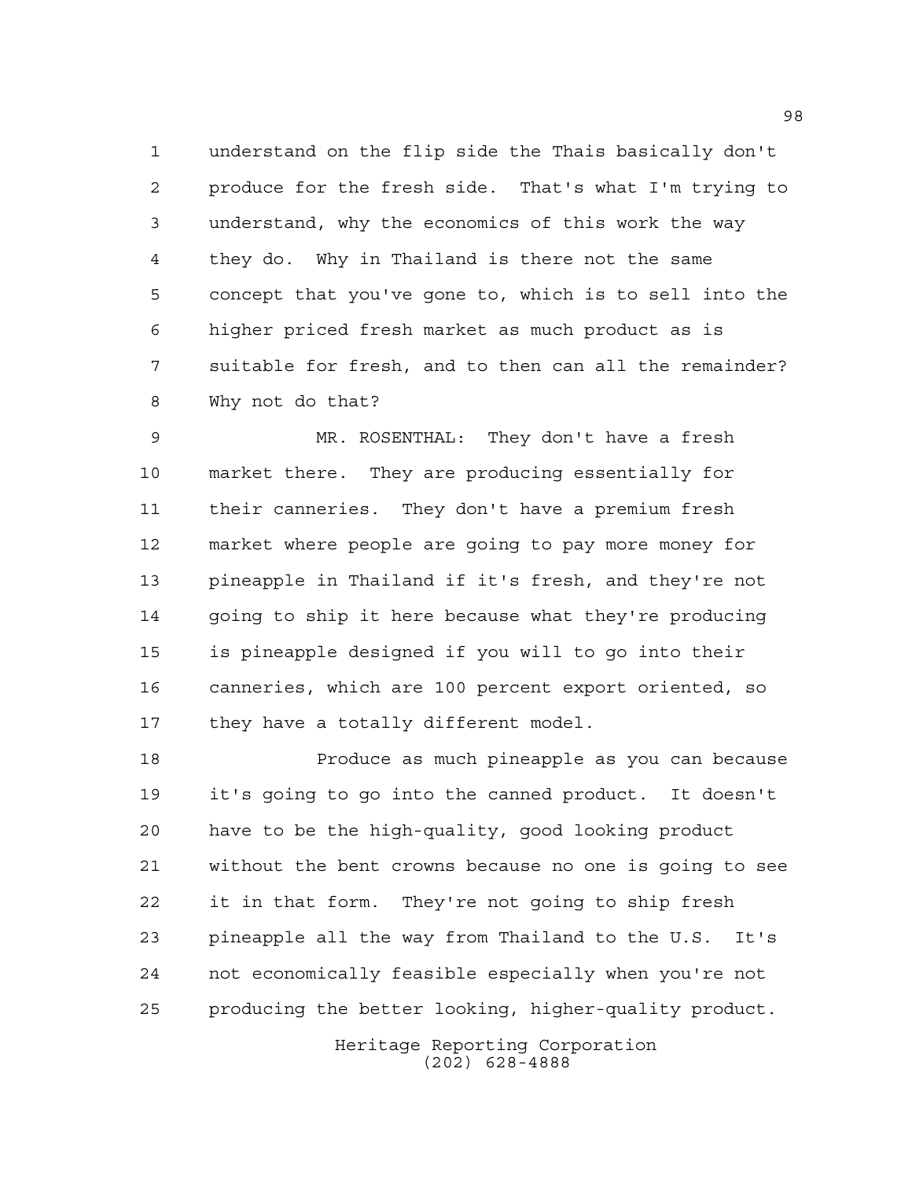understand on the flip side the Thais basically don't produce for the fresh side. That's what I'm trying to understand, why the economics of this work the way they do. Why in Thailand is there not the same concept that you've gone to, which is to sell into the higher priced fresh market as much product as is suitable for fresh, and to then can all the remainder? Why not do that?

MR. ROSENTHAL: They don't have a fresh market there. They are producing essentially for their canneries. They don't have a premium fresh market where people are going to pay more money for pineapple in Thailand if it's fresh, and they're not going to ship it here because what they're producing is pineapple designed if you will to go into their canneries, which are 100 percent export oriented, so they have a totally different model.

Produce as much pineapple as you can because it's going to go into the canned product. It doesn't have to be the high-quality, good looking product without the bent crowns because no one is going to see it in that form. They're not going to ship fresh pineapple all the way from Thailand to the U.S. It's not economically feasible especially when you're not producing the better looking, higher-quality product.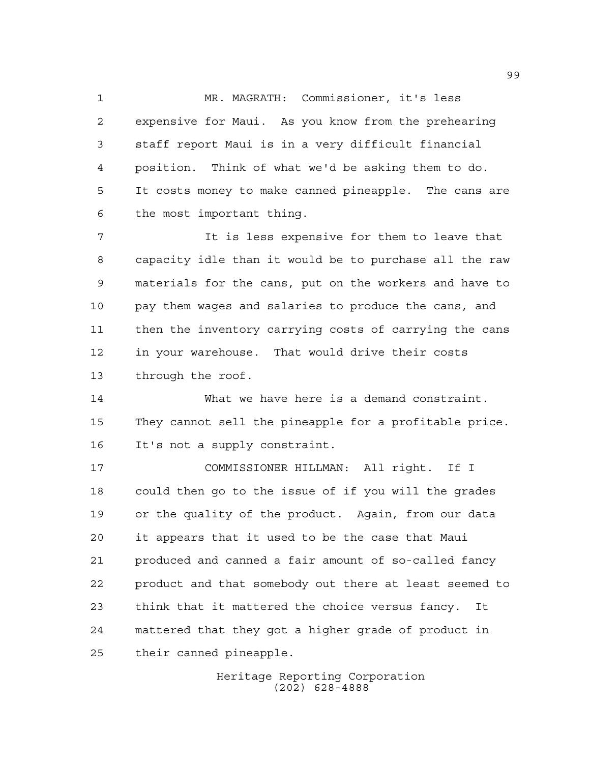MR. MAGRATH: Commissioner, it's less expensive for Maui. As you know from the prehearing staff report Maui is in a very difficult financial position. Think of what we'd be asking them to do. It costs money to make canned pineapple. The cans are the most important thing.

It is less expensive for them to leave that capacity idle than it would be to purchase all the raw materials for the cans, put on the workers and have to pay them wages and salaries to produce the cans, and then the inventory carrying costs of carrying the cans in your warehouse. That would drive their costs through the roof.

What we have here is a demand constraint. They cannot sell the pineapple for a profitable price. It's not a supply constraint.

COMMISSIONER HILLMAN: All right. If I could then go to the issue of if you will the grades or the quality of the product. Again, from our data it appears that it used to be the case that Maui produced and canned a fair amount of so-called fancy product and that somebody out there at least seemed to think that it mattered the choice versus fancy. It mattered that they got a higher grade of product in their canned pineapple.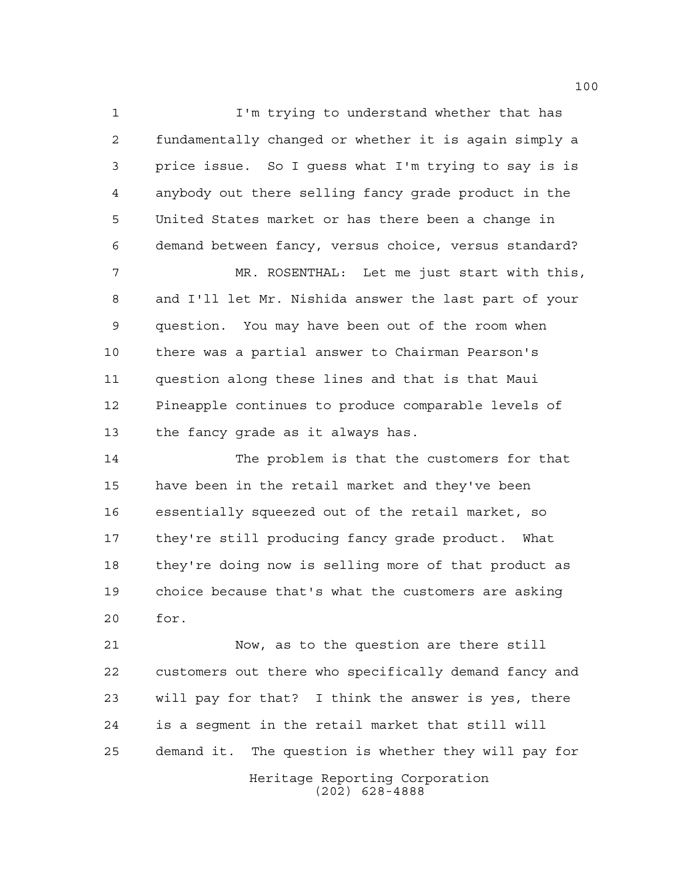I'm trying to understand whether that has fundamentally changed or whether it is again simply a price issue. So I guess what I'm trying to say is is anybody out there selling fancy grade product in the United States market or has there been a change in demand between fancy, versus choice, versus standard?

MR. ROSENTHAL: Let me just start with this, and I'll let Mr. Nishida answer the last part of your question. You may have been out of the room when there was a partial answer to Chairman Pearson's question along these lines and that is that Maui Pineapple continues to produce comparable levels of the fancy grade as it always has.

The problem is that the customers for that have been in the retail market and they've been essentially squeezed out of the retail market, so they're still producing fancy grade product. What they're doing now is selling more of that product as choice because that's what the customers are asking for.

Now, as to the question are there still customers out there who specifically demand fancy and will pay for that? I think the answer is yes, there is a segment in the retail market that still will demand it. The question is whether they will pay for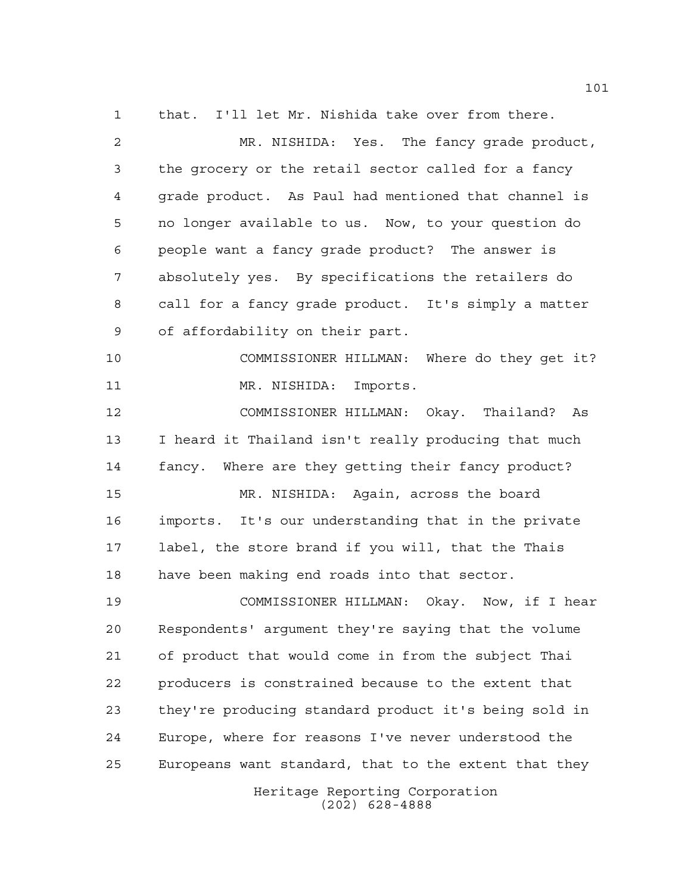that. I'll let Mr. Nishida take over from there.

MR. NISHIDA: Yes. The fancy grade product, the grocery or the retail sector called for a fancy grade product. As Paul had mentioned that channel is no longer available to us. Now, to your question do people want a fancy grade product? The answer is absolutely yes. By specifications the retailers do call for a fancy grade product. It's simply a matter of affordability on their part.

COMMISSIONER HILLMAN: Where do they get it?

MR. NISHIDA: Imports.

COMMISSIONER HILLMAN: Okay. Thailand? As I heard it Thailand isn't really producing that much fancy. Where are they getting their fancy product?

MR. NISHIDA: Again, across the board imports. It's our understanding that in the private label, the store brand if you will, that the Thais have been making end roads into that sector.

COMMISSIONER HILLMAN: Okay. Now, if I hear Respondents' argument they're saying that the volume of product that would come in from the subject Thai producers is constrained because to the extent that they're producing standard product it's being sold in Europe, where for reasons I've never understood the Europeans want standard, that to the extent that they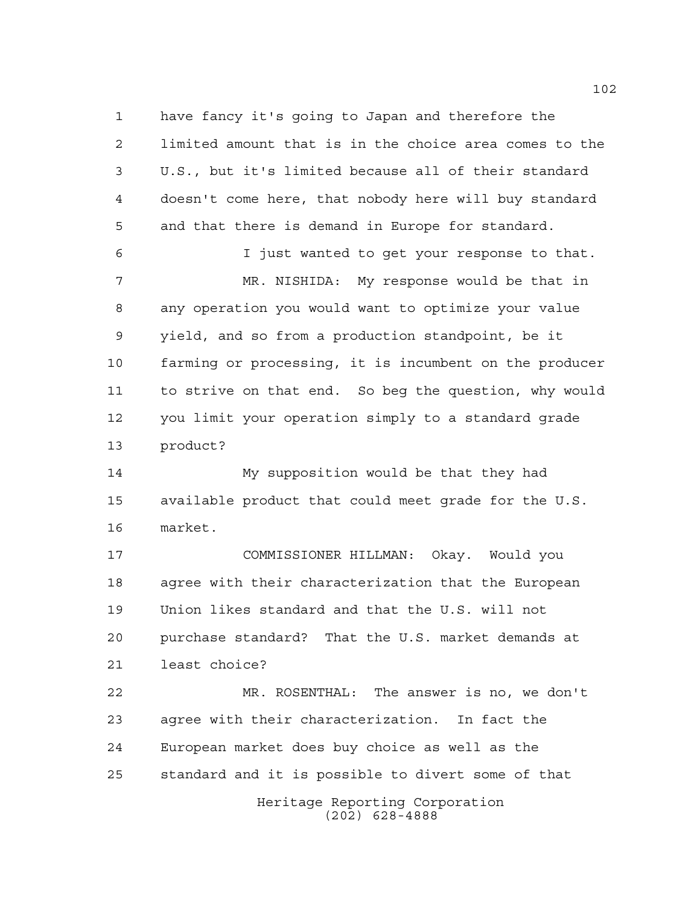have fancy it's going to Japan and therefore the limited amount that is in the choice area comes to the U.S., but it's limited because all of their standard doesn't come here, that nobody here will buy standard and that there is demand in Europe for standard.

I just wanted to get your response to that.

MR. NISHIDA: My response would be that in any operation you would want to optimize your value yield, and so from a production standpoint, be it farming or processing, it is incumbent on the producer to strive on that end. So beg the question, why would you limit your operation simply to a standard grade product?

My supposition would be that they had available product that could meet grade for the U.S. market.

COMMISSIONER HILLMAN: Okay. Would you agree with their characterization that the European Union likes standard and that the U.S. will not purchase standard? That the U.S. market demands at least choice?

MR. ROSENTHAL: The answer is no, we don't agree with their characterization. In fact the European market does buy choice as well as the standard and it is possible to divert some of that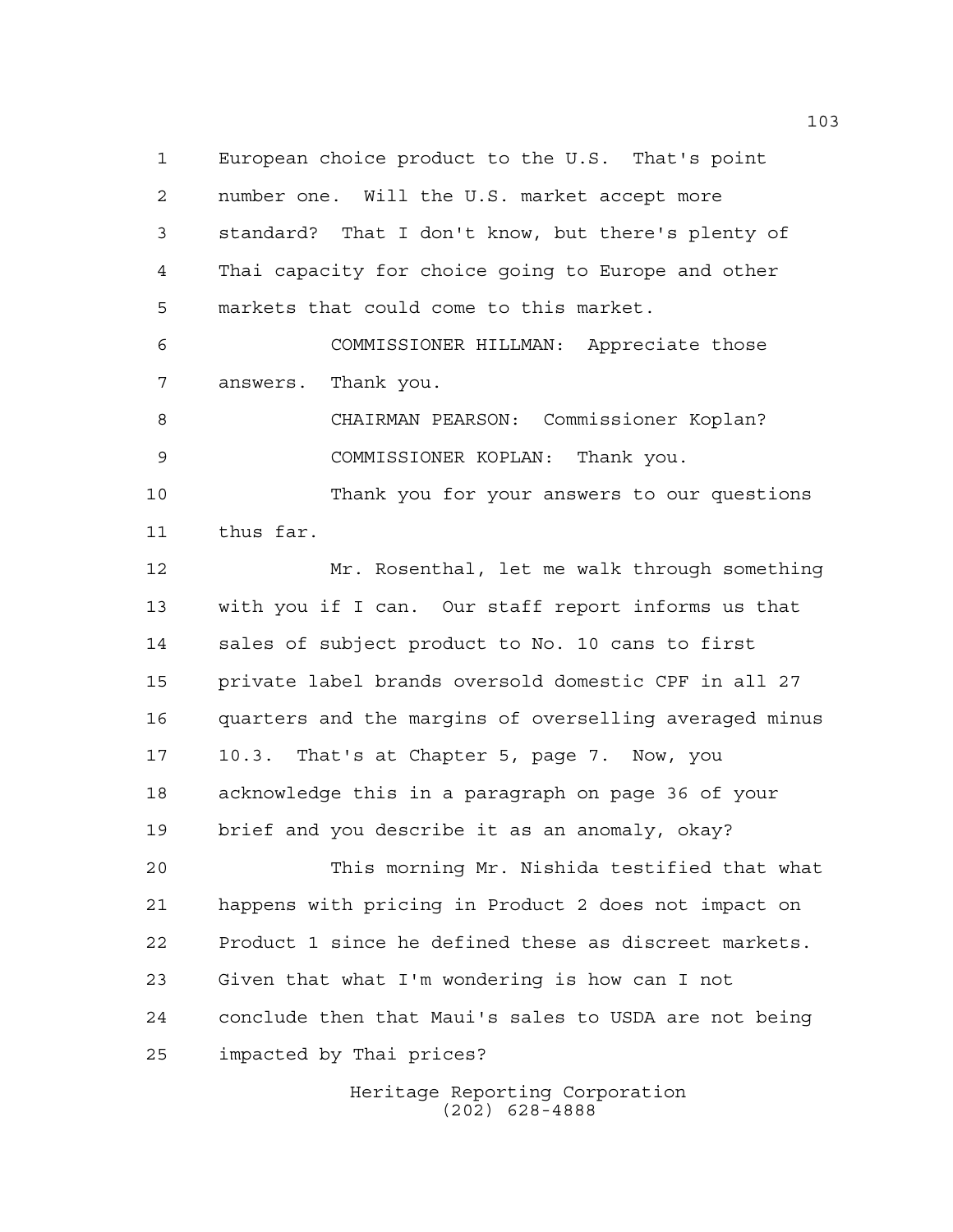European choice product to the U.S. That's point number one. Will the U.S. market accept more standard? That I don't know, but there's plenty of Thai capacity for choice going to Europe and other markets that could come to this market.

COMMISSIONER HILLMAN: Appreciate those answers. Thank you.

CHAIRMAN PEARSON: Commissioner Koplan?

COMMISSIONER KOPLAN: Thank you.

Thank you for your answers to our questions thus far.

Mr. Rosenthal, let me walk through something with you if I can. Our staff report informs us that sales of subject product to No. 10 cans to first private label brands oversold domestic CPF in all 27 quarters and the margins of overselling averaged minus 10.3. That's at Chapter 5, page 7. Now, you acknowledge this in a paragraph on page 36 of your brief and you describe it as an anomaly, okay?

This morning Mr. Nishida testified that what happens with pricing in Product 2 does not impact on Product 1 since he defined these as discreet markets. Given that what I'm wondering is how can I not conclude then that Maui's sales to USDA are not being impacted by Thai prices?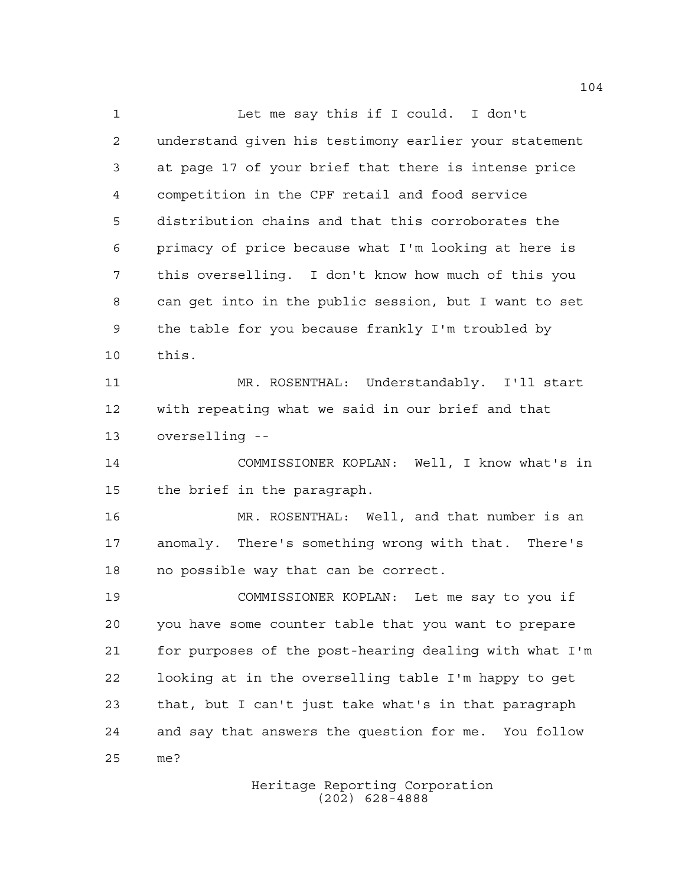Let me say this if I could. I don't understand given his testimony earlier your statement at page 17 of your brief that there is intense price competition in the CPF retail and food service distribution chains and that this corroborates the primacy of price because what I'm looking at here is this overselling. I don't know how much of this you can get into in the public session, but I want to set the table for you because frankly I'm troubled by this.

MR. ROSENTHAL: Understandably. I'll start with repeating what we said in our brief and that overselling --

COMMISSIONER KOPLAN: Well, I know what's in the brief in the paragraph.

MR. ROSENTHAL: Well, and that number is an anomaly. There's something wrong with that. There's no possible way that can be correct.

COMMISSIONER KOPLAN: Let me say to you if you have some counter table that you want to prepare for purposes of the post-hearing dealing with what I'm looking at in the overselling table I'm happy to get that, but I can't just take what's in that paragraph and say that answers the question for me. You follow me?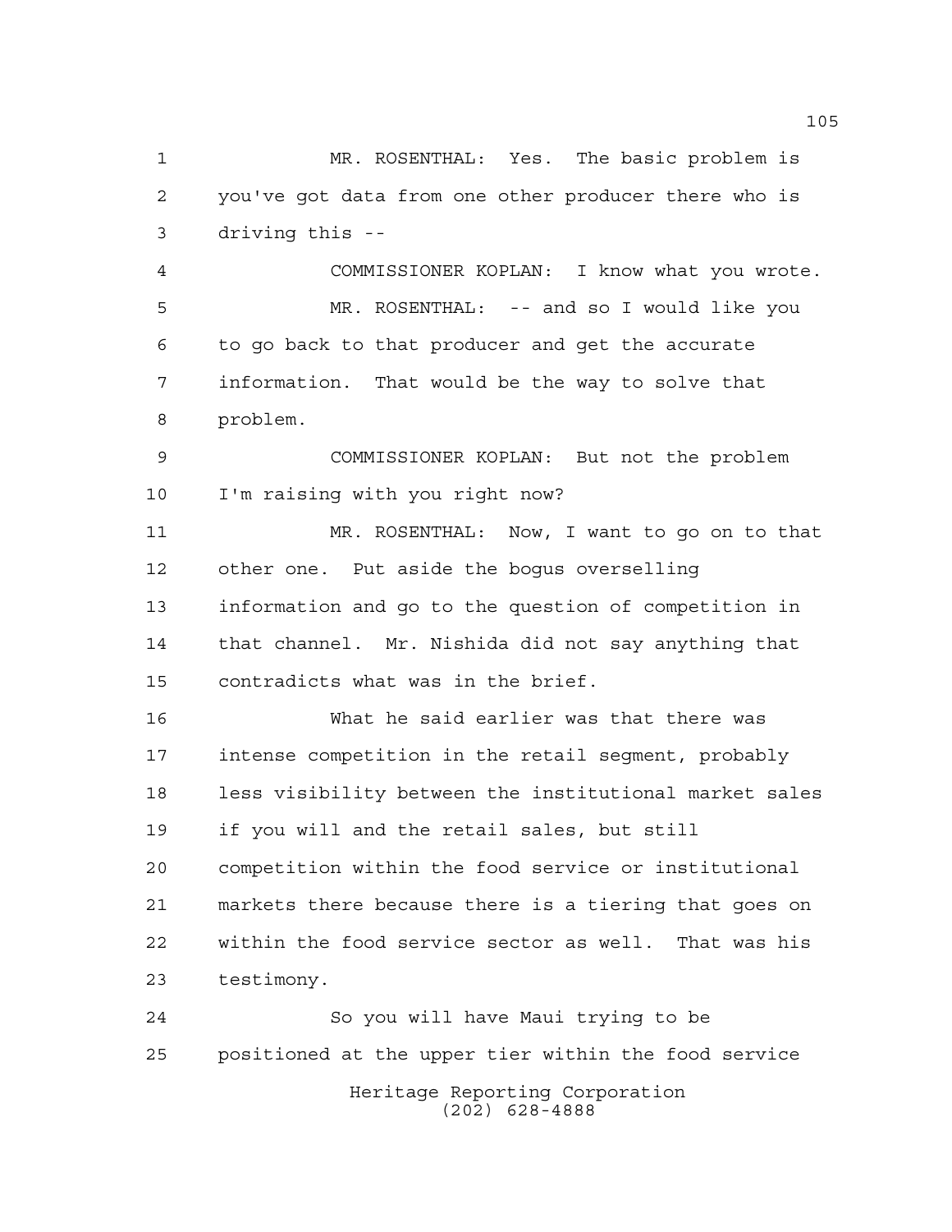MR. ROSENTHAL: Yes. The basic problem is you've got data from one other producer there who is driving this --

COMMISSIONER KOPLAN: I know what you wrote.

MR. ROSENTHAL: -- and so I would like you to go back to that producer and get the accurate information. That would be the way to solve that problem.

COMMISSIONER KOPLAN: But not the problem I'm raising with you right now?

MR. ROSENTHAL: Now, I want to go on to that other one. Put aside the bogus overselling information and go to the question of competition in that channel. Mr. Nishida did not say anything that contradicts what was in the brief.

What he said earlier was that there was intense competition in the retail segment, probably less visibility between the institutional market sales if you will and the retail sales, but still competition within the food service or institutional markets there because there is a tiering that goes on within the food service sector as well. That was his testimony.

So you will have Maui trying to be positioned at the upper tier within the food service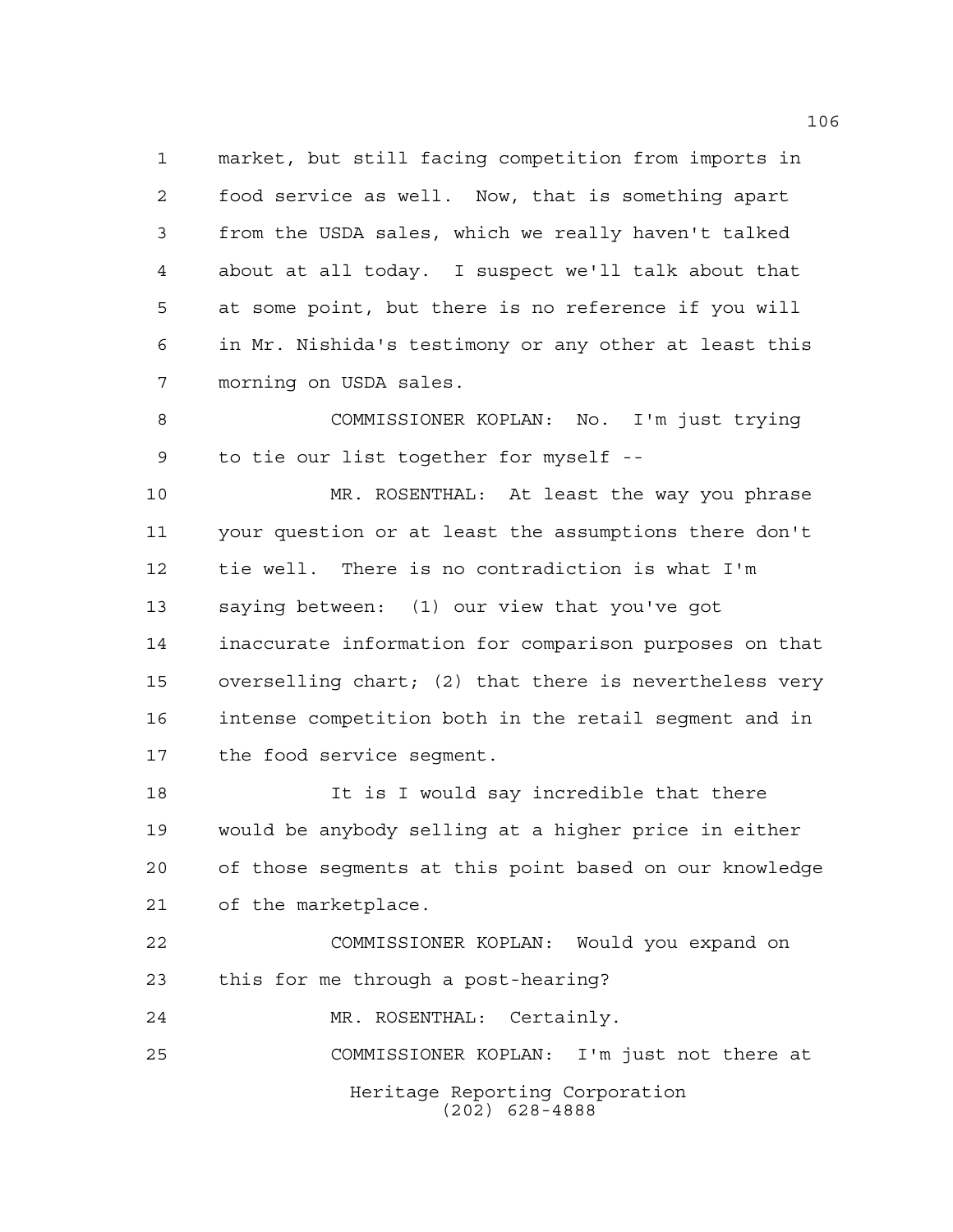market, but still facing competition from imports in food service as well. Now, that is something apart from the USDA sales, which we really haven't talked about at all today. I suspect we'll talk about that at some point, but there is no reference if you will in Mr. Nishida's testimony or any other at least this morning on USDA sales.

COMMISSIONER KOPLAN: No. I'm just trying to tie our list together for myself --

MR. ROSENTHAL: At least the way you phrase your question or at least the assumptions there don't tie well. There is no contradiction is what I'm saying between: (1) our view that you've got inaccurate information for comparison purposes on that overselling chart; (2) that there is nevertheless very intense competition both in the retail segment and in the food service segment.

It is I would say incredible that there would be anybody selling at a higher price in either of those segments at this point based on our knowledge of the marketplace.

COMMISSIONER KOPLAN: Would you expand on this for me through a post-hearing?

MR. ROSENTHAL: Certainly.

COMMISSIONER KOPLAN: I'm just not there at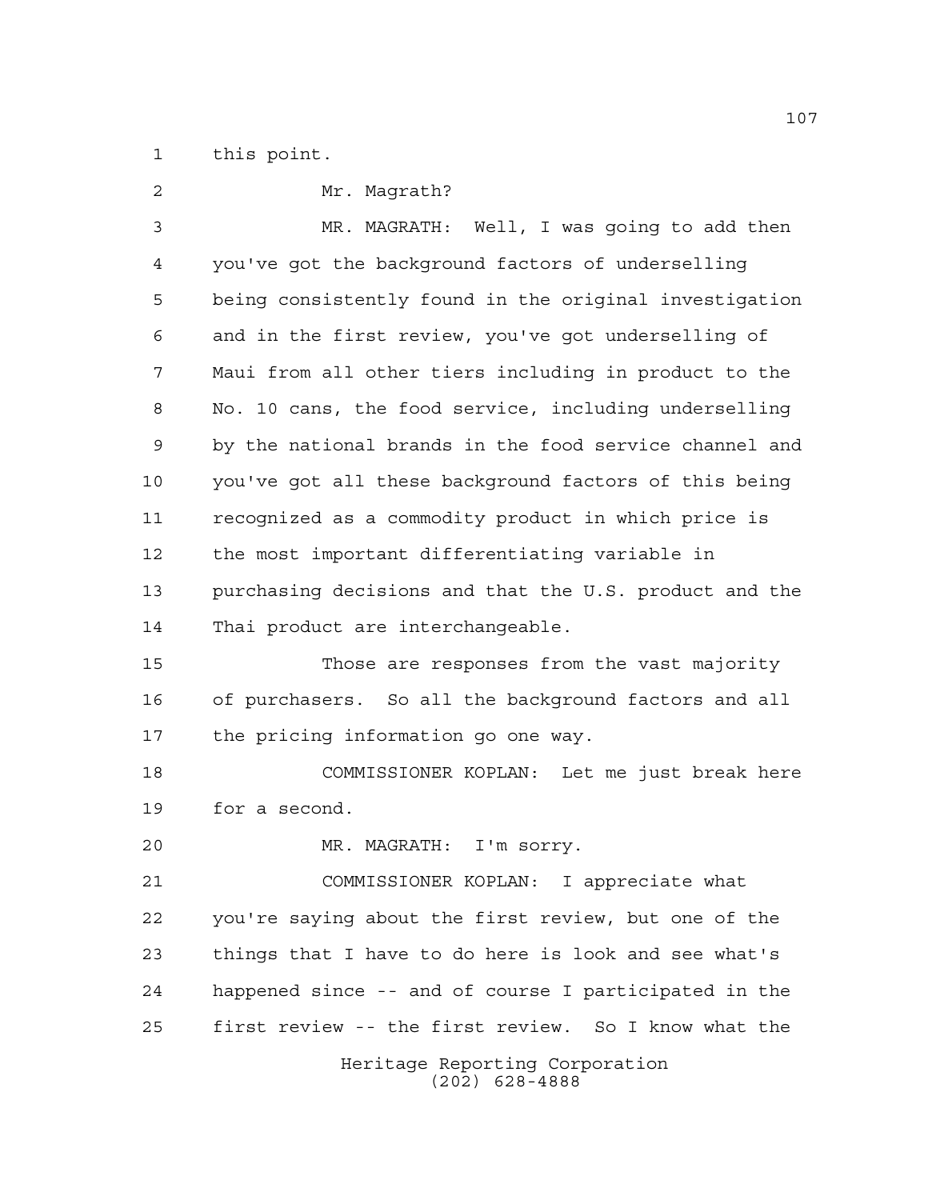this point.

Mr. Magrath?

MR. MAGRATH: Well, I was going to add then you've got the background factors of underselling being consistently found in the original investigation and in the first review, you've got underselling of Maui from all other tiers including in product to the No. 10 cans, the food service, including underselling by the national brands in the food service channel and you've got all these background factors of this being recognized as a commodity product in which price is the most important differentiating variable in purchasing decisions and that the U.S. product and the Thai product are interchangeable.

Those are responses from the vast majority of purchasers. So all the background factors and all the pricing information go one way.

COMMISSIONER KOPLAN: Let me just break here for a second.

MR. MAGRATH: I'm sorry.

COMMISSIONER KOPLAN: I appreciate what you're saying about the first review, but one of the things that I have to do here is look and see what's happened since -- and of course I participated in the first review -- the first review. So I know what the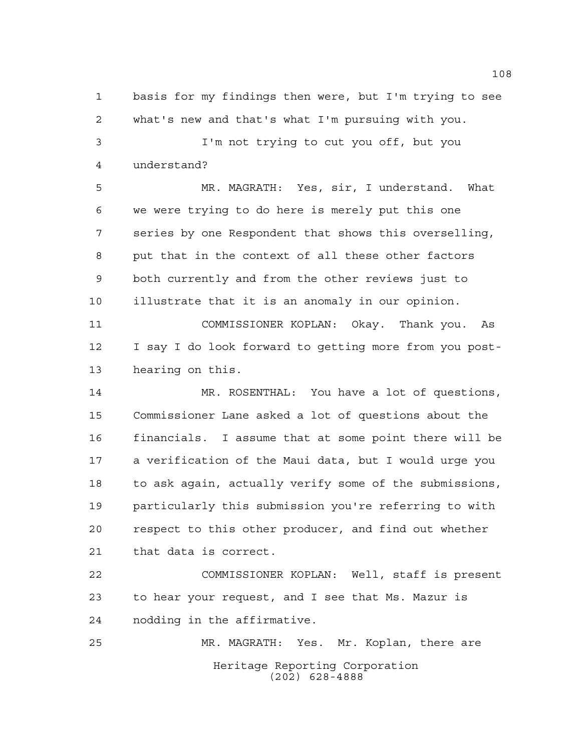basis for my findings then were, but I'm trying to see what's new and that's what I'm pursuing with you.

I'm not trying to cut you off, but you understand?

MR. MAGRATH: Yes, sir, I understand. What we were trying to do here is merely put this one series by one Respondent that shows this overselling, put that in the context of all these other factors both currently and from the other reviews just to illustrate that it is an anomaly in our opinion.

COMMISSIONER KOPLAN: Okay. Thank you. As I say I do look forward to getting more from you post-hearing on this.

MR. ROSENTHAL: You have a lot of questions, Commissioner Lane asked a lot of questions about the financials. I assume that at some point there will be a verification of the Maui data, but I would urge you to ask again, actually verify some of the submissions, particularly this submission you're referring to with respect to this other producer, and find out whether that data is correct.

COMMISSIONER KOPLAN: Well, staff is present to hear your request, and I see that Ms. Mazur is nodding in the affirmative.

MR. MAGRATH: Yes. Mr. Koplan, there are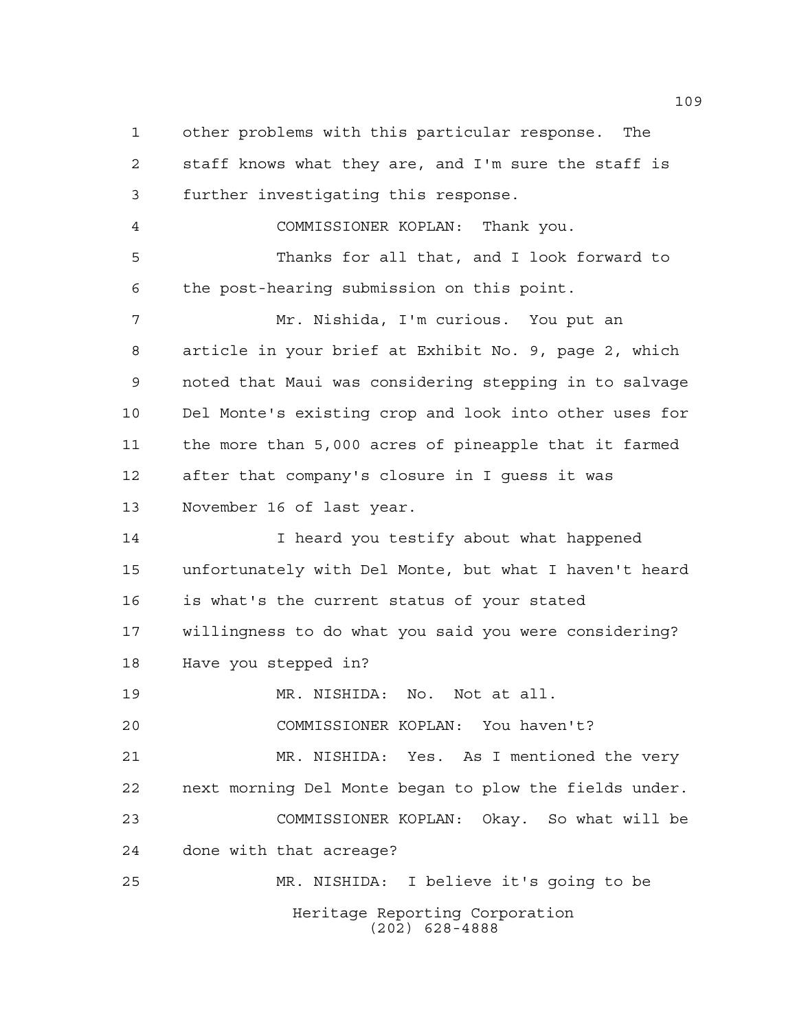other problems with this particular response. The staff knows what they are, and I'm sure the staff is further investigating this response.

COMMISSIONER KOPLAN: Thank you.

Thanks for all that, and I look forward to the post-hearing submission on this point.

Mr. Nishida, I'm curious. You put an article in your brief at Exhibit No. 9, page 2, which noted that Maui was considering stepping in to salvage Del Monte's existing crop and look into other uses for the more than 5,000 acres of pineapple that it farmed after that company's closure in I guess it was November 16 of last year.

I heard you testify about what happened unfortunately with Del Monte, but what I haven't heard is what's the current status of your stated willingness to do what you said you were considering? Have you stepped in?

MR. NISHIDA: No. Not at all.

COMMISSIONER KOPLAN: You haven't?

MR. NISHIDA: Yes. As I mentioned the very next morning Del Monte began to plow the fields under.

COMMISSIONER KOPLAN: Okay. So what will be done with that acreage?

MR. NISHIDA: I believe it's going to be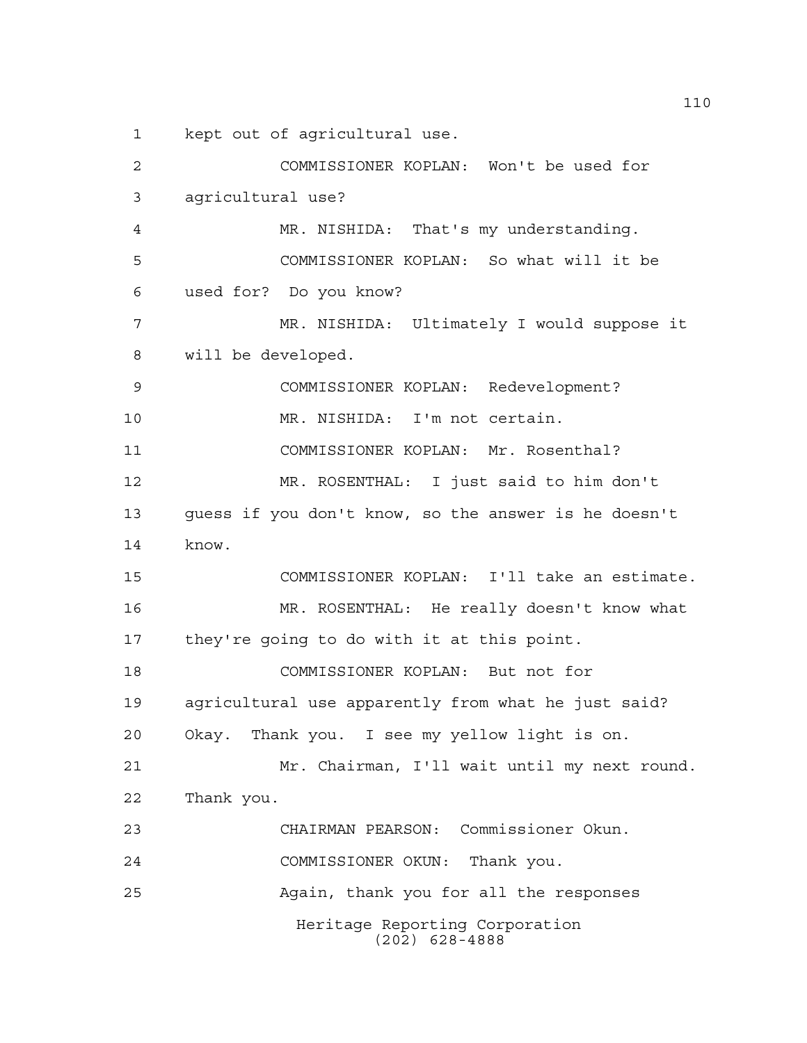kept out of agricultural use.

COMMISSIONER KOPLAN: Won't be used for agricultural use?

MR. NISHIDA: That's my understanding.

COMMISSIONER KOPLAN: So what will it be used for? Do you know?

MR. NISHIDA: Ultimately I would suppose it will be developed.

COMMISSIONER KOPLAN: Redevelopment?

MR. NISHIDA: I'm not certain.

COMMISSIONER KOPLAN: Mr. Rosenthal?

MR. ROSENTHAL: I just said to him don't guess if you don't know, so the answer is he doesn't know.

COMMISSIONER KOPLAN: I'll take an estimate.

MR. ROSENTHAL: He really doesn't know what they're going to do with it at this point.

COMMISSIONER KOPLAN: But not for agricultural use apparently from what he just said? Okay. Thank you. I see my yellow light is on.

Mr. Chairman, I'll wait until my next round. Thank you.

CHAIRMAN PEARSON: Commissioner Okun.

COMMISSIONER OKUN: Thank you.

Again, thank you for all the responses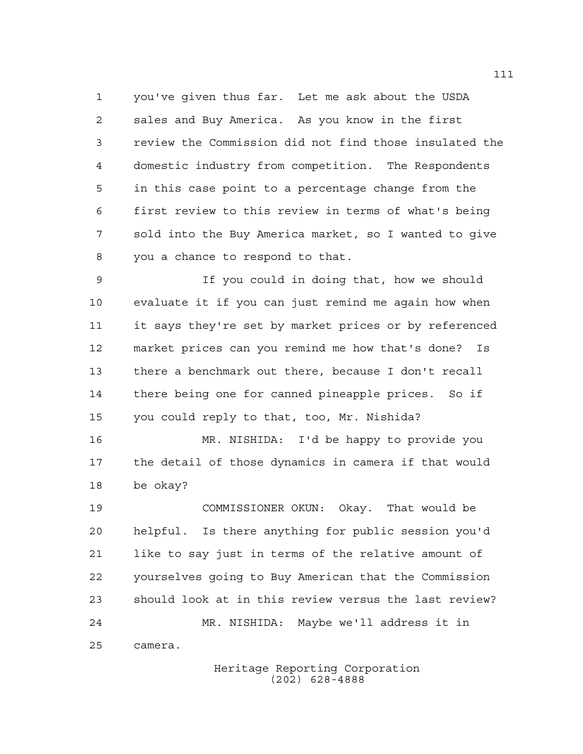you've given thus far. Let me ask about the USDA sales and Buy America. As you know in the first review the Commission did not find those insulated the domestic industry from competition. The Respondents in this case point to a percentage change from the first review to this review in terms of what's being sold into the Buy America market, so I wanted to give you a chance to respond to that.

If you could in doing that, how we should evaluate it if you can just remind me again how when it says they're set by market prices or by referenced market prices can you remind me how that's done? Is there a benchmark out there, because I don't recall there being one for canned pineapple prices. So if you could reply to that, too, Mr. Nishida?

MR. NISHIDA: I'd be happy to provide you the detail of those dynamics in camera if that would be okay?

COMMISSIONER OKUN: Okay. That would be helpful. Is there anything for public session you'd like to say just in terms of the relative amount of yourselves going to Buy American that the Commission should look at in this review versus the last review?

MR. NISHIDA: Maybe we'll address it in camera.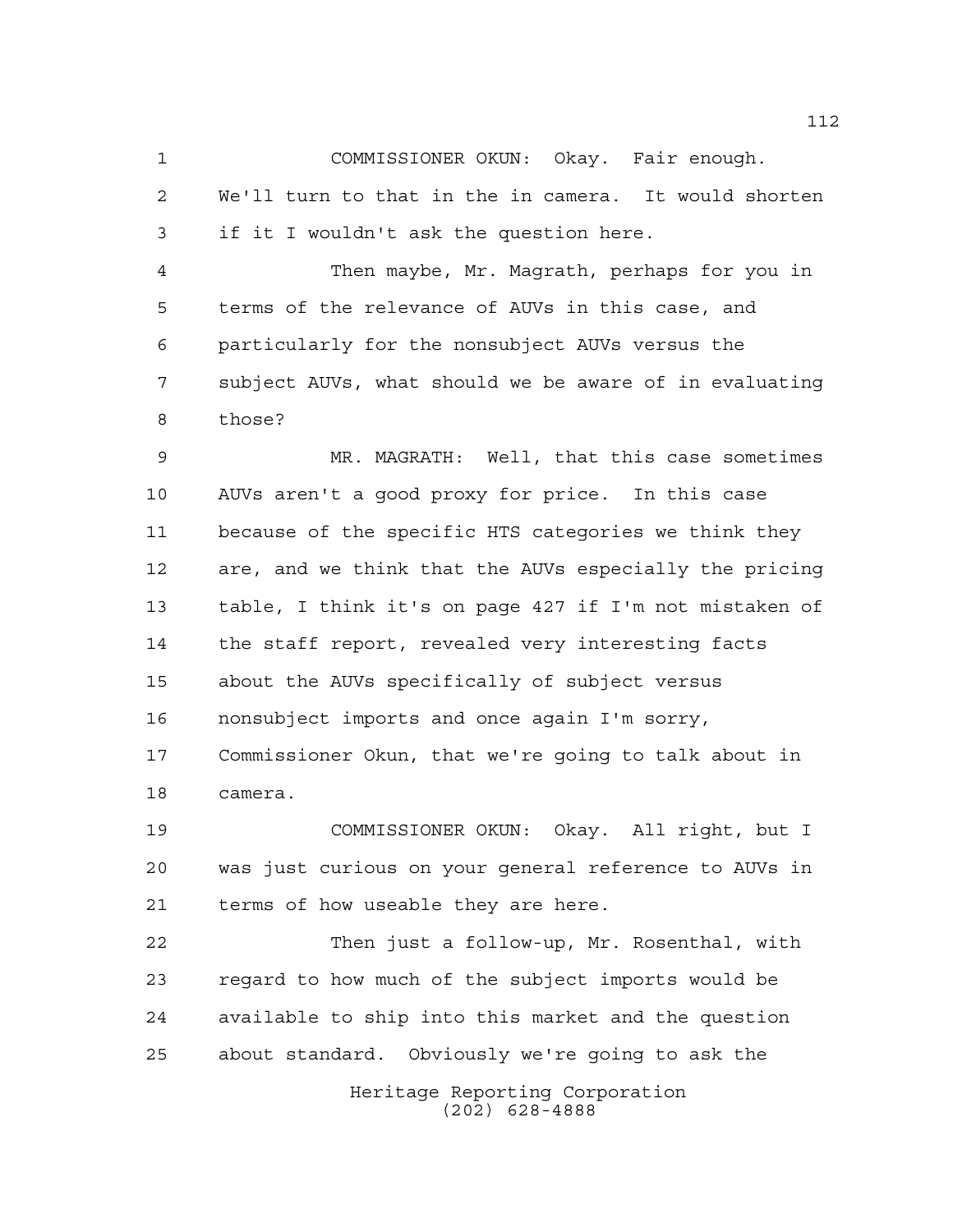COMMISSIONER OKUN: Okay. Fair enough. We'll turn to that in the in camera. It would shorten if it I wouldn't ask the question here.

Then maybe, Mr. Magrath, perhaps for you in terms of the relevance of AUVs in this case, and particularly for the nonsubject AUVs versus the subject AUVs, what should we be aware of in evaluating those?

MR. MAGRATH: Well, that this case sometimes AUVs aren't a good proxy for price. In this case because of the specific HTS categories we think they are, and we think that the AUVs especially the pricing table, I think it's on page 427 if I'm not mistaken of the staff report, revealed very interesting facts about the AUVs specifically of subject versus nonsubject imports and once again I'm sorry, Commissioner Okun, that we're going to talk about in camera.

COMMISSIONER OKUN: Okay. All right, but I was just curious on your general reference to AUVs in terms of how useable they are here.

Then just a follow-up, Mr. Rosenthal, with regard to how much of the subject imports would be available to ship into this market and the question about standard. Obviously we're going to ask the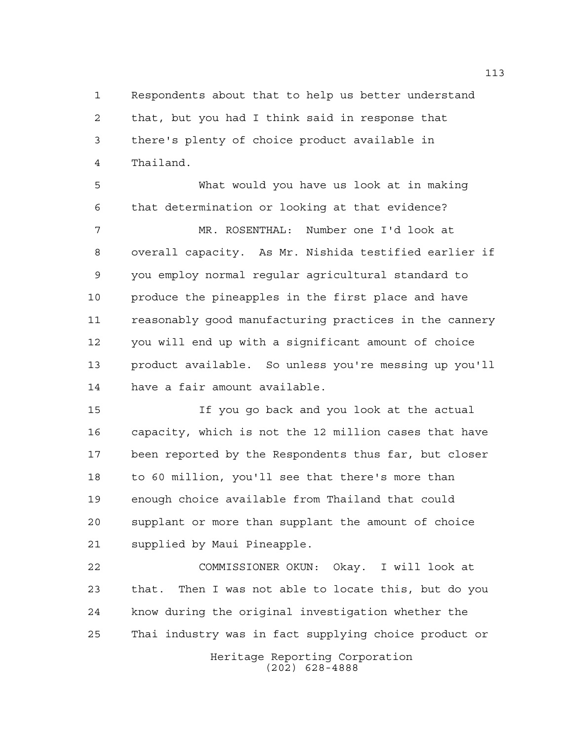Respondents about that to help us better understand that, but you had I think said in response that there's plenty of choice product available in Thailand.

What would you have us look at in making that determination or looking at that evidence?

MR. ROSENTHAL: Number one I'd look at overall capacity. As Mr. Nishida testified earlier if you employ normal regular agricultural standard to produce the pineapples in the first place and have reasonably good manufacturing practices in the cannery you will end up with a significant amount of choice product available. So unless you're messing up you'll have a fair amount available.

If you go back and you look at the actual capacity, which is not the 12 million cases that have been reported by the Respondents thus far, but closer to 60 million, you'll see that there's more than enough choice available from Thailand that could supplant or more than supplant the amount of choice supplied by Maui Pineapple.

COMMISSIONER OKUN: Okay. I will look at that. Then I was not able to locate this, but do you know during the original investigation whether the Thai industry was in fact supplying choice product or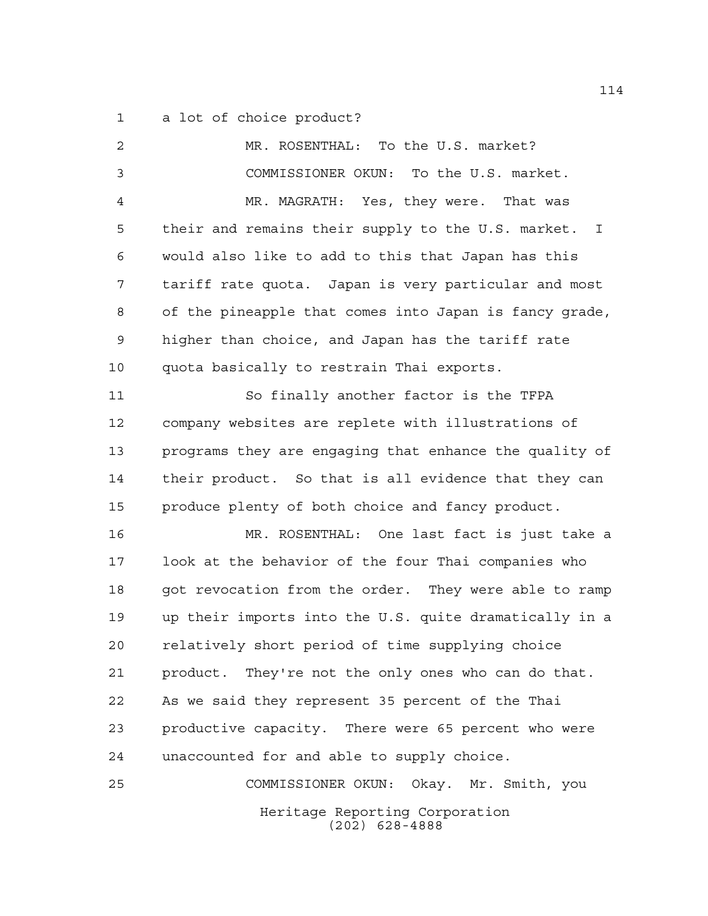a lot of choice product?

MR. ROSENTHAL: To the U.S. market?

COMMISSIONER OKUN: To the U.S. market.

MR. MAGRATH: Yes, they were. That was their and remains their supply to the U.S. market. I would also like to add to this that Japan has this tariff rate quota. Japan is very particular and most of the pineapple that comes into Japan is fancy grade, higher than choice, and Japan has the tariff rate quota basically to restrain Thai exports.

So finally another factor is the TFPA company websites are replete with illustrations of programs they are engaging that enhance the quality of their product. So that is all evidence that they can produce plenty of both choice and fancy product.

MR. ROSENTHAL: One last fact is just take a look at the behavior of the four Thai companies who got revocation from the order. They were able to ramp up their imports into the U.S. quite dramatically in a relatively short period of time supplying choice product. They're not the only ones who can do that. As we said they represent 35 percent of the Thai productive capacity. There were 65 percent who were unaccounted for and able to supply choice.

COMMISSIONER OKUN: Okay. Mr. Smith, you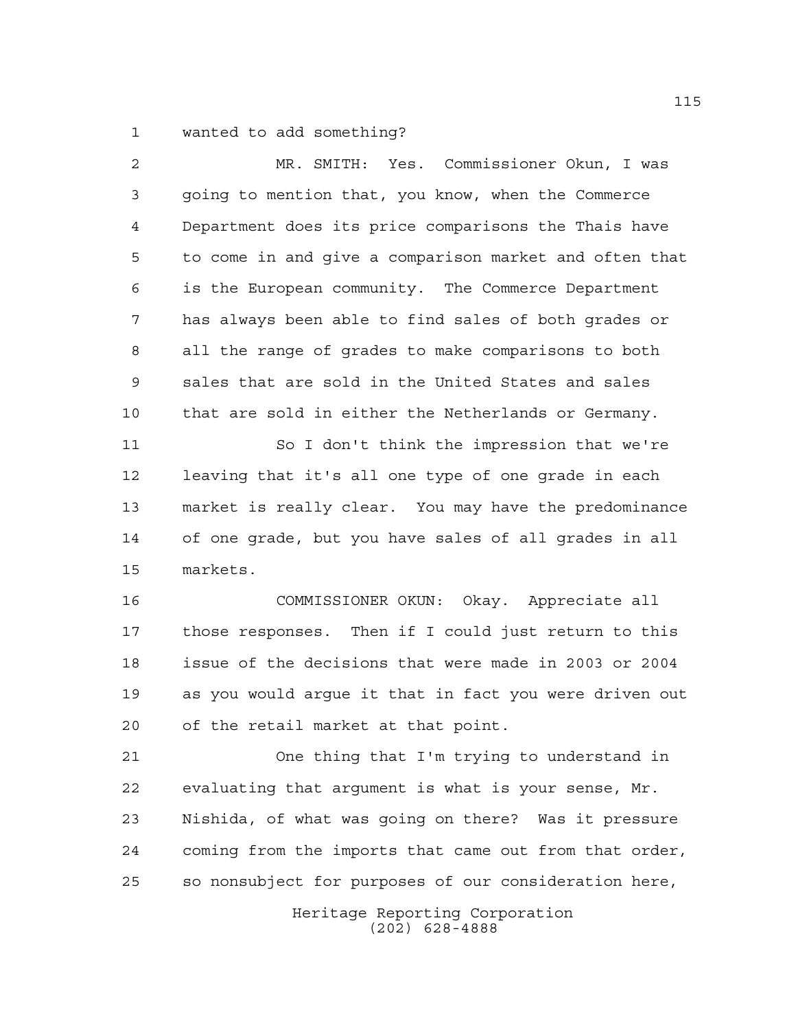wanted to add something?

MR. SMITH: Yes. Commissioner Okun, I was going to mention that, you know, when the Commerce Department does its price comparisons the Thais have to come in and give a comparison market and often that is the European community. The Commerce Department has always been able to find sales of both grades or all the range of grades to make comparisons to both sales that are sold in the United States and sales that are sold in either the Netherlands or Germany.

So I don't think the impression that we're leaving that it's all one type of one grade in each market is really clear. You may have the predominance of one grade, but you have sales of all grades in all markets.

COMMISSIONER OKUN: Okay. Appreciate all those responses. Then if I could just return to this issue of the decisions that were made in 2003 or 2004 as you would argue it that in fact you were driven out of the retail market at that point.

One thing that I'm trying to understand in evaluating that argument is what is your sense, Mr. Nishida, of what was going on there? Was it pressure coming from the imports that came out from that order, so nonsubject for purposes of our consideration here,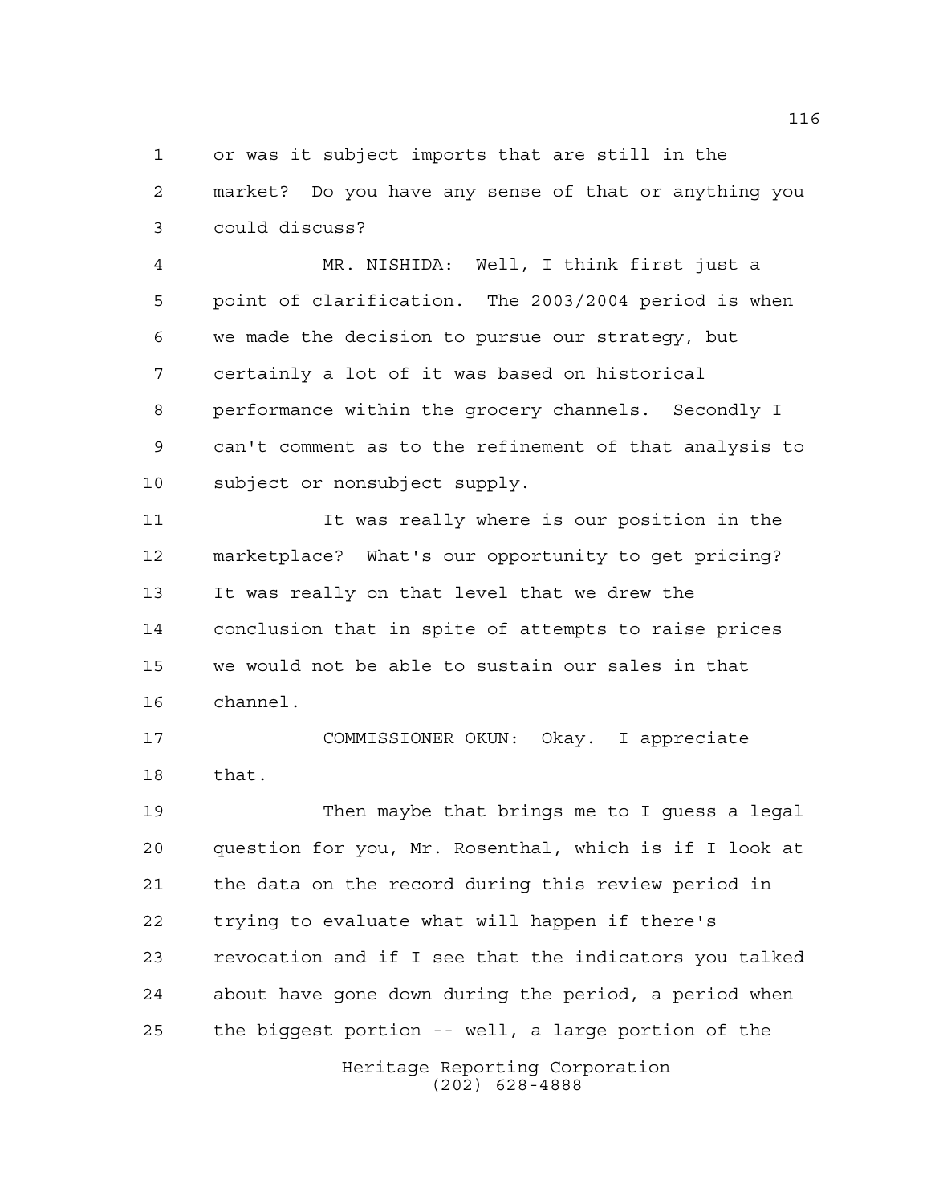or was it subject imports that are still in the market? Do you have any sense of that or anything you could discuss?

MR. NISHIDA: Well, I think first just a point of clarification. The 2003/2004 period is when we made the decision to pursue our strategy, but certainly a lot of it was based on historical performance within the grocery channels. Secondly I can't comment as to the refinement of that analysis to subject or nonsubject supply.

It was really where is our position in the marketplace? What's our opportunity to get pricing? It was really on that level that we drew the conclusion that in spite of attempts to raise prices we would not be able to sustain our sales in that channel.

COMMISSIONER OKUN: Okay. I appreciate that.

Then maybe that brings me to I guess a legal question for you, Mr. Rosenthal, which is if I look at the data on the record during this review period in trying to evaluate what will happen if there's revocation and if I see that the indicators you talked about have gone down during the period, a period when the biggest portion -- well, a large portion of the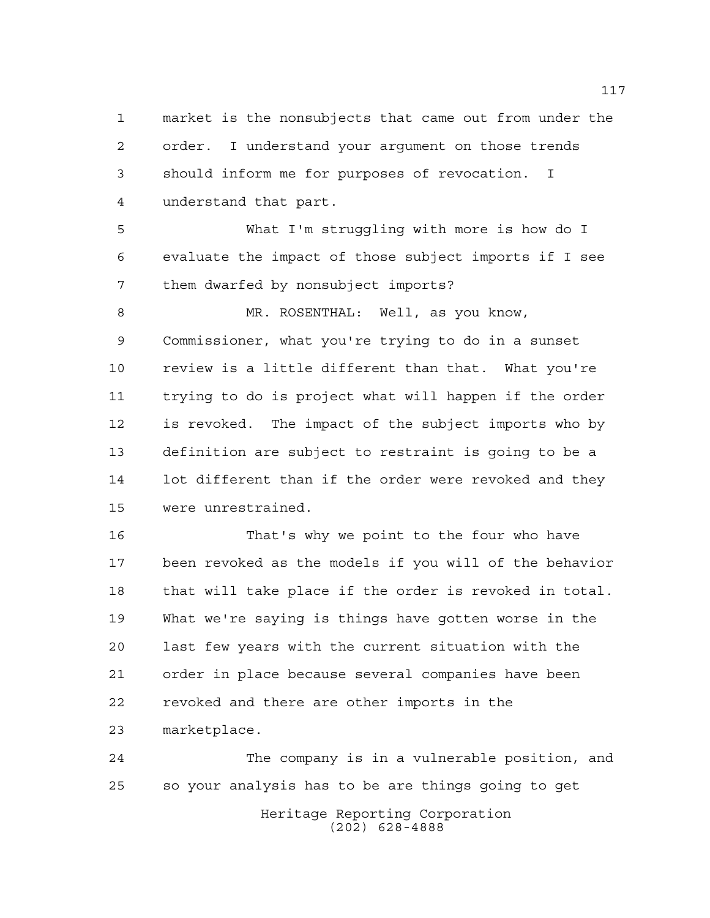market is the nonsubjects that came out from under the order. I understand your argument on those trends should inform me for purposes of revocation. I understand that part.

What I'm struggling with more is how do I evaluate the impact of those subject imports if I see them dwarfed by nonsubject imports?

MR. ROSENTHAL: Well, as you know, Commissioner, what you're trying to do in a sunset review is a little different than that. What you're trying to do is project what will happen if the order is revoked. The impact of the subject imports who by definition are subject to restraint is going to be a lot different than if the order were revoked and they were unrestrained.

That's why we point to the four who have been revoked as the models if you will of the behavior that will take place if the order is revoked in total. What we're saying is things have gotten worse in the last few years with the current situation with the order in place because several companies have been revoked and there are other imports in the marketplace.

The company is in a vulnerable position, and so your analysis has to be are things going to get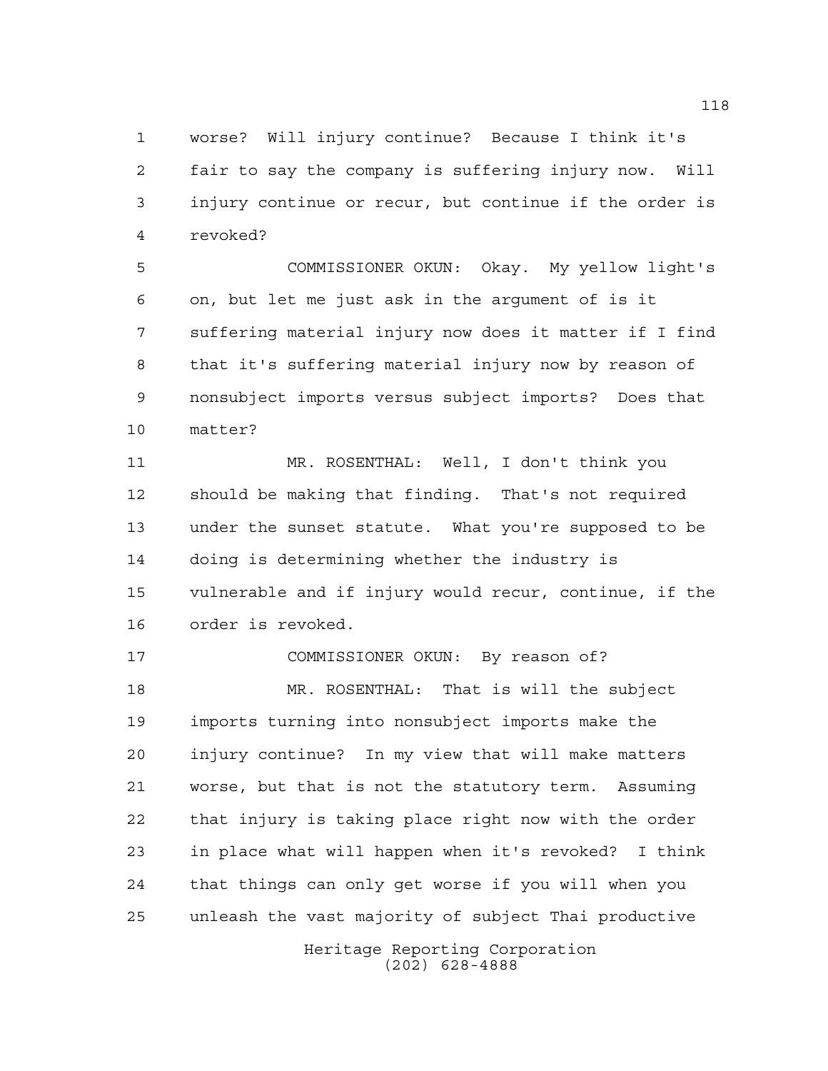worse? Will injury continue? Because I think it's fair to say the company is suffering injury now. Will injury continue or recur, but continue if the order is revoked?

COMMISSIONER OKUN: Okay. My yellow light's on, but let me just ask in the argument of is it suffering material injury now does it matter if I find that it's suffering material injury now by reason of nonsubject imports versus subject imports? Does that matter?

MR. ROSENTHAL: Well, I don't think you should be making that finding. That's not required under the sunset statute. What you're supposed to be doing is determining whether the industry is vulnerable and if injury would recur, continue, if the order is revoked.

COMMISSIONER OKUN: By reason of?

MR. ROSENTHAL: That is will the subject imports turning into nonsubject imports make the injury continue? In my view that will make matters worse, but that is not the statutory term. Assuming that injury is taking place right now with the order in place what will happen when it's revoked? I think that things can only get worse if you will when you unleash the vast majority of subject Thai productive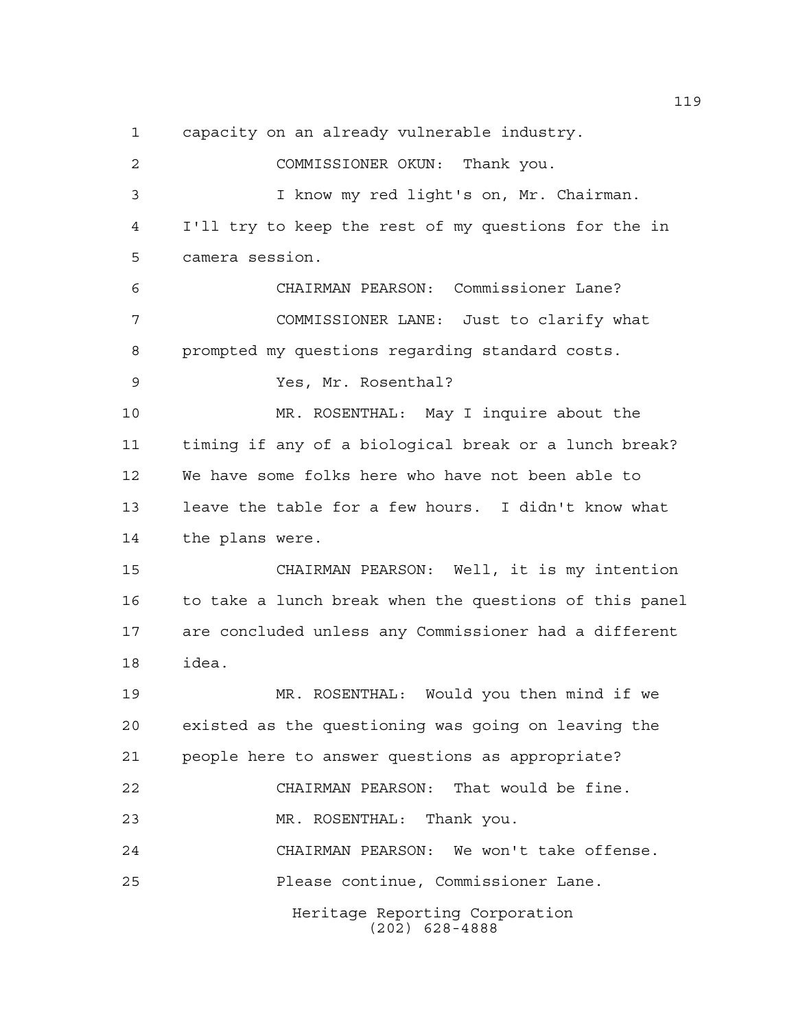capacity on an already vulnerable industry.

COMMISSIONER OKUN: Thank you.

I know my red light's on, Mr. Chairman. I'll try to keep the rest of my questions for the in camera session.

CHAIRMAN PEARSON: Commissioner Lane?

COMMISSIONER LANE: Just to clarify what prompted my questions regarding standard costs.

Yes, Mr. Rosenthal?

MR. ROSENTHAL: May I inquire about the timing if any of a biological break or a lunch break? We have some folks here who have not been able to leave the table for a few hours. I didn't know what the plans were.

CHAIRMAN PEARSON: Well, it is my intention to take a lunch break when the questions of this panel are concluded unless any Commissioner had a different idea.

MR. ROSENTHAL: Would you then mind if we existed as the questioning was going on leaving the people here to answer questions as appropriate?

CHAIRMAN PEARSON: That would be fine.

MR. ROSENTHAL: Thank you.

CHAIRMAN PEARSON: We won't take offense.

Please continue, Commissioner Lane.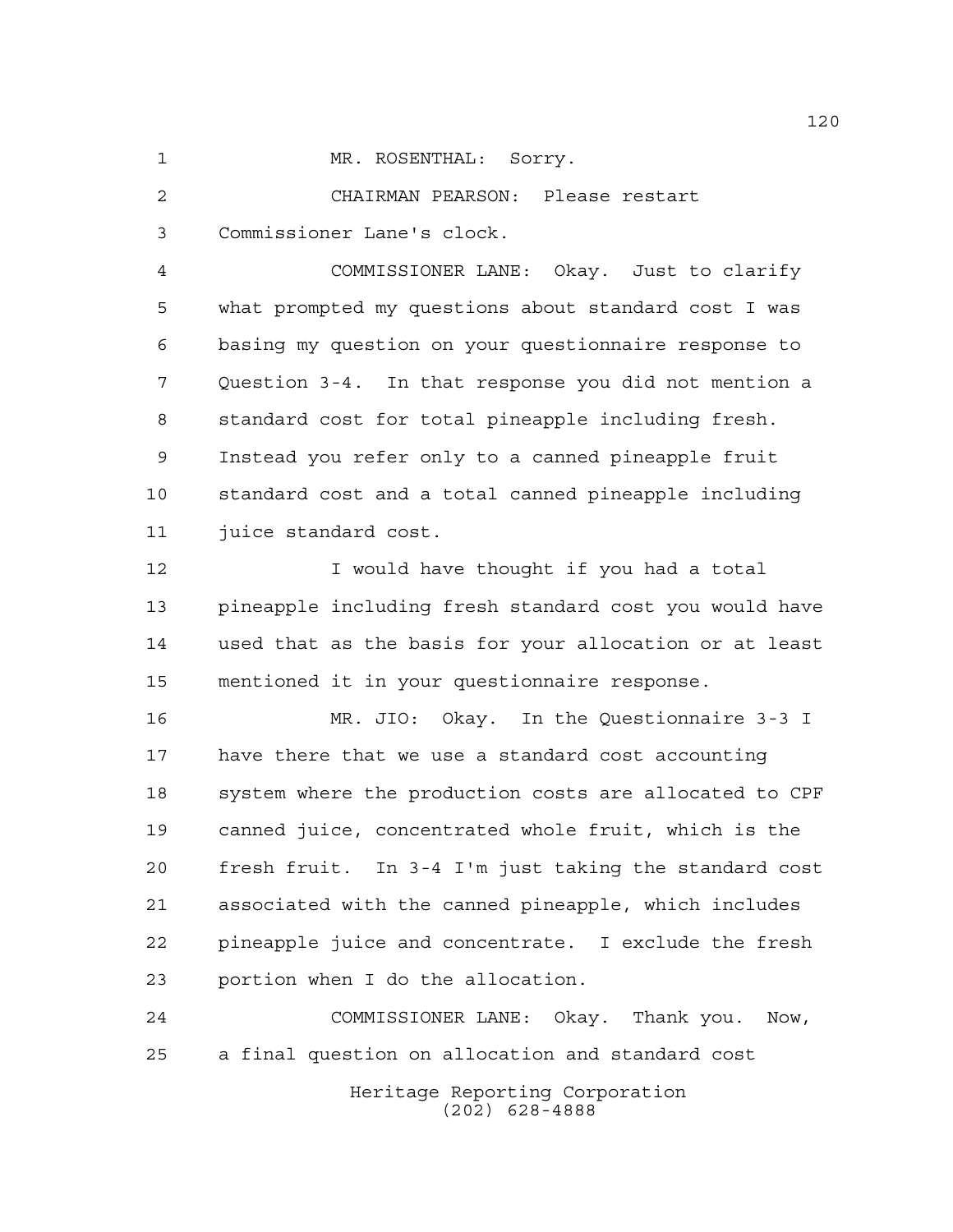MR. ROSENTHAL: Sorry.

CHAIRMAN PEARSON: Please restart Commissioner Lane's clock.

COMMISSIONER LANE: Okay. Just to clarify what prompted my questions about standard cost I was basing my question on your questionnaire response to Question 3-4. In that response you did not mention a standard cost for total pineapple including fresh. Instead you refer only to a canned pineapple fruit standard cost and a total canned pineapple including juice standard cost.

I would have thought if you had a total pineapple including fresh standard cost you would have used that as the basis for your allocation or at least mentioned it in your questionnaire response.

MR. JIO: Okay. In the Questionnaire 3-3 I have there that we use a standard cost accounting system where the production costs are allocated to CPF canned juice, concentrated whole fruit, which is the fresh fruit. In 3-4 I'm just taking the standard cost associated with the canned pineapple, which includes pineapple juice and concentrate. I exclude the fresh portion when I do the allocation.

COMMISSIONER LANE: Okay. Thank you. Now, a final question on allocation and standard cost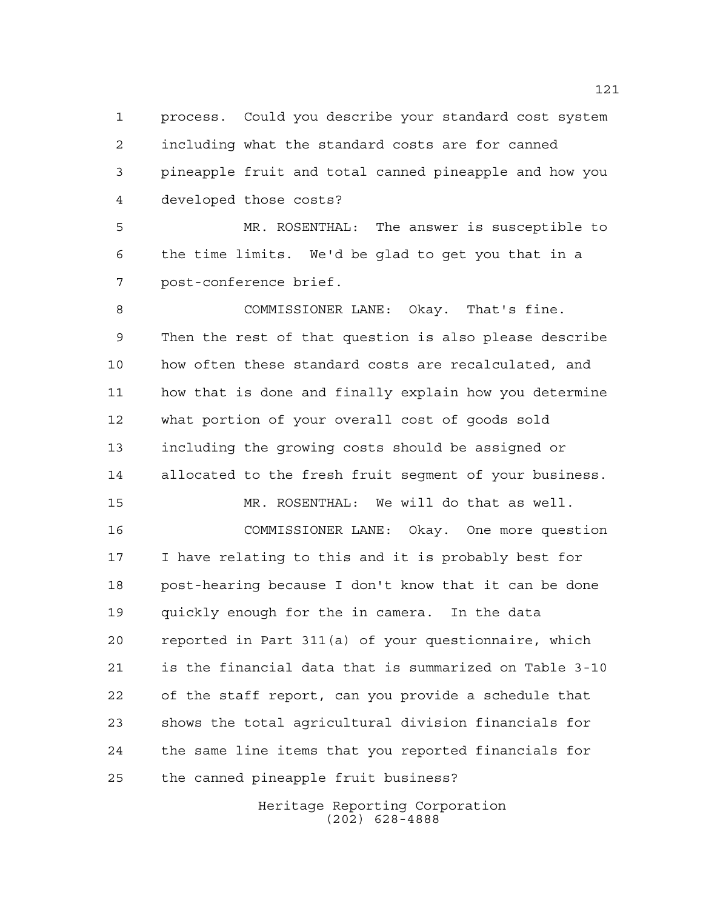process. Could you describe your standard cost system including what the standard costs are for canned pineapple fruit and total canned pineapple and how you developed those costs?

MR. ROSENTHAL: The answer is susceptible to the time limits. We'd be glad to get you that in a post-conference brief.

COMMISSIONER LANE: Okay. That's fine. Then the rest of that question is also please describe how often these standard costs are recalculated, and how that is done and finally explain how you determine what portion of your overall cost of goods sold including the growing costs should be assigned or allocated to the fresh fruit segment of your business.

MR. ROSENTHAL: We will do that as well.

COMMISSIONER LANE: Okay. One more question I have relating to this and it is probably best for post-hearing because I don't know that it can be done quickly enough for the in camera. In the data reported in Part 311(a) of your questionnaire, which is the financial data that is summarized on Table 3-10 of the staff report, can you provide a schedule that shows the total agricultural division financials for the same line items that you reported financials for the canned pineapple fruit business?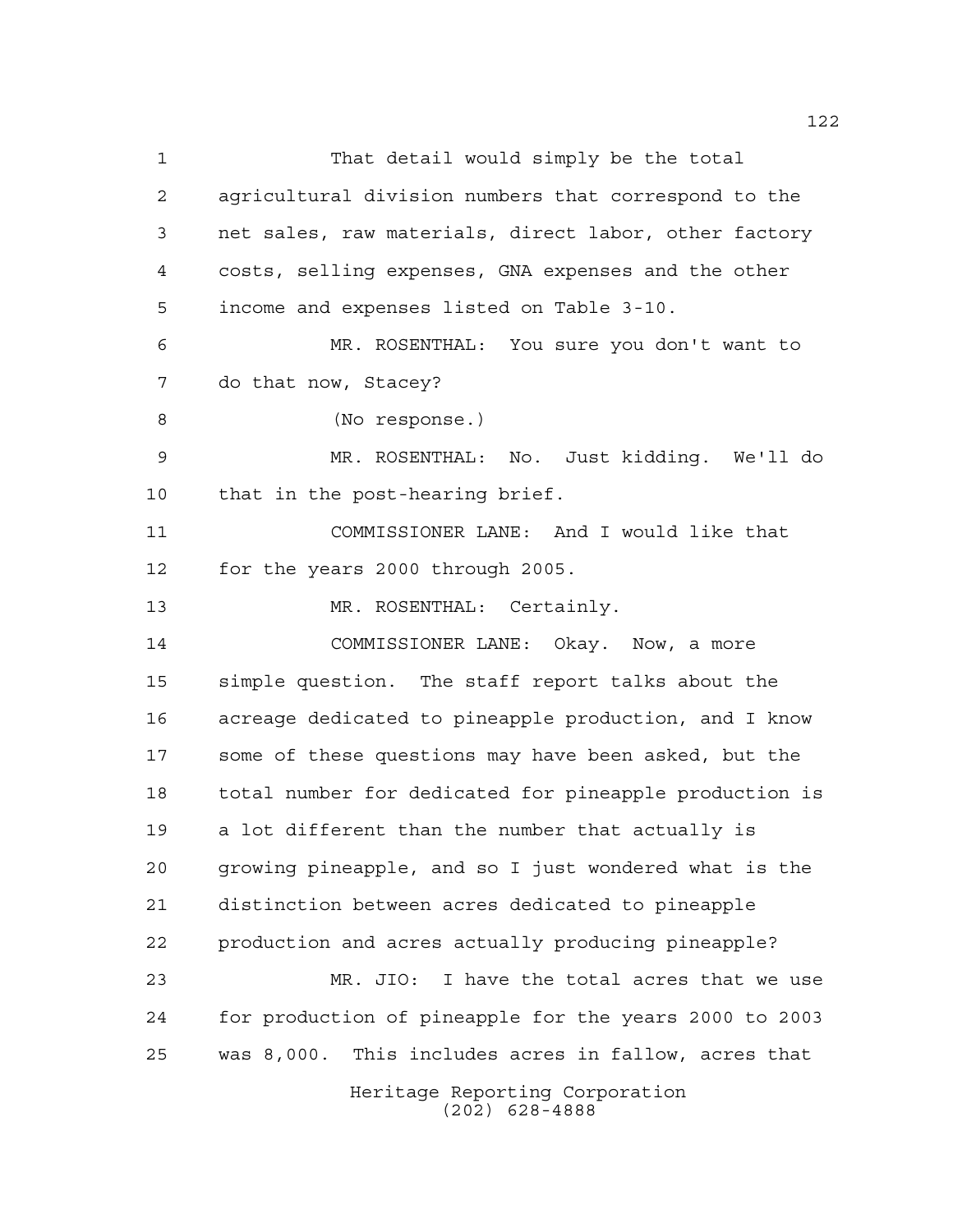That detail would simply be the total agricultural division numbers that correspond to the net sales, raw materials, direct labor, other factory costs, selling expenses, GNA expenses and the other income and expenses listed on Table 3-10.

MR. ROSENTHAL: You sure you don't want to do that now, Stacey?

(No response.)

MR. ROSENTHAL: No. Just kidding. We'll do that in the post-hearing brief.

COMMISSIONER LANE: And I would like that for the years 2000 through 2005.

MR. ROSENTHAL: Certainly.

COMMISSIONER LANE: Okay. Now, a more simple question. The staff report talks about the acreage dedicated to pineapple production, and I know some of these questions may have been asked, but the total number for dedicated for pineapple production is a lot different than the number that actually is growing pineapple, and so I just wondered what is the distinction between acres dedicated to pineapple production and acres actually producing pineapple?

MR. JIO: I have the total acres that we use for production of pineapple for the years 2000 to 2003 was 8,000. This includes acres in fallow, acres that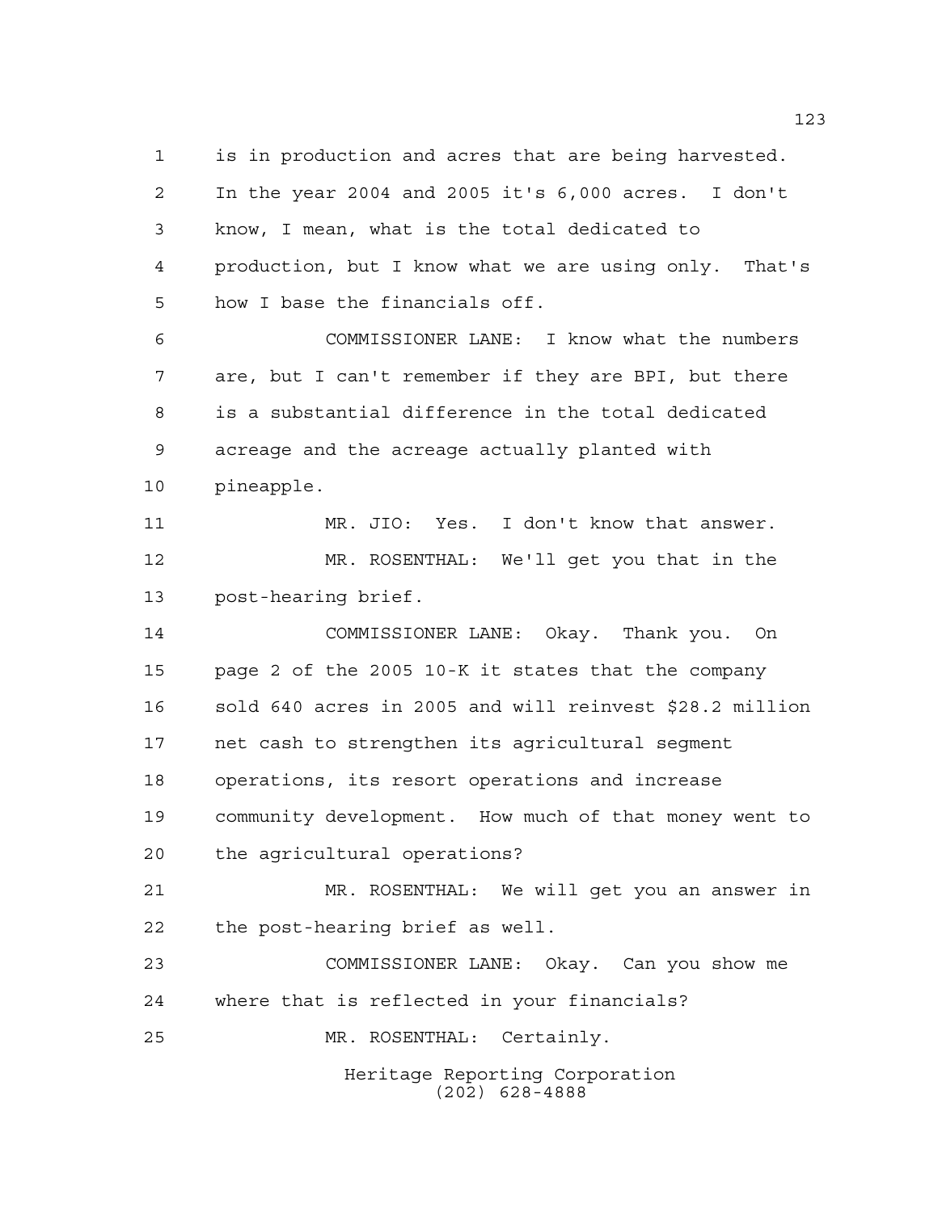is in production and acres that are being harvested. In the year 2004 and 2005 it's 6,000 acres. I don't know, I mean, what is the total dedicated to production, but I know what we are using only. That's how I base the financials off.

COMMISSIONER LANE: I know what the numbers are, but I can't remember if they are BPI, but there is a substantial difference in the total dedicated acreage and the acreage actually planted with pineapple.

MR. JIO: Yes. I don't know that answer.

MR. ROSENTHAL: We'll get you that in the post-hearing brief.

COMMISSIONER LANE: Okay. Thank you. On page 2 of the 2005 10-K it states that the company sold 640 acres in 2005 and will reinvest $28.2 million net cash to strengthen its agricultural segment operations, its resort operations and increase community development. How much of that money went to the agricultural operations?

MR. ROSENTHAL: We will get you an answer in the post-hearing brief as well.

COMMISSIONER LANE: Okay. Can you show me where that is reflected in your financials?

MR. ROSENTHAL: Certainly.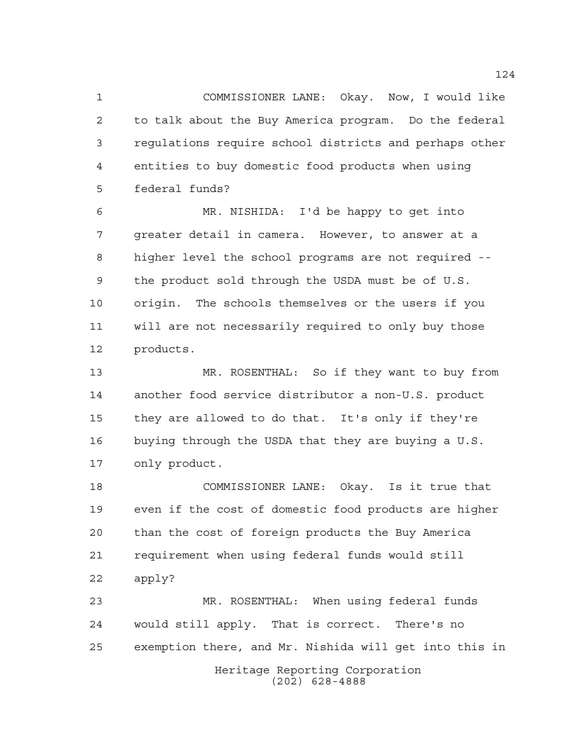COMMISSIONER LANE: Okay. Now, I would like to talk about the Buy America program. Do the federal regulations require school districts and perhaps other entities to buy domestic food products when using federal funds?

MR. NISHIDA: I'd be happy to get into greater detail in camera. However, to answer at a higher level the school programs are not required -- the product sold through the USDA must be of U.S. origin. The schools themselves or the users if you will are not necessarily required to only buy those products.

MR. ROSENTHAL: So if they want to buy from another food service distributor a non-U.S. product they are allowed to do that. It's only if they're buying through the USDA that they are buying a U.S. only product.

COMMISSIONER LANE: Okay. Is it true that even if the cost of domestic food products are higher than the cost of foreign products the Buy America requirement when using federal funds would still apply?

MR. ROSENTHAL: When using federal funds would still apply. That is correct. There's no exemption there, and Mr. Nishida will get into this in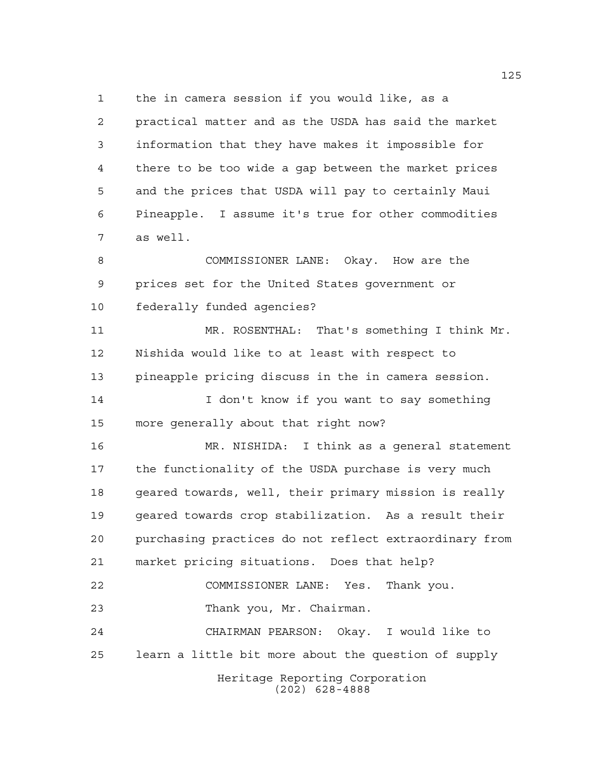the in camera session if you would like, as a practical matter and as the USDA has said the market information that they have makes it impossible for there to be too wide a gap between the market prices and the prices that USDA will pay to certainly Maui Pineapple. I assume it's true for other commodities as well.

COMMISSIONER LANE: Okay. How are the prices set for the United States government or federally funded agencies?

MR. ROSENTHAL: That's something I think Mr. Nishida would like to at least with respect to pineapple pricing discuss in the in camera session.

I don't know if you want to say something more generally about that right now?

MR. NISHIDA: I think as a general statement the functionality of the USDA purchase is very much geared towards, well, their primary mission is really geared towards crop stabilization. As a result their purchasing practices do not reflect extraordinary from market pricing situations. Does that help?

COMMISSIONER LANE: Yes. Thank you.

Thank you, Mr. Chairman.

CHAIRMAN PEARSON: Okay. I would like to learn a little bit more about the question of supply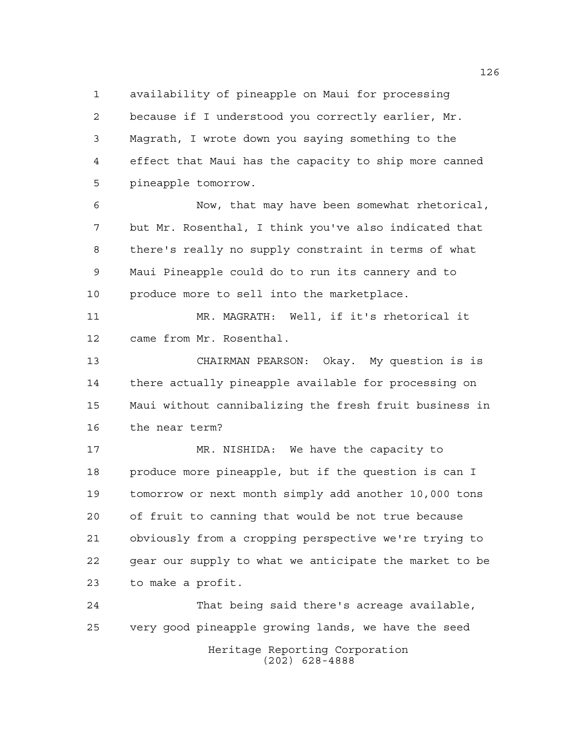availability of pineapple on Maui for processing because if I understood you correctly earlier, Mr. Magrath, I wrote down you saying something to the effect that Maui has the capacity to ship more canned pineapple tomorrow.

Now, that may have been somewhat rhetorical, but Mr. Rosenthal, I think you've also indicated that there's really no supply constraint in terms of what Maui Pineapple could do to run its cannery and to produce more to sell into the marketplace.

MR. MAGRATH: Well, if it's rhetorical it came from Mr. Rosenthal.

CHAIRMAN PEARSON: Okay. My question is is there actually pineapple available for processing on Maui without cannibalizing the fresh fruit business in the near term?

MR. NISHIDA: We have the capacity to produce more pineapple, but if the question is can I tomorrow or next month simply add another 10,000 tons of fruit to canning that would be not true because obviously from a cropping perspective we're trying to gear our supply to what we anticipate the market to be to make a profit.

That being said there's acreage available, very good pineapple growing lands, we have the seed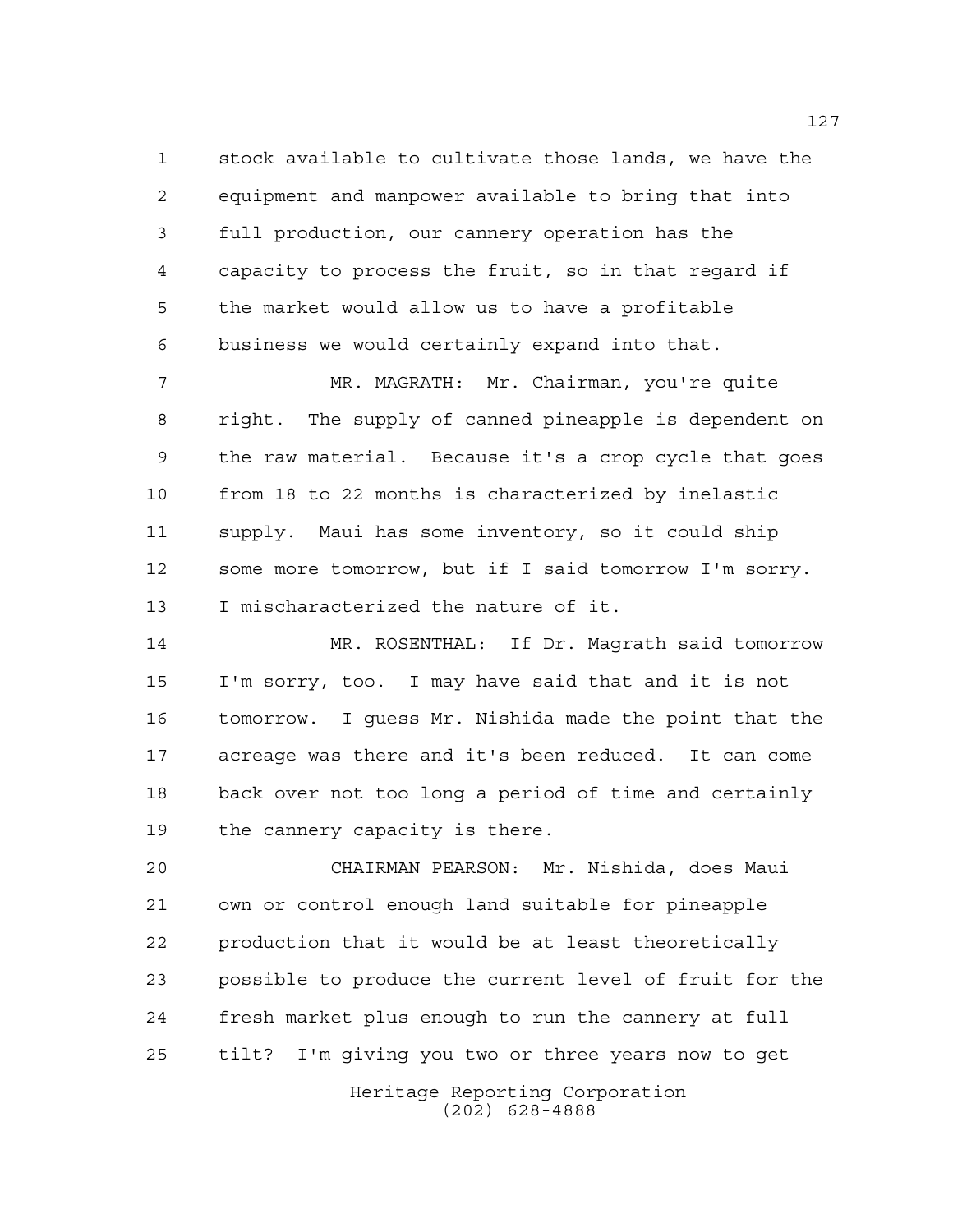stock available to cultivate those lands, we have the equipment and manpower available to bring that into full production, our cannery operation has the capacity to process the fruit, so in that regard if the market would allow us to have a profitable business we would certainly expand into that.

MR. MAGRATH: Mr. Chairman, you're quite right. The supply of canned pineapple is dependent on the raw material. Because it's a crop cycle that goes from 18 to 22 months is characterized by inelastic supply. Maui has some inventory, so it could ship some more tomorrow, but if I said tomorrow I'm sorry. I mischaracterized the nature of it.

MR. ROSENTHAL: If Dr. Magrath said tomorrow I'm sorry, too. I may have said that and it is not tomorrow. I guess Mr. Nishida made the point that the acreage was there and it's been reduced. It can come back over not too long a period of time and certainly the cannery capacity is there.

CHAIRMAN PEARSON: Mr. Nishida, does Maui own or control enough land suitable for pineapple production that it would be at least theoretically possible to produce the current level of fruit for the fresh market plus enough to run the cannery at full tilt? I'm giving you two or three years now to get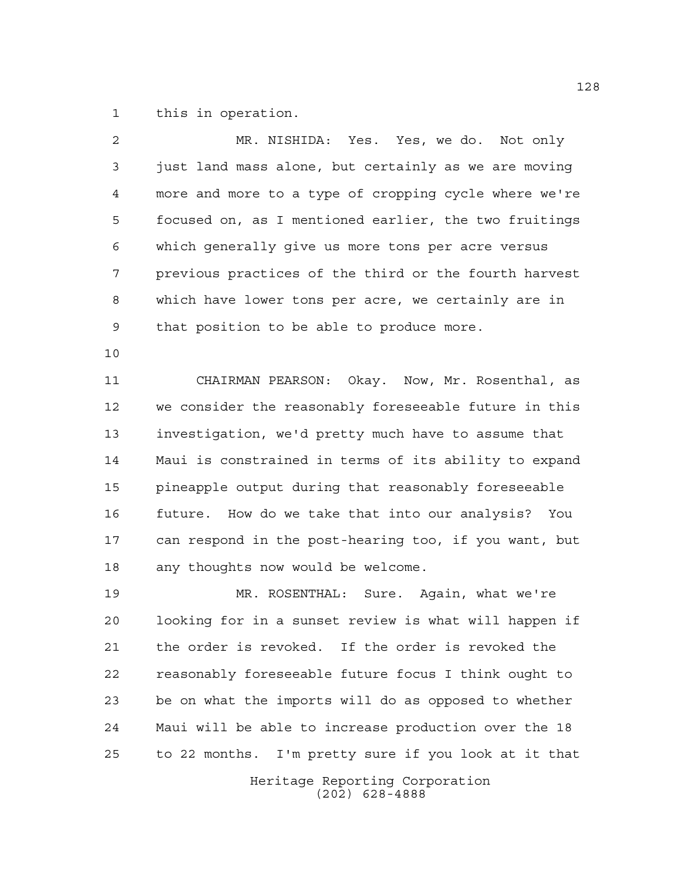this in operation.

MR. NISHIDA: Yes. Yes, we do. Not only just land mass alone, but certainly as we are moving more and more to a type of cropping cycle where we're focused on, as I mentioned earlier, the two fruitings which generally give us more tons per acre versus previous practices of the third or the fourth harvest which have lower tons per acre, we certainly are in that position to be able to produce more.

CHAIRMAN PEARSON: Okay. Now, Mr. Rosenthal, as we consider the reasonably foreseeable future in this investigation, we'd pretty much have to assume that Maui is constrained in terms of its ability to expand pineapple output during that reasonably foreseeable future. How do we take that into our analysis? You can respond in the post-hearing too, if you want, but any thoughts now would be welcome.

MR. ROSENTHAL: Sure. Again, what we're looking for in a sunset review is what will happen if the order is revoked. If the order is revoked the reasonably foreseeable future focus I think ought to be on what the imports will do as opposed to whether Maui will be able to increase production over the 18 to 22 months. I'm pretty sure if you look at it that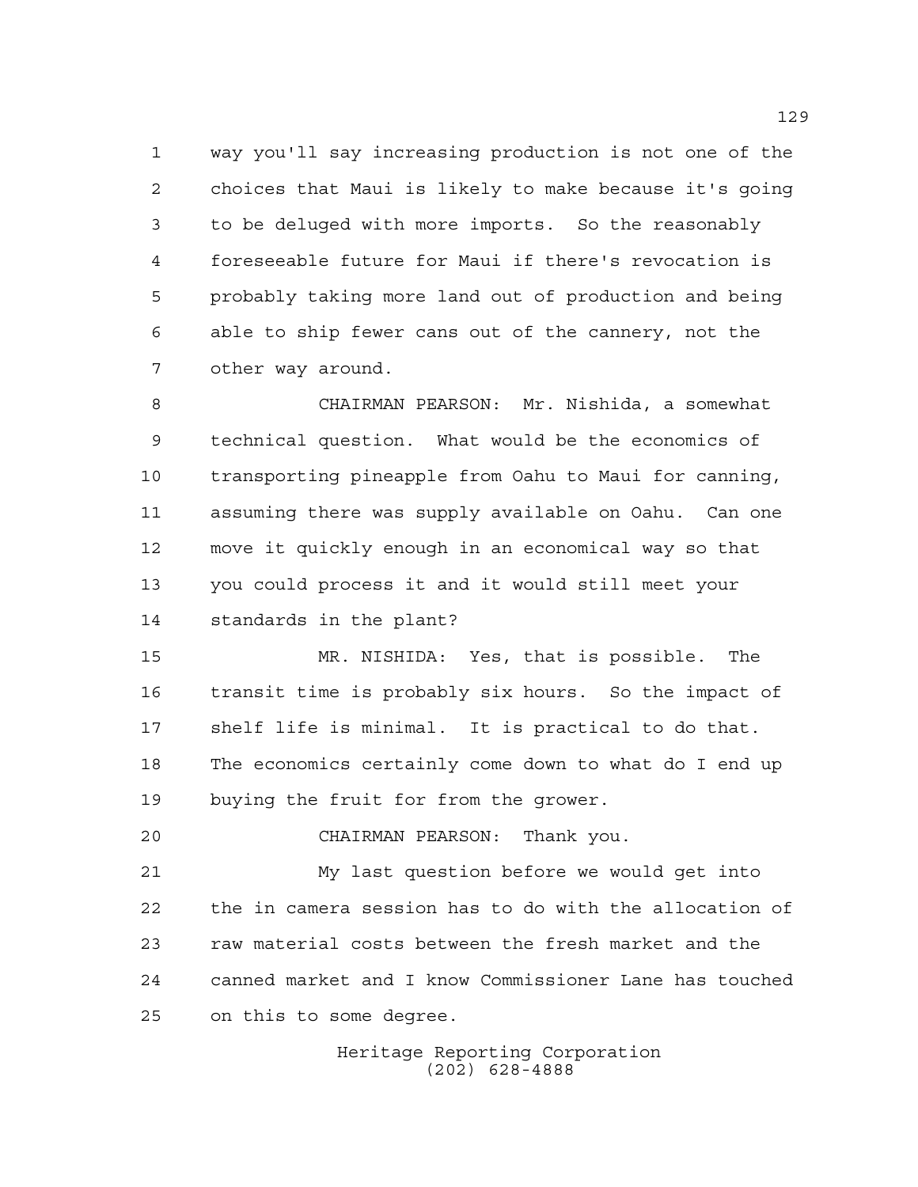way you'll say increasing production is not one of the choices that Maui is likely to make because it's going to be deluged with more imports. So the reasonably foreseeable future for Maui if there's revocation is probably taking more land out of production and being able to ship fewer cans out of the cannery, not the other way around.

CHAIRMAN PEARSON: Mr. Nishida, a somewhat technical question. What would be the economics of transporting pineapple from Oahu to Maui for canning, assuming there was supply available on Oahu. Can one move it quickly enough in an economical way so that you could process it and it would still meet your standards in the plant?

MR. NISHIDA: Yes, that is possible. The transit time is probably six hours. So the impact of shelf life is minimal. It is practical to do that. The economics certainly come down to what do I end up buying the fruit for from the grower.

CHAIRMAN PEARSON: Thank you.

My last question before we would get into the in camera session has to do with the allocation of raw material costs between the fresh market and the canned market and I know Commissioner Lane has touched on this to some degree.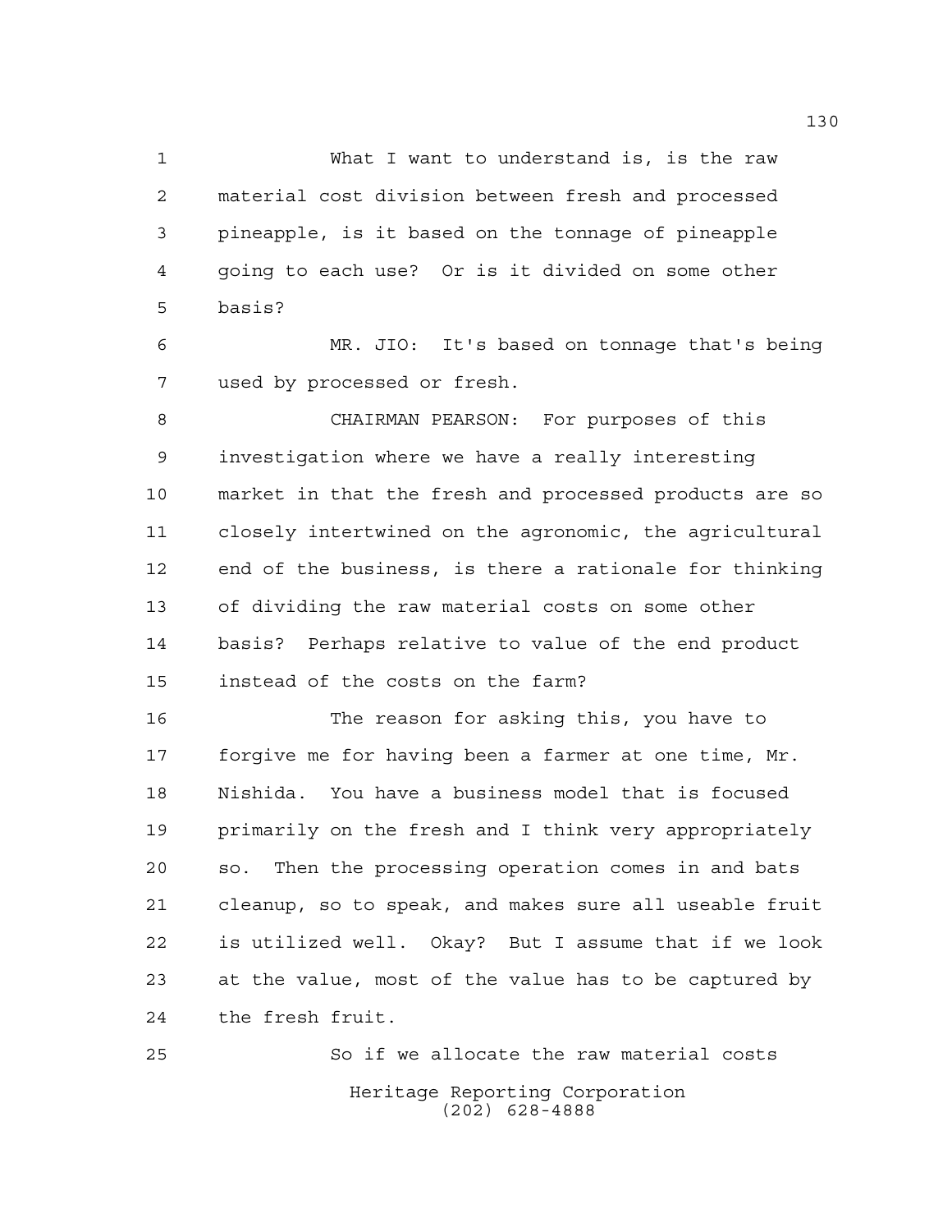What I want to understand is, is the raw material cost division between fresh and processed pineapple, is it based on the tonnage of pineapple going to each use? Or is it divided on some other basis?

MR. JIO: It's based on tonnage that's being used by processed or fresh.

CHAIRMAN PEARSON: For purposes of this investigation where we have a really interesting market in that the fresh and processed products are so closely intertwined on the agronomic, the agricultural end of the business, is there a rationale for thinking of dividing the raw material costs on some other basis? Perhaps relative to value of the end product instead of the costs on the farm?

The reason for asking this, you have to forgive me for having been a farmer at one time, Mr. Nishida. You have a business model that is focused primarily on the fresh and I think very appropriately so. Then the processing operation comes in and bats cleanup, so to speak, and makes sure all useable fruit is utilized well. Okay? But I assume that if we look at the value, most of the value has to be captured by the fresh fruit.

So if we allocate the raw material costs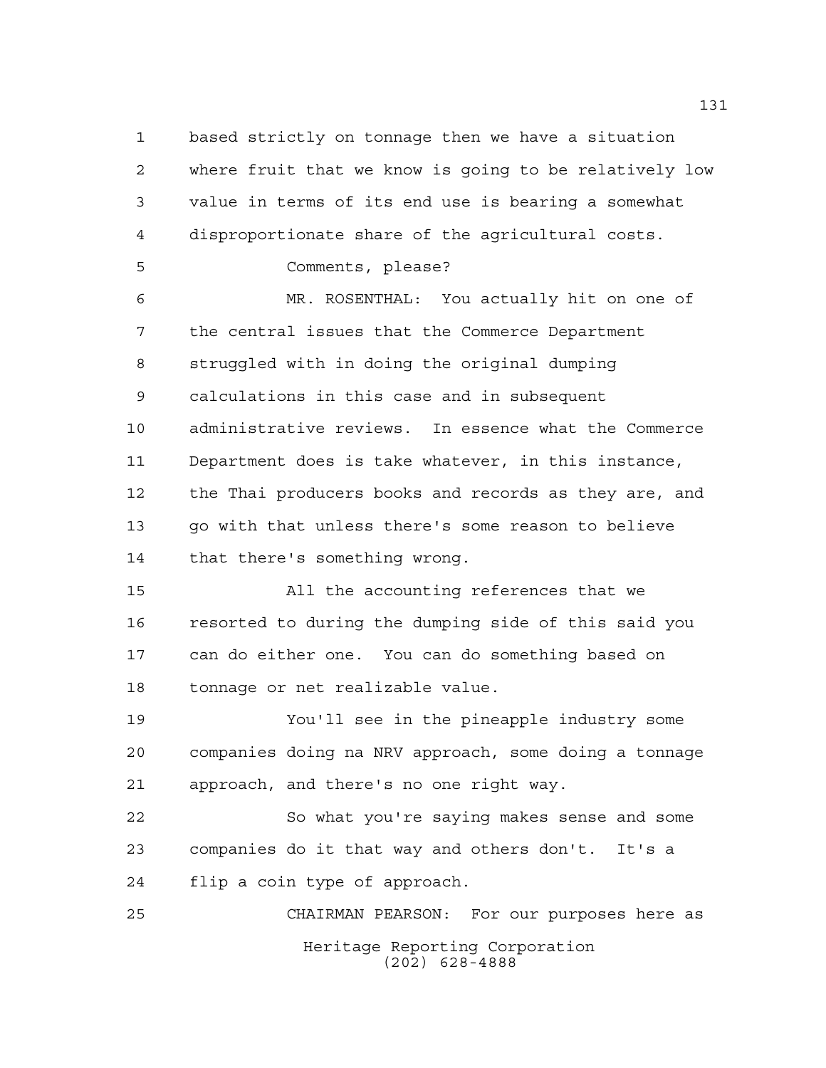based strictly on tonnage then we have a situation where fruit that we know is going to be relatively low value in terms of its end use is bearing a somewhat disproportionate share of the agricultural costs.

Comments, please?

MR. ROSENTHAL: You actually hit on one of the central issues that the Commerce Department struggled with in doing the original dumping calculations in this case and in subsequent administrative reviews. In essence what the Commerce Department does is take whatever, in this instance, the Thai producers books and records as they are, and go with that unless there's some reason to believe that there's something wrong.

All the accounting references that we resorted to during the dumping side of this said you can do either one. You can do something based on tonnage or net realizable value.

You'll see in the pineapple industry some companies doing na NRV approach, some doing a tonnage approach, and there's no one right way.

So what you're saying makes sense and some companies do it that way and others don't. It's a flip a coin type of approach.

CHAIRMAN PEARSON: For our purposes here as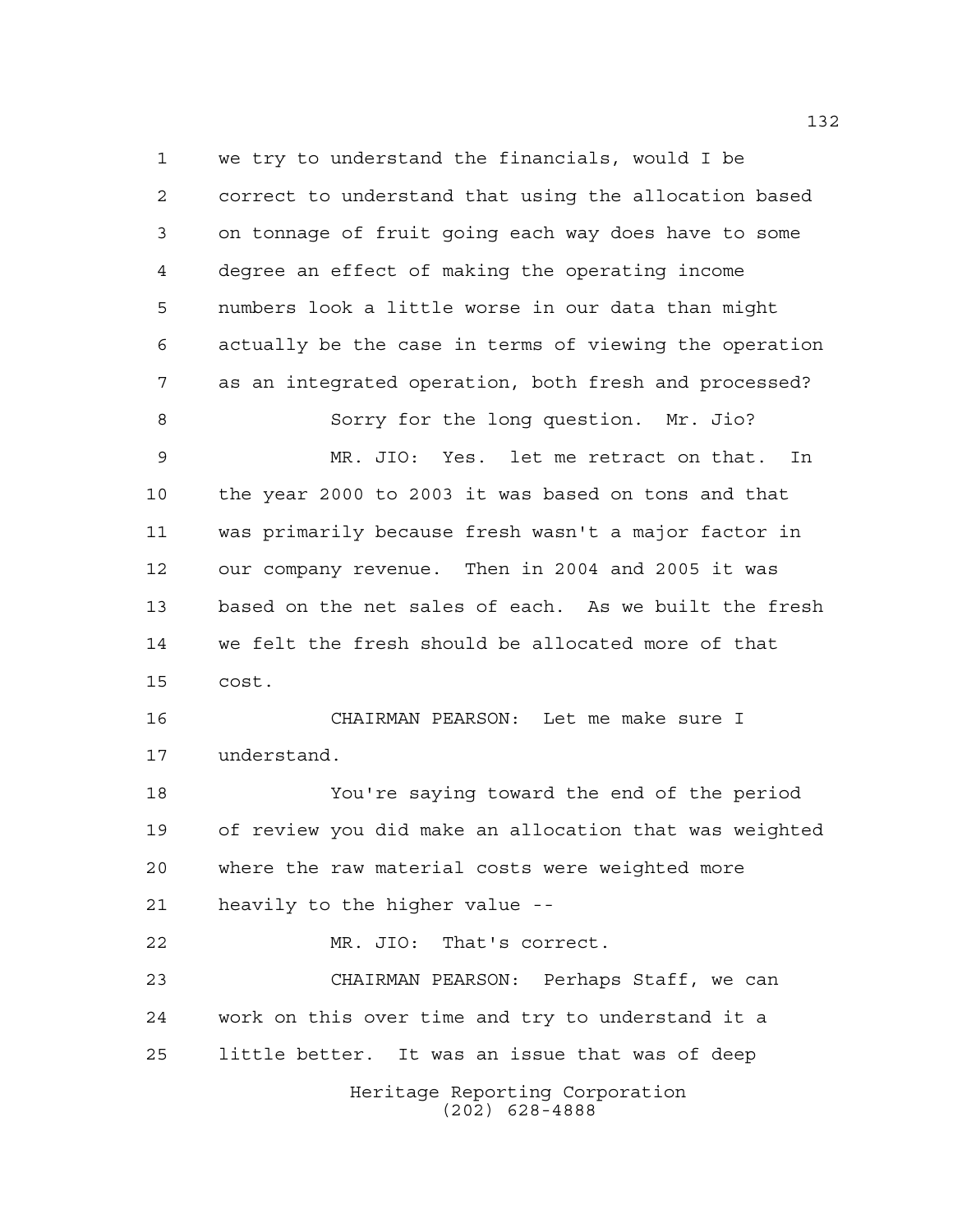we try to understand the financials, would I be correct to understand that using the allocation based on tonnage of fruit going each way does have to some degree an effect of making the operating income numbers look a little worse in our data than might actually be the case in terms of viewing the operation as an integrated operation, both fresh and processed?

Sorry for the long question. Mr. Jio?

MR. JIO: Yes. let me retract on that. In the year 2000 to 2003 it was based on tons and that was primarily because fresh wasn't a major factor in our company revenue. Then in 2004 and 2005 it was based on the net sales of each. As we built the fresh we felt the fresh should be allocated more of that cost.

CHAIRMAN PEARSON: Let me make sure I understand.

You're saying toward the end of the period of review you did make an allocation that was weighted where the raw material costs were weighted more heavily to the higher value --

MR. JIO: That's correct.

CHAIRMAN PEARSON: Perhaps Staff, we can work on this over time and try to understand it a little better. It was an issue that was of deep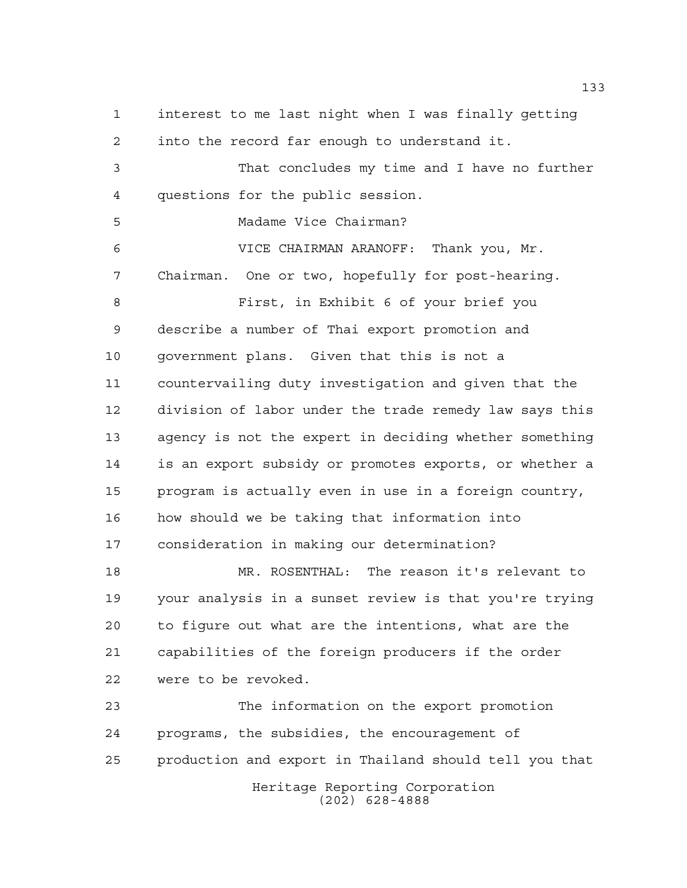interest to me last night when I was finally getting into the record far enough to understand it.

That concludes my time and I have no further questions for the public session.

Madame Vice Chairman?

VICE CHAIRMAN ARANOFF: Thank you, Mr. Chairman. One or two, hopefully for post-hearing.

First, in Exhibit 6 of your brief you describe a number of Thai export promotion and government plans. Given that this is not a countervailing duty investigation and given that the division of labor under the trade remedy law says this agency is not the expert in deciding whether something is an export subsidy or promotes exports, or whether a program is actually even in use in a foreign country, how should we be taking that information into consideration in making our determination?

MR. ROSENTHAL: The reason it's relevant to your analysis in a sunset review is that you're trying to figure out what are the intentions, what are the capabilities of the foreign producers if the order were to be revoked.

The information on the export promotion programs, the subsidies, the encouragement of production and export in Thailand should tell you that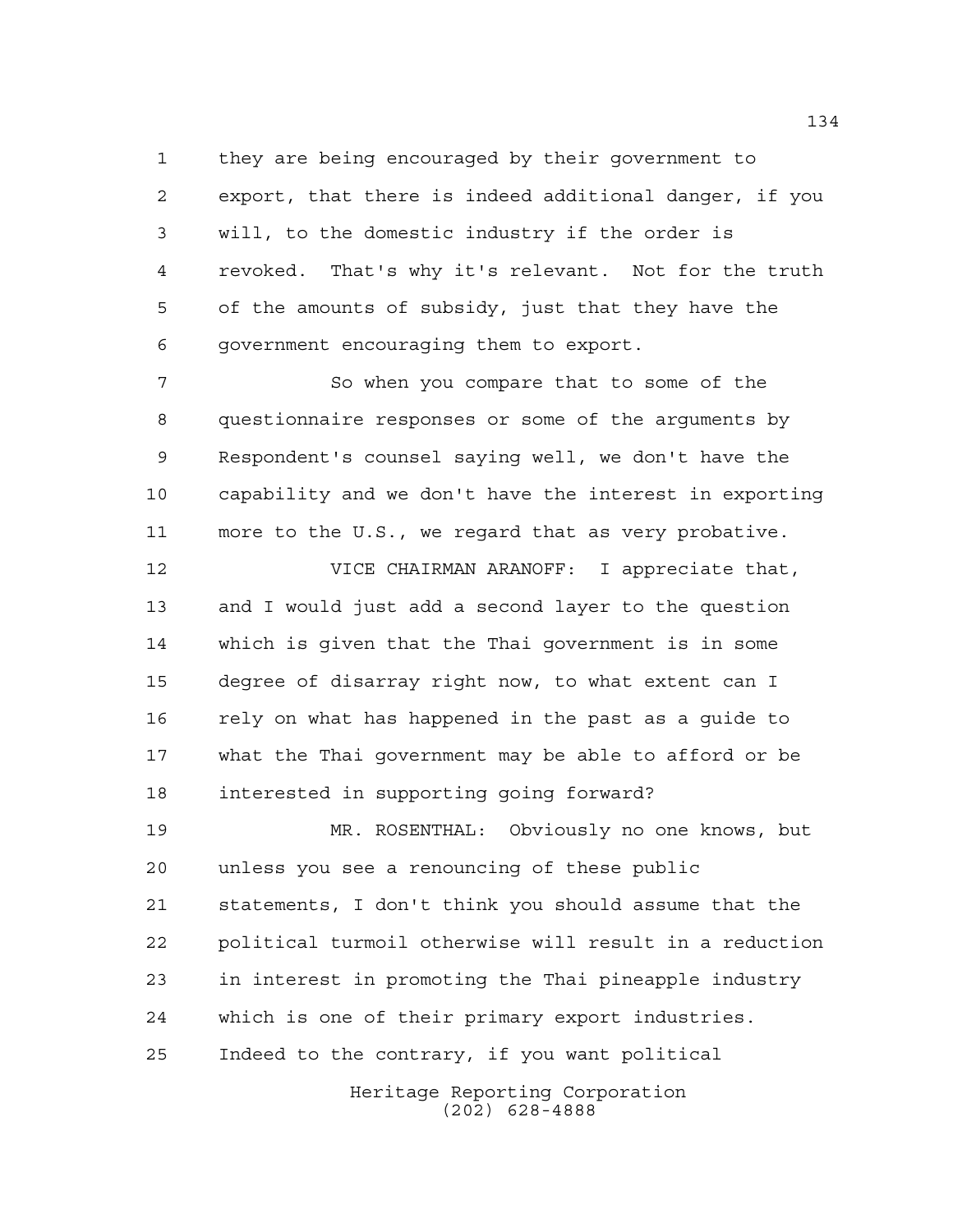they are being encouraged by their government to export, that there is indeed additional danger, if you will, to the domestic industry if the order is revoked. That's why it's relevant. Not for the truth of the amounts of subsidy, just that they have the government encouraging them to export.

So when you compare that to some of the questionnaire responses or some of the arguments by Respondent's counsel saying well, we don't have the capability and we don't have the interest in exporting more to the U.S., we regard that as very probative.

VICE CHAIRMAN ARANOFF: I appreciate that, and I would just add a second layer to the question which is given that the Thai government is in some degree of disarray right now, to what extent can I rely on what has happened in the past as a guide to what the Thai government may be able to afford or be interested in supporting going forward?

MR. ROSENTHAL: Obviously no one knows, but unless you see a renouncing of these public statements, I don't think you should assume that the political turmoil otherwise will result in a reduction in interest in promoting the Thai pineapple industry which is one of their primary export industries. Indeed to the contrary, if you want political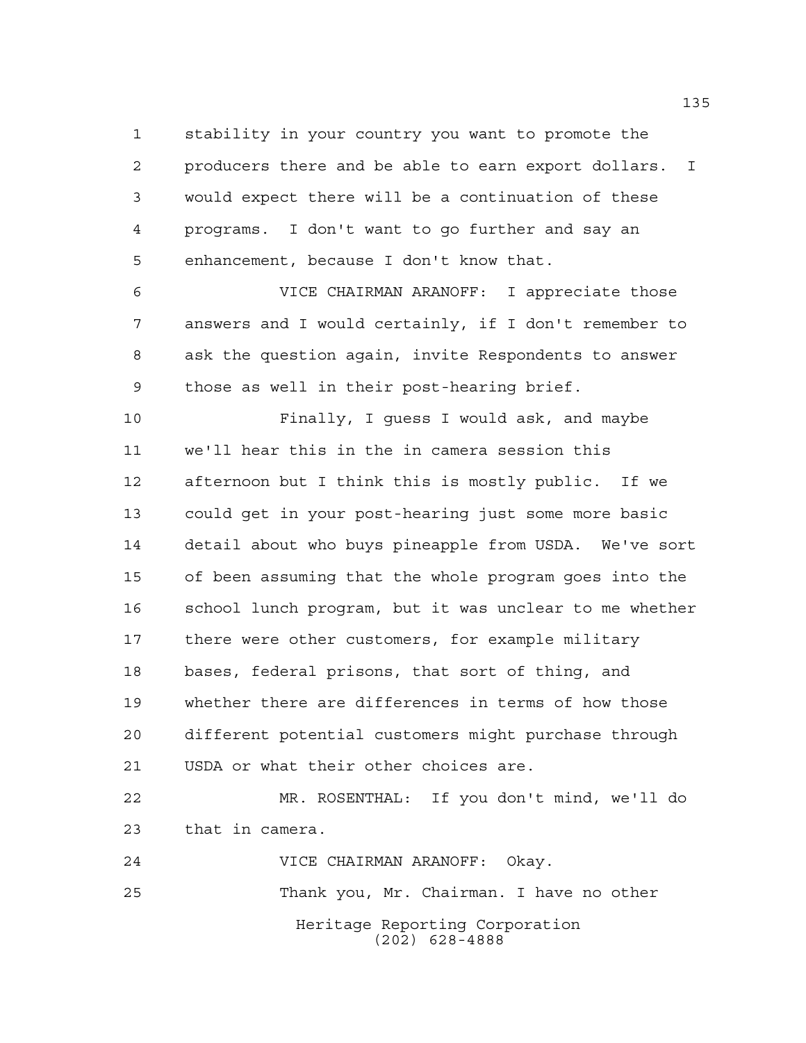stability in your country you want to promote the producers there and be able to earn export dollars. I would expect there will be a continuation of these programs. I don't want to go further and say an enhancement, because I don't know that.

VICE CHAIRMAN ARANOFF: I appreciate those answers and I would certainly, if I don't remember to ask the question again, invite Respondents to answer those as well in their post-hearing brief.

Finally, I guess I would ask, and maybe we'll hear this in the in camera session this afternoon but I think this is mostly public. If we could get in your post-hearing just some more basic detail about who buys pineapple from USDA. We've sort of been assuming that the whole program goes into the school lunch program, but it was unclear to me whether there were other customers, for example military bases, federal prisons, that sort of thing, and whether there are differences in terms of how those different potential customers might purchase through USDA or what their other choices are.

MR. ROSENTHAL: If you don't mind, we'll do that in camera.

VICE CHAIRMAN ARANOFF: Okay.

Thank you, Mr. Chairman. I have no other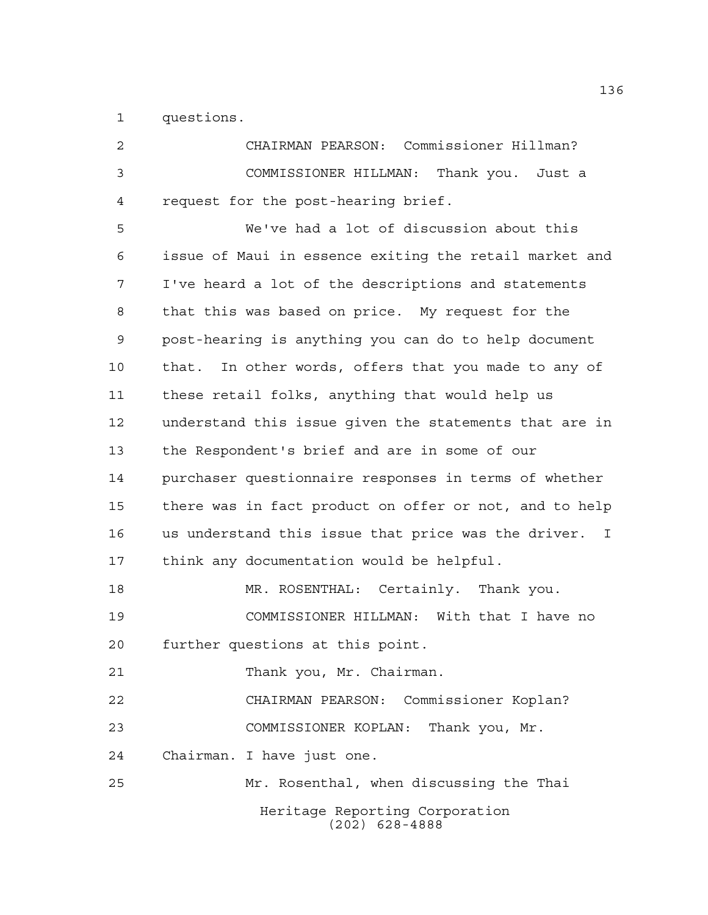questions.

CHAIRMAN PEARSON: Commissioner Hillman?

COMMISSIONER HILLMAN: Thank you. Just a request for the post-hearing brief.

We've had a lot of discussion about this issue of Maui in essence exiting the retail market and I've heard a lot of the descriptions and statements that this was based on price. My request for the post-hearing is anything you can do to help document that. In other words, offers that you made to any of these retail folks, anything that would help us understand this issue given the statements that are in the Respondent's brief and are in some of our purchaser questionnaire responses in terms of whether there was in fact product on offer or not, and to help us understand this issue that price was the driver. I think any documentation would be helpful.

MR. ROSENTHAL: Certainly. Thank you.

COMMISSIONER HILLMAN: With that I have no further questions at this point.

Thank you, Mr. Chairman.

CHAIRMAN PEARSON: Commissioner Koplan?

COMMISSIONER KOPLAN: Thank you, Mr. Chairman. I have just one.

Mr. Rosenthal, when discussing the Thai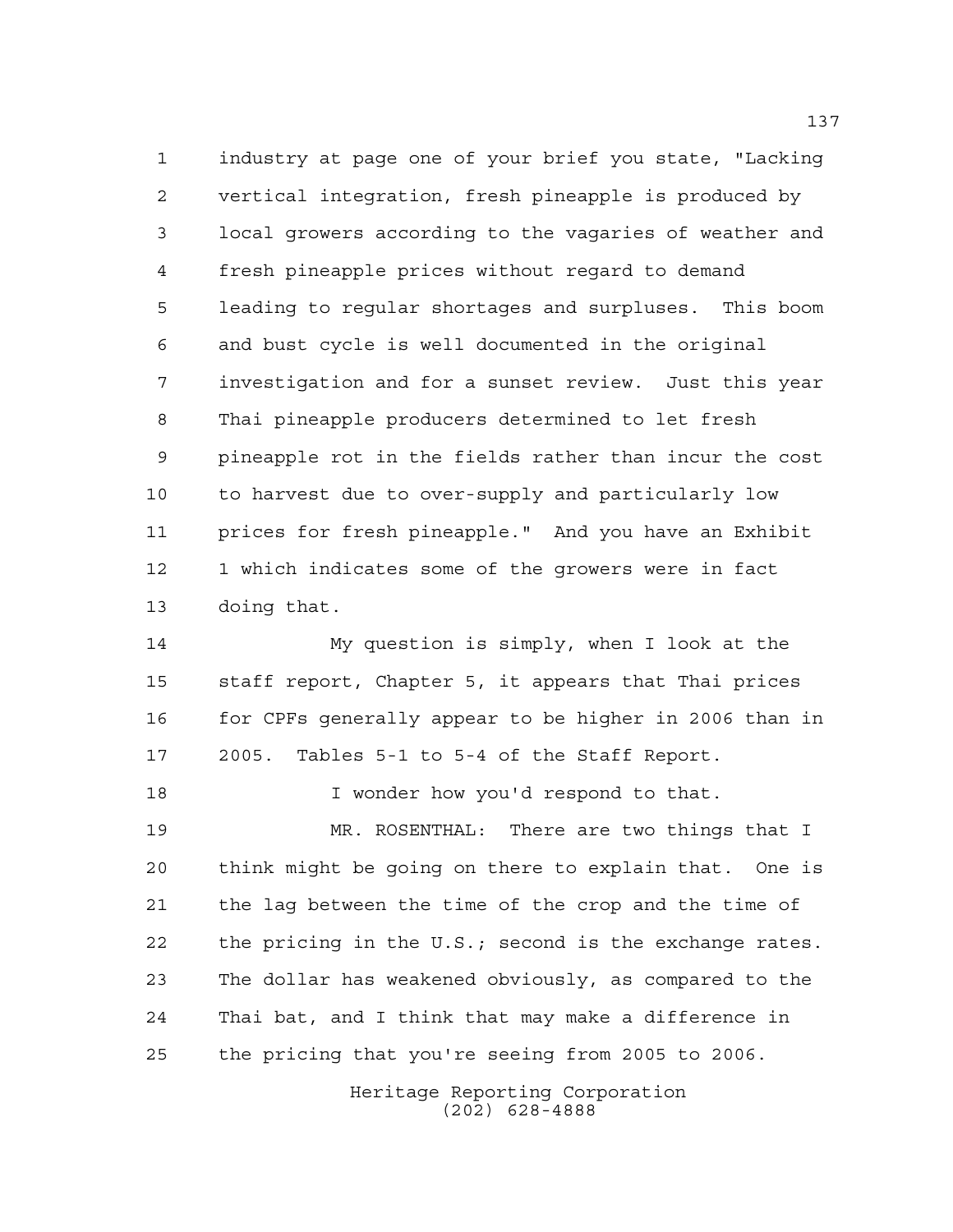industry at page one of your brief you state, "Lacking vertical integration, fresh pineapple is produced by local growers according to the vagaries of weather and fresh pineapple prices without regard to demand leading to regular shortages and surpluses. This boom and bust cycle is well documented in the original investigation and for a sunset review. Just this year Thai pineapple producers determined to let fresh pineapple rot in the fields rather than incur the cost to harvest due to over-supply and particularly low prices for fresh pineapple." And you have an Exhibit 1 which indicates some of the growers were in fact doing that.

My question is simply, when I look at the staff report, Chapter 5, it appears that Thai prices for CPFs generally appear to be higher in 2006 than in 2005. Tables 5-1 to 5-4 of the Staff Report.

I wonder how you'd respond to that.

MR. ROSENTHAL: There are two things that I think might be going on there to explain that. One is the lag between the time of the crop and the time of the pricing in the U.S.; second is the exchange rates. The dollar has weakened obviously, as compared to the Thai bat, and I think that may make a difference in the pricing that you're seeing from 2005 to 2006.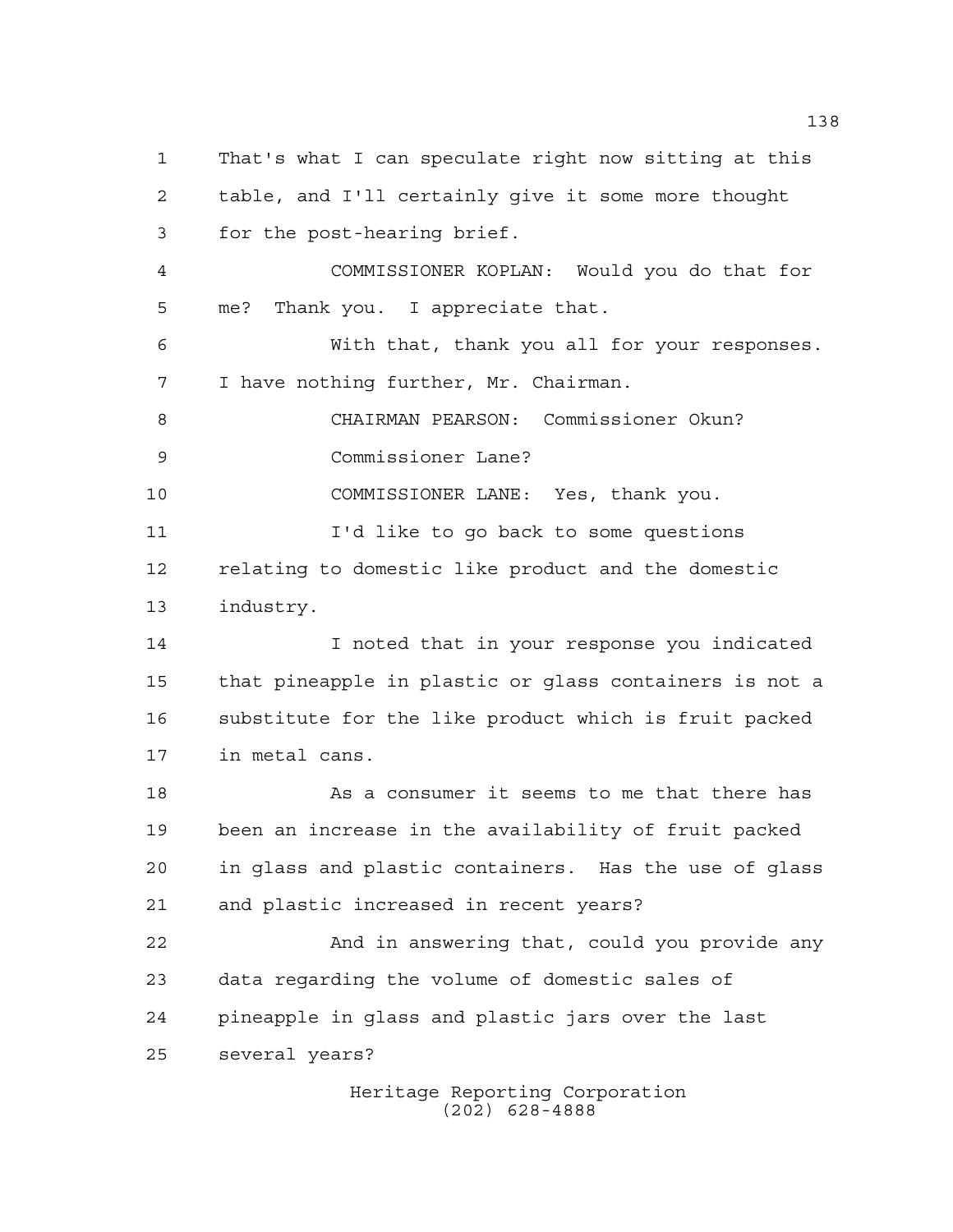That's what I can speculate right now sitting at this table, and I'll certainly give it some more thought for the post-hearing brief.

COMMISSIONER KOPLAN: Would you do that for me? Thank you. I appreciate that.

With that, thank you all for your responses. I have nothing further, Mr. Chairman.

CHAIRMAN PEARSON: Commissioner Okun?

Commissioner Lane?

COMMISSIONER LANE: Yes, thank you.

I'd like to go back to some questions relating to domestic like product and the domestic industry.

I noted that in your response you indicated that pineapple in plastic or glass containers is not a substitute for the like product which is fruit packed in metal cans.

As a consumer it seems to me that there has been an increase in the availability of fruit packed in glass and plastic containers. Has the use of glass and plastic increased in recent years?

And in answering that, could you provide any data regarding the volume of domestic sales of pineapple in glass and plastic jars over the last several years?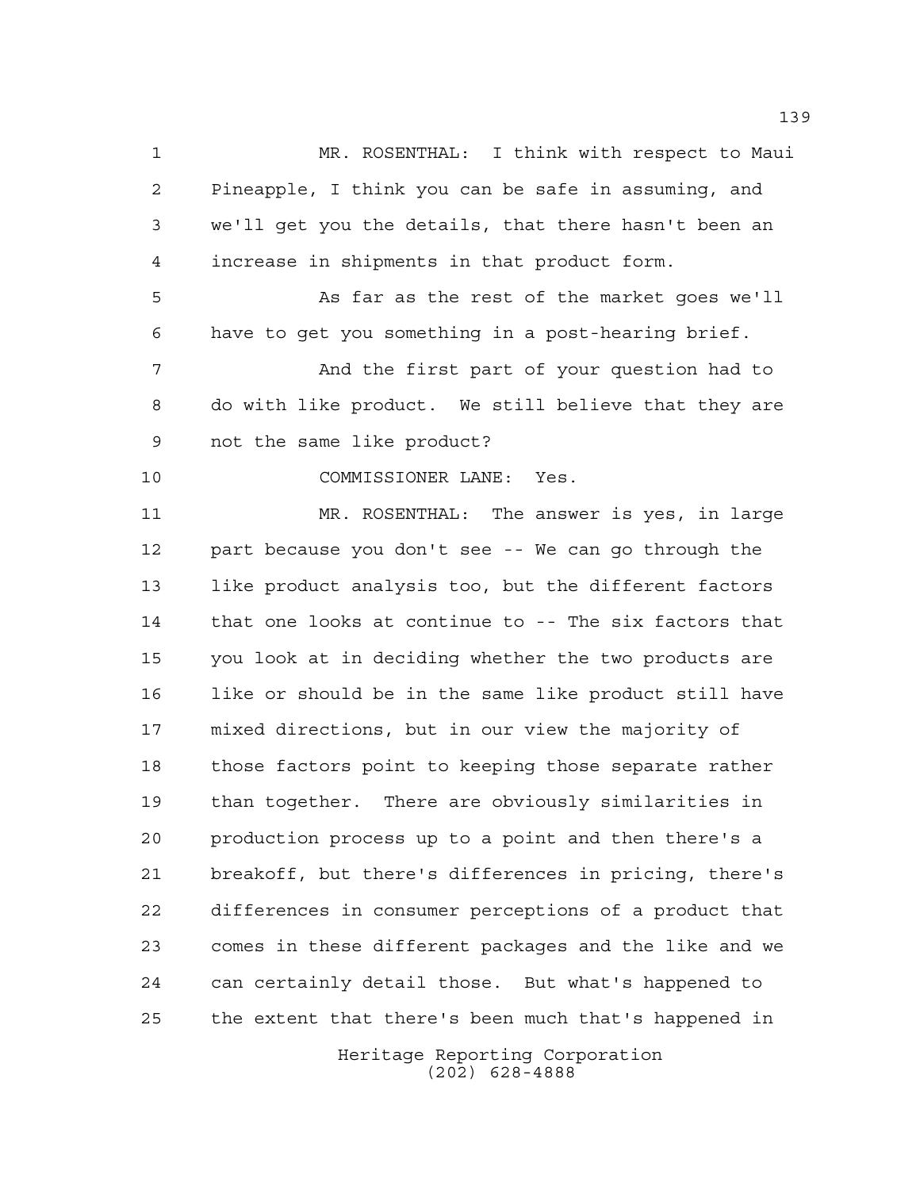MR. ROSENTHAL: I think with respect to Maui Pineapple, I think you can be safe in assuming, and we'll get you the details, that there hasn't been an increase in shipments in that product form.

As far as the rest of the market goes we'll have to get you something in a post-hearing brief.

And the first part of your question had to do with like product. We still believe that they are not the same like product?

COMMISSIONER LANE: Yes.

MR. ROSENTHAL: The answer is yes, in large part because you don't see -- We can go through the like product analysis too, but the different factors that one looks at continue to -- The six factors that you look at in deciding whether the two products are like or should be in the same like product still have mixed directions, but in our view the majority of those factors point to keeping those separate rather than together. There are obviously similarities in production process up to a point and then there's a breakoff, but there's differences in pricing, there's differences in consumer perceptions of a product that comes in these different packages and the like and we can certainly detail those. But what's happened to the extent that there's been much that's happened in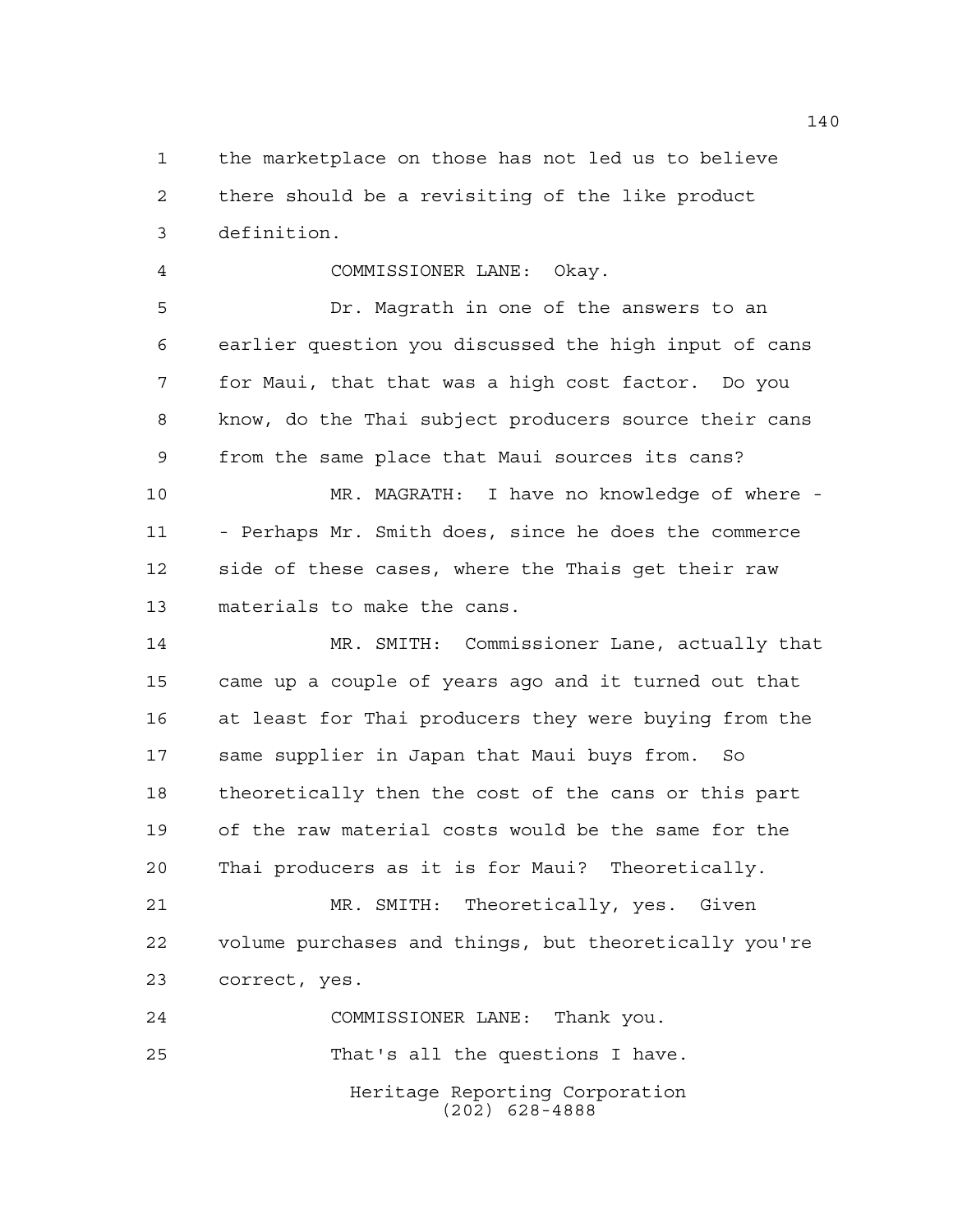the marketplace on those has not led us to believe there should be a revisiting of the like product definition.

COMMISSIONER LANE: Okay.

Dr. Magrath in one of the answers to an earlier question you discussed the high input of cans for Maui, that that was a high cost factor. Do you know, do the Thai subject producers source their cans from the same place that Maui sources its cans?

MR. MAGRATH: I have no knowledge of where - - Perhaps Mr. Smith does, since he does the commerce side of these cases, where the Thais get their raw materials to make the cans.

MR. SMITH: Commissioner Lane, actually that came up a couple of years ago and it turned out that at least for Thai producers they were buying from the same supplier in Japan that Maui buys from. So theoretically then the cost of the cans or this part of the raw material costs would be the same for the Thai producers as it is for Maui? Theoretically.

MR. SMITH: Theoretically, yes. Given volume purchases and things, but theoretically you're correct, yes.

COMMISSIONER LANE: Thank you.

That's all the questions I have.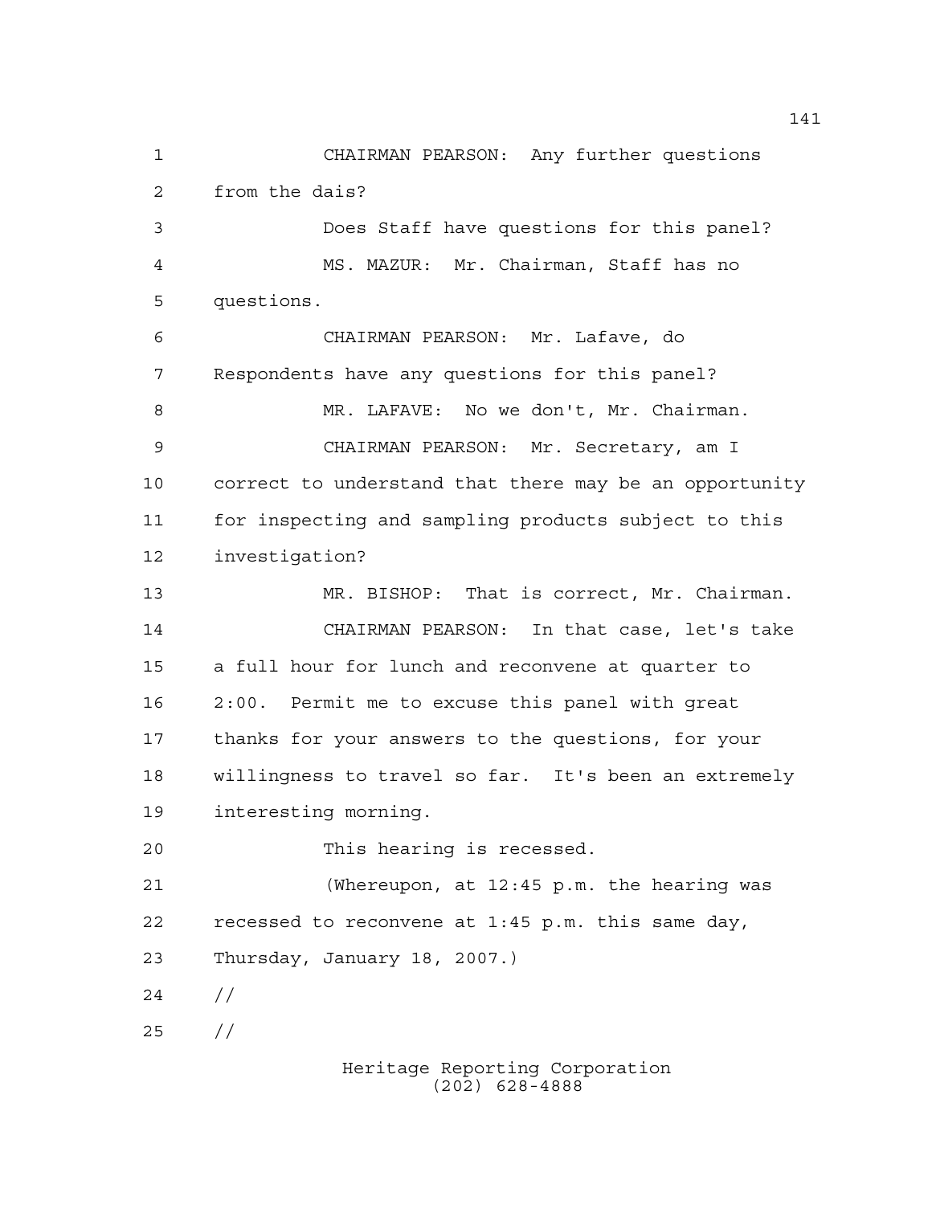CHAIRMAN PEARSON: Any further questions from the dais?

Does Staff have questions for this panel?

MS. MAZUR: Mr. Chairman, Staff has no questions.

CHAIRMAN PEARSON: Mr. Lafave, do Respondents have any questions for this panel?

MR. LAFAVE: No we don't, Mr. Chairman.

CHAIRMAN PEARSON: Mr. Secretary, am I correct to understand that there may be an opportunity for inspecting and sampling products subject to this investigation?

MR. BISHOP: That is correct, Mr. Chairman.

CHAIRMAN PEARSON: In that case, let's take a full hour for lunch and reconvene at quarter to 2:00. Permit me to excuse this panel with great thanks for your answers to the questions, for your willingness to travel so far. It's been an extremely interesting morning.

This hearing is recessed.

(Whereupon, at 12:45 p.m. the hearing was recessed to reconvene at 1:45 p.m. this same day, Thursday, January 18, 2007.)

//

//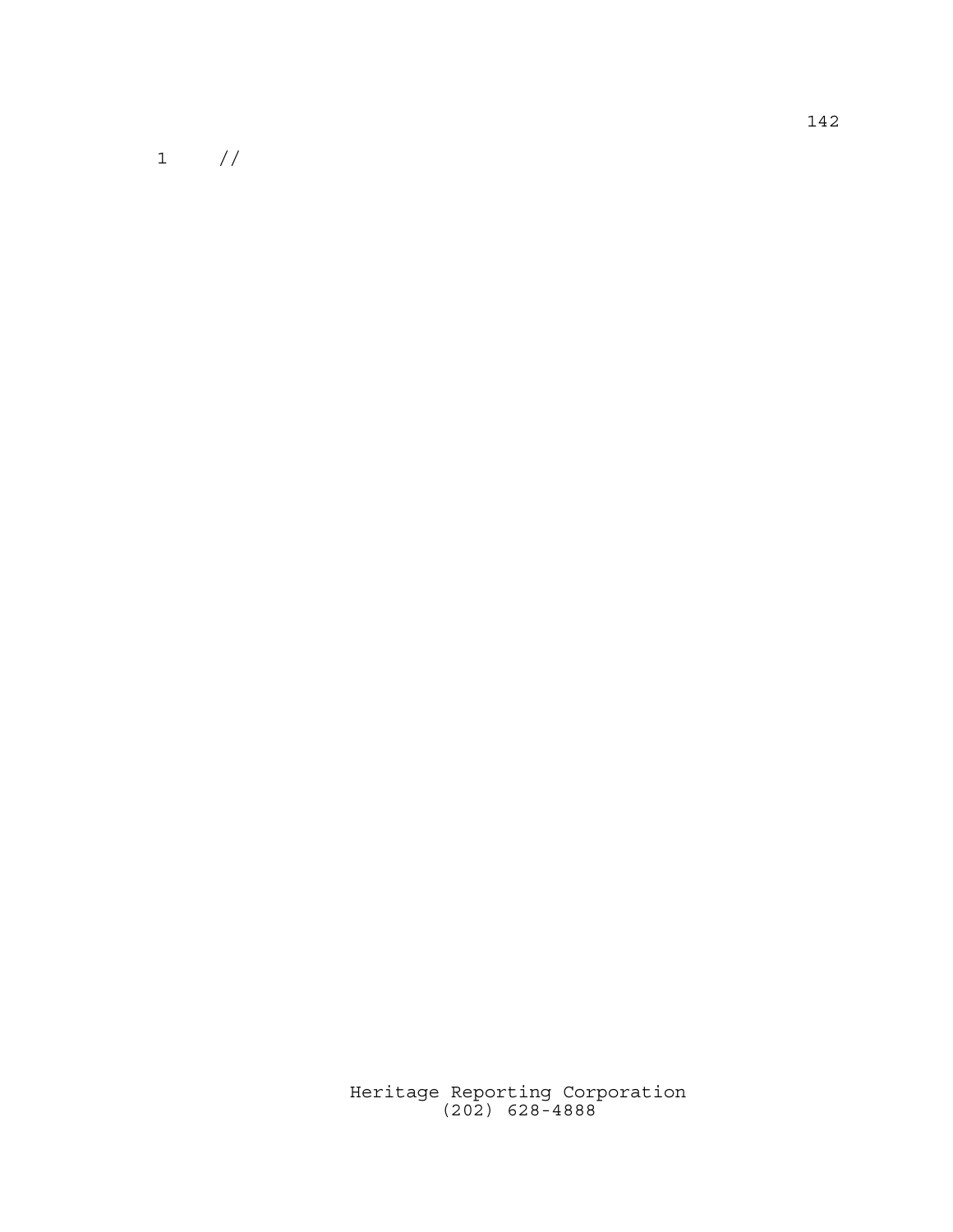1 //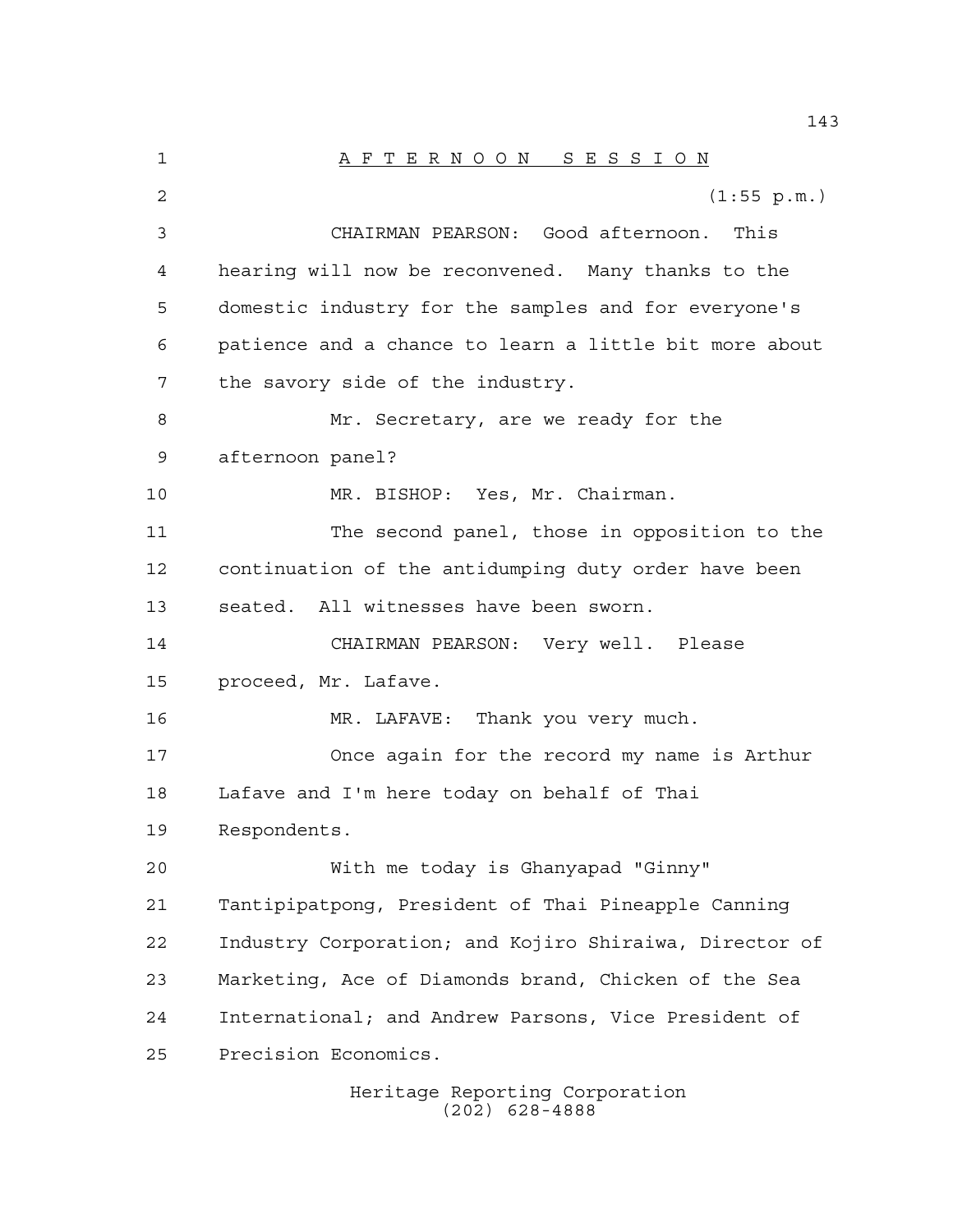A F T E R N O O N   S E S S I O N

(1:55 p.m.)

CHAIRMAN PEARSON: Good afternoon. This hearing will now be reconvened. Many thanks to the domestic industry for the samples and for everyone's patience and a chance to learn a little bit more about the savory side of the industry.

Mr. Secretary, are we ready for the afternoon panel?

MR. BISHOP: Yes, Mr. Chairman.

The second panel, those in opposition to the continuation of the antidumping duty order have been seated. All witnesses have been sworn.

CHAIRMAN PEARSON: Very well. Please proceed, Mr. Lafave.

MR. LAFAVE: Thank you very much.

Once again for the record my name is Arthur Lafave and I'm here today on behalf of Thai Respondents.

With me today is Ghanyapad "Ginny" Tantipipatpong, President of Thai Pineapple Canning Industry Corporation; and Kojiro Shiraiwa, Director of Marketing, Ace of Diamonds brand, Chicken of the Sea International; and Andrew Parsons, Vice President of Precision Economics.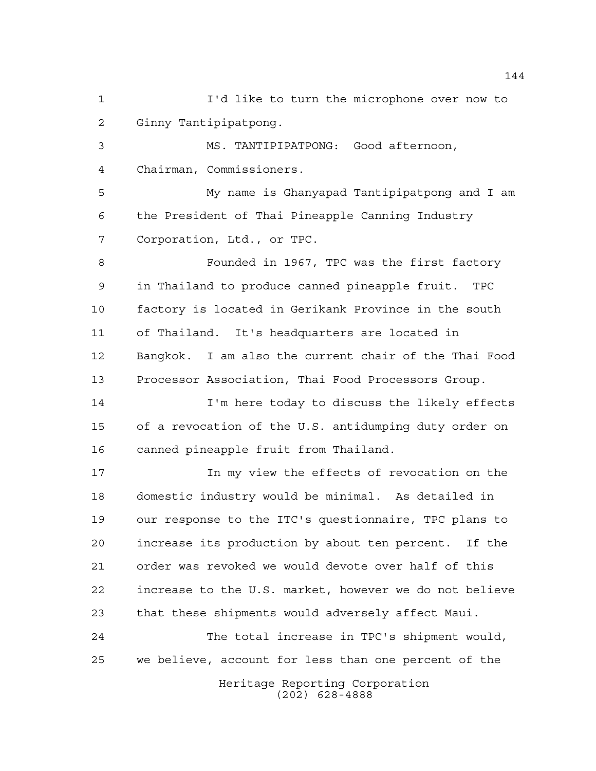I'd like to turn the microphone over now to Ginny Tantipipatpong.

MS. TANTIPIPATPONG: Good afternoon, Chairman, Commissioners.

My name is Ghanyapad Tantipipatpong and I am the President of Thai Pineapple Canning Industry Corporation, Ltd., or TPC.

Founded in 1967, TPC was the first factory in Thailand to produce canned pineapple fruit. TPC factory is located in Gerikank Province in the south of Thailand. It's headquarters are located in Bangkok. I am also the current chair of the Thai Food Processor Association, Thai Food Processors Group.

I'm here today to discuss the likely effects of a revocation of the U.S. antidumping duty order on canned pineapple fruit from Thailand.

In my view the effects of revocation on the domestic industry would be minimal. As detailed in our response to the ITC's questionnaire, TPC plans to increase its production by about ten percent. If the order was revoked we would devote over half of this increase to the U.S. market, however we do not believe that these shipments would adversely affect Maui.

The total increase in TPC's shipment would, we believe, account for less than one percent of the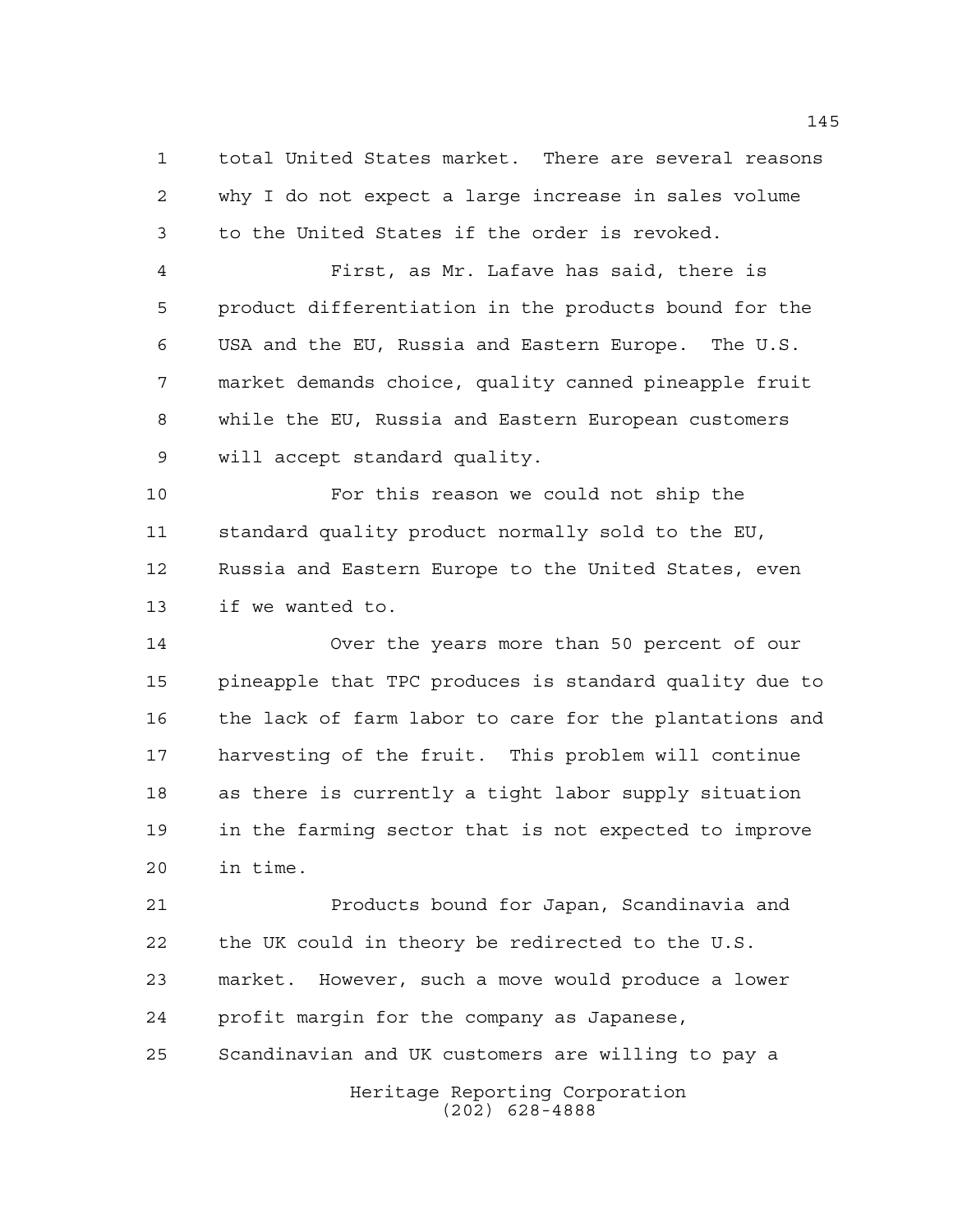total United States market. There are several reasons why I do not expect a large increase in sales volume to the United States if the order is revoked.

First, as Mr. Lafave has said, there is product differentiation in the products bound for the USA and the EU, Russia and Eastern Europe. The U.S. market demands choice, quality canned pineapple fruit while the EU, Russia and Eastern European customers will accept standard quality.

For this reason we could not ship the standard quality product normally sold to the EU, Russia and Eastern Europe to the United States, even if we wanted to.

Over the years more than 50 percent of our pineapple that TPC produces is standard quality due to the lack of farm labor to care for the plantations and harvesting of the fruit. This problem will continue as there is currently a tight labor supply situation in the farming sector that is not expected to improve in time.

Products bound for Japan, Scandinavia and the UK could in theory be redirected to the U.S. market. However, such a move would produce a lower profit margin for the company as Japanese, Scandinavian and UK customers are willing to pay a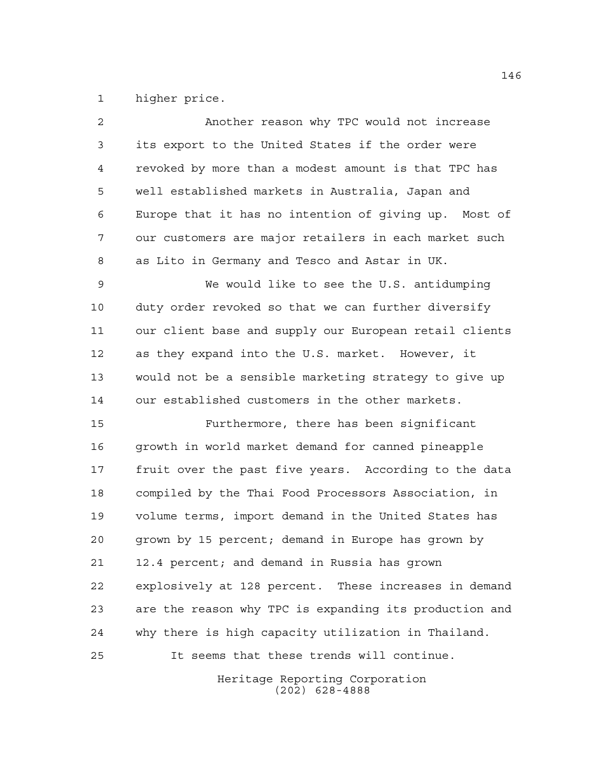higher price.

Another reason why TPC would not increase its export to the United States if the order were revoked by more than a modest amount is that TPC has well established markets in Australia, Japan and Europe that it has no intention of giving up. Most of our customers are major retailers in each market such as Lito in Germany and Tesco and Astar in UK.

We would like to see the U.S. antidumping duty order revoked so that we can further diversify our client base and supply our European retail clients as they expand into the U.S. market. However, it would not be a sensible marketing strategy to give up our established customers in the other markets.

Furthermore, there has been significant growth in world market demand for canned pineapple fruit over the past five years. According to the data compiled by the Thai Food Processors Association, in volume terms, import demand in the United States has grown by 15 percent; demand in Europe has grown by 12.4 percent; and demand in Russia has grown explosively at 128 percent. These increases in demand are the reason why TPC is expanding its production and why there is high capacity utilization in Thailand.

It seems that these trends will continue.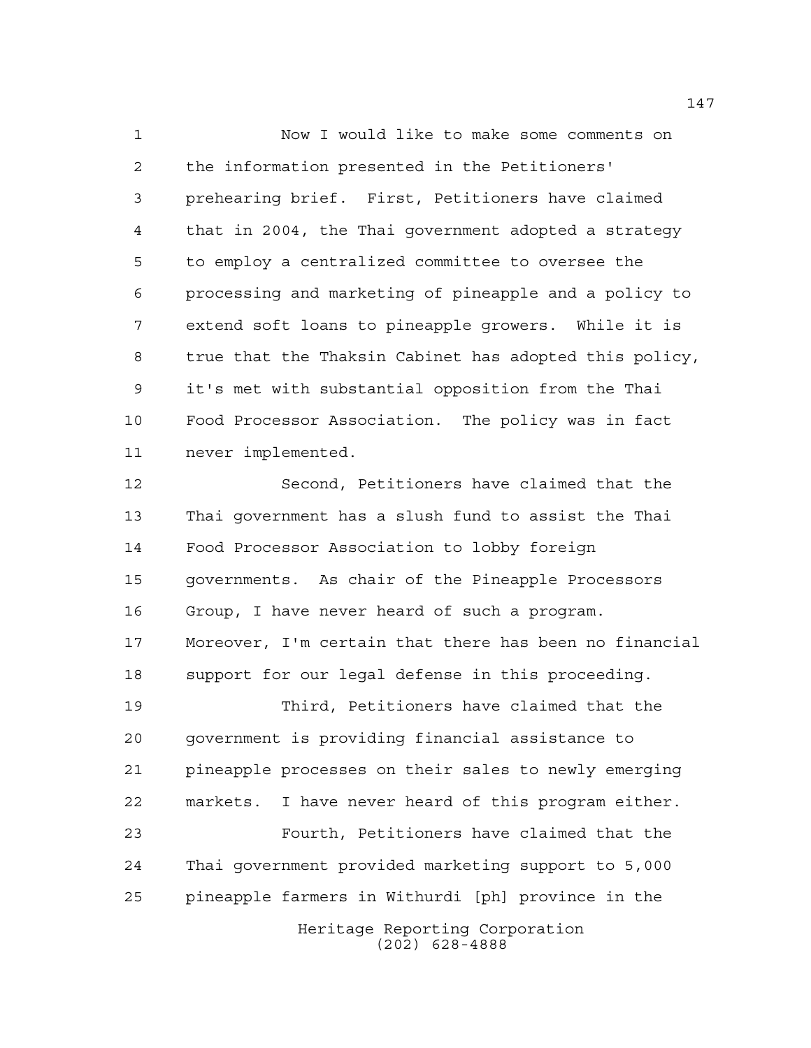Now I would like to make some comments on the information presented in the Petitioners' prehearing brief. First, Petitioners have claimed that in 2004, the Thai government adopted a strategy to employ a centralized committee to oversee the processing and marketing of pineapple and a policy to extend soft loans to pineapple growers. While it is true that the Thaksin Cabinet has adopted this policy, it's met with substantial opposition from the Thai Food Processor Association. The policy was in fact never implemented.

Second, Petitioners have claimed that the Thai government has a slush fund to assist the Thai Food Processor Association to lobby foreign governments. As chair of the Pineapple Processors Group, I have never heard of such a program. Moreover, I'm certain that there has been no financial support for our legal defense in this proceeding.

Third, Petitioners have claimed that the government is providing financial assistance to pineapple processes on their sales to newly emerging markets. I have never heard of this program either.

Fourth, Petitioners have claimed that the Thai government provided marketing support to 5,000 pineapple farmers in Withurdi [ph] province in the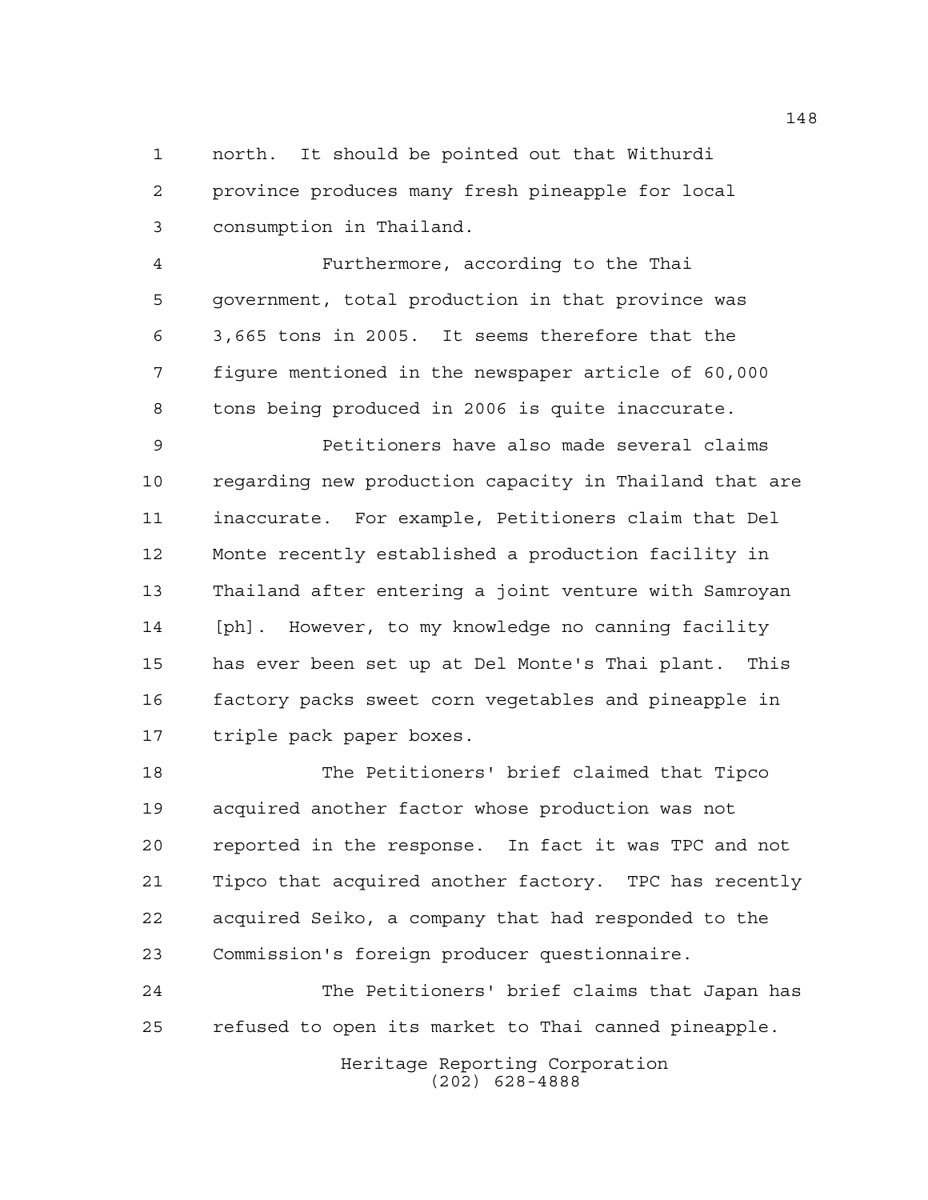north. It should be pointed out that Withurdi province produces many fresh pineapple for local consumption in Thailand.

Furthermore, according to the Thai government, total production in that province was 3,665 tons in 2005. It seems therefore that the figure mentioned in the newspaper article of 60,000 tons being produced in 2006 is quite inaccurate.

Petitioners have also made several claims regarding new production capacity in Thailand that are inaccurate. For example, Petitioners claim that Del Monte recently established a production facility in Thailand after entering a joint venture with Samroyan [ph]. However, to my knowledge no canning facility has ever been set up at Del Monte's Thai plant. This factory packs sweet corn vegetables and pineapple in triple pack paper boxes.

The Petitioners' brief claimed that Tipco acquired another factor whose production was not reported in the response. In fact it was TPC and not Tipco that acquired another factory. TPC has recently acquired Seiko, a company that had responded to the Commission's foreign producer questionnaire.

The Petitioners' brief claims that Japan has refused to open its market to Thai canned pineapple.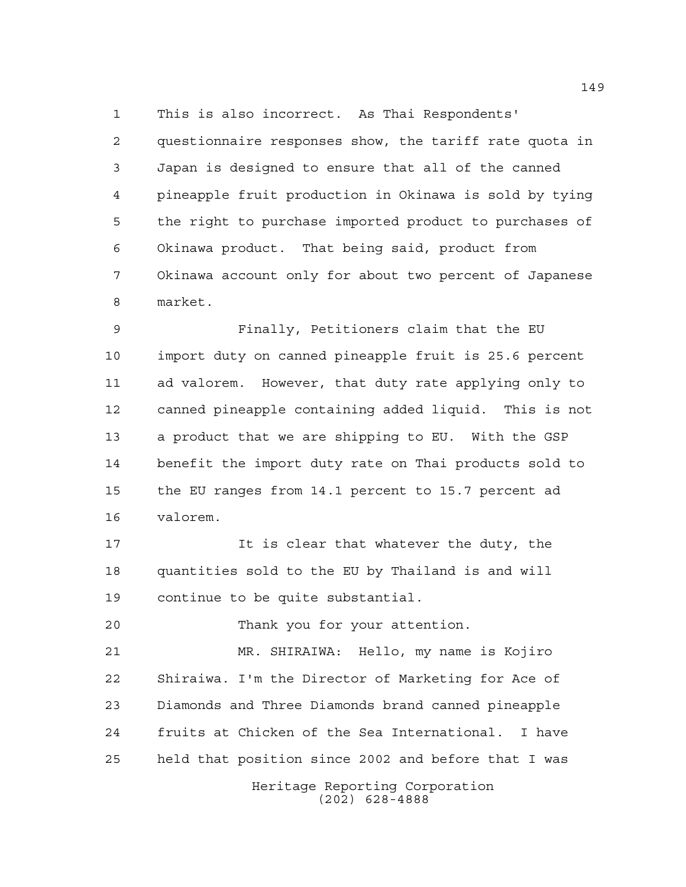This is also incorrect. As Thai Respondents' questionnaire responses show, the tariff rate quota in Japan is designed to ensure that all of the canned pineapple fruit production in Okinawa is sold by tying the right to purchase imported product to purchases of Okinawa product. That being said, product from Okinawa account only for about two percent of Japanese market.

Finally, Petitioners claim that the EU import duty on canned pineapple fruit is 25.6 percent ad valorem. However, that duty rate applying only to canned pineapple containing added liquid. This is not a product that we are shipping to EU. With the GSP benefit the import duty rate on Thai products sold to the EU ranges from 14.1 percent to 15.7 percent ad valorem.

It is clear that whatever the duty, the quantities sold to the EU by Thailand is and will continue to be quite substantial.

Thank you for your attention.

MR. SHIRAIWA: Hello, my name is Kojiro Shiraiwa. I'm the Director of Marketing for Ace of Diamonds and Three Diamonds brand canned pineapple fruits at Chicken of the Sea International. I have held that position since 2002 and before that I was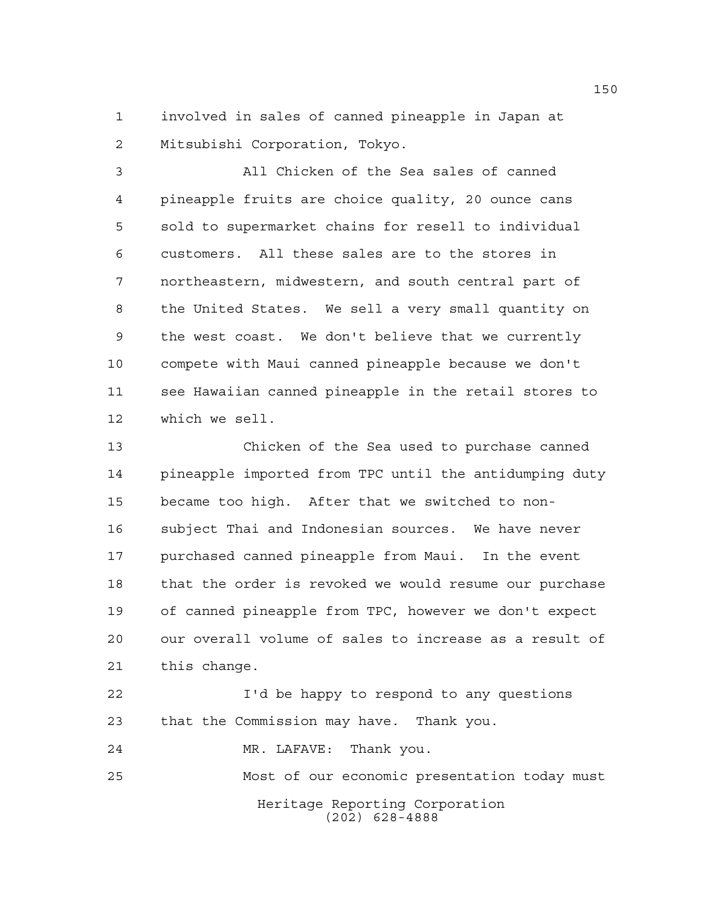involved in sales of canned pineapple in Japan at Mitsubishi Corporation, Tokyo.

All Chicken of the Sea sales of canned pineapple fruits are choice quality, 20 ounce cans sold to supermarket chains for resell to individual customers. All these sales are to the stores in northeastern, midwestern, and south central part of the United States. We sell a very small quantity on the west coast. We don't believe that we currently compete with Maui canned pineapple because we don't see Hawaiian canned pineapple in the retail stores to which we sell.

Chicken of the Sea used to purchase canned pineapple imported from TPC until the antidumping duty became too high. After that we switched to non-subject Thai and Indonesian sources. We have never purchased canned pineapple from Maui. In the event that the order is revoked we would resume our purchase of canned pineapple from TPC, however we don't expect our overall volume of sales to increase as a result of this change.

I'd be happy to respond to any questions that the Commission may have. Thank you.

MR. LAFAVE: Thank you.

Most of our economic presentation today must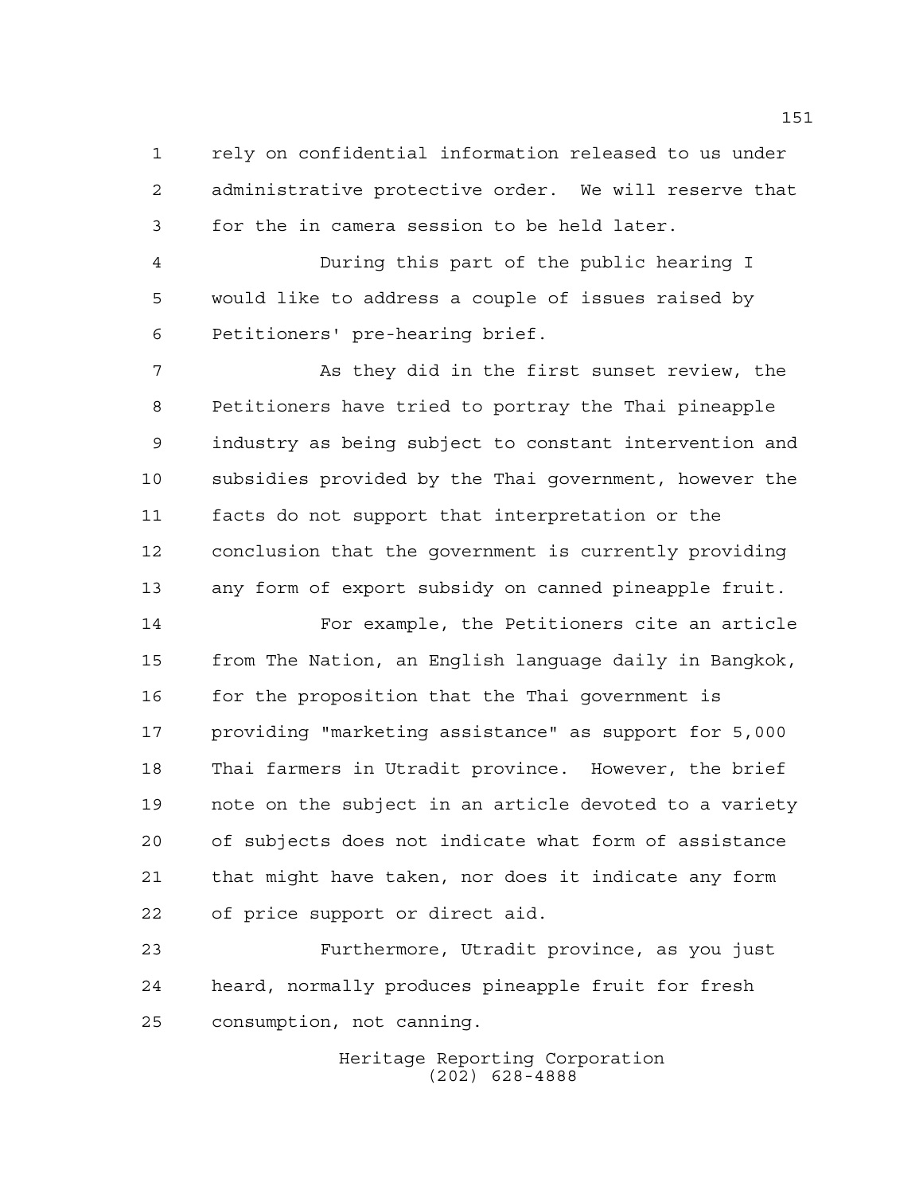rely on confidential information released to us under administrative protective order. We will reserve that for the in camera session to be held later.

During this part of the public hearing I would like to address a couple of issues raised by Petitioners' pre-hearing brief.

As they did in the first sunset review, the Petitioners have tried to portray the Thai pineapple industry as being subject to constant intervention and subsidies provided by the Thai government, however the facts do not support that interpretation or the conclusion that the government is currently providing any form of export subsidy on canned pineapple fruit.

For example, the Petitioners cite an article from The Nation, an English language daily in Bangkok, for the proposition that the Thai government is providing "marketing assistance" as support for 5,000 Thai farmers in Utradit province. However, the brief note on the subject in an article devoted to a variety of subjects does not indicate what form of assistance that might have taken, nor does it indicate any form of price support or direct aid.

Furthermore, Utradit province, as you just heard, normally produces pineapple fruit for fresh consumption, not canning.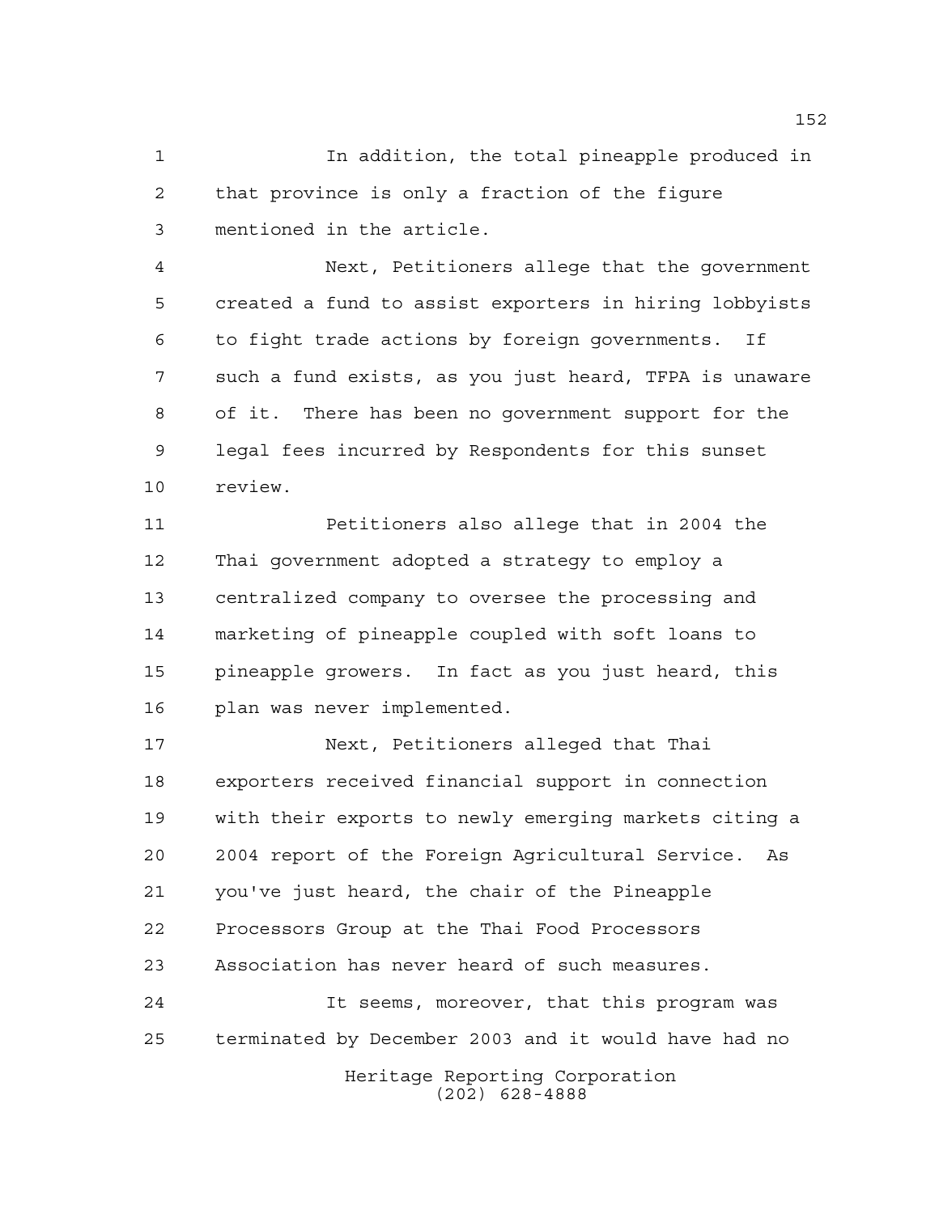In addition, the total pineapple produced in that province is only a fraction of the figure mentioned in the article.

Next, Petitioners allege that the government created a fund to assist exporters in hiring lobbyists to fight trade actions by foreign governments. If such a fund exists, as you just heard, TFPA is unaware of it. There has been no government support for the legal fees incurred by Respondents for this sunset review.

Petitioners also allege that in 2004 the Thai government adopted a strategy to employ a centralized company to oversee the processing and marketing of pineapple coupled with soft loans to pineapple growers. In fact as you just heard, this plan was never implemented.

Next, Petitioners alleged that Thai exporters received financial support in connection with their exports to newly emerging markets citing a 2004 report of the Foreign Agricultural Service. As you've just heard, the chair of the Pineapple Processors Group at the Thai Food Processors Association has never heard of such measures.

It seems, moreover, that this program was terminated by December 2003 and it would have had no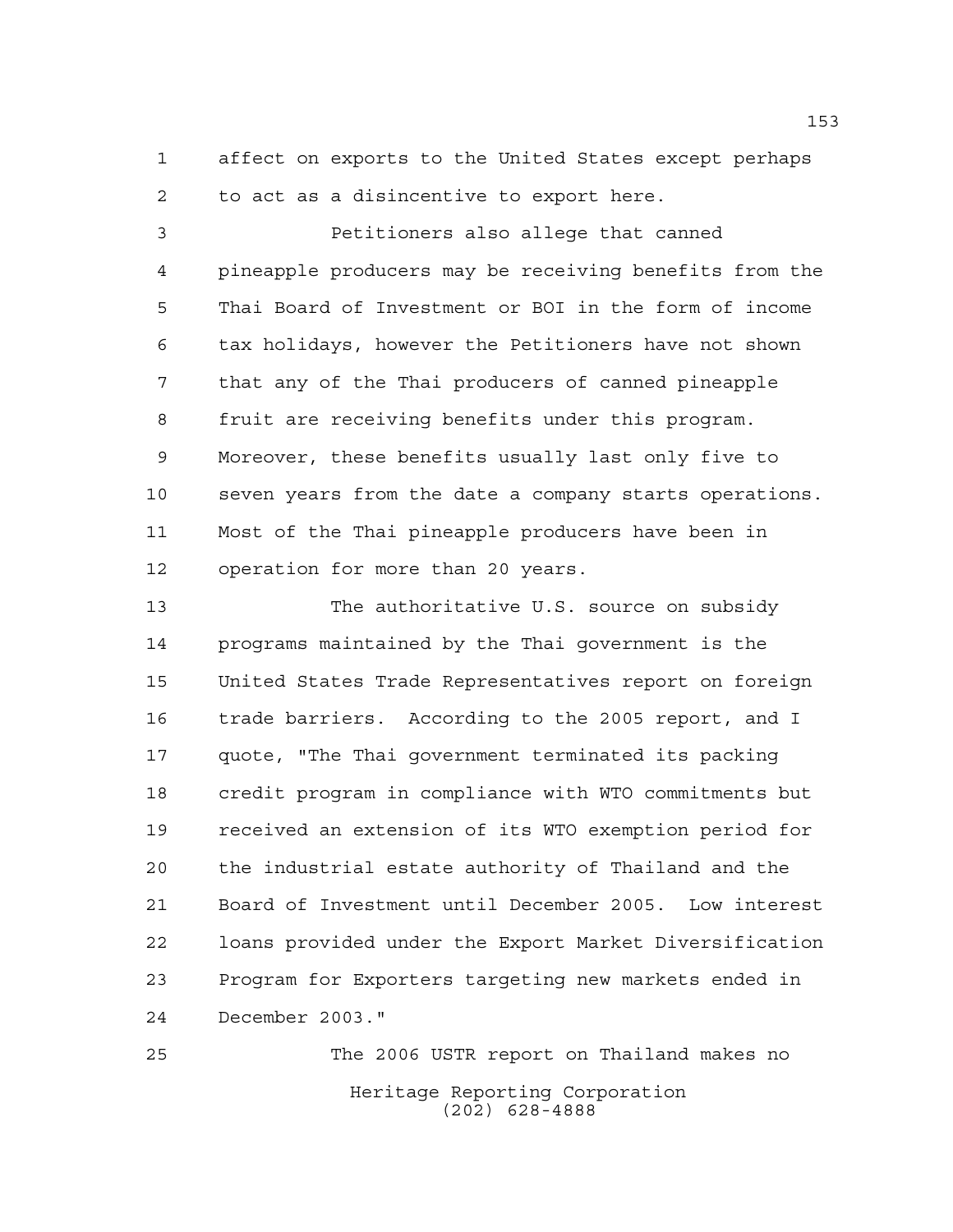affect on exports to the United States except perhaps to act as a disincentive to export here.

Petitioners also allege that canned pineapple producers may be receiving benefits from the Thai Board of Investment or BOI in the form of income tax holidays, however the Petitioners have not shown that any of the Thai producers of canned pineapple fruit are receiving benefits under this program. Moreover, these benefits usually last only five to seven years from the date a company starts operations. Most of the Thai pineapple producers have been in operation for more than 20 years.

The authoritative U.S. source on subsidy programs maintained by the Thai government is the United States Trade Representatives report on foreign trade barriers. According to the 2005 report, and I quote, "The Thai government terminated its packing credit program in compliance with WTO commitments but received an extension of its WTO exemption period for the industrial estate authority of Thailand and the Board of Investment until December 2005. Low interest loans provided under the Export Market Diversification Program for Exporters targeting new markets ended in December 2003."

The 2006 USTR report on Thailand makes no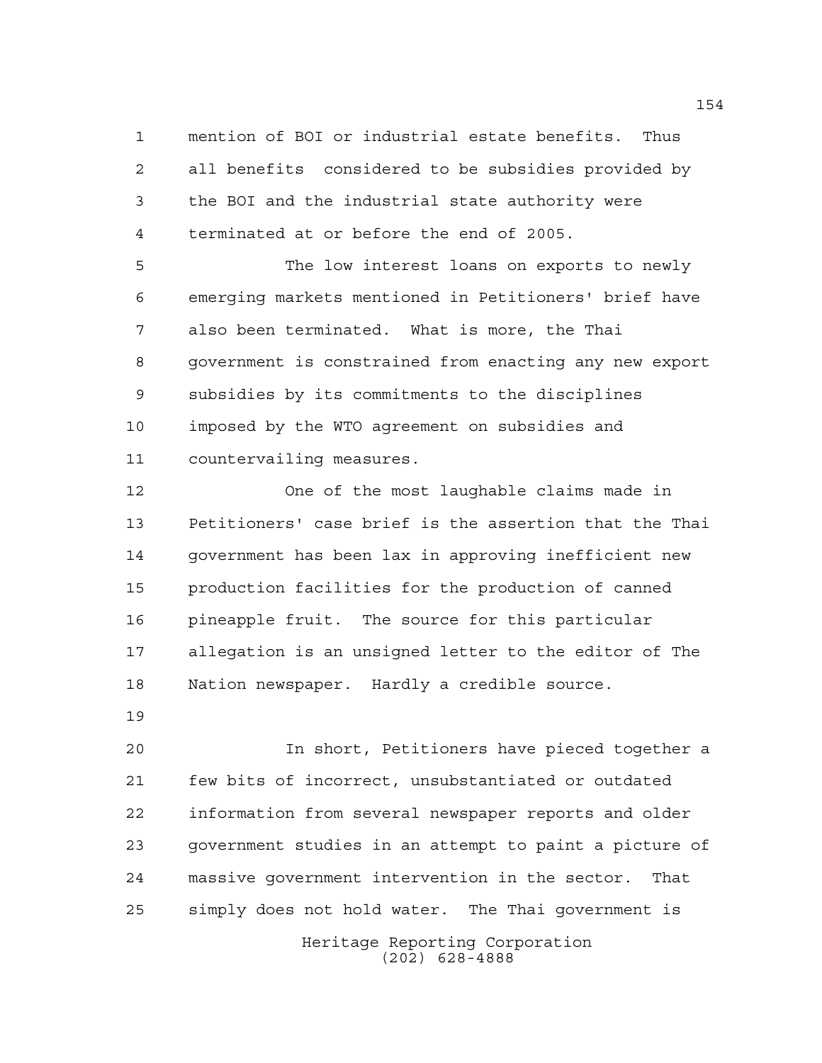mention of BOI or industrial estate benefits. Thus all benefits considered to be subsidies provided by the BOI and the industrial state authority were terminated at or before the end of 2005.

The low interest loans on exports to newly emerging markets mentioned in Petitioners' brief have also been terminated. What is more, the Thai government is constrained from enacting any new export subsidies by its commitments to the disciplines imposed by the WTO agreement on subsidies and countervailing measures.

One of the most laughable claims made in Petitioners' case brief is the assertion that the Thai government has been lax in approving inefficient new production facilities for the production of canned pineapple fruit. The source for this particular allegation is an unsigned letter to the editor of The Nation newspaper. Hardly a credible source.

In short, Petitioners have pieced together a few bits of incorrect, unsubstantiated or outdated information from several newspaper reports and older government studies in an attempt to paint a picture of massive government intervention in the sector. That simply does not hold water. The Thai government is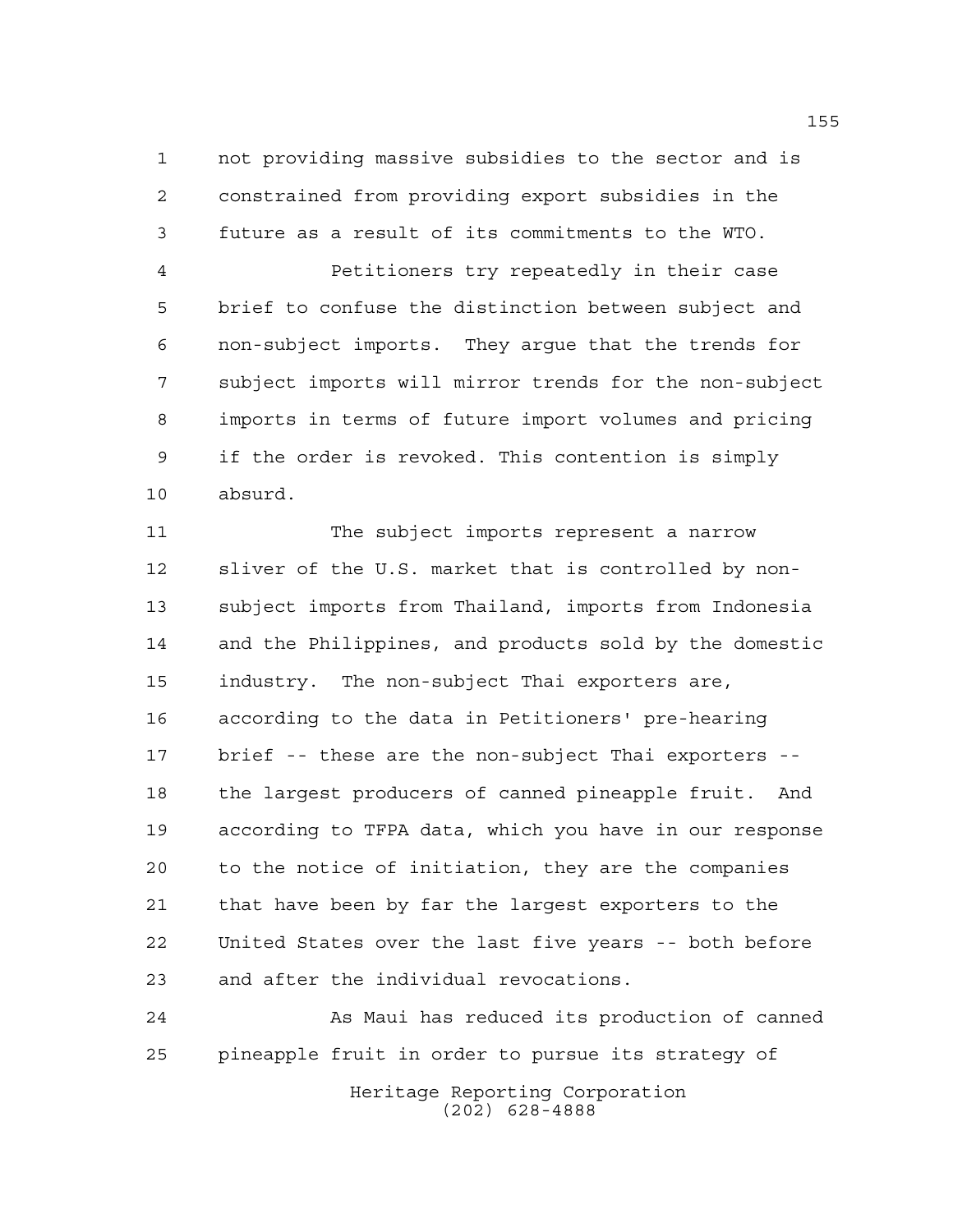not providing massive subsidies to the sector and is constrained from providing export subsidies in the future as a result of its commitments to the WTO.

Petitioners try repeatedly in their case brief to confuse the distinction between subject and non-subject imports. They argue that the trends for subject imports will mirror trends for the non-subject imports in terms of future import volumes and pricing if the order is revoked. This contention is simply absurd.

The subject imports represent a narrow sliver of the U.S. market that is controlled by non-subject imports from Thailand, imports from Indonesia and the Philippines, and products sold by the domestic industry. The non-subject Thai exporters are, according to the data in Petitioners' pre-hearing brief -- these are the non-subject Thai exporters -- the largest producers of canned pineapple fruit. And according to TFPA data, which you have in our response to the notice of initiation, they are the companies that have been by far the largest exporters to the United States over the last five years -- both before and after the individual revocations.

As Maui has reduced its production of canned pineapple fruit in order to pursue its strategy of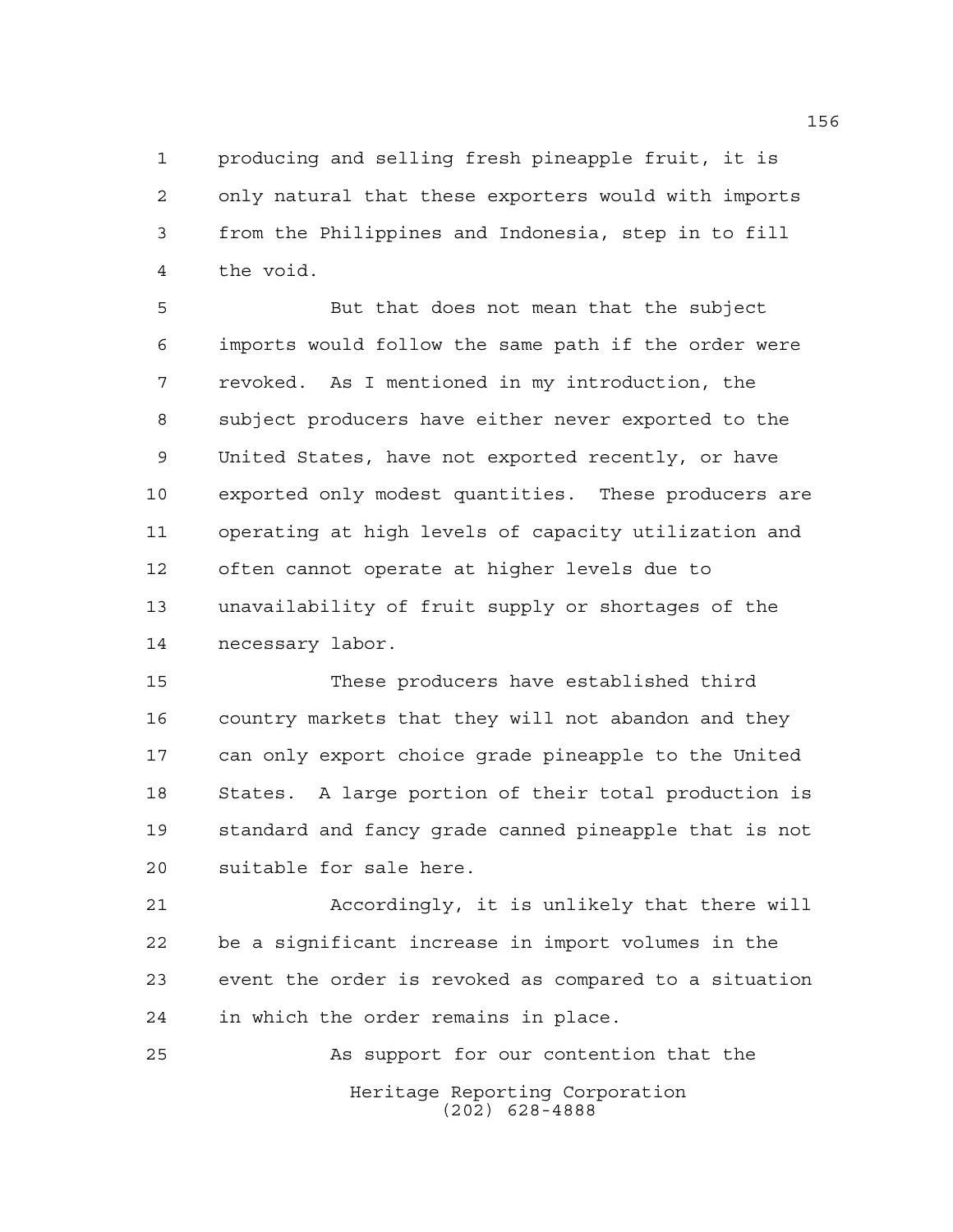producing and selling fresh pineapple fruit, it is only natural that these exporters would with imports from the Philippines and Indonesia, step in to fill the void.

But that does not mean that the subject imports would follow the same path if the order were revoked. As I mentioned in my introduction, the subject producers have either never exported to the United States, have not exported recently, or have exported only modest quantities. These producers are operating at high levels of capacity utilization and often cannot operate at higher levels due to unavailability of fruit supply or shortages of the necessary labor.

These producers have established third country markets that they will not abandon and they can only export choice grade pineapple to the United States. A large portion of their total production is standard and fancy grade canned pineapple that is not suitable for sale here.

Accordingly, it is unlikely that there will be a significant increase in import volumes in the event the order is revoked as compared to a situation in which the order remains in place.

As support for our contention that the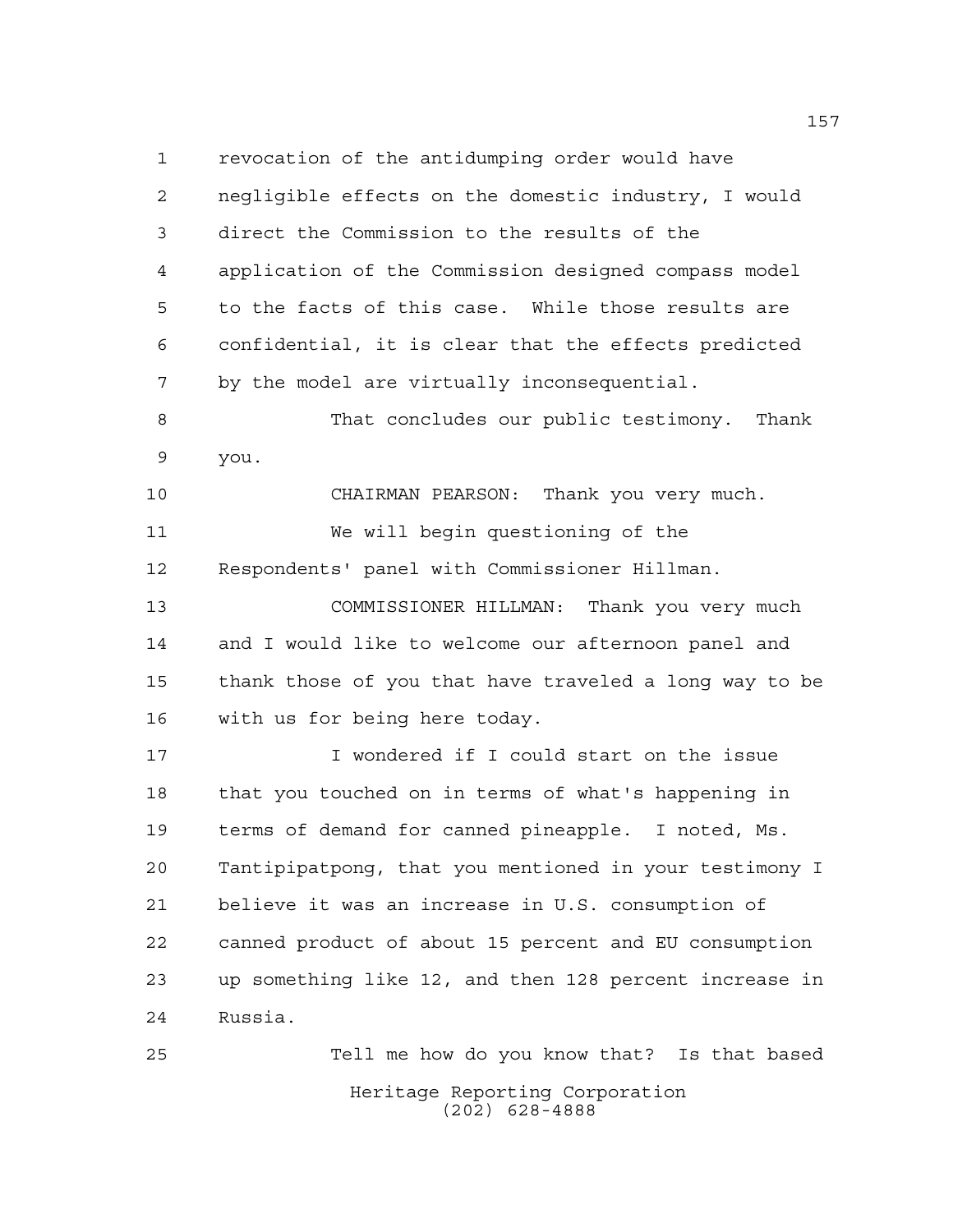revocation of the antidumping order would have negligible effects on the domestic industry, I would direct the Commission to the results of the application of the Commission designed compass model to the facts of this case. While those results are confidential, it is clear that the effects predicted by the model are virtually inconsequential.

That concludes our public testimony. Thank you.

CHAIRMAN PEARSON: Thank you very much.

We will begin questioning of the Respondents' panel with Commissioner Hillman.

COMMISSIONER HILLMAN: Thank you very much and I would like to welcome our afternoon panel and thank those of you that have traveled a long way to be with us for being here today.

I wondered if I could start on the issue that you touched on in terms of what's happening in terms of demand for canned pineapple. I noted, Ms. Tantipipatpong, that you mentioned in your testimony I believe it was an increase in U.S. consumption of canned product of about 15 percent and EU consumption up something like 12, and then 128 percent increase in Russia.

Tell me how do you know that? Is that based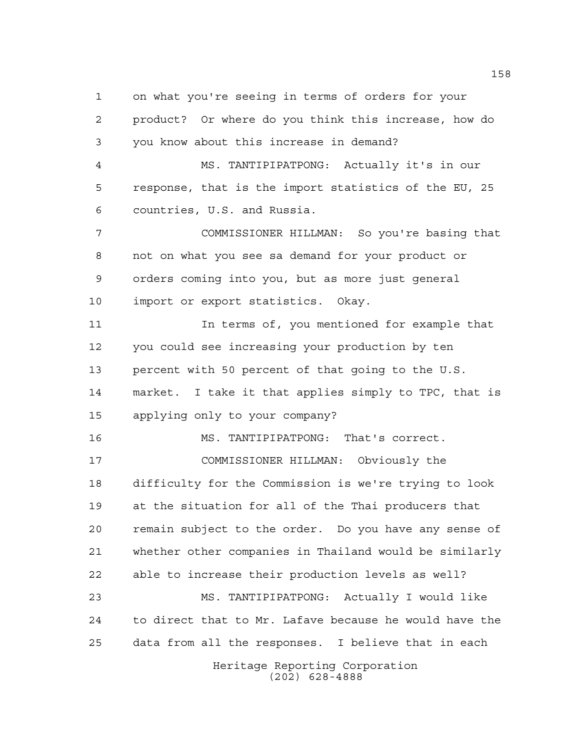on what you're seeing in terms of orders for your product? Or where do you think this increase, how do you know about this increase in demand?

MS. TANTIPIPATPONG: Actually it's in our response, that is the import statistics of the EU, 25 countries, U.S. and Russia.

COMMISSIONER HILLMAN: So you're basing that not on what you see sa demand for your product or orders coming into you, but as more just general import or export statistics. Okay.

In terms of, you mentioned for example that you could see increasing your production by ten percent with 50 percent of that going to the U.S. market. I take it that applies simply to TPC, that is applying only to your company?

MS. TANTIPIPATPONG: That's correct.

COMMISSIONER HILLMAN: Obviously the difficulty for the Commission is we're trying to look at the situation for all of the Thai producers that remain subject to the order. Do you have any sense of whether other companies in Thailand would be similarly able to increase their production levels as well?

MS. TANTIPIPATPONG: Actually I would like to direct that to Mr. Lafave because he would have the data from all the responses. I believe that in each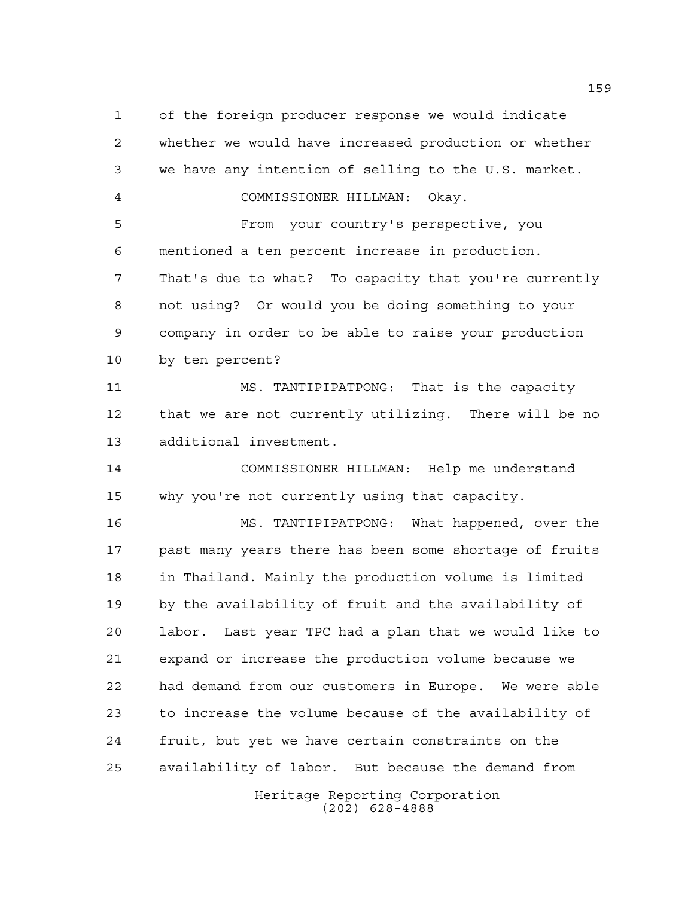of the foreign producer response we would indicate whether we would have increased production or whether we have any intention of selling to the U.S. market.

COMMISSIONER HILLMAN: Okay.

From your country's perspective, you mentioned a ten percent increase in production. That's due to what? To capacity that you're currently not using? Or would you be doing something to your company in order to be able to raise your production by ten percent?

MS. TANTIPIPATPONG: That is the capacity that we are not currently utilizing. There will be no additional investment.

COMMISSIONER HILLMAN: Help me understand why you're not currently using that capacity.

MS. TANTIPIPATPONG: What happened, over the past many years there has been some shortage of fruits in Thailand. Mainly the production volume is limited by the availability of fruit and the availability of labor. Last year TPC had a plan that we would like to expand or increase the production volume because we had demand from our customers in Europe. We were able to increase the volume because of the availability of fruit, but yet we have certain constraints on the availability of labor. But because the demand from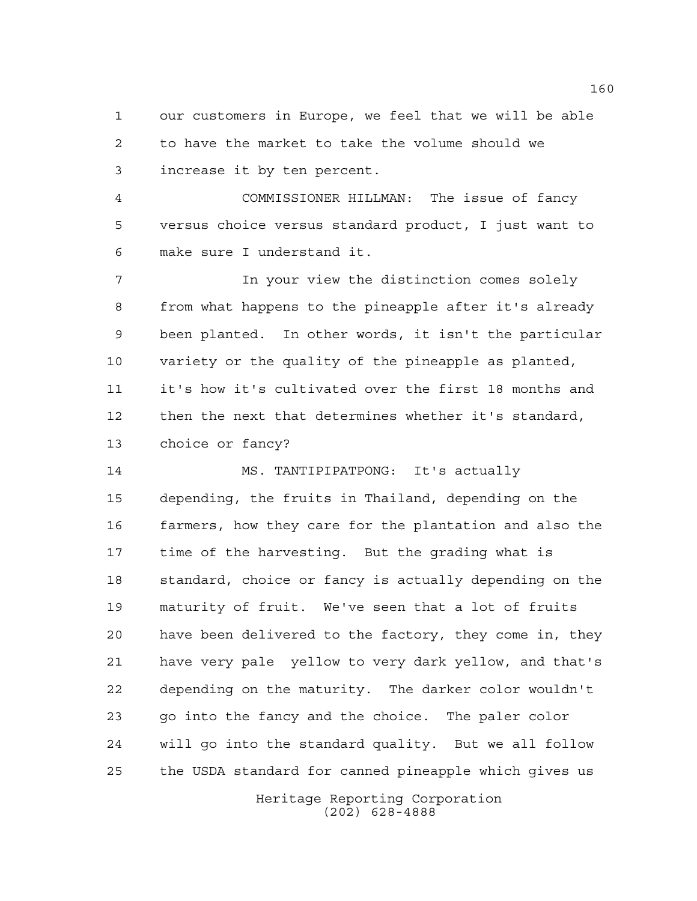our customers in Europe, we feel that we will be able to have the market to take the volume should we increase it by ten percent.

COMMISSIONER HILLMAN: The issue of fancy versus choice versus standard product, I just want to make sure I understand it.

In your view the distinction comes solely from what happens to the pineapple after it's already been planted. In other words, it isn't the particular variety or the quality of the pineapple as planted, it's how it's cultivated over the first 18 months and then the next that determines whether it's standard, choice or fancy?

MS. TANTIPIPATPONG: It's actually depending, the fruits in Thailand, depending on the farmers, how they care for the plantation and also the time of the harvesting. But the grading what is standard, choice or fancy is actually depending on the maturity of fruit. We've seen that a lot of fruits have been delivered to the factory, they come in, they have very pale yellow to very dark yellow, and that's depending on the maturity. The darker color wouldn't go into the fancy and the choice. The paler color will go into the standard quality. But we all follow the USDA standard for canned pineapple which gives us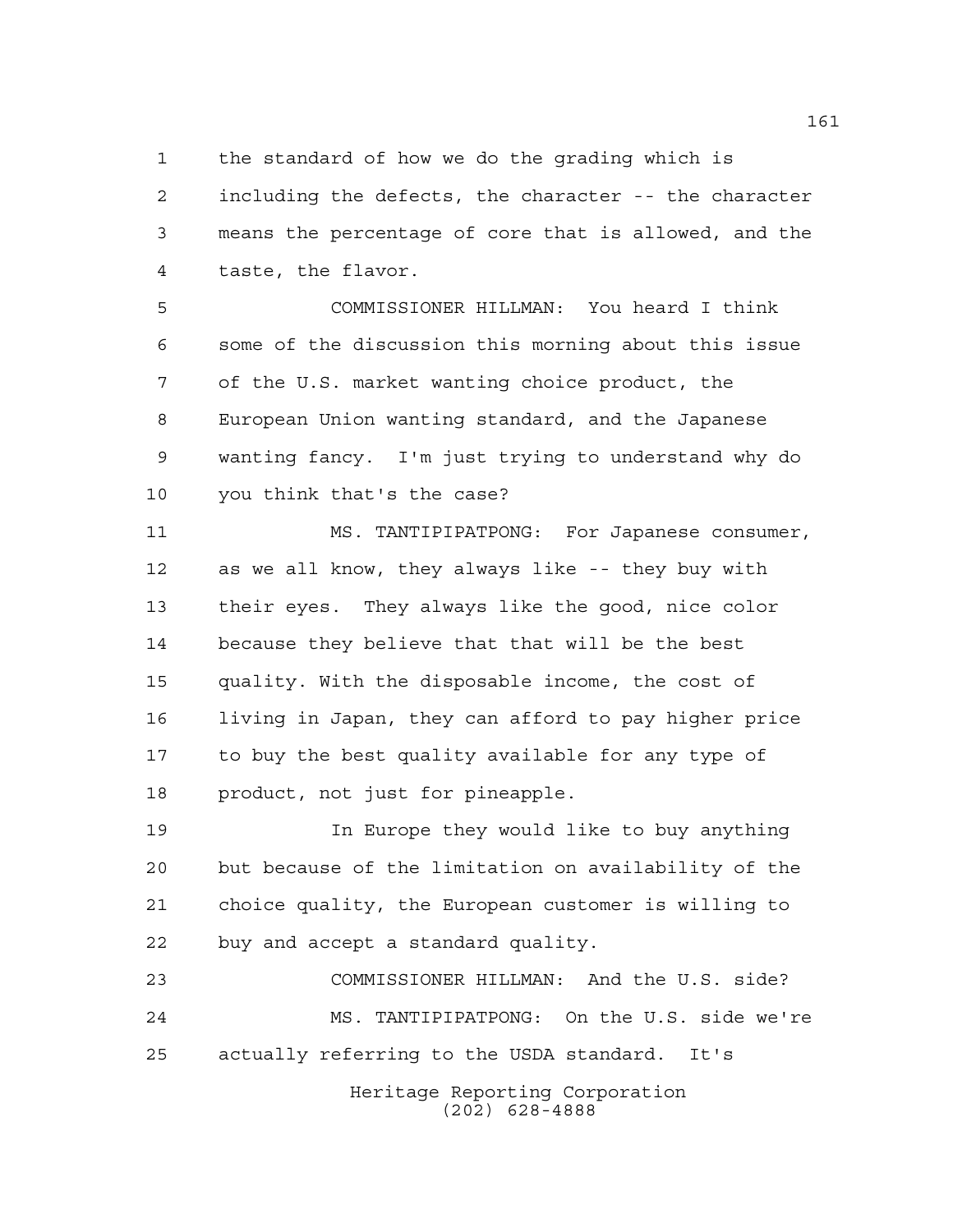the standard of how we do the grading which is including the defects, the character -- the character means the percentage of core that is allowed, and the taste, the flavor.

COMMISSIONER HILLMAN: You heard I think some of the discussion this morning about this issue of the U.S. market wanting choice product, the European Union wanting standard, and the Japanese wanting fancy. I'm just trying to understand why do you think that's the case?

MS. TANTIPIPATPONG: For Japanese consumer, as we all know, they always like -- they buy with their eyes. They always like the good, nice color because they believe that that will be the best quality. With the disposable income, the cost of living in Japan, they can afford to pay higher price to buy the best quality available for any type of product, not just for pineapple.

In Europe they would like to buy anything but because of the limitation on availability of the choice quality, the European customer is willing to buy and accept a standard quality.

COMMISSIONER HILLMAN: And the U.S. side?

MS. TANTIPIPATPONG: On the U.S. side we're actually referring to the USDA standard. It's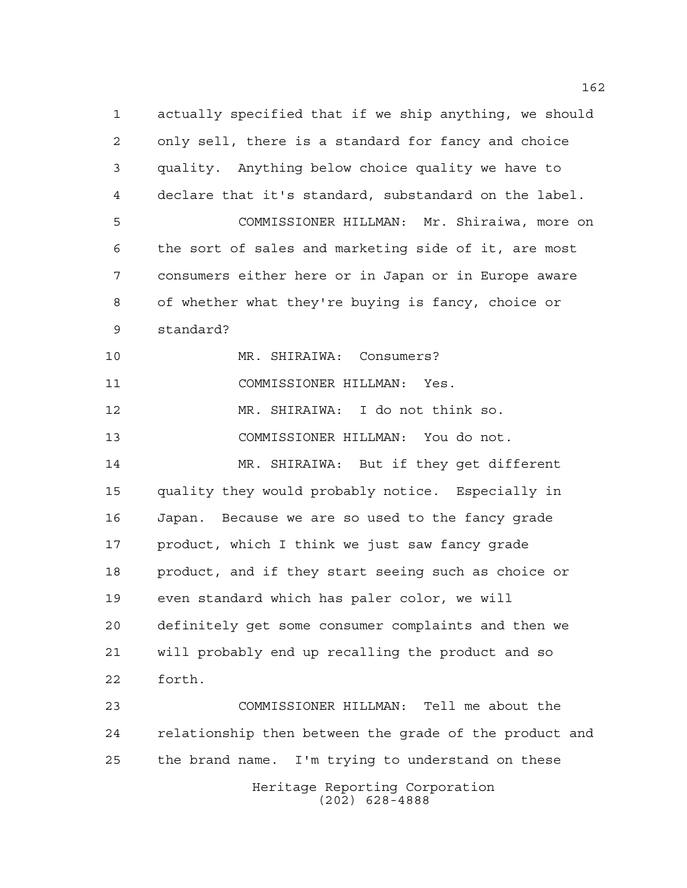actually specified that if we ship anything, we should only sell, there is a standard for fancy and choice quality. Anything below choice quality we have to declare that it's standard, substandard on the label.

COMMISSIONER HILLMAN: Mr. Shiraiwa, more on the sort of sales and marketing side of it, are most consumers either here or in Japan or in Europe aware of whether what they're buying is fancy, choice or standard?

MR. SHIRAIWA: Consumers?

COMMISSIONER HILLMAN: Yes.

MR. SHIRAIWA: I do not think so.

COMMISSIONER HILLMAN: You do not.

MR. SHIRAIWA: But if they get different quality they would probably notice. Especially in Japan. Because we are so used to the fancy grade product, which I think we just saw fancy grade product, and if they start seeing such as choice or even standard which has paler color, we will definitely get some consumer complaints and then we will probably end up recalling the product and so forth.

COMMISSIONER HILLMAN: Tell me about the relationship then between the grade of the product and the brand name. I'm trying to understand on these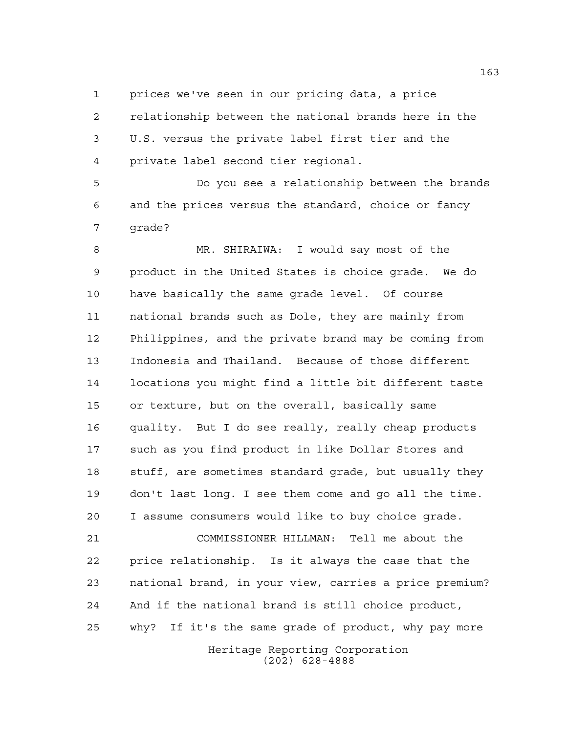prices we've seen in our pricing data, a price relationship between the national brands here in the U.S. versus the private label first tier and the private label second tier regional.

Do you see a relationship between the brands and the prices versus the standard, choice or fancy grade?

MR. SHIRAIWA: I would say most of the product in the United States is choice grade. We do have basically the same grade level. Of course national brands such as Dole, they are mainly from Philippines, and the private brand may be coming from Indonesia and Thailand. Because of those different locations you might find a little bit different taste or texture, but on the overall, basically same quality. But I do see really, really cheap products such as you find product in like Dollar Stores and stuff, are sometimes standard grade, but usually they don't last long. I see them come and go all the time. I assume consumers would like to buy choice grade.

COMMISSIONER HILLMAN: Tell me about the price relationship. Is it always the case that the national brand, in your view, carries a price premium? And if the national brand is still choice product, why? If it's the same grade of product, why pay more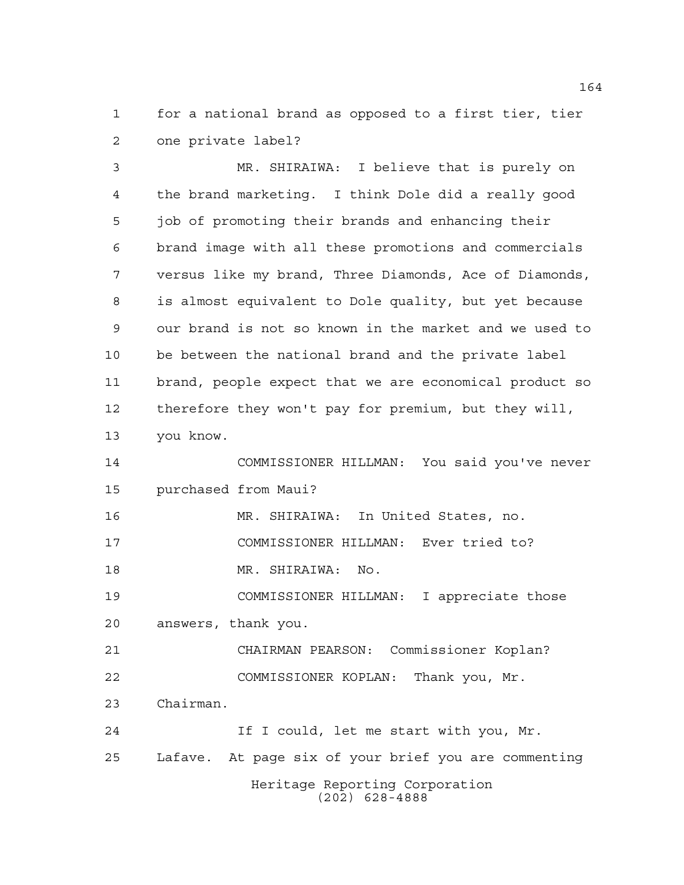for a national brand as opposed to a first tier, tier one private label?

MR. SHIRAIWA: I believe that is purely on the brand marketing. I think Dole did a really good job of promoting their brands and enhancing their brand image with all these promotions and commercials versus like my brand, Three Diamonds, Ace of Diamonds, is almost equivalent to Dole quality, but yet because our brand is not so known in the market and we used to be between the national brand and the private label brand, people expect that we are economical product so therefore they won't pay for premium, but they will, you know.

COMMISSIONER HILLMAN: You said you've never purchased from Maui?

MR. SHIRAIWA: In United States, no.

COMMISSIONER HILLMAN: Ever tried to?

MR. SHIRAIWA: No.

COMMISSIONER HILLMAN: I appreciate those answers, thank you.

CHAIRMAN PEARSON: Commissioner Koplan?

COMMISSIONER KOPLAN: Thank you, Mr. Chairman.

If I could, let me start with you, Mr. Lafave. At page six of your brief you are commenting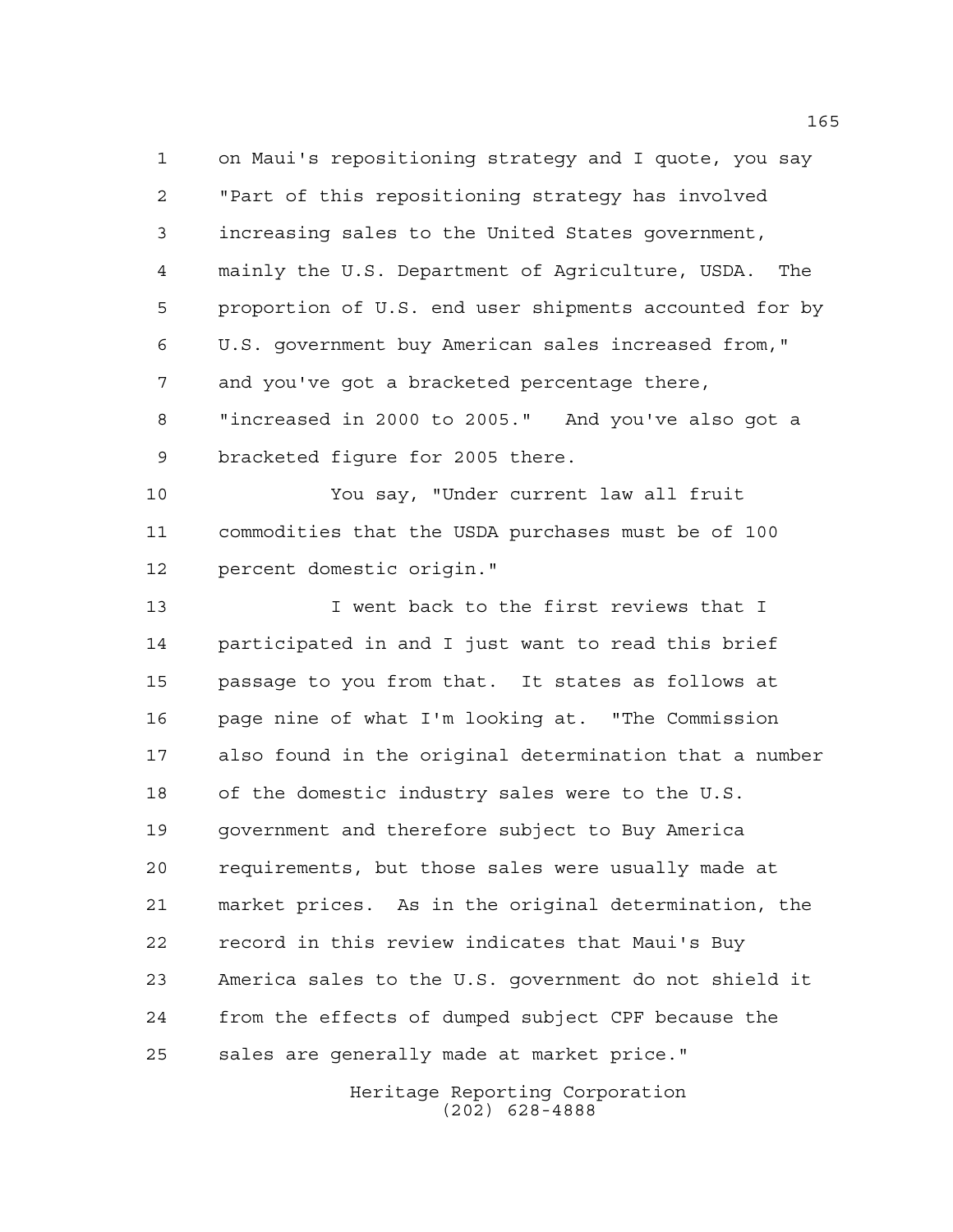on Maui's repositioning strategy and I quote, you say "Part of this repositioning strategy has involved increasing sales to the United States government, mainly the U.S. Department of Agriculture, USDA. The proportion of U.S. end user shipments accounted for by U.S. government buy American sales increased from," and you've got a bracketed percentage there, "increased in 2000 to 2005." And you've also got a bracketed figure for 2005 there.

You say, "Under current law all fruit commodities that the USDA purchases must be of 100 percent domestic origin."

I went back to the first reviews that I participated in and I just want to read this brief passage to you from that. It states as follows at page nine of what I'm looking at. "The Commission also found in the original determination that a number of the domestic industry sales were to the U.S. government and therefore subject to Buy America requirements, but those sales were usually made at market prices. As in the original determination, the record in this review indicates that Maui's Buy America sales to the U.S. government do not shield it from the effects of dumped subject CPF because the sales are generally made at market price."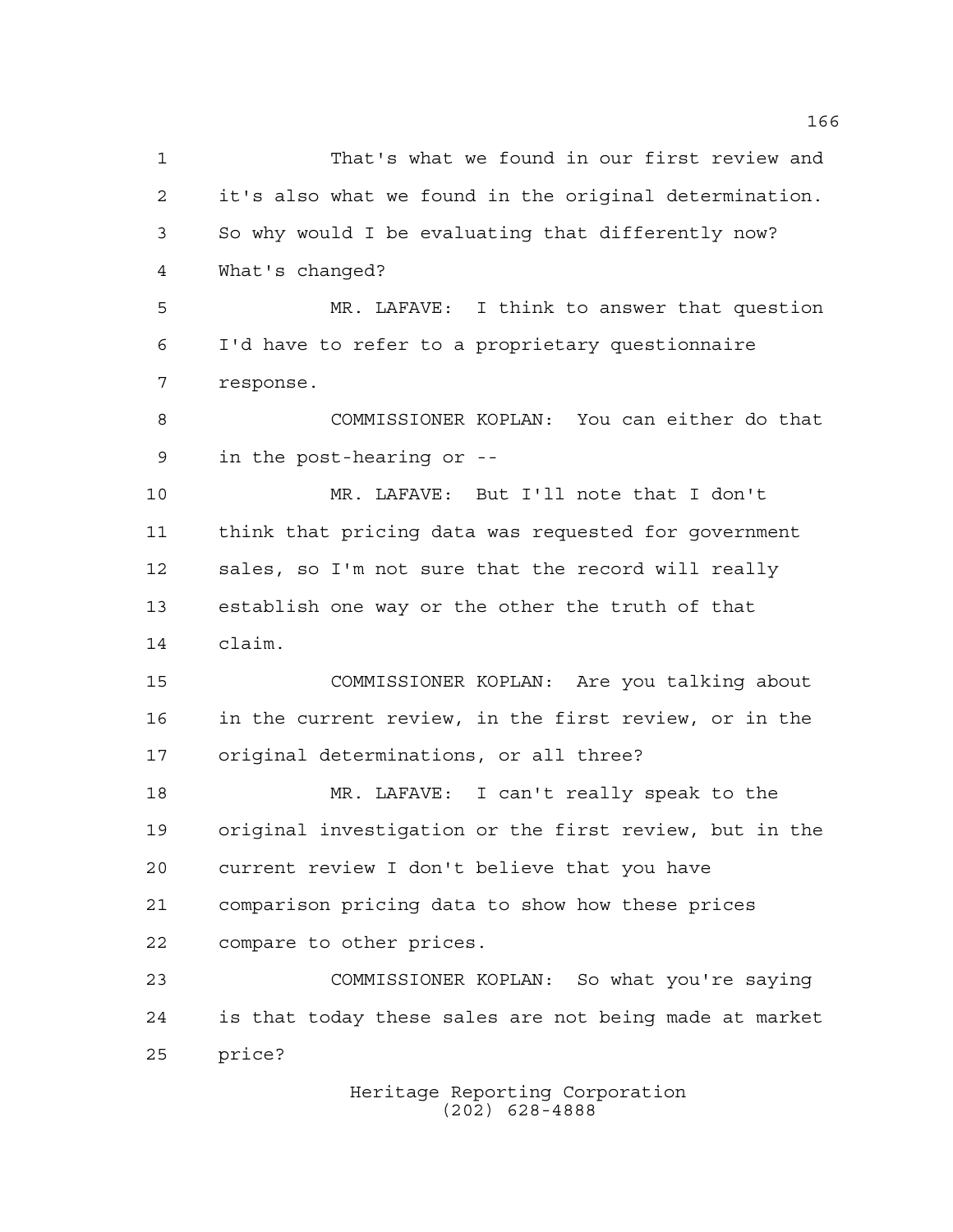That's what we found in our first review and it's also what we found in the original determination. So why would I be evaluating that differently now? What's changed?

MR. LAFAVE: I think to answer that question I'd have to refer to a proprietary questionnaire response.

COMMISSIONER KOPLAN: You can either do that in the post-hearing or --

MR. LAFAVE: But I'll note that I don't think that pricing data was requested for government sales, so I'm not sure that the record will really establish one way or the other the truth of that claim.

COMMISSIONER KOPLAN: Are you talking about in the current review, in the first review, or in the original determinations, or all three?

MR. LAFAVE: I can't really speak to the original investigation or the first review, but in the current review I don't believe that you have comparison pricing data to show how these prices compare to other prices.

COMMISSIONER KOPLAN: So what you're saying is that today these sales are not being made at market price?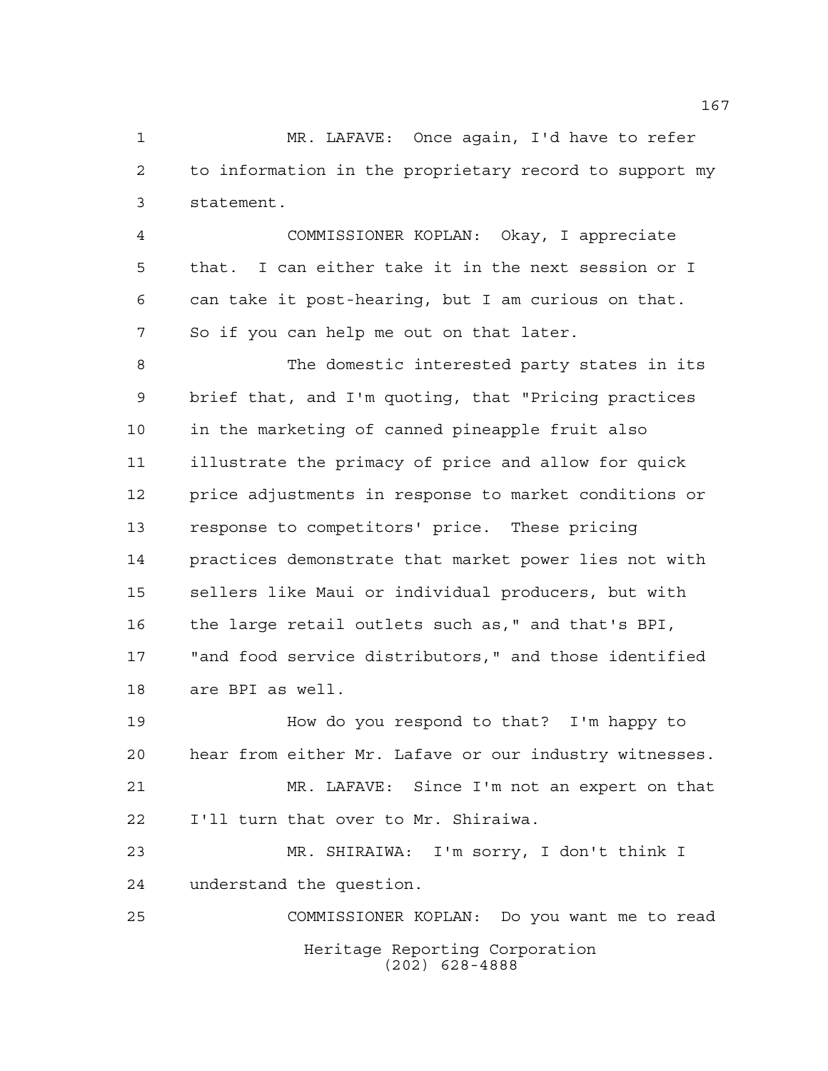MR. LAFAVE: Once again, I'd have to refer to information in the proprietary record to support my statement.

COMMISSIONER KOPLAN: Okay, I appreciate that. I can either take it in the next session or I can take it post-hearing, but I am curious on that. So if you can help me out on that later.

The domestic interested party states in its brief that, and I'm quoting, that "Pricing practices in the marketing of canned pineapple fruit also illustrate the primacy of price and allow for quick price adjustments in response to market conditions or response to competitors' price. These pricing practices demonstrate that market power lies not with sellers like Maui or individual producers, but with the large retail outlets such as," and that's BPI, "and food service distributors," and those identified are BPI as well.

How do you respond to that? I'm happy to hear from either Mr. Lafave or our industry witnesses.

MR. LAFAVE: Since I'm not an expert on that I'll turn that over to Mr. Shiraiwa.

MR. SHIRAIWA: I'm sorry, I don't think I understand the question.

COMMISSIONER KOPLAN: Do you want me to read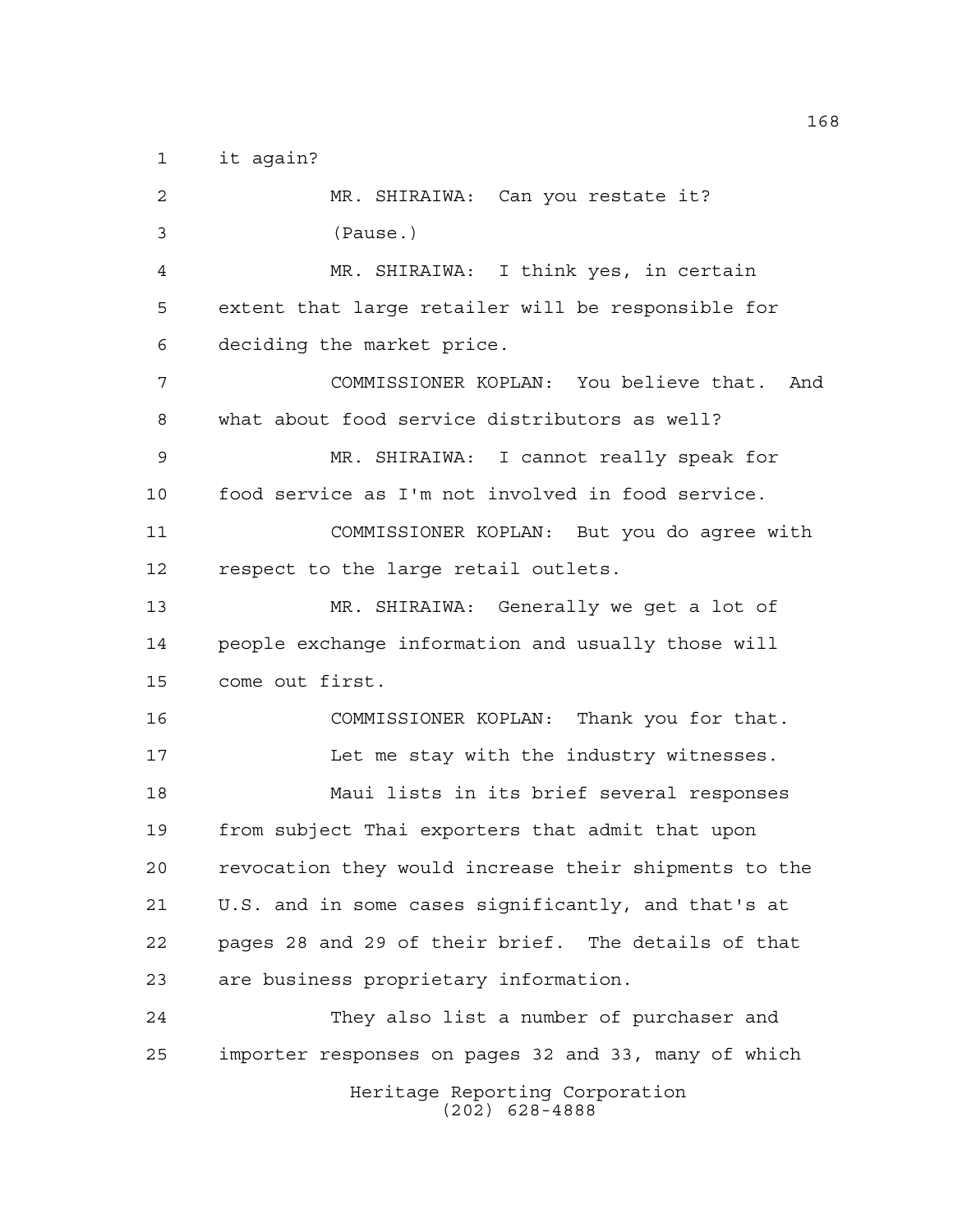it again?

MR. SHIRAIWA: Can you restate it?

(Pause.)

MR. SHIRAIWA: I think yes, in certain extent that large retailer will be responsible for deciding the market price.

COMMISSIONER KOPLAN: You believe that. And what about food service distributors as well?

MR. SHIRAIWA: I cannot really speak for food service as I'm not involved in food service.

COMMISSIONER KOPLAN: But you do agree with respect to the large retail outlets.

MR. SHIRAIWA: Generally we get a lot of people exchange information and usually those will come out first.

COMMISSIONER KOPLAN: Thank you for that.

Let me stay with the industry witnesses.

Maui lists in its brief several responses from subject Thai exporters that admit that upon revocation they would increase their shipments to the U.S. and in some cases significantly, and that's at pages 28 and 29 of their brief. The details of that are business proprietary information.

They also list a number of purchaser and importer responses on pages 32 and 33, many of which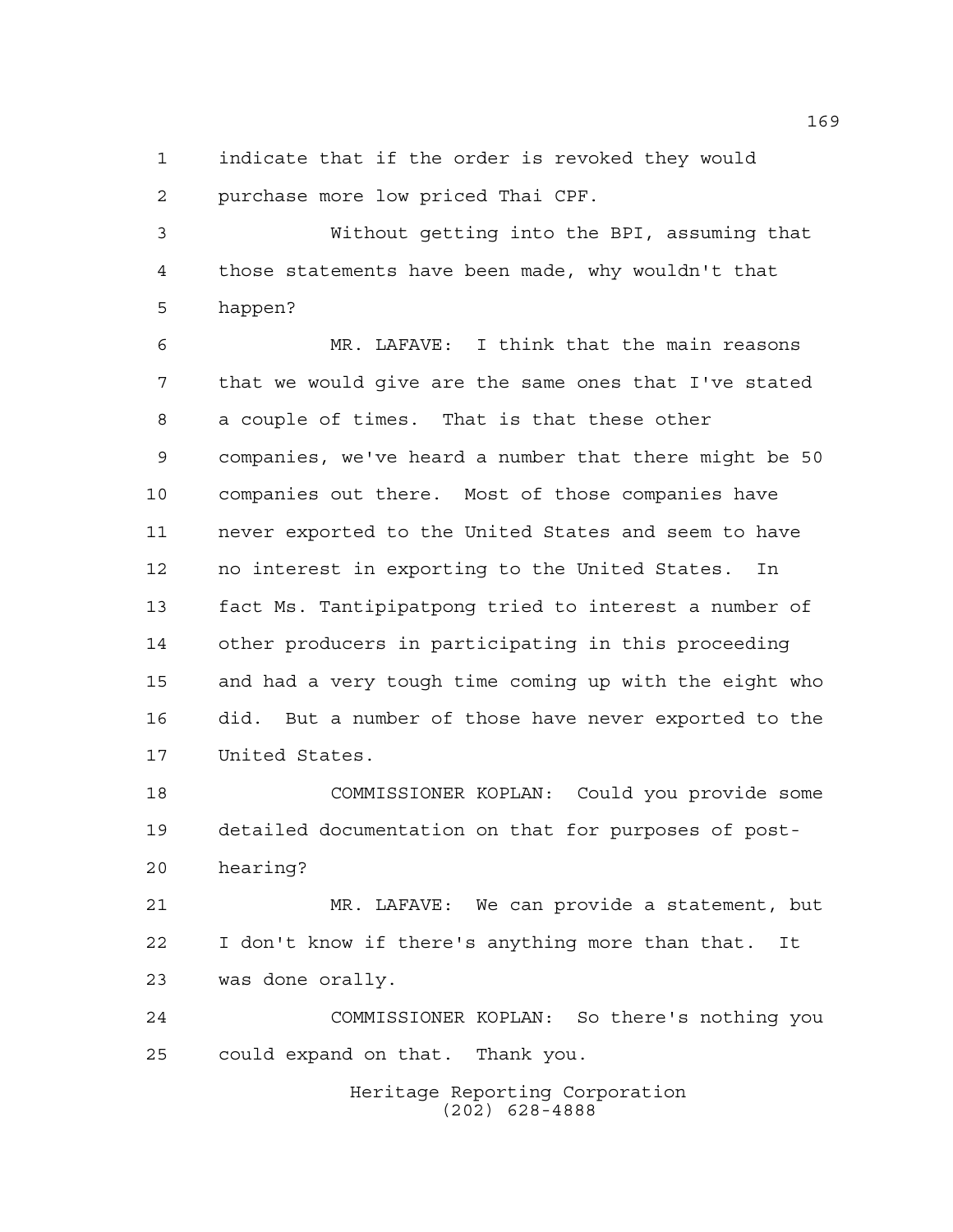indicate that if the order is revoked they would purchase more low priced Thai CPF.

Without getting into the BPI, assuming that those statements have been made, why wouldn't that happen?

MR. LAFAVE: I think that the main reasons that we would give are the same ones that I've stated a couple of times. That is that these other companies, we've heard a number that there might be 50 companies out there. Most of those companies have never exported to the United States and seem to have no interest in exporting to the United States. In fact Ms. Tantipipatpong tried to interest a number of other producers in participating in this proceeding and had a very tough time coming up with the eight who did. But a number of those have never exported to the United States.

COMMISSIONER KOPLAN: Could you provide some detailed documentation on that for purposes of post-hearing?

MR. LAFAVE: We can provide a statement, but I don't know if there's anything more than that. It was done orally.

COMMISSIONER KOPLAN: So there's nothing you could expand on that. Thank you.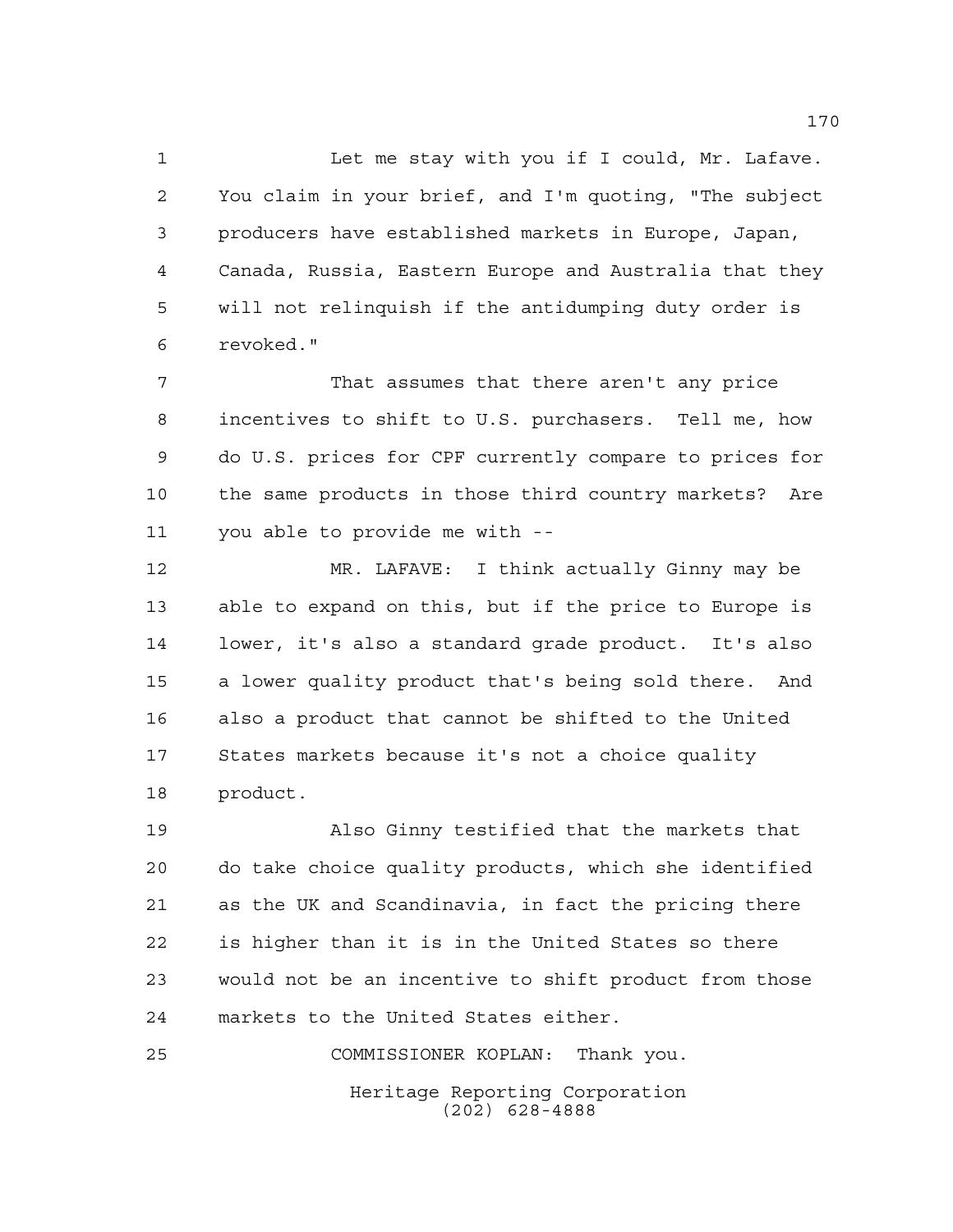Let me stay with you if I could, Mr. Lafave. You claim in your brief, and I'm quoting, "The subject producers have established markets in Europe, Japan, Canada, Russia, Eastern Europe and Australia that they will not relinquish if the antidumping duty order is revoked."

That assumes that there aren't any price incentives to shift to U.S. purchasers. Tell me, how do U.S. prices for CPF currently compare to prices for the same products in those third country markets? Are you able to provide me with --

MR. LAFAVE: I think actually Ginny may be able to expand on this, but if the price to Europe is lower, it's also a standard grade product. It's also a lower quality product that's being sold there. And also a product that cannot be shifted to the United States markets because it's not a choice quality product.

Also Ginny testified that the markets that do take choice quality products, which she identified as the UK and Scandinavia, in fact the pricing there is higher than it is in the United States so there would not be an incentive to shift product from those markets to the United States either.

COMMISSIONER KOPLAN: Thank you.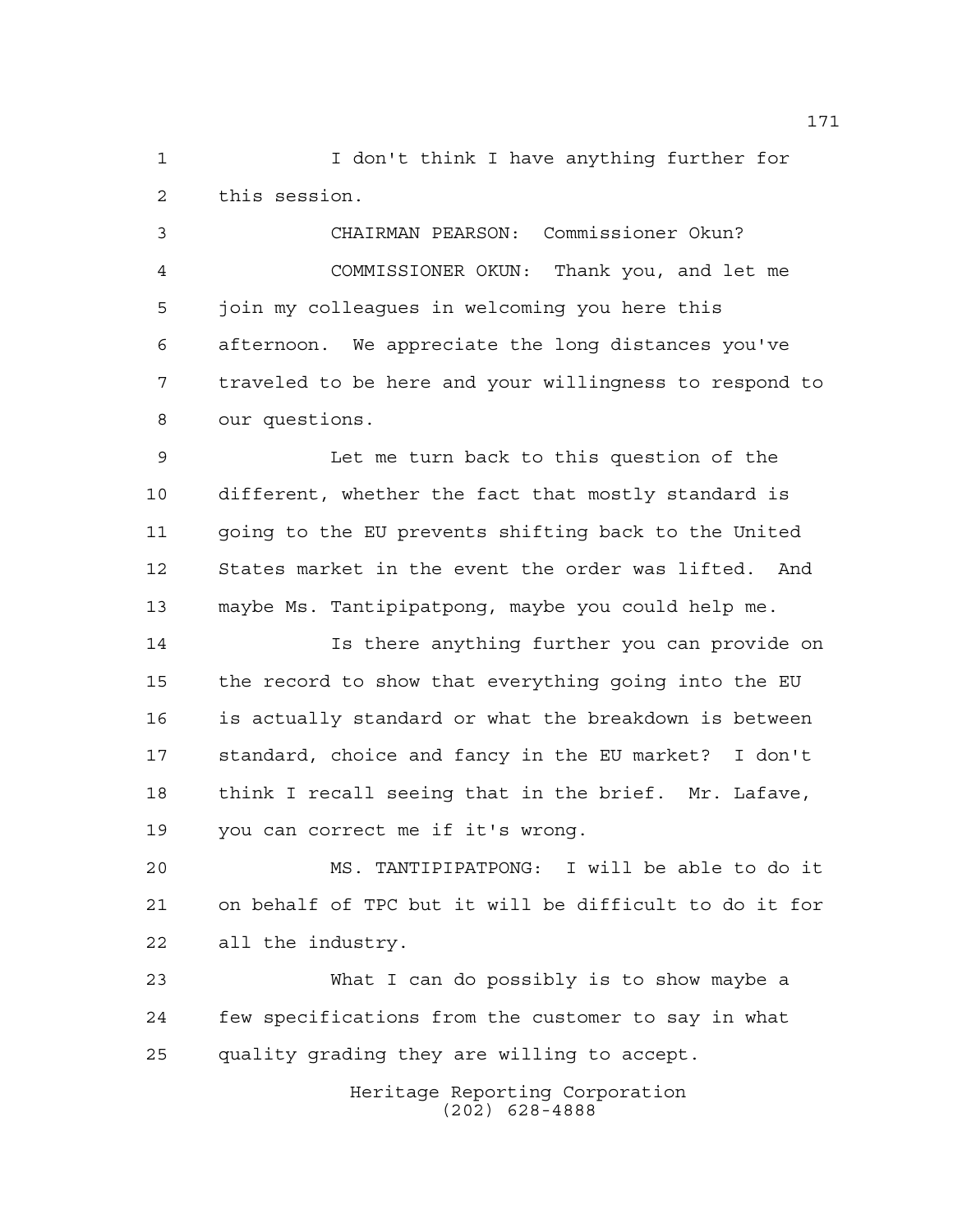I don't think I have anything further for this session.

CHAIRMAN PEARSON: Commissioner Okun?

COMMISSIONER OKUN: Thank you, and let me join my colleagues in welcoming you here this afternoon. We appreciate the long distances you've traveled to be here and your willingness to respond to our questions.

Let me turn back to this question of the different, whether the fact that mostly standard is going to the EU prevents shifting back to the United States market in the event the order was lifted. And maybe Ms. Tantipipatpong, maybe you could help me.

Is there anything further you can provide on the record to show that everything going into the EU is actually standard or what the breakdown is between standard, choice and fancy in the EU market? I don't think I recall seeing that in the brief. Mr. Lafave, you can correct me if it's wrong.

MS. TANTIPIPATPONG: I will be able to do it on behalf of TPC but it will be difficult to do it for all the industry.

What I can do possibly is to show maybe a few specifications from the customer to say in what quality grading they are willing to accept.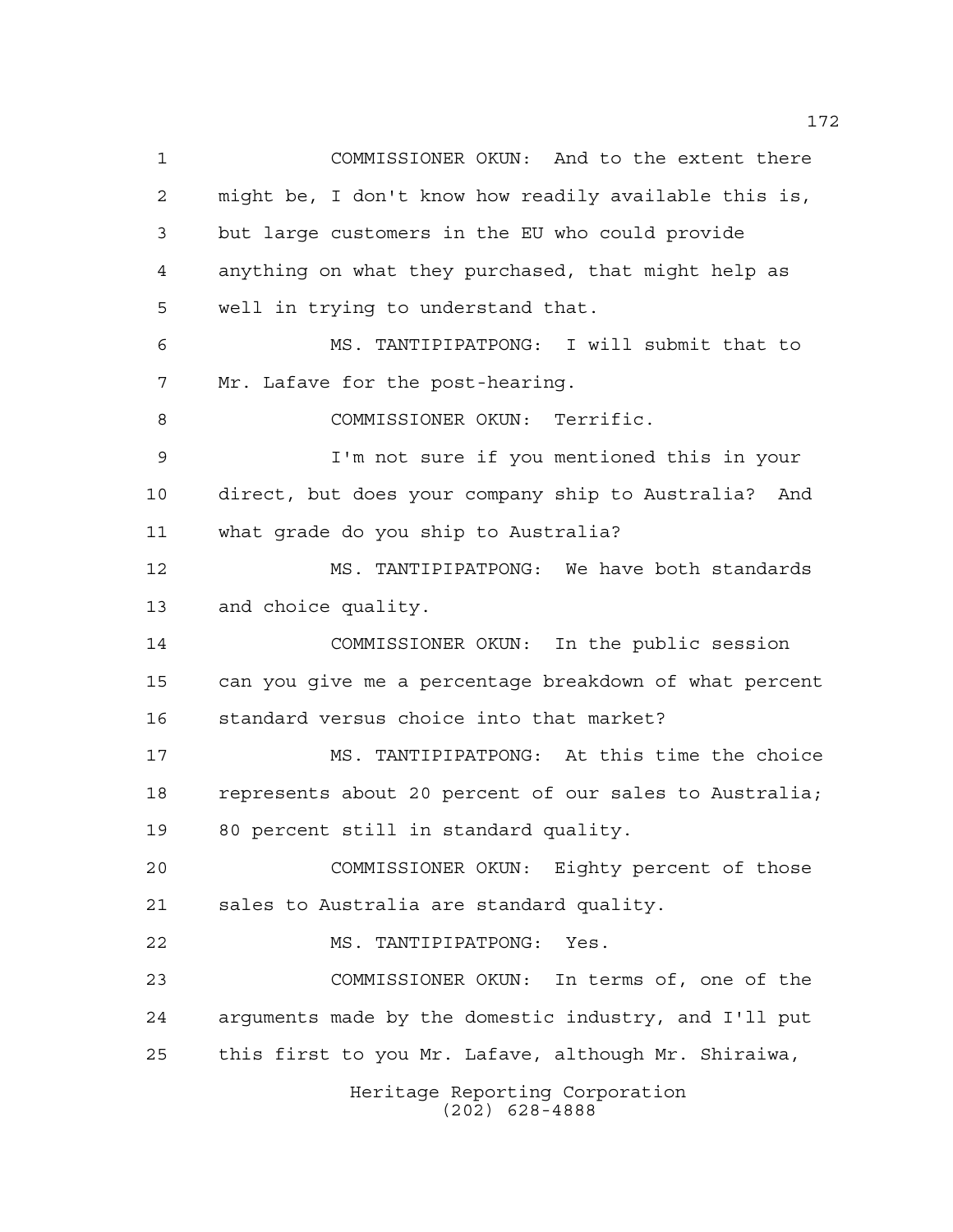COMMISSIONER OKUN: And to the extent there might be, I don't know how readily available this is, but large customers in the EU who could provide anything on what they purchased, that might help as well in trying to understand that.

MS. TANTIPIPATPONG: I will submit that to Mr. Lafave for the post-hearing.

COMMISSIONER OKUN: Terrific.

I'm not sure if you mentioned this in your direct, but does your company ship to Australia? And what grade do you ship to Australia?

MS. TANTIPIPATPONG: We have both standards and choice quality.

COMMISSIONER OKUN: In the public session can you give me a percentage breakdown of what percent standard versus choice into that market?

MS. TANTIPIPATPONG: At this time the choice represents about 20 percent of our sales to Australia; 80 percent still in standard quality.

COMMISSIONER OKUN: Eighty percent of those sales to Australia are standard quality.

MS. TANTIPIPATPONG: Yes.

COMMISSIONER OKUN: In terms of, one of the arguments made by the domestic industry, and I'll put this first to you Mr. Lafave, although Mr. Shiraiwa,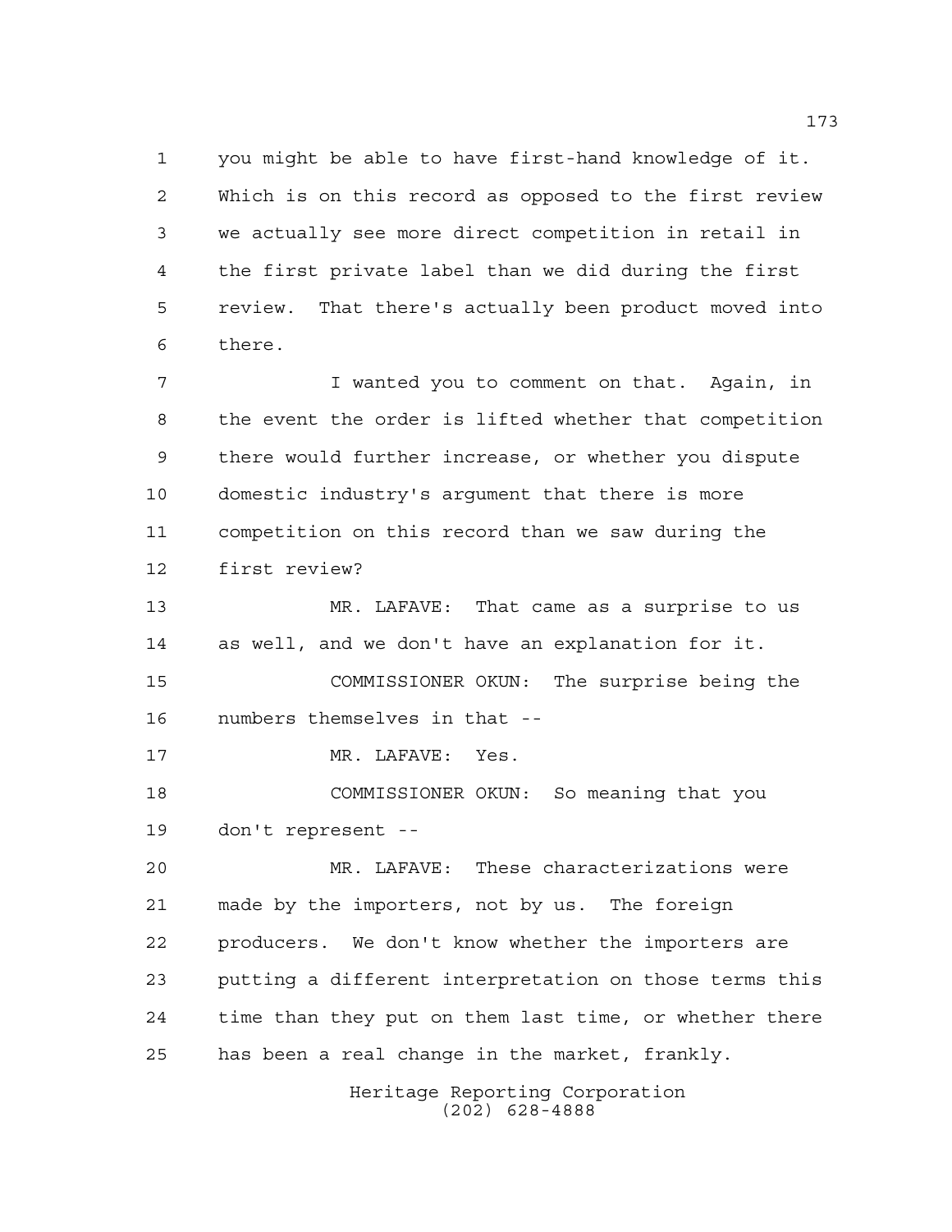you might be able to have first-hand knowledge of it. Which is on this record as opposed to the first review we actually see more direct competition in retail in the first private label than we did during the first review. That there's actually been product moved into there.

I wanted you to comment on that. Again, in the event the order is lifted whether that competition there would further increase, or whether you dispute domestic industry's argument that there is more competition on this record than we saw during the first review?

MR. LAFAVE: That came as a surprise to us as well, and we don't have an explanation for it.

COMMISSIONER OKUN: The surprise being the numbers themselves in that --

MR. LAFAVE: Yes.

COMMISSIONER OKUN: So meaning that you don't represent --

MR. LAFAVE: These characterizations were made by the importers, not by us. The foreign producers. We don't know whether the importers are putting a different interpretation on those terms this time than they put on them last time, or whether there has been a real change in the market, frankly.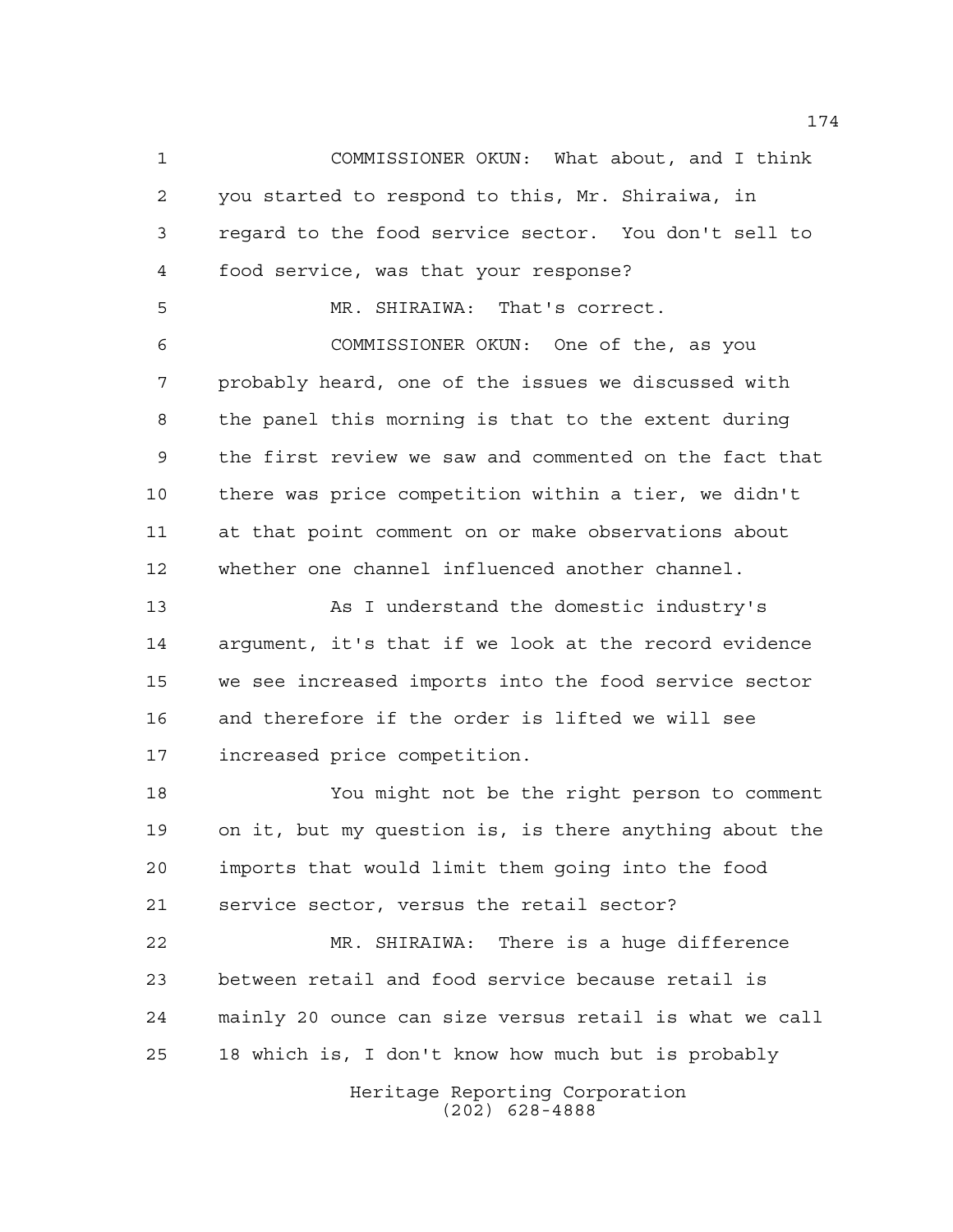COMMISSIONER OKUN: What about, and I think you started to respond to this, Mr. Shiraiwa, in regard to the food service sector. You don't sell to food service, was that your response?

MR. SHIRAIWA: That's correct.

COMMISSIONER OKUN: One of the, as you probably heard, one of the issues we discussed with the panel this morning is that to the extent during the first review we saw and commented on the fact that there was price competition within a tier, we didn't at that point comment on or make observations about whether one channel influenced another channel.

As I understand the domestic industry's argument, it's that if we look at the record evidence we see increased imports into the food service sector and therefore if the order is lifted we will see increased price competition.

You might not be the right person to comment on it, but my question is, is there anything about the imports that would limit them going into the food service sector, versus the retail sector?

MR. SHIRAIWA: There is a huge difference between retail and food service because retail is mainly 20 ounce can size versus retail is what we call 18 which is, I don't know how much but is probably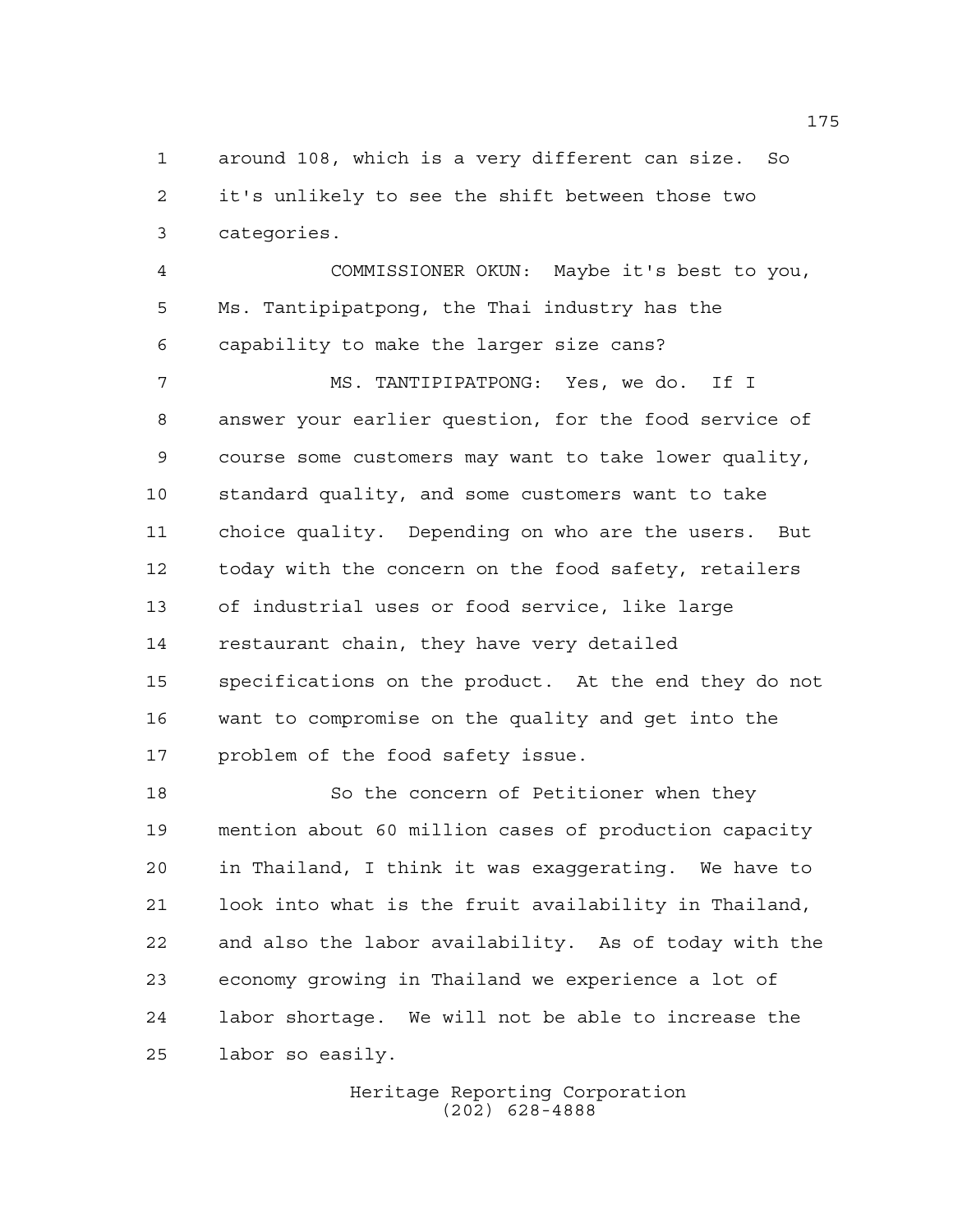around 108, which is a very different can size. So it's unlikely to see the shift between those two categories.

COMMISSIONER OKUN: Maybe it's best to you, Ms. Tantipipatpong, the Thai industry has the capability to make the larger size cans?

MS. TANTIPIPATPONG: Yes, we do. If I answer your earlier question, for the food service of course some customers may want to take lower quality, standard quality, and some customers want to take choice quality. Depending on who are the users. But today with the concern on the food safety, retailers of industrial uses or food service, like large restaurant chain, they have very detailed specifications on the product. At the end they do not want to compromise on the quality and get into the problem of the food safety issue.

So the concern of Petitioner when they mention about 60 million cases of production capacity in Thailand, I think it was exaggerating. We have to look into what is the fruit availability in Thailand, and also the labor availability. As of today with the economy growing in Thailand we experience a lot of labor shortage. We will not be able to increase the labor so easily.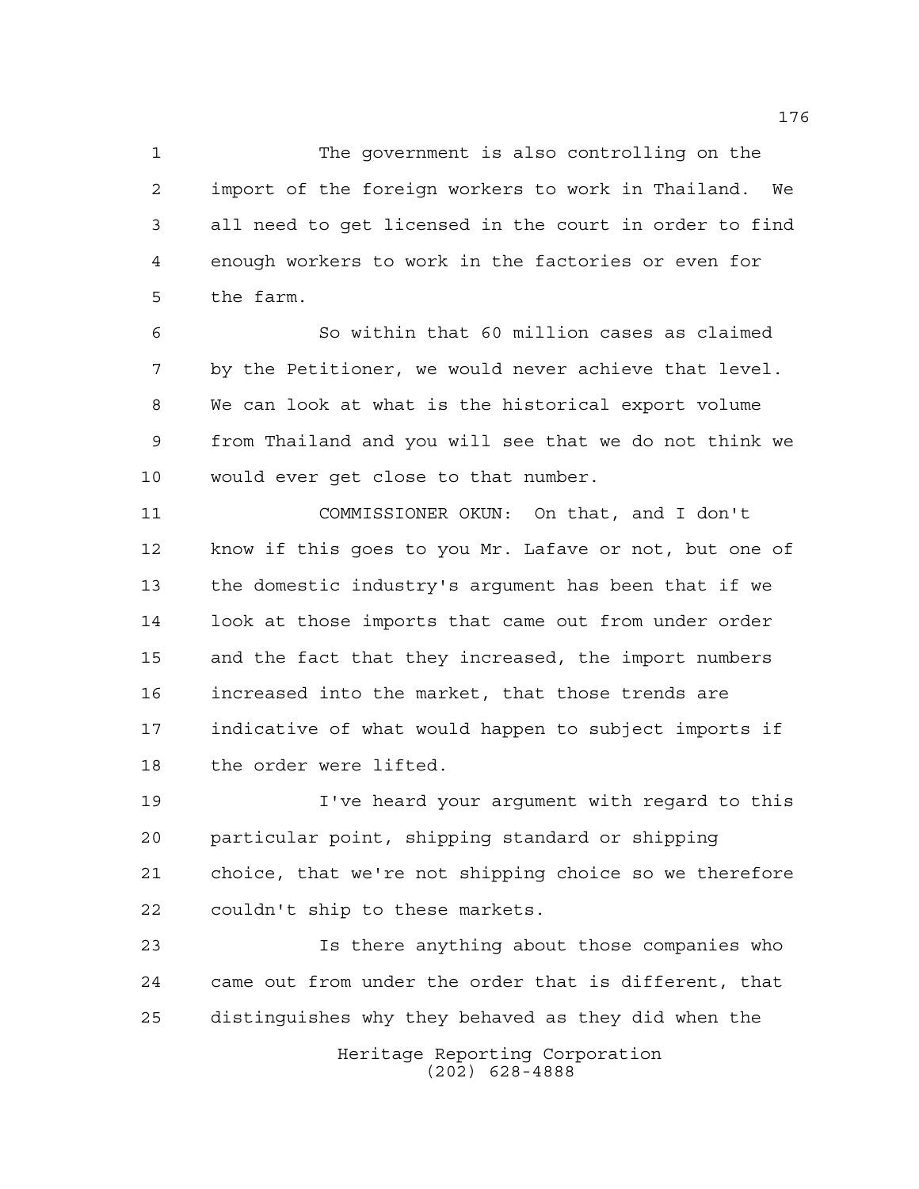The government is also controlling on the import of the foreign workers to work in Thailand. We all need to get licensed in the court in order to find enough workers to work in the factories or even for the farm.

So within that 60 million cases as claimed by the Petitioner, we would never achieve that level. We can look at what is the historical export volume from Thailand and you will see that we do not think we would ever get close to that number.

COMMISSIONER OKUN: On that, and I don't know if this goes to you Mr. Lafave or not, but one of the domestic industry's argument has been that if we look at those imports that came out from under order and the fact that they increased, the import numbers increased into the market, that those trends are indicative of what would happen to subject imports if the order were lifted.

I've heard your argument with regard to this particular point, shipping standard or shipping choice, that we're not shipping choice so we therefore couldn't ship to these markets.

Is there anything about those companies who came out from under the order that is different, that distinguishes why they behaved as they did when the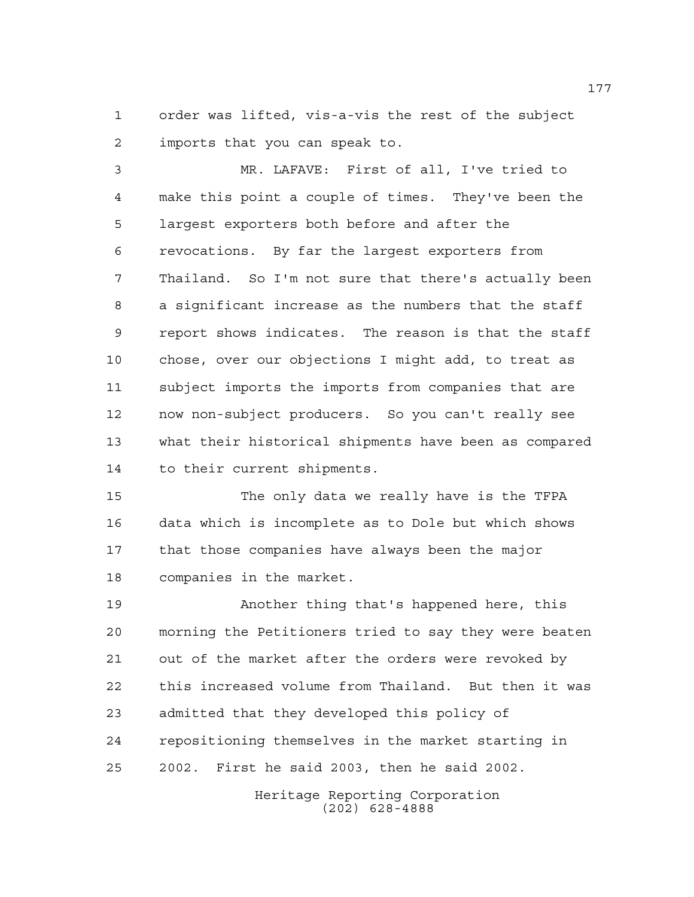order was lifted, vis-a-vis the rest of the subject imports that you can speak to.

MR. LAFAVE: First of all, I've tried to make this point a couple of times. They've been the largest exporters both before and after the revocations. By far the largest exporters from Thailand. So I'm not sure that there's actually been a significant increase as the numbers that the staff report shows indicates. The reason is that the staff chose, over our objections I might add, to treat as subject imports the imports from companies that are now non-subject producers. So you can't really see what their historical shipments have been as compared to their current shipments.

The only data we really have is the TFPA data which is incomplete as to Dole but which shows that those companies have always been the major companies in the market.

Another thing that's happened here, this morning the Petitioners tried to say they were beaten out of the market after the orders were revoked by this increased volume from Thailand. But then it was admitted that they developed this policy of repositioning themselves in the market starting in 2002. First he said 2003, then he said 2002.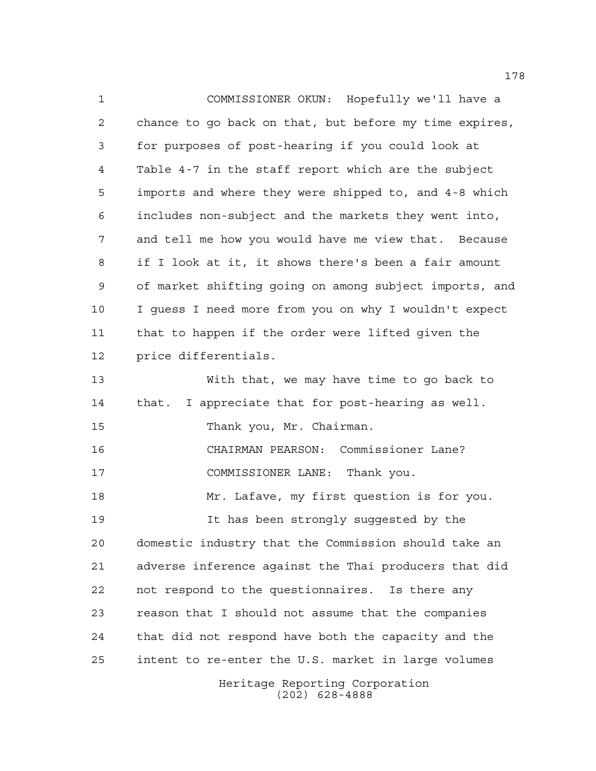COMMISSIONER OKUN: Hopefully we'll have a chance to go back on that, but before my time expires, for purposes of post-hearing if you could look at Table 4-7 in the staff report which are the subject imports and where they were shipped to, and 4-8 which includes non-subject and the markets they went into, and tell me how you would have me view that. Because if I look at it, it shows there's been a fair amount of market shifting going on among subject imports, and I guess I need more from you on why I wouldn't expect that to happen if the order were lifted given the price differentials.

With that, we may have time to go back to that. I appreciate that for post-hearing as well.

Thank you, Mr. Chairman.

CHAIRMAN PEARSON: Commissioner Lane?

COMMISSIONER LANE: Thank you.

Mr. Lafave, my first question is for you.

It has been strongly suggested by the domestic industry that the Commission should take an adverse inference against the Thai producers that did not respond to the questionnaires. Is there any reason that I should not assume that the companies that did not respond have both the capacity and the intent to re-enter the U.S. market in large volumes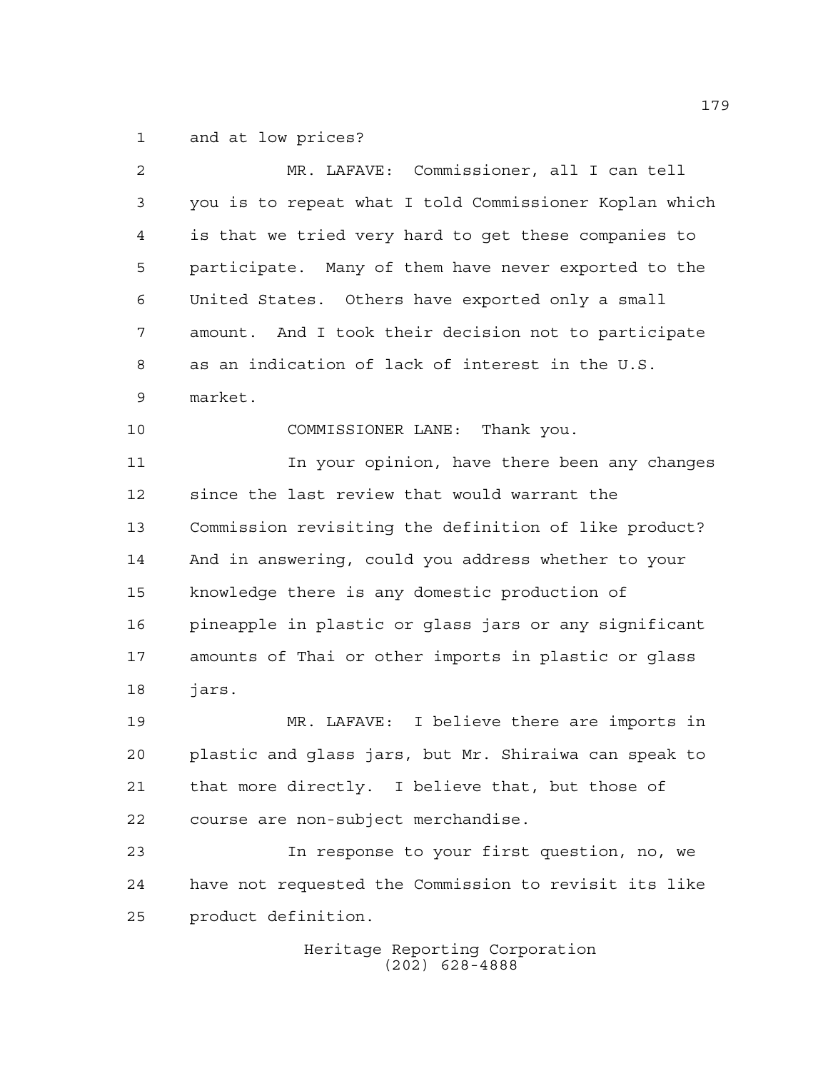and at low prices?

MR. LAFAVE: Commissioner, all I can tell you is to repeat what I told Commissioner Koplan which is that we tried very hard to get these companies to participate. Many of them have never exported to the United States. Others have exported only a small amount. And I took their decision not to participate as an indication of lack of interest in the U.S. market.

COMMISSIONER LANE: Thank you.

In your opinion, have there been any changes since the last review that would warrant the Commission revisiting the definition of like product? And in answering, could you address whether to your knowledge there is any domestic production of pineapple in plastic or glass jars or any significant amounts of Thai or other imports in plastic or glass jars.

MR. LAFAVE: I believe there are imports in plastic and glass jars, but Mr. Shiraiwa can speak to that more directly. I believe that, but those of course are non-subject merchandise.

In response to your first question, no, we have not requested the Commission to revisit its like product definition.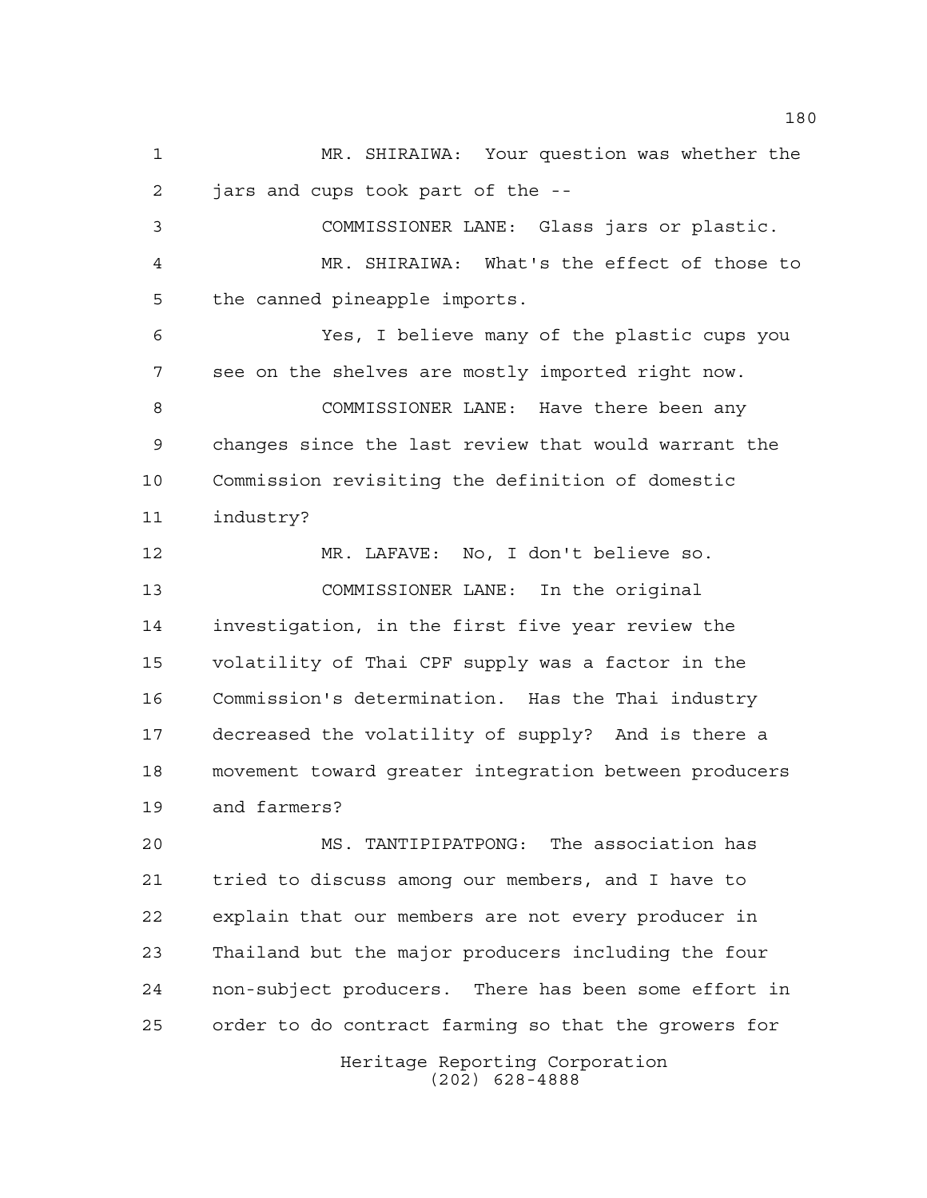MR. SHIRAIWA: Your question was whether the jars and cups took part of the --

COMMISSIONER LANE: Glass jars or plastic.

MR. SHIRAIWA: What's the effect of those to the canned pineapple imports.

Yes, I believe many of the plastic cups you see on the shelves are mostly imported right now.

COMMISSIONER LANE: Have there been any changes since the last review that would warrant the Commission revisiting the definition of domestic industry?

MR. LAFAVE: No, I don't believe so.

COMMISSIONER LANE: In the original investigation, in the first five year review the volatility of Thai CPF supply was a factor in the Commission's determination. Has the Thai industry decreased the volatility of supply? And is there a movement toward greater integration between producers and farmers?

MS. TANTIPIPATPONG: The association has tried to discuss among our members, and I have to explain that our members are not every producer in Thailand but the major producers including the four non-subject producers. There has been some effort in order to do contract farming so that the growers for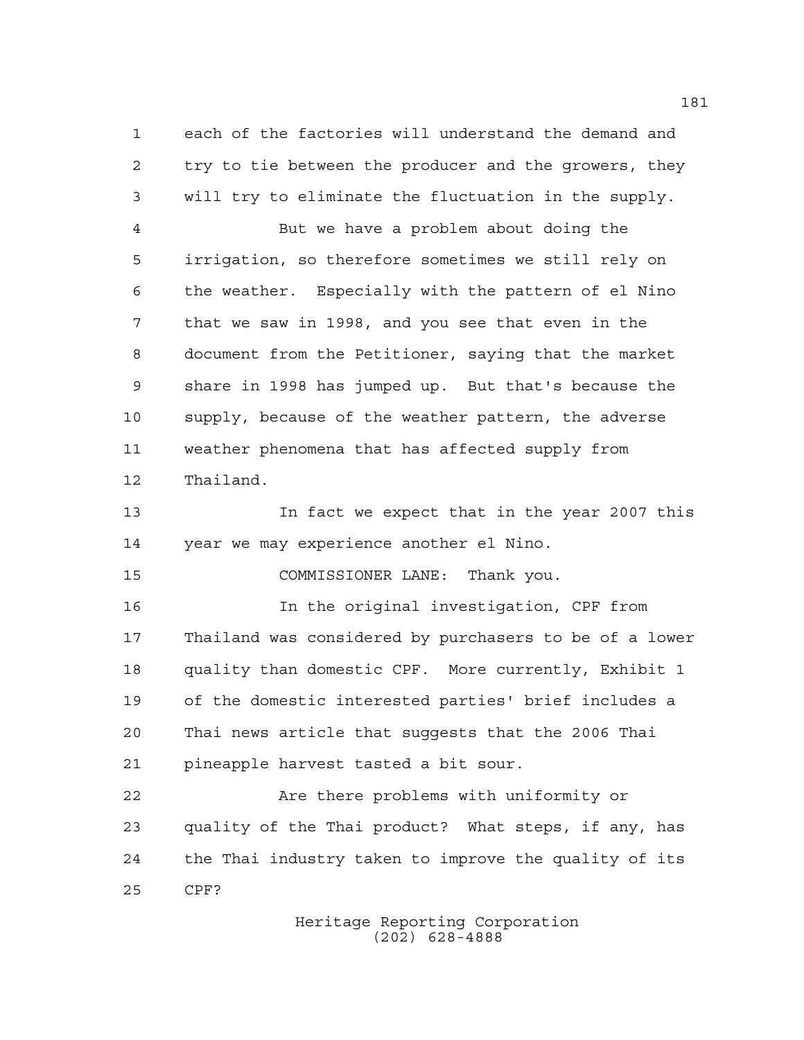each of the factories will understand the demand and try to tie between the producer and the growers, they will try to eliminate the fluctuation in the supply.

But we have a problem about doing the irrigation, so therefore sometimes we still rely on the weather. Especially with the pattern of el Nino that we saw in 1998, and you see that even in the document from the Petitioner, saying that the market share in 1998 has jumped up. But that's because the supply, because of the weather pattern, the adverse weather phenomena that has affected supply from Thailand.

In fact we expect that in the year 2007 this year we may experience another el Nino.

COMMISSIONER LANE: Thank you.

In the original investigation, CPF from Thailand was considered by purchasers to be of a lower quality than domestic CPF. More currently, Exhibit 1 of the domestic interested parties' brief includes a Thai news article that suggests that the 2006 Thai pineapple harvest tasted a bit sour.

Are there problems with uniformity or quality of the Thai product? What steps, if any, has the Thai industry taken to improve the quality of its CPF?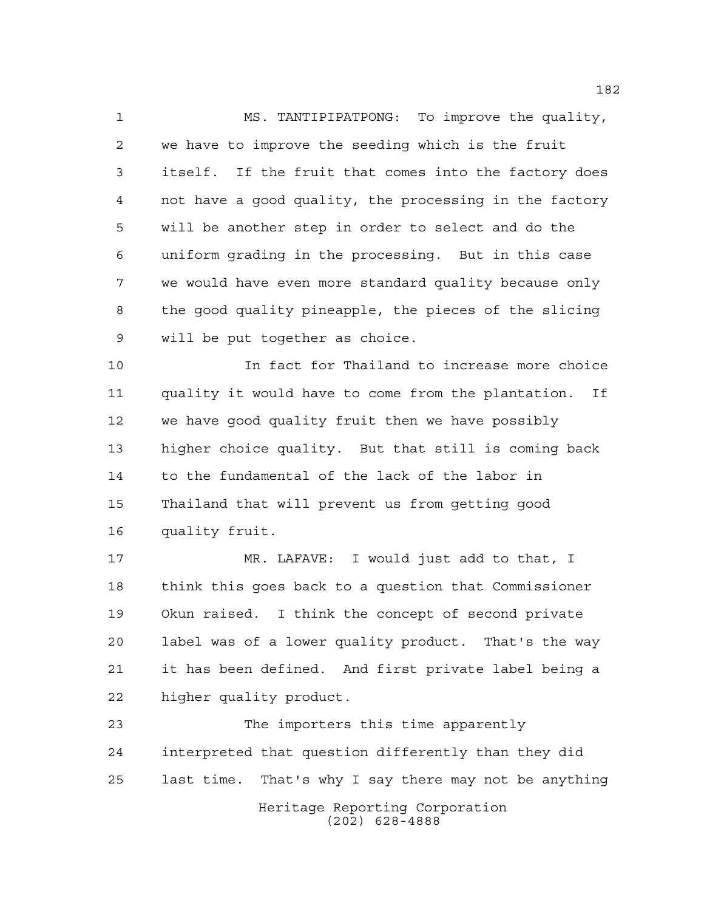MS. TANTIPIPATPONG: To improve the quality, we have to improve the seeding which is the fruit itself. If the fruit that comes into the factory does not have a good quality, the processing in the factory will be another step in order to select and do the uniform grading in the processing. But in this case we would have even more standard quality because only the good quality pineapple, the pieces of the slicing will be put together as choice.

In fact for Thailand to increase more choice quality it would have to come from the plantation. If we have good quality fruit then we have possibly higher choice quality. But that still is coming back to the fundamental of the lack of the labor in Thailand that will prevent us from getting good quality fruit.

MR. LAFAVE: I would just add to that, I think this goes back to a question that Commissioner Okun raised. I think the concept of second private label was of a lower quality product. That's the way it has been defined. And first private label being a higher quality product.

The importers this time apparently interpreted that question differently than they did last time. That's why I say there may not be anything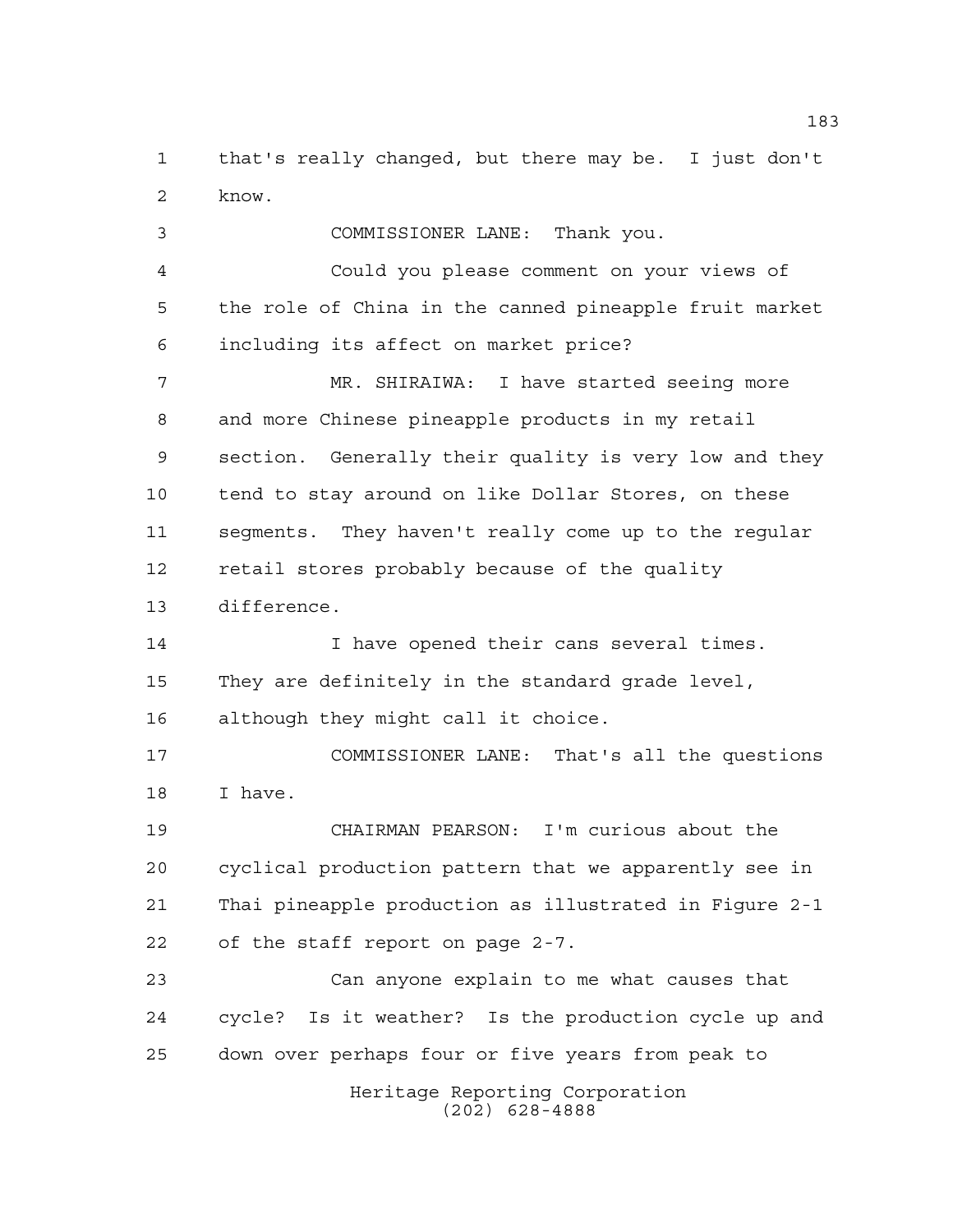that's really changed, but there may be. I just don't know.

COMMISSIONER LANE: Thank you.

Could you please comment on your views of the role of China in the canned pineapple fruit market including its affect on market price?

MR. SHIRAIWA: I have started seeing more and more Chinese pineapple products in my retail section. Generally their quality is very low and they tend to stay around on like Dollar Stores, on these segments. They haven't really come up to the regular retail stores probably because of the quality difference.

I have opened their cans several times. They are definitely in the standard grade level, although they might call it choice.

COMMISSIONER LANE: That's all the questions I have.

CHAIRMAN PEARSON: I'm curious about the cyclical production pattern that we apparently see in Thai pineapple production as illustrated in Figure 2-1 of the staff report on page 2-7.

Can anyone explain to me what causes that cycle? Is it weather? Is the production cycle up and down over perhaps four or five years from peak to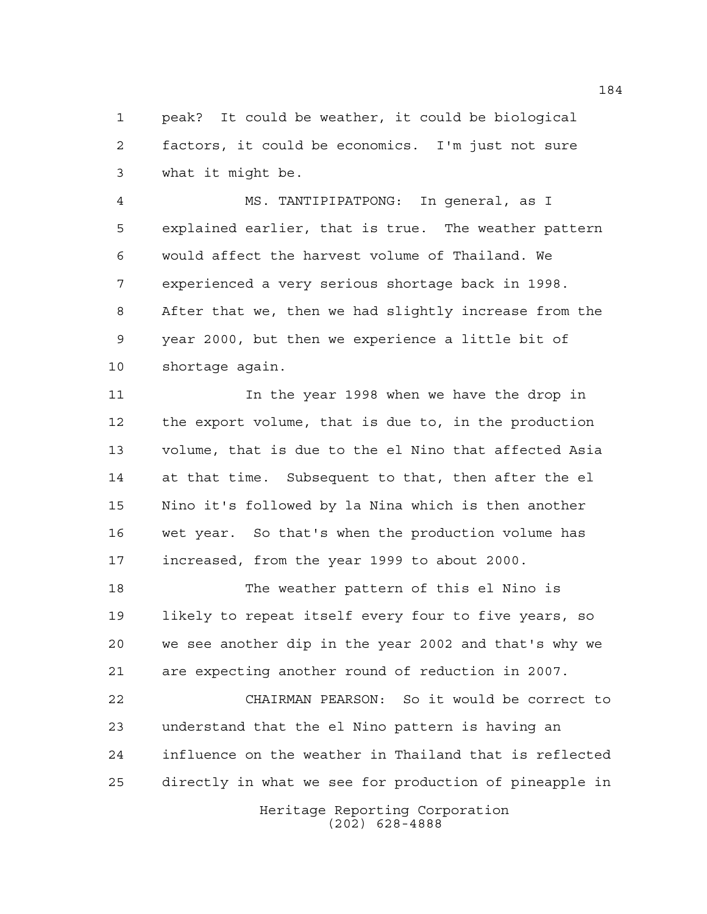peak? It could be weather, it could be biological factors, it could be economics. I'm just not sure what it might be.

MS. TANTIPIPATPONG: In general, as I explained earlier, that is true. The weather pattern would affect the harvest volume of Thailand. We experienced a very serious shortage back in 1998. After that we, then we had slightly increase from the year 2000, but then we experience a little bit of shortage again.

In the year 1998 when we have the drop in the export volume, that is due to, in the production volume, that is due to the el Nino that affected Asia at that time. Subsequent to that, then after the el Nino it's followed by la Nina which is then another wet year. So that's when the production volume has increased, from the year 1999 to about 2000.

The weather pattern of this el Nino is likely to repeat itself every four to five years, so we see another dip in the year 2002 and that's why we are expecting another round of reduction in 2007.

CHAIRMAN PEARSON: So it would be correct to understand that the el Nino pattern is having an influence on the weather in Thailand that is reflected directly in what we see for production of pineapple in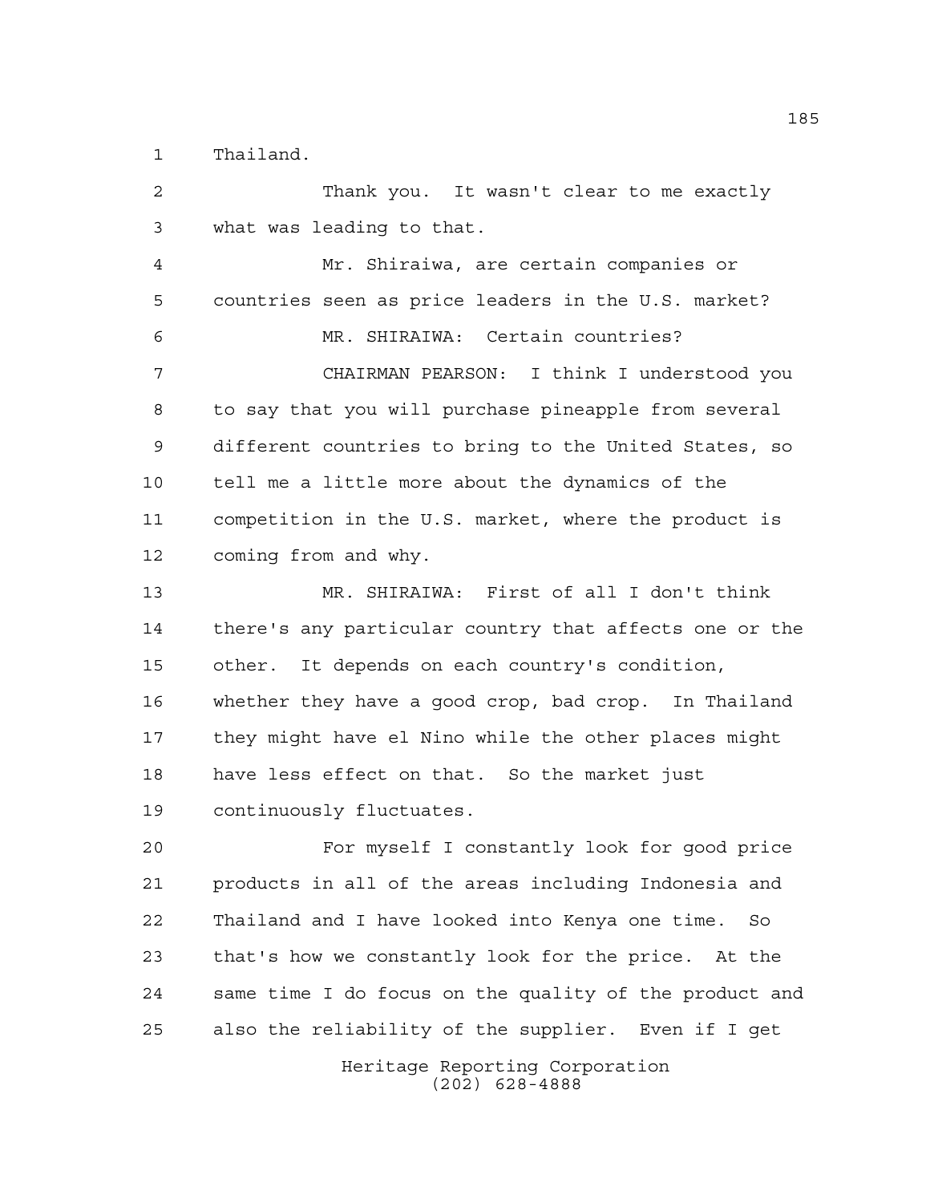Thailand.

Thank you. It wasn't clear to me exactly what was leading to that.

Mr. Shiraiwa, are certain companies or countries seen as price leaders in the U.S. market?

MR. SHIRAIWA: Certain countries?

CHAIRMAN PEARSON: I think I understood you to say that you will purchase pineapple from several different countries to bring to the United States, so tell me a little more about the dynamics of the competition in the U.S. market, where the product is coming from and why.

MR. SHIRAIWA: First of all I don't think there's any particular country that affects one or the other. It depends on each country's condition, whether they have a good crop, bad crop. In Thailand they might have el Nino while the other places might have less effect on that. So the market just continuously fluctuates.

For myself I constantly look for good price products in all of the areas including Indonesia and Thailand and I have looked into Kenya one time. So that's how we constantly look for the price. At the same time I do focus on the quality of the product and also the reliability of the supplier. Even if I get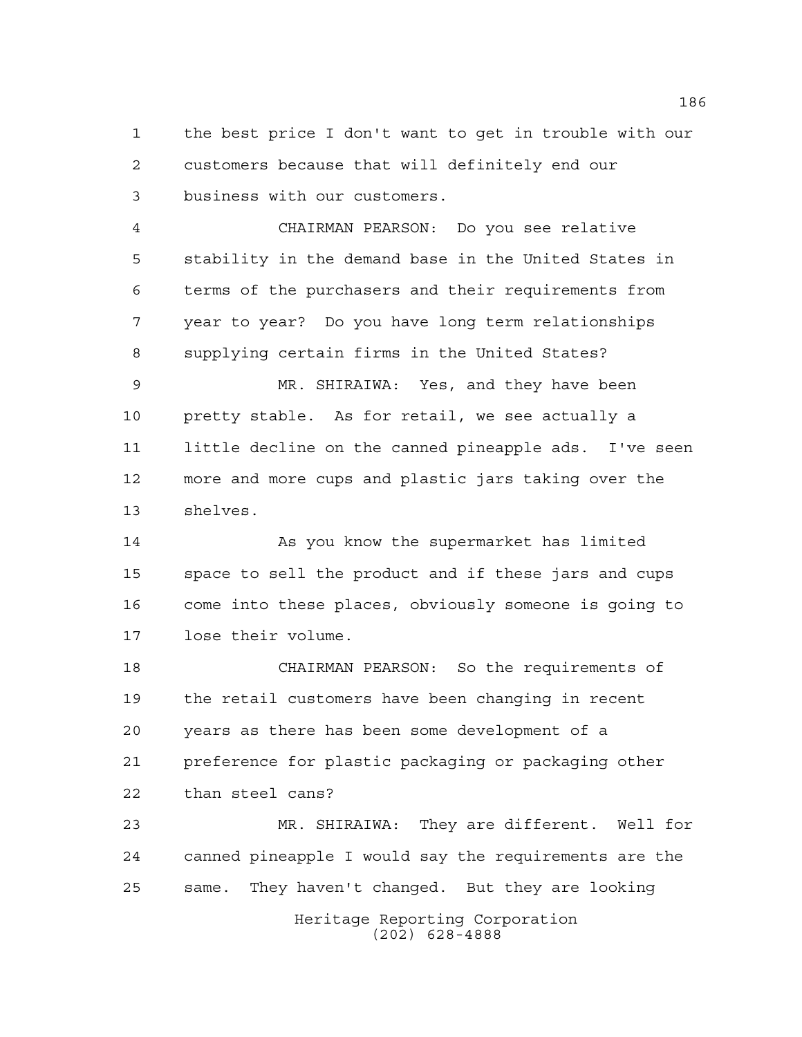the best price I don't want to get in trouble with our customers because that will definitely end our business with our customers.

CHAIRMAN PEARSON: Do you see relative stability in the demand base in the United States in terms of the purchasers and their requirements from year to year? Do you have long term relationships supplying certain firms in the United States?

MR. SHIRAIWA: Yes, and they have been pretty stable. As for retail, we see actually a little decline on the canned pineapple ads. I've seen more and more cups and plastic jars taking over the shelves.

As you know the supermarket has limited space to sell the product and if these jars and cups come into these places, obviously someone is going to lose their volume.

CHAIRMAN PEARSON: So the requirements of the retail customers have been changing in recent years as there has been some development of a preference for plastic packaging or packaging other than steel cans?

MR. SHIRAIWA: They are different. Well for canned pineapple I would say the requirements are the same. They haven't changed. But they are looking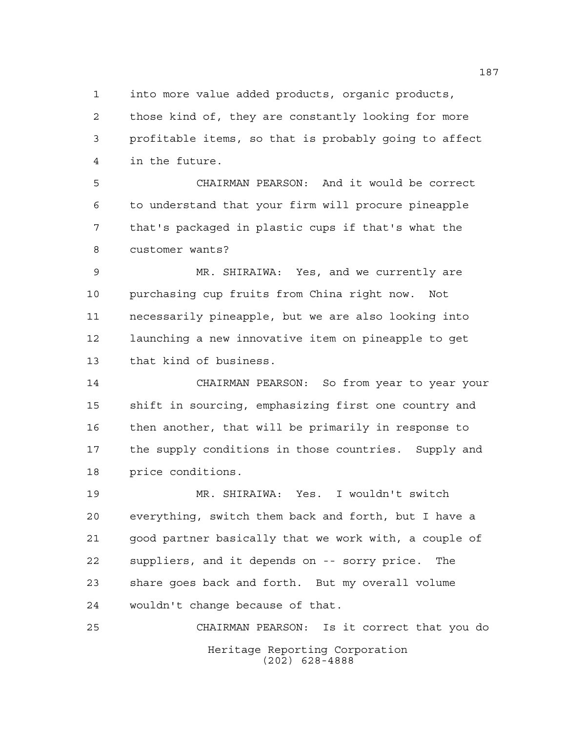into more value added products, organic products, those kind of, they are constantly looking for more profitable items, so that is probably going to affect in the future.

CHAIRMAN PEARSON: And it would be correct to understand that your firm will procure pineapple that's packaged in plastic cups if that's what the customer wants?

MR. SHIRAIWA: Yes, and we currently are purchasing cup fruits from China right now. Not necessarily pineapple, but we are also looking into launching a new innovative item on pineapple to get that kind of business.

CHAIRMAN PEARSON: So from year to year your shift in sourcing, emphasizing first one country and then another, that will be primarily in response to the supply conditions in those countries. Supply and price conditions.

MR. SHIRAIWA: Yes. I wouldn't switch everything, switch them back and forth, but I have a good partner basically that we work with, a couple of suppliers, and it depends on -- sorry price. The share goes back and forth. But my overall volume wouldn't change because of that.

CHAIRMAN PEARSON: Is it correct that you do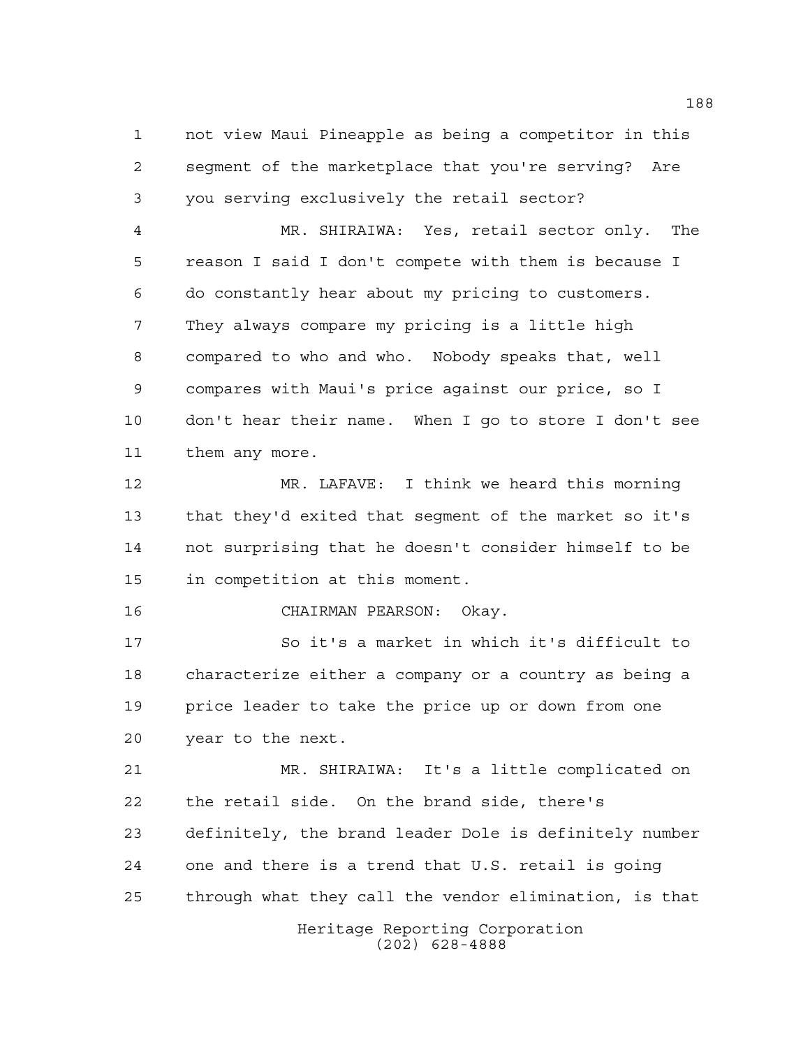not view Maui Pineapple as being a competitor in this segment of the marketplace that you're serving? Are you serving exclusively the retail sector?

MR. SHIRAIWA: Yes, retail sector only. The reason I said I don't compete with them is because I do constantly hear about my pricing to customers. They always compare my pricing is a little high compared to who and who. Nobody speaks that, well compares with Maui's price against our price, so I don't hear their name. When I go to store I don't see them any more.

MR. LAFAVE: I think we heard this morning that they'd exited that segment of the market so it's not surprising that he doesn't consider himself to be in competition at this moment.

CHAIRMAN PEARSON: Okay.

So it's a market in which it's difficult to characterize either a company or a country as being a price leader to take the price up or down from one year to the next.

MR. SHIRAIWA: It's a little complicated on the retail side. On the brand side, there's definitely, the brand leader Dole is definitely number one and there is a trend that U.S. retail is going through what they call the vendor elimination, is that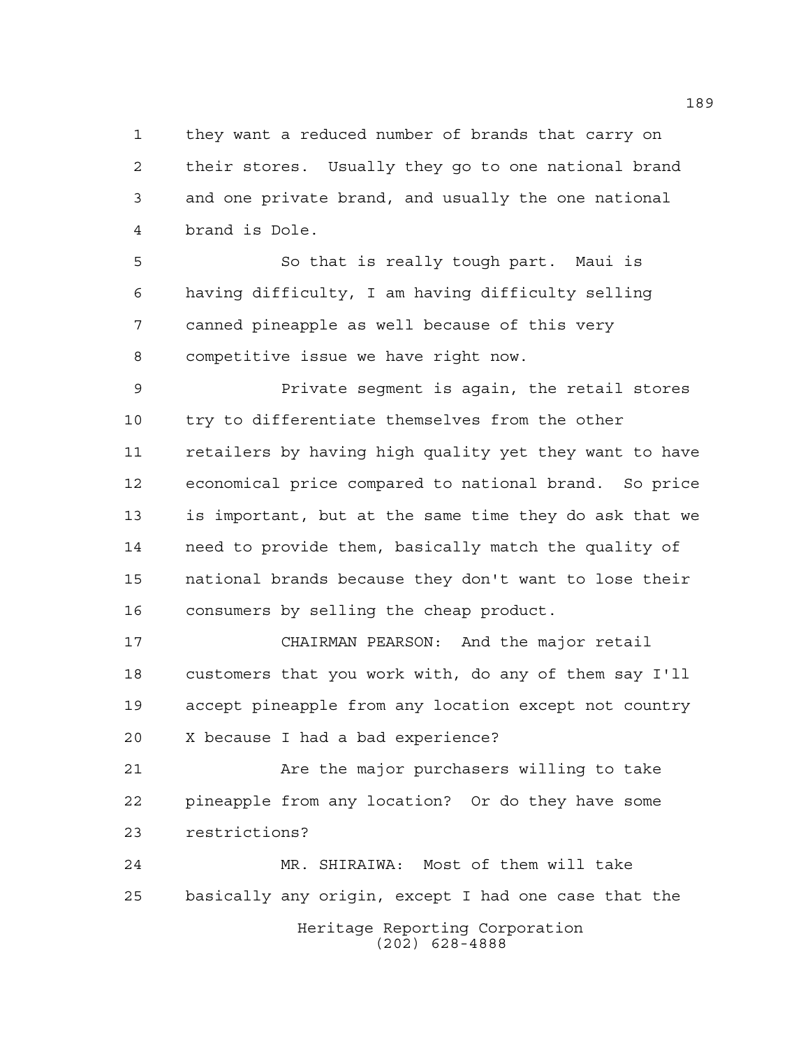they want a reduced number of brands that carry on their stores. Usually they go to one national brand and one private brand, and usually the one national brand is Dole.

So that is really tough part. Maui is having difficulty, I am having difficulty selling canned pineapple as well because of this very competitive issue we have right now.

Private segment is again, the retail stores try to differentiate themselves from the other retailers by having high quality yet they want to have economical price compared to national brand. So price is important, but at the same time they do ask that we need to provide them, basically match the quality of national brands because they don't want to lose their consumers by selling the cheap product.

CHAIRMAN PEARSON: And the major retail customers that you work with, do any of them say I'll accept pineapple from any location except not country X because I had a bad experience?

Are the major purchasers willing to take pineapple from any location? Or do they have some restrictions?

MR. SHIRAIWA: Most of them will take basically any origin, except I had one case that the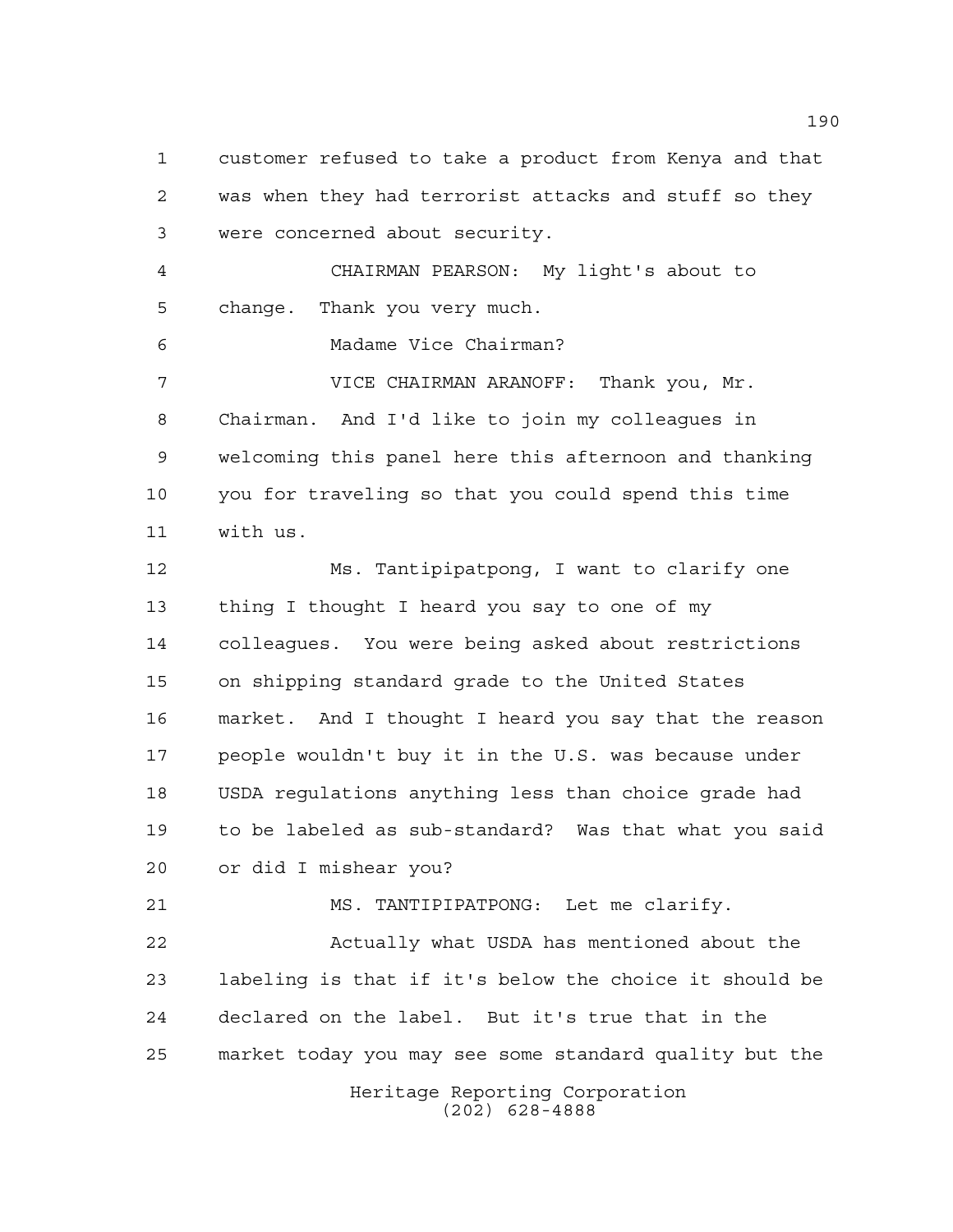customer refused to take a product from Kenya and that was when they had terrorist attacks and stuff so they were concerned about security.

CHAIRMAN PEARSON: My light's about to change. Thank you very much.

Madame Vice Chairman?

VICE CHAIRMAN ARANOFF: Thank you, Mr. Chairman. And I'd like to join my colleagues in welcoming this panel here this afternoon and thanking you for traveling so that you could spend this time with us.

Ms. Tantipipatpong, I want to clarify one thing I thought I heard you say to one of my colleagues. You were being asked about restrictions on shipping standard grade to the United States market. And I thought I heard you say that the reason people wouldn't buy it in the U.S. was because under USDA regulations anything less than choice grade had to be labeled as sub-standard? Was that what you said or did I mishear you?

MS. TANTIPIPATPONG: Let me clarify.

Actually what USDA has mentioned about the labeling is that if it's below the choice it should be declared on the label. But it's true that in the market today you may see some standard quality but the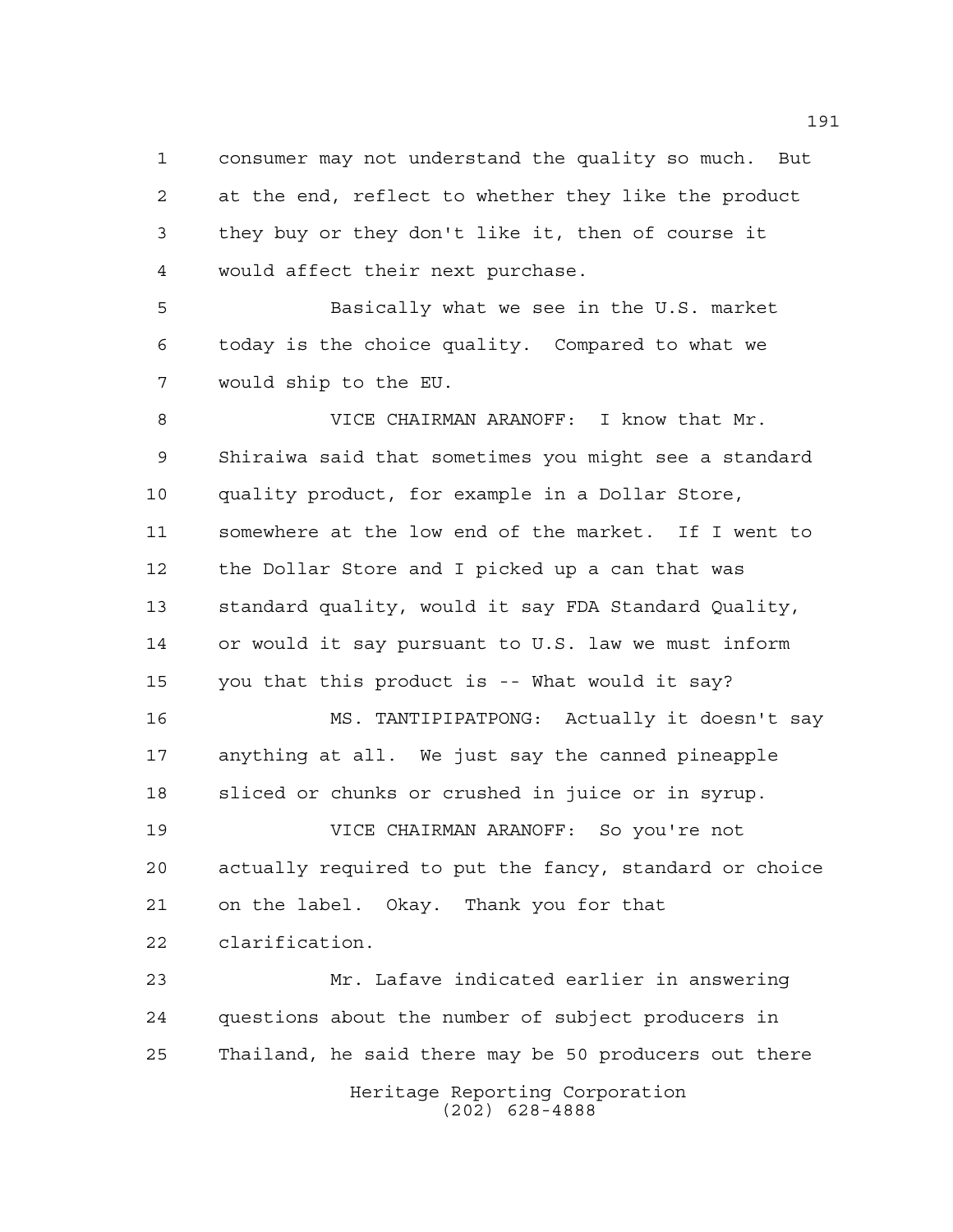consumer may not understand the quality so much. But at the end, reflect to whether they like the product they buy or they don't like it, then of course it would affect their next purchase.

Basically what we see in the U.S. market today is the choice quality. Compared to what we would ship to the EU.

VICE CHAIRMAN ARANOFF: I know that Mr. Shiraiwa said that sometimes you might see a standard quality product, for example in a Dollar Store, somewhere at the low end of the market. If I went to the Dollar Store and I picked up a can that was standard quality, would it say FDA Standard Quality, or would it say pursuant to U.S. law we must inform you that this product is -- What would it say?

MS. TANTIPIPATPONG: Actually it doesn't say anything at all. We just say the canned pineapple sliced or chunks or crushed in juice or in syrup.

VICE CHAIRMAN ARANOFF: So you're not actually required to put the fancy, standard or choice on the label. Okay. Thank you for that clarification.

Mr. Lafave indicated earlier in answering questions about the number of subject producers in Thailand, he said there may be 50 producers out there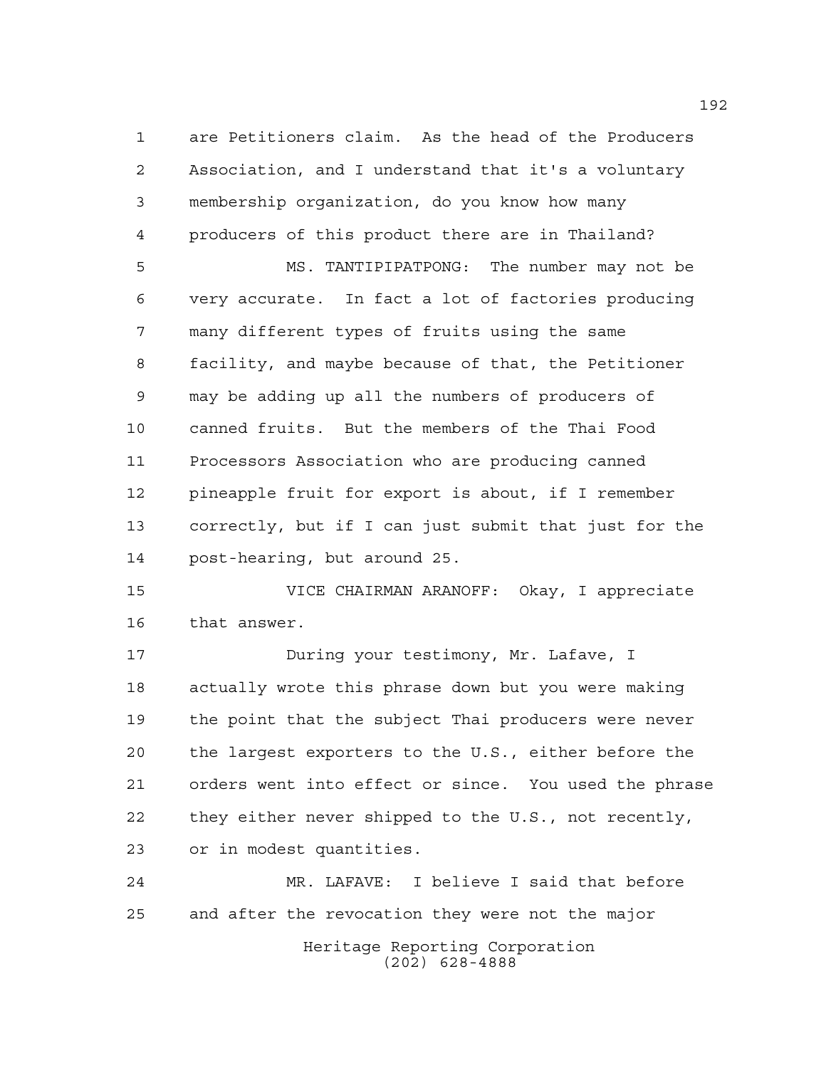are Petitioners claim. As the head of the Producers Association, and I understand that it's a voluntary membership organization, do you know how many producers of this product there are in Thailand?

MS. TANTIPIPATPONG: The number may not be very accurate. In fact a lot of factories producing many different types of fruits using the same facility, and maybe because of that, the Petitioner may be adding up all the numbers of producers of canned fruits. But the members of the Thai Food Processors Association who are producing canned pineapple fruit for export is about, if I remember correctly, but if I can just submit that just for the post-hearing, but around 25.

VICE CHAIRMAN ARANOFF: Okay, I appreciate that answer.

During your testimony, Mr. Lafave, I actually wrote this phrase down but you were making the point that the subject Thai producers were never the largest exporters to the U.S., either before the orders went into effect or since. You used the phrase they either never shipped to the U.S., not recently, or in modest quantities.

MR. LAFAVE: I believe I said that before and after the revocation they were not the major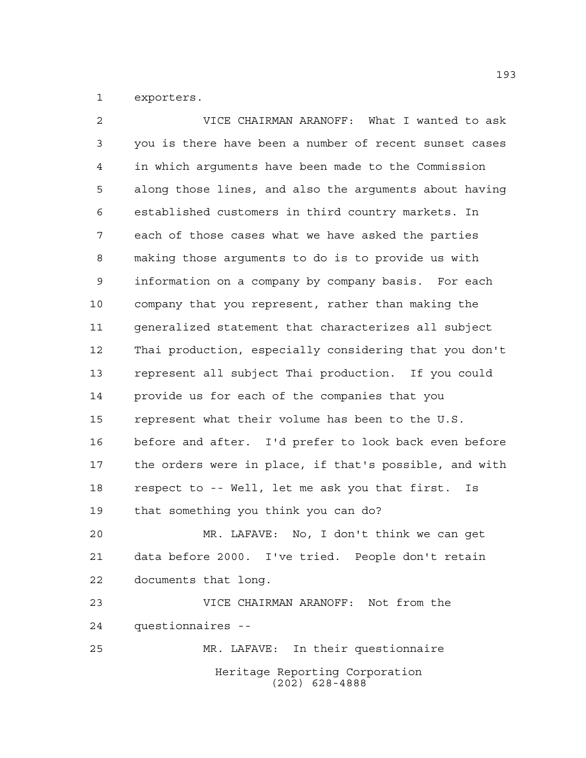exporters.

VICE CHAIRMAN ARANOFF: What I wanted to ask you is there have been a number of recent sunset cases in which arguments have been made to the Commission along those lines, and also the arguments about having established customers in third country markets. In each of those cases what we have asked the parties making those arguments to do is to provide us with information on a company by company basis. For each company that you represent, rather than making the generalized statement that characterizes all subject Thai production, especially considering that you don't represent all subject Thai production. If you could provide us for each of the companies that you represent what their volume has been to the U.S. before and after. I'd prefer to look back even before the orders were in place, if that's possible, and with respect to -- Well, let me ask you that first. Is that something you think you can do?

MR. LAFAVE: No, I don't think we can get data before 2000. I've tried. People don't retain documents that long.

VICE CHAIRMAN ARANOFF: Not from the questionnaires --

MR. LAFAVE: In their questionnaire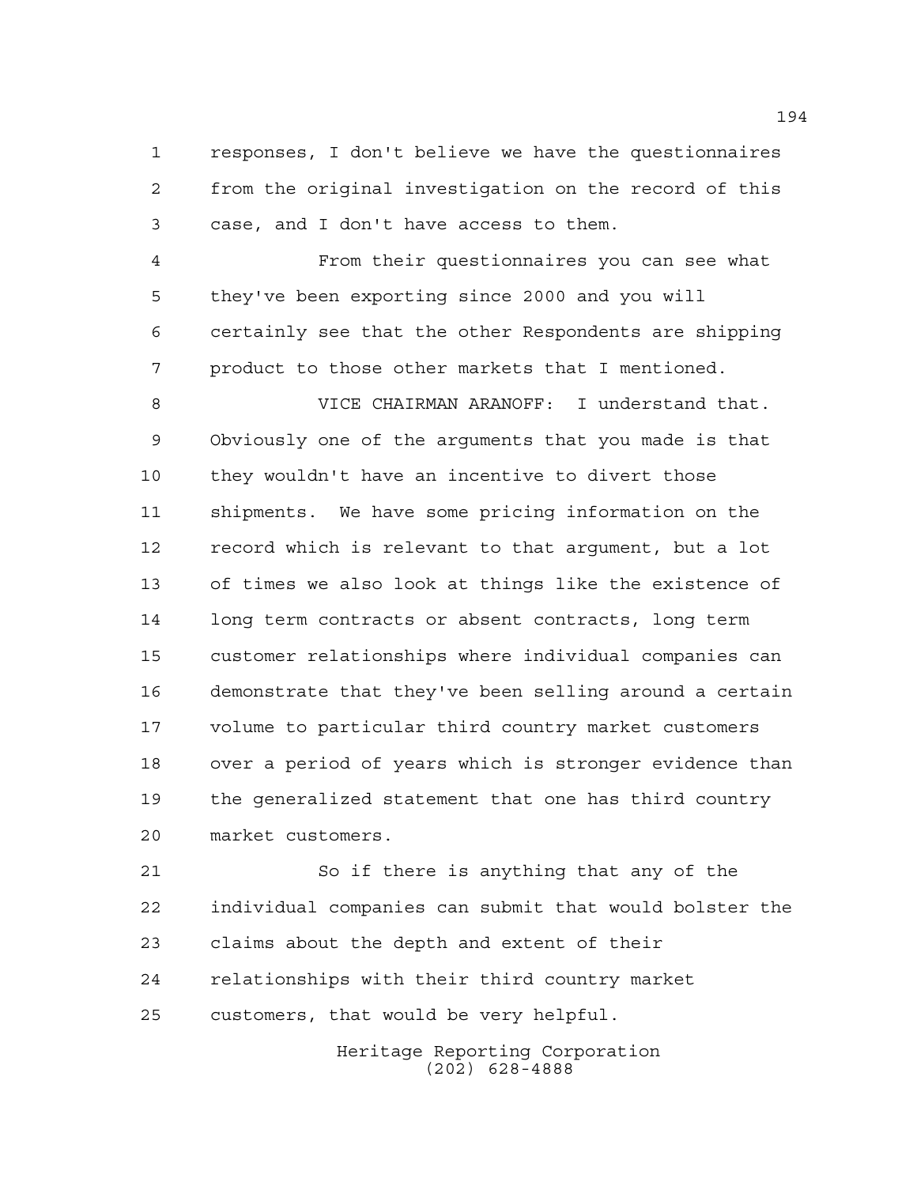responses, I don't believe we have the questionnaires from the original investigation on the record of this case, and I don't have access to them.

From their questionnaires you can see what they've been exporting since 2000 and you will certainly see that the other Respondents are shipping product to those other markets that I mentioned.

VICE CHAIRMAN ARANOFF: I understand that. Obviously one of the arguments that you made is that they wouldn't have an incentive to divert those shipments. We have some pricing information on the record which is relevant to that argument, but a lot of times we also look at things like the existence of long term contracts or absent contracts, long term customer relationships where individual companies can demonstrate that they've been selling around a certain volume to particular third country market customers over a period of years which is stronger evidence than the generalized statement that one has third country market customers.

So if there is anything that any of the individual companies can submit that would bolster the claims about the depth and extent of their relationships with their third country market customers, that would be very helpful.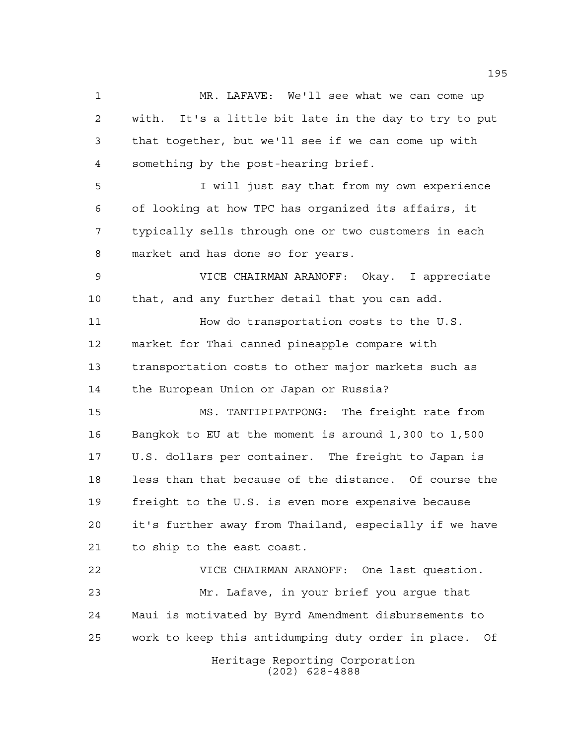MR. LAFAVE: We'll see what we can come up with. It's a little bit late in the day to try to put that together, but we'll see if we can come up with something by the post-hearing brief.

I will just say that from my own experience of looking at how TPC has organized its affairs, it typically sells through one or two customers in each market and has done so for years.

VICE CHAIRMAN ARANOFF: Okay. I appreciate that, and any further detail that you can add.

How do transportation costs to the U.S. market for Thai canned pineapple compare with transportation costs to other major markets such as the European Union or Japan or Russia?

MS. TANTIPIPATPONG: The freight rate from Bangkok to EU at the moment is around 1,300 to 1,500 U.S. dollars per container. The freight to Japan is less than that because of the distance. Of course the freight to the U.S. is even more expensive because it's further away from Thailand, especially if we have to ship to the east coast.

VICE CHAIRMAN ARANOFF: One last question.

Mr. Lafave, in your brief you argue that Maui is motivated by Byrd Amendment disbursements to work to keep this antidumping duty order in place. Of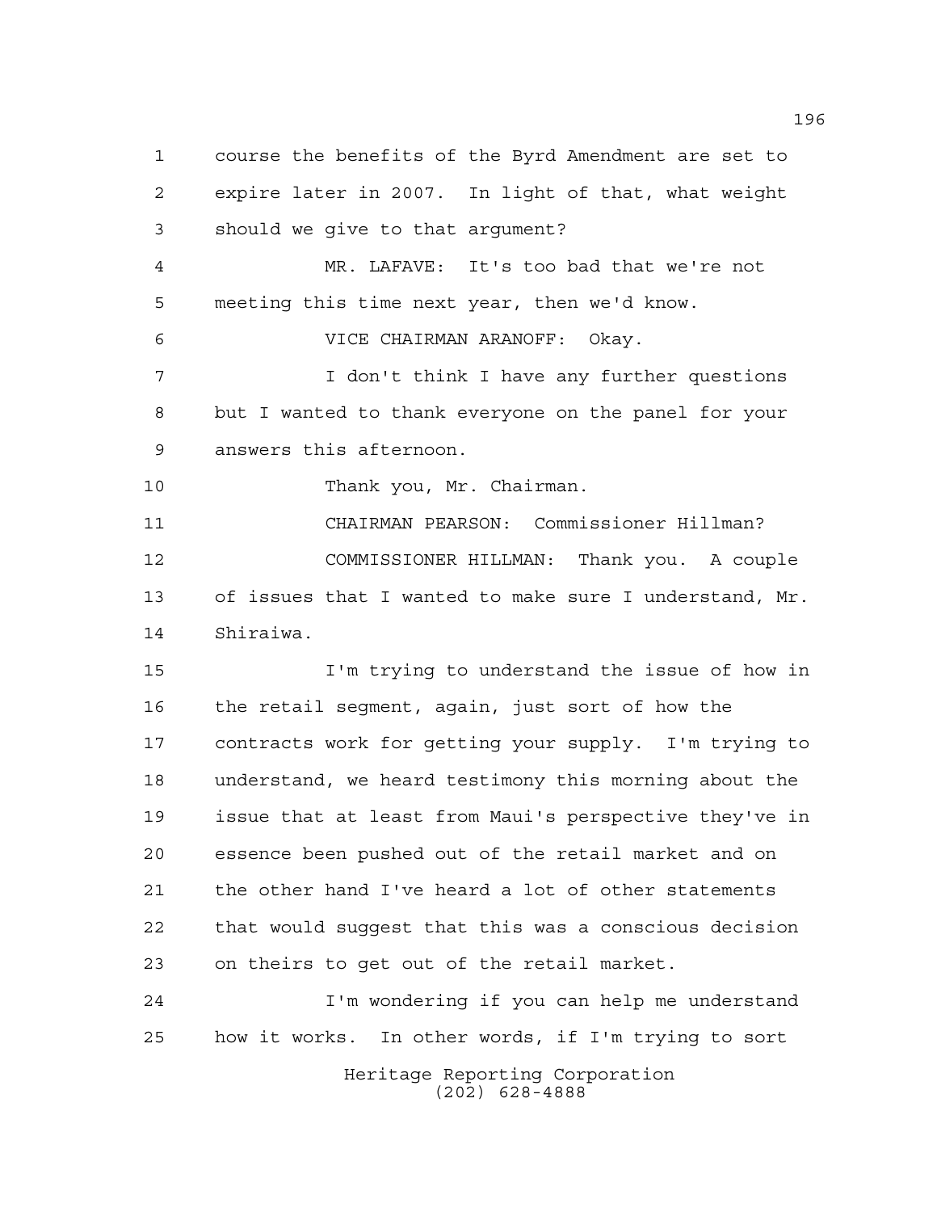course the benefits of the Byrd Amendment are set to expire later in 2007. In light of that, what weight should we give to that argument?

MR. LAFAVE: It's too bad that we're not meeting this time next year, then we'd know.

VICE CHAIRMAN ARANOFF: Okay.

I don't think I have any further questions but I wanted to thank everyone on the panel for your answers this afternoon.

Thank you, Mr. Chairman.

CHAIRMAN PEARSON: Commissioner Hillman?

COMMISSIONER HILLMAN: Thank you. A couple of issues that I wanted to make sure I understand, Mr. Shiraiwa.

I'm trying to understand the issue of how in the retail segment, again, just sort of how the contracts work for getting your supply. I'm trying to understand, we heard testimony this morning about the issue that at least from Maui's perspective they've in essence been pushed out of the retail market and on the other hand I've heard a lot of other statements that would suggest that this was a conscious decision on theirs to get out of the retail market.

I'm wondering if you can help me understand how it works. In other words, if I'm trying to sort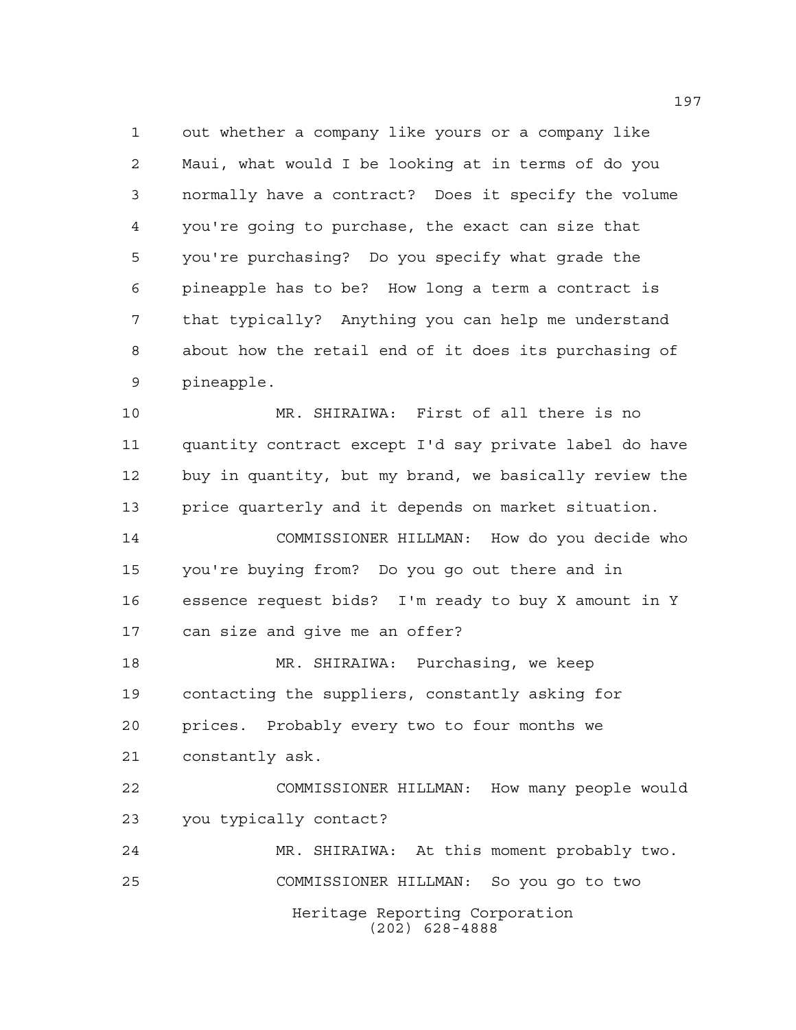out whether a company like yours or a company like Maui, what would I be looking at in terms of do you normally have a contract? Does it specify the volume you're going to purchase, the exact can size that you're purchasing? Do you specify what grade the pineapple has to be? How long a term a contract is that typically? Anything you can help me understand about how the retail end of it does its purchasing of pineapple.

MR. SHIRAIWA: First of all there is no quantity contract except I'd say private label do have buy in quantity, but my brand, we basically review the price quarterly and it depends on market situation.

COMMISSIONER HILLMAN: How do you decide who you're buying from? Do you go out there and in essence request bids? I'm ready to buy X amount in Y can size and give me an offer?

MR. SHIRAIWA: Purchasing, we keep contacting the suppliers, constantly asking for prices. Probably every two to four months we constantly ask.

COMMISSIONER HILLMAN: How many people would you typically contact?

MR. SHIRAIWA: At this moment probably two.

COMMISSIONER HILLMAN: So you go to two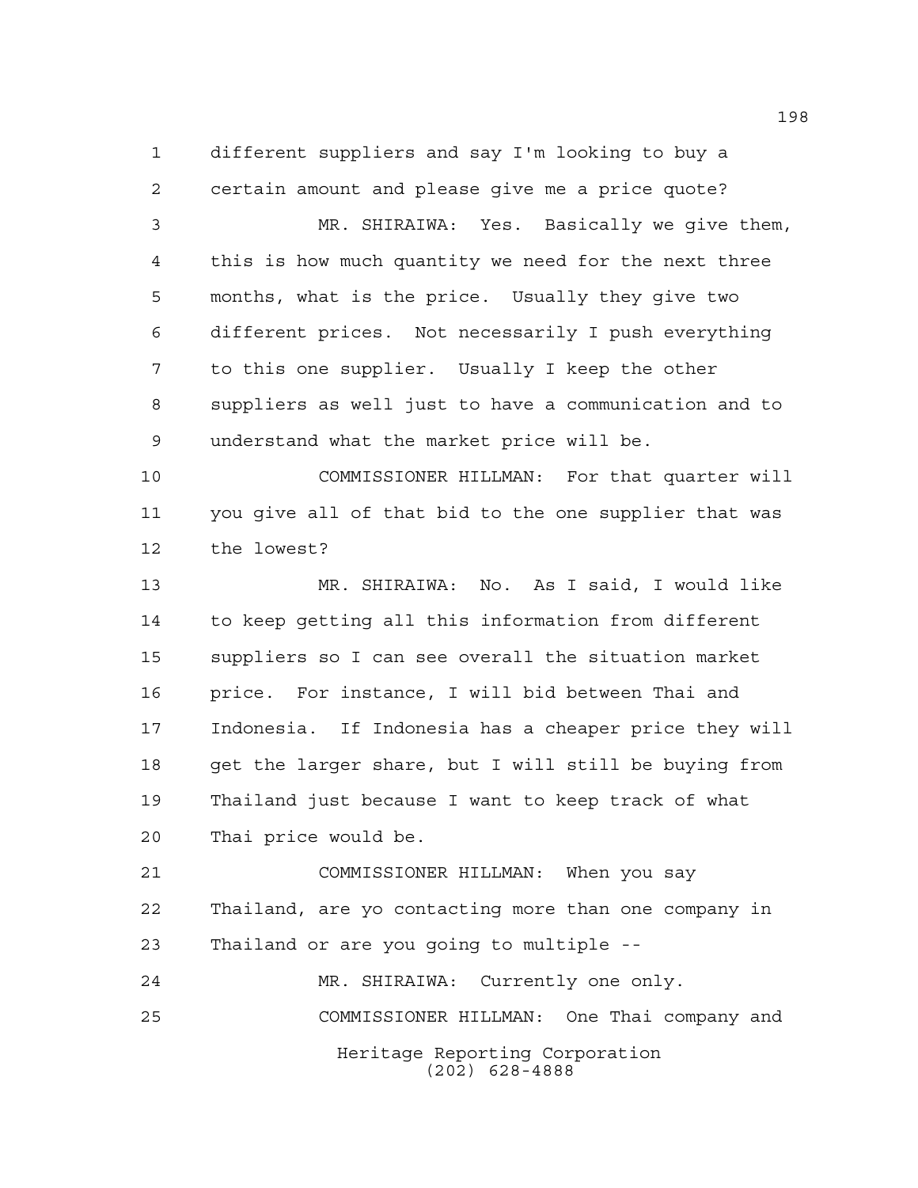different suppliers and say I'm looking to buy a certain amount and please give me a price quote?

MR. SHIRAIWA: Yes. Basically we give them, this is how much quantity we need for the next three months, what is the price. Usually they give two different prices. Not necessarily I push everything to this one supplier. Usually I keep the other suppliers as well just to have a communication and to understand what the market price will be.

COMMISSIONER HILLMAN: For that quarter will you give all of that bid to the one supplier that was the lowest?

MR. SHIRAIWA: No. As I said, I would like to keep getting all this information from different suppliers so I can see overall the situation market price. For instance, I will bid between Thai and Indonesia. If Indonesia has a cheaper price they will get the larger share, but I will still be buying from Thailand just because I want to keep track of what Thai price would be.

COMMISSIONER HILLMAN: When you say Thailand, are yo contacting more than one company in Thailand or are you going to multiple --

MR. SHIRAIWA: Currently one only.

COMMISSIONER HILLMAN: One Thai company and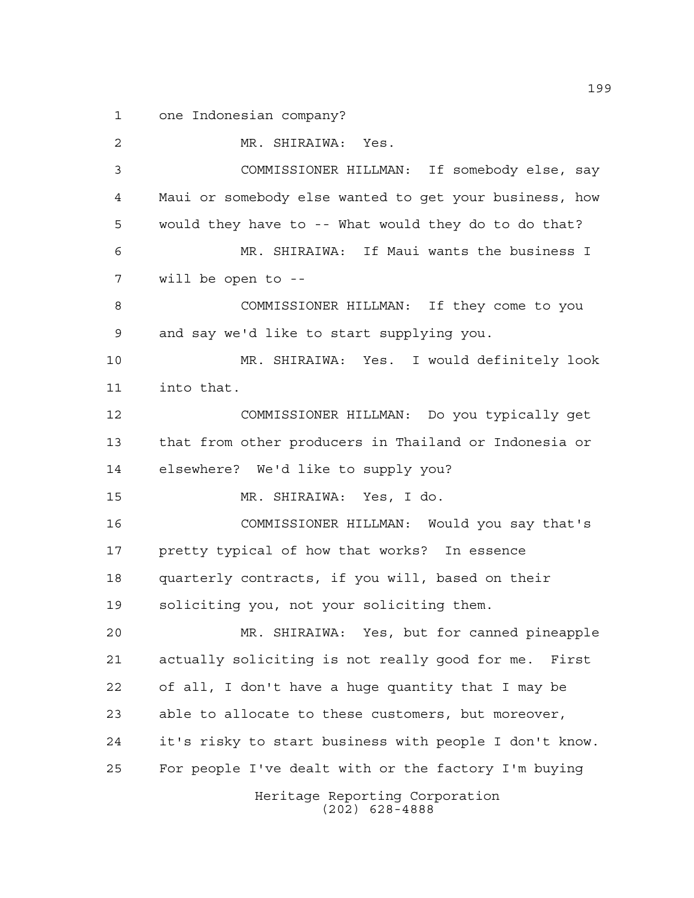one Indonesian company?

MR. SHIRAIWA: Yes.

COMMISSIONER HILLMAN: If somebody else, say Maui or somebody else wanted to get your business, how would they have to -- What would they do to do that?

MR. SHIRAIWA: If Maui wants the business I will be open to --

COMMISSIONER HILLMAN: If they come to you and say we'd like to start supplying you.

MR. SHIRAIWA: Yes. I would definitely look into that.

COMMISSIONER HILLMAN: Do you typically get that from other producers in Thailand or Indonesia or elsewhere? We'd like to supply you?

MR. SHIRAIWA: Yes, I do.

COMMISSIONER HILLMAN: Would you say that's pretty typical of how that works? In essence quarterly contracts, if you will, based on their soliciting you, not your soliciting them.

MR. SHIRAIWA: Yes, but for canned pineapple actually soliciting is not really good for me. First of all, I don't have a huge quantity that I may be able to allocate to these customers, but moreover, it's risky to start business with people I don't know. For people I've dealt with or the factory I'm buying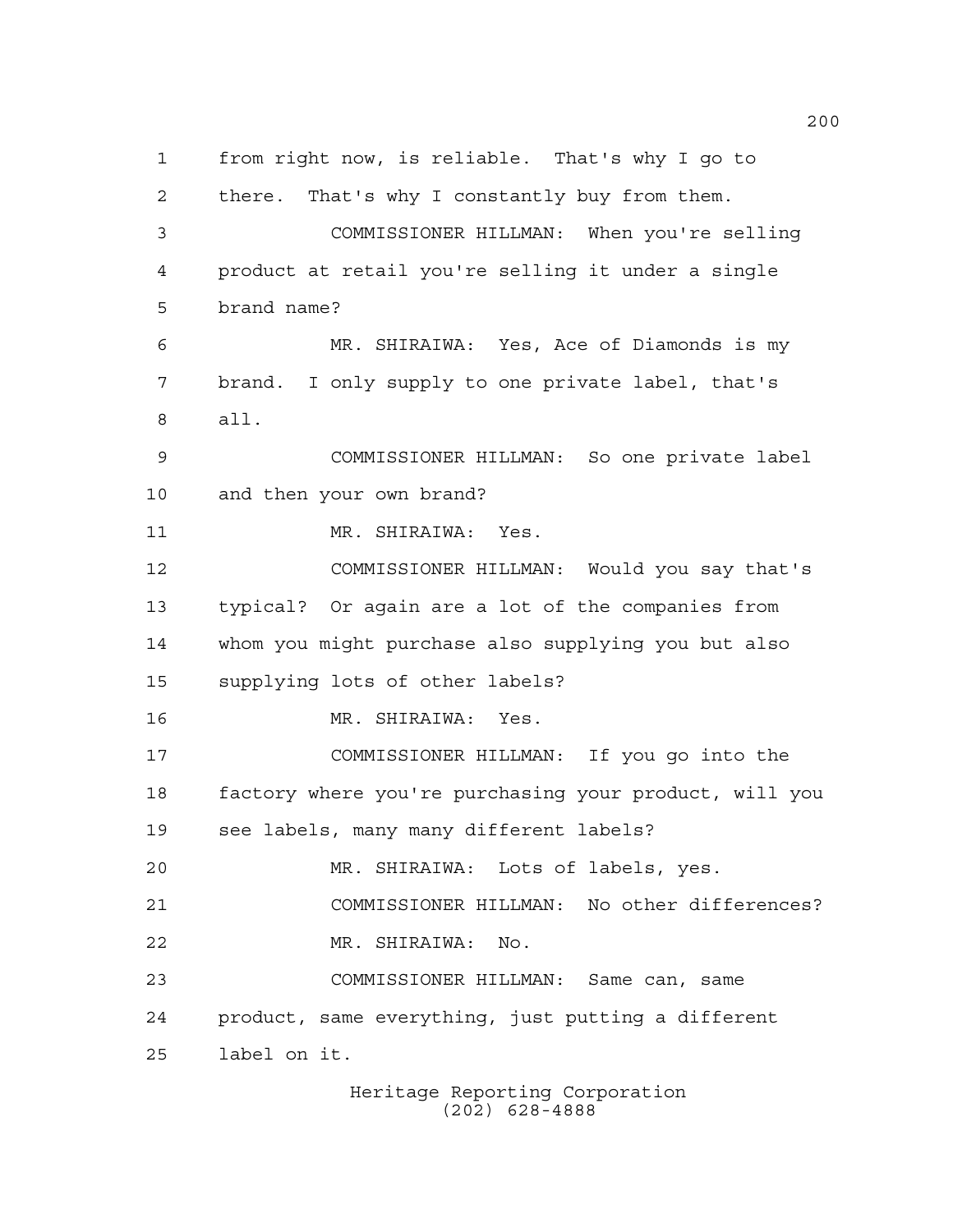from right now, is reliable. That's why I go to there. That's why I constantly buy from them.

COMMISSIONER HILLMAN: When you're selling product at retail you're selling it under a single brand name?

MR. SHIRAIWA: Yes, Ace of Diamonds is my brand. I only supply to one private label, that's all.

COMMISSIONER HILLMAN: So one private label and then your own brand?

MR. SHIRAIWA: Yes.

COMMISSIONER HILLMAN: Would you say that's typical? Or again are a lot of the companies from whom you might purchase also supplying you but also supplying lots of other labels?

MR. SHIRAIWA: Yes.

COMMISSIONER HILLMAN: If you go into the factory where you're purchasing your product, will you see labels, many many different labels?

MR. SHIRAIWA: Lots of labels, yes.

COMMISSIONER HILLMAN: No other differences?

MR. SHIRAIWA: No.

COMMISSIONER HILLMAN: Same can, same product, same everything, just putting a different label on it.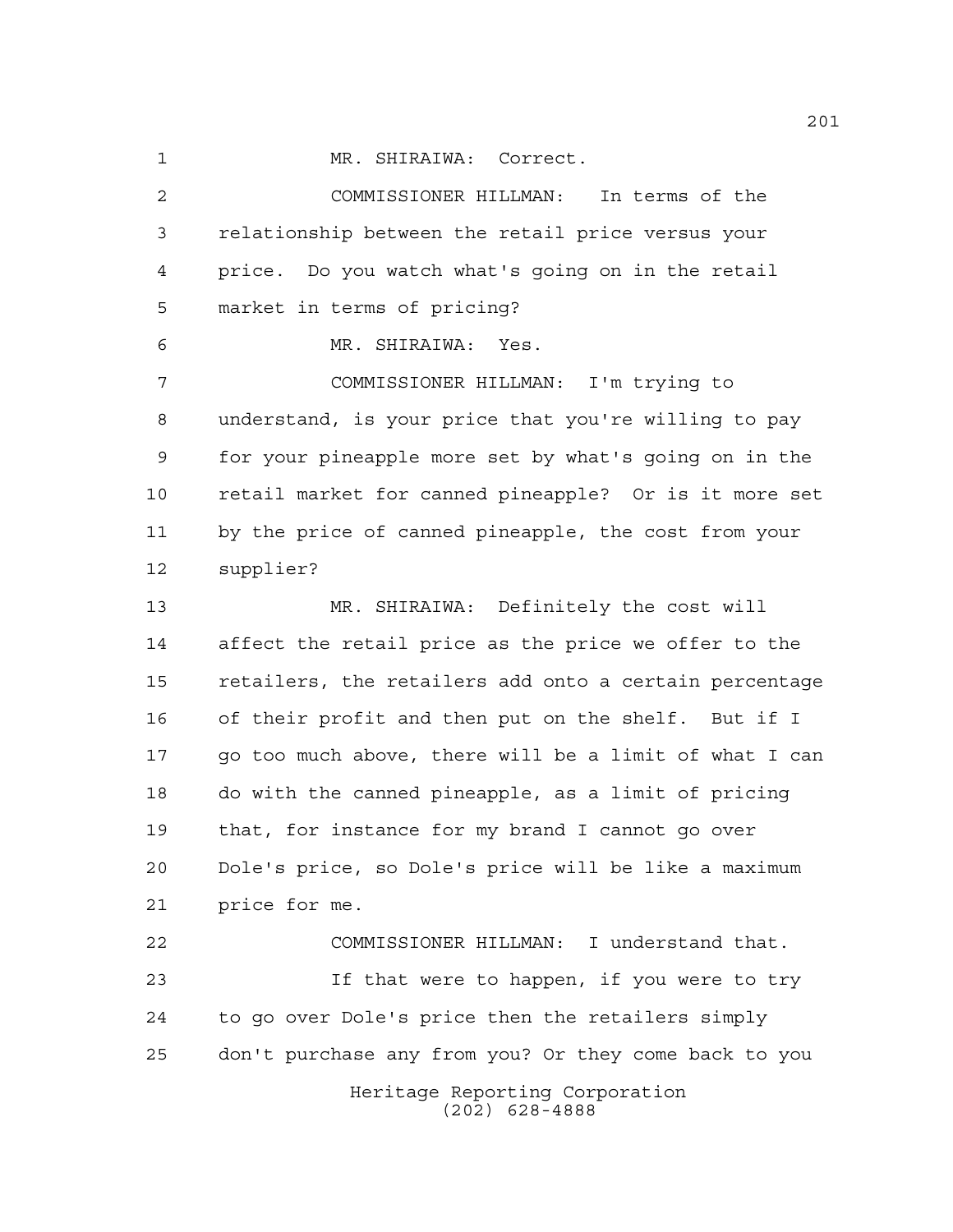MR. SHIRAIWA: Correct.

COMMISSIONER HILLMAN: In terms of the relationship between the retail price versus your price. Do you watch what's going on in the retail market in terms of pricing?

MR. SHIRAIWA: Yes.

COMMISSIONER HILLMAN: I'm trying to understand, is your price that you're willing to pay for your pineapple more set by what's going on in the retail market for canned pineapple? Or is it more set by the price of canned pineapple, the cost from your supplier?

MR. SHIRAIWA: Definitely the cost will affect the retail price as the price we offer to the retailers, the retailers add onto a certain percentage of their profit and then put on the shelf. But if I go too much above, there will be a limit of what I can do with the canned pineapple, as a limit of pricing that, for instance for my brand I cannot go over Dole's price, so Dole's price will be like a maximum price for me.

COMMISSIONER HILLMAN: I understand that.

If that were to happen, if you were to try to go over Dole's price then the retailers simply don't purchase any from you? Or they come back to you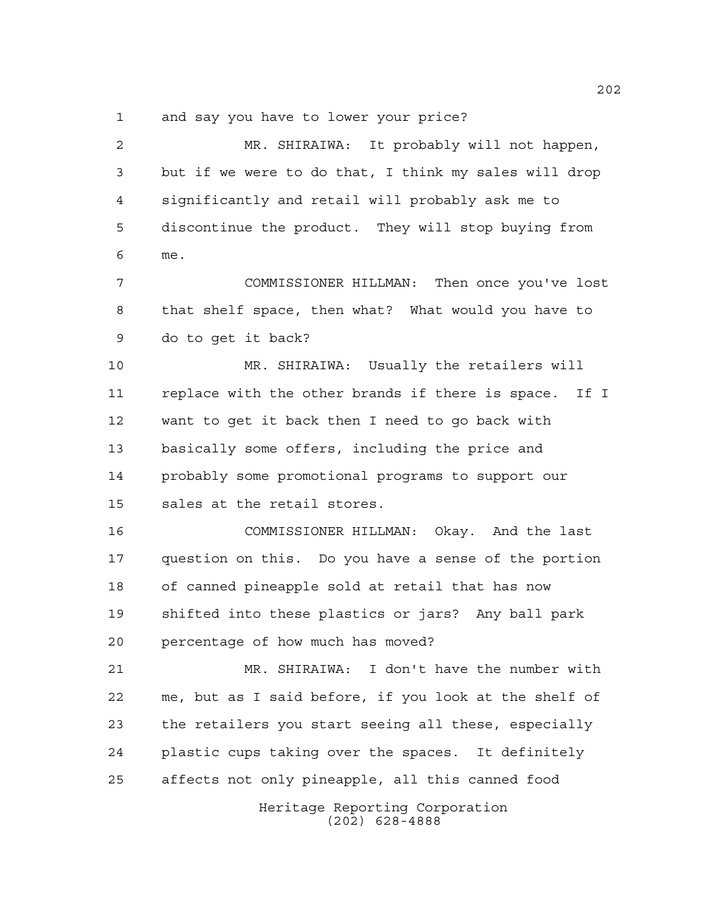and say you have to lower your price?

MR. SHIRAIWA: It probably will not happen, but if we were to do that, I think my sales will drop significantly and retail will probably ask me to discontinue the product. They will stop buying from me.

COMMISSIONER HILLMAN: Then once you've lost that shelf space, then what? What would you have to do to get it back?

MR. SHIRAIWA: Usually the retailers will replace with the other brands if there is space. If I want to get it back then I need to go back with basically some offers, including the price and probably some promotional programs to support our sales at the retail stores.

COMMISSIONER HILLMAN: Okay. And the last question on this. Do you have a sense of the portion of canned pineapple sold at retail that has now shifted into these plastics or jars? Any ball park percentage of how much has moved?

MR. SHIRAIWA: I don't have the number with me, but as I said before, if you look at the shelf of the retailers you start seeing all these, especially plastic cups taking over the spaces. It definitely affects not only pineapple, all this canned food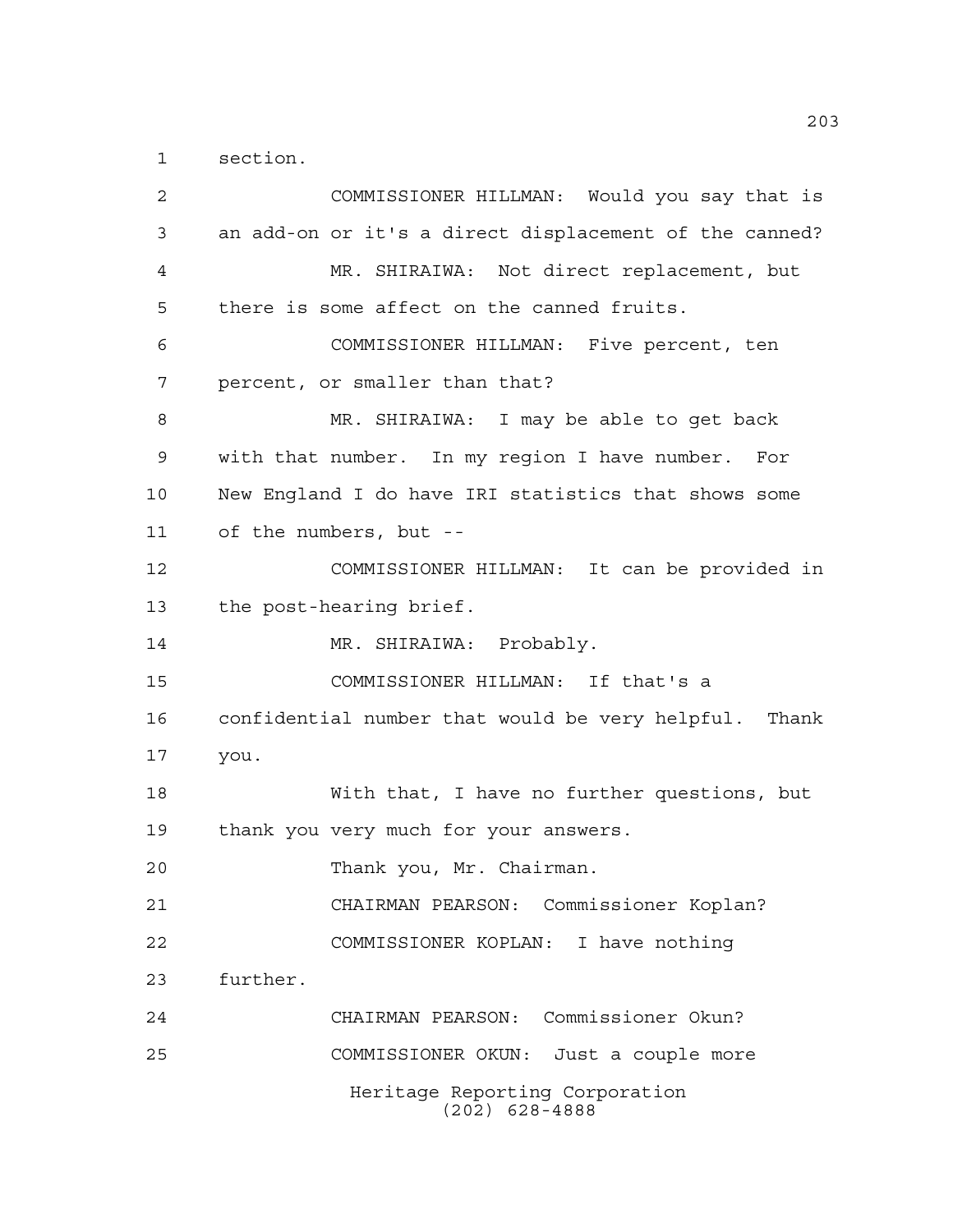section.

COMMISSIONER HILLMAN: Would you say that is an add-on or it's a direct displacement of the canned?

MR. SHIRAIWA: Not direct replacement, but there is some affect on the canned fruits.

COMMISSIONER HILLMAN: Five percent, ten percent, or smaller than that?

MR. SHIRAIWA: I may be able to get back with that number. In my region I have number. For New England I do have IRI statistics that shows some of the numbers, but --

COMMISSIONER HILLMAN: It can be provided in the post-hearing brief.

MR. SHIRAIWA: Probably.

COMMISSIONER HILLMAN: If that's a confidential number that would be very helpful. Thank you.

With that, I have no further questions, but thank you very much for your answers.

Thank you, Mr. Chairman.

CHAIRMAN PEARSON: Commissioner Koplan?

COMMISSIONER KOPLAN: I have nothing further.

CHAIRMAN PEARSON: Commissioner Okun?

COMMISSIONER OKUN: Just a couple more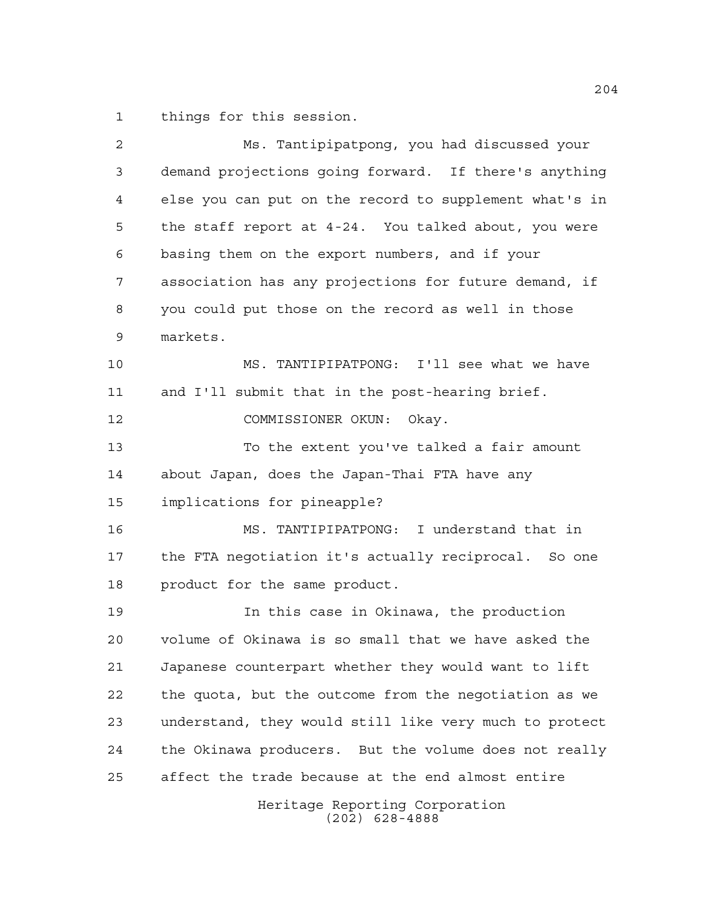things for this session.

Ms. Tantipipatpong, you had discussed your demand projections going forward. If there's anything else you can put on the record to supplement what's in the staff report at 4-24. You talked about, you were basing them on the export numbers, and if your association has any projections for future demand, if you could put those on the record as well in those markets.

MS. TANTIPIPATPONG: I'll see what we have and I'll submit that in the post-hearing brief.

COMMISSIONER OKUN: Okay.

To the extent you've talked a fair amount about Japan, does the Japan-Thai FTA have any implications for pineapple?

MS. TANTIPIPATPONG: I understand that in the FTA negotiation it's actually reciprocal. So one product for the same product.

In this case in Okinawa, the production volume of Okinawa is so small that we have asked the Japanese counterpart whether they would want to lift the quota, but the outcome from the negotiation as we understand, they would still like very much to protect the Okinawa producers. But the volume does not really affect the trade because at the end almost entire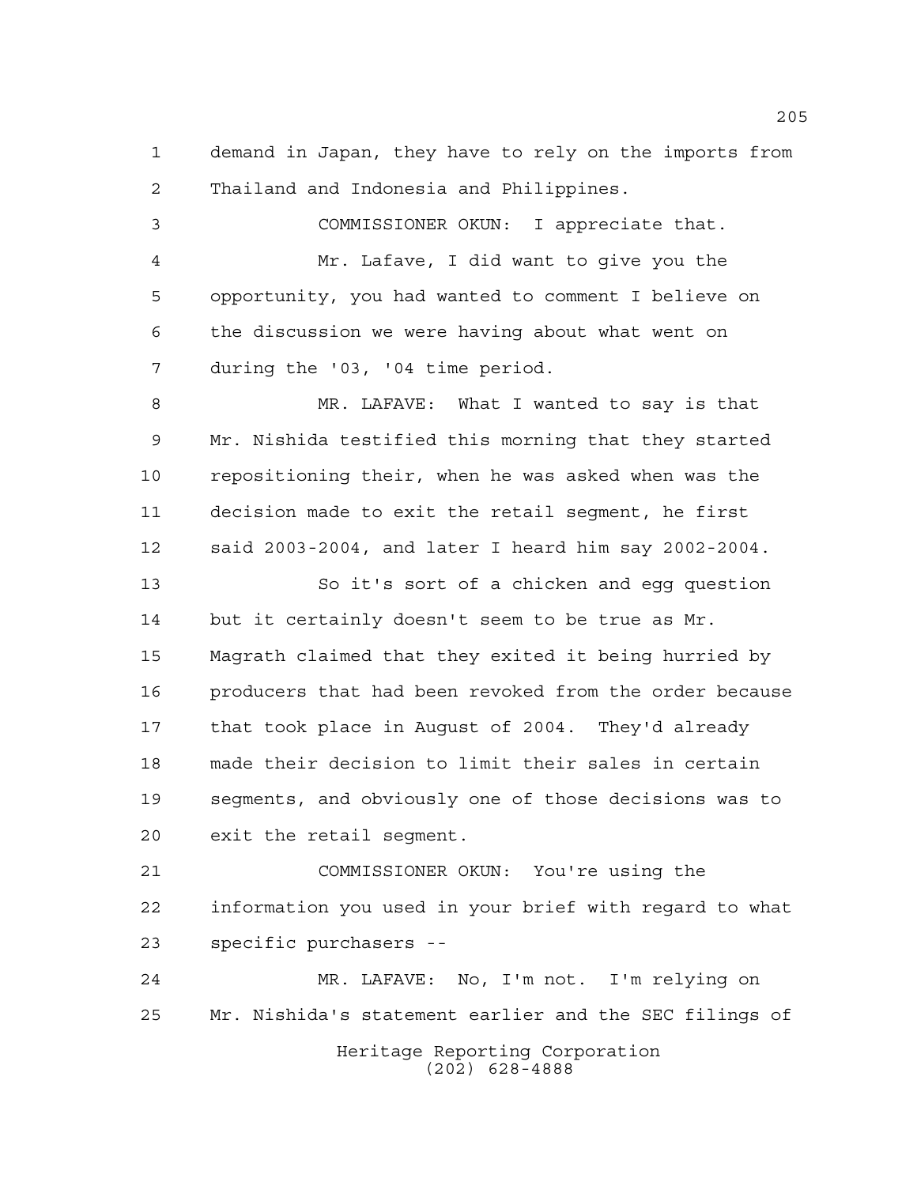demand in Japan, they have to rely on the imports from Thailand and Indonesia and Philippines.

COMMISSIONER OKUN: I appreciate that.

Mr. Lafave, I did want to give you the opportunity, you had wanted to comment I believe on the discussion we were having about what went on during the '03, '04 time period.

MR. LAFAVE: What I wanted to say is that Mr. Nishida testified this morning that they started repositioning their, when he was asked when was the decision made to exit the retail segment, he first said 2003-2004, and later I heard him say 2002-2004.

So it's sort of a chicken and egg question but it certainly doesn't seem to be true as Mr. Magrath claimed that they exited it being hurried by producers that had been revoked from the order because that took place in August of 2004. They'd already made their decision to limit their sales in certain segments, and obviously one of those decisions was to exit the retail segment.

COMMISSIONER OKUN: You're using the information you used in your brief with regard to what specific purchasers --

MR. LAFAVE: No, I'm not. I'm relying on Mr. Nishida's statement earlier and the SEC filings of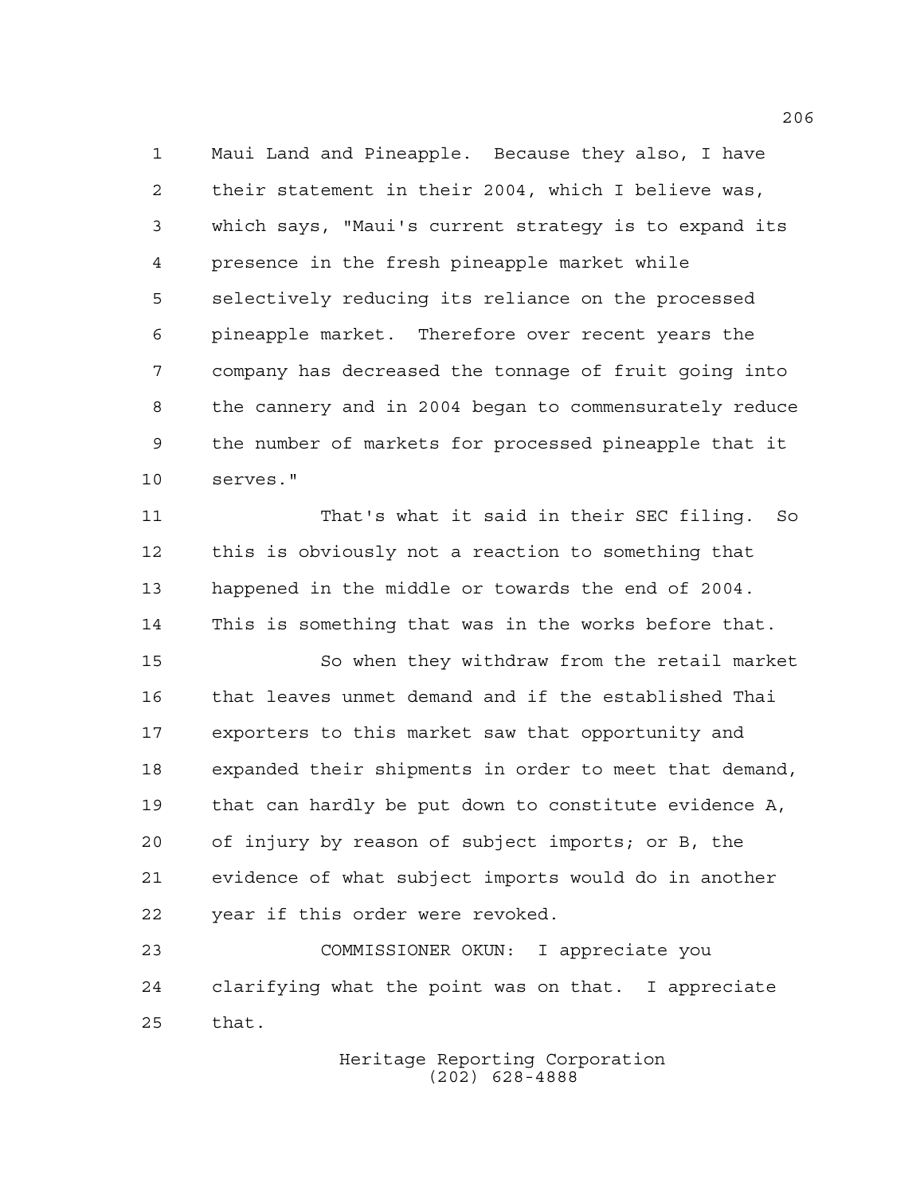Maui Land and Pineapple. Because they also, I have their statement in their 2004, which I believe was, which says, "Maui's current strategy is to expand its presence in the fresh pineapple market while selectively reducing its reliance on the processed pineapple market. Therefore over recent years the company has decreased the tonnage of fruit going into the cannery and in 2004 began to commensurately reduce the number of markets for processed pineapple that it serves."

That's what it said in their SEC filing. So this is obviously not a reaction to something that happened in the middle or towards the end of 2004. This is something that was in the works before that.

So when they withdraw from the retail market that leaves unmet demand and if the established Thai exporters to this market saw that opportunity and expanded their shipments in order to meet that demand, that can hardly be put down to constitute evidence A, of injury by reason of subject imports; or B, the evidence of what subject imports would do in another year if this order were revoked.

COMMISSIONER OKUN: I appreciate you clarifying what the point was on that. I appreciate that.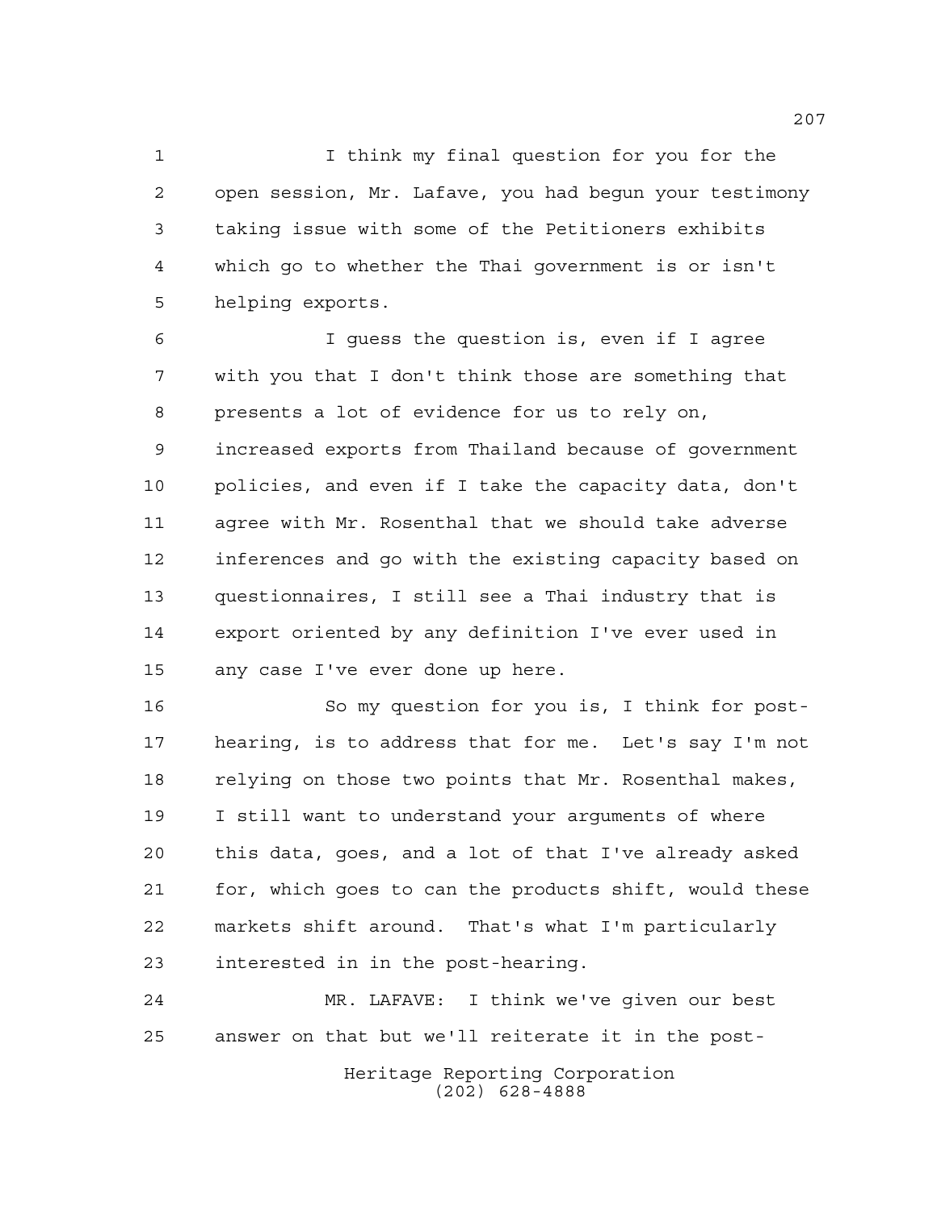I think my final question for you for the open session, Mr. Lafave, you had begun your testimony taking issue with some of the Petitioners exhibits which go to whether the Thai government is or isn't helping exports.

I guess the question is, even if I agree with you that I don't think those are something that presents a lot of evidence for us to rely on, increased exports from Thailand because of government policies, and even if I take the capacity data, don't agree with Mr. Rosenthal that we should take adverse inferences and go with the existing capacity based on questionnaires, I still see a Thai industry that is export oriented by any definition I've ever used in any case I've ever done up here.

So my question for you is, I think for post-hearing, is to address that for me. Let's say I'm not relying on those two points that Mr. Rosenthal makes, I still want to understand your arguments of where this data, goes, and a lot of that I've already asked for, which goes to can the products shift, would these markets shift around. That's what I'm particularly interested in in the post-hearing.

MR. LAFAVE: I think we've given our best answer on that but we'll reiterate it in the post-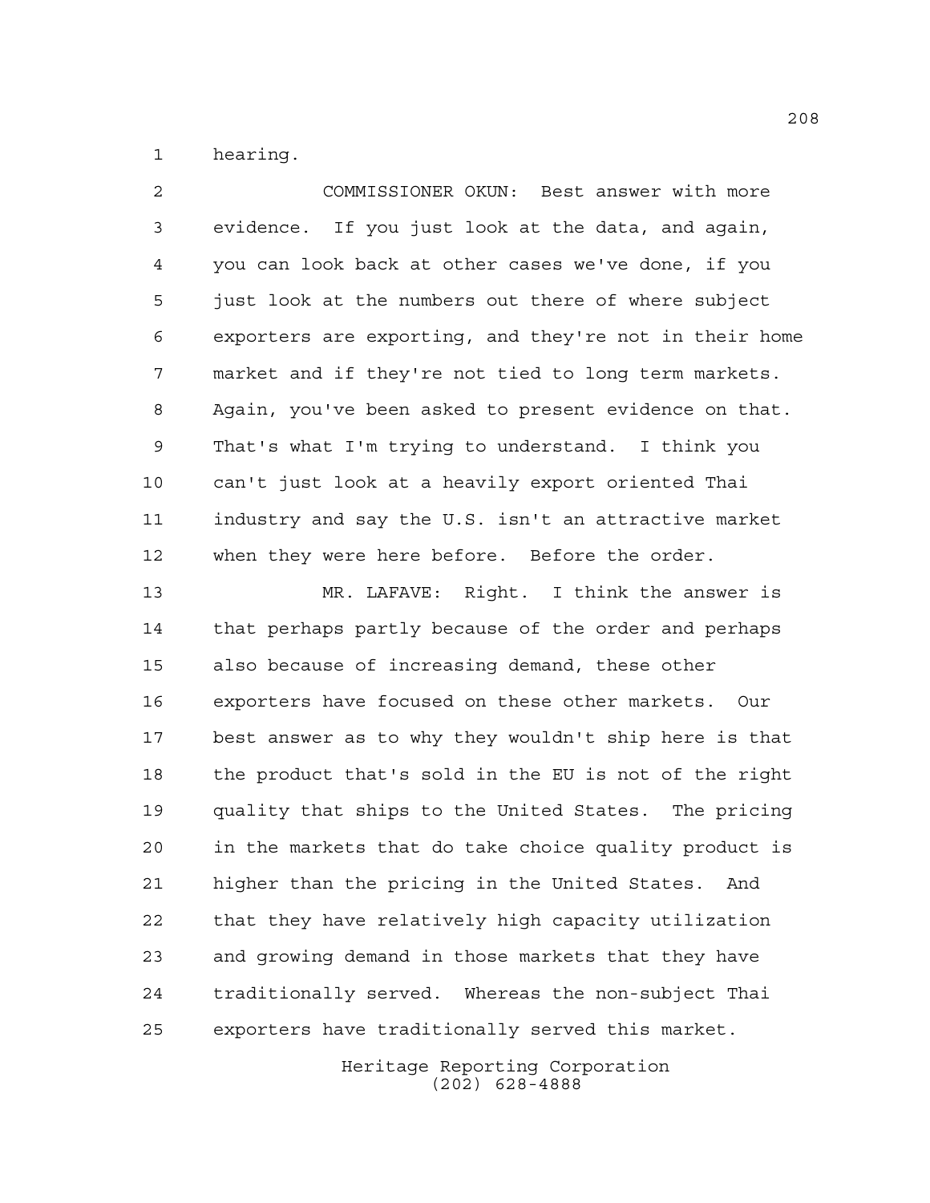hearing.

COMMISSIONER OKUN: Best answer with more evidence. If you just look at the data, and again, you can look back at other cases we've done, if you just look at the numbers out there of where subject exporters are exporting, and they're not in their home market and if they're not tied to long term markets. Again, you've been asked to present evidence on that. That's what I'm trying to understand. I think you can't just look at a heavily export oriented Thai industry and say the U.S. isn't an attractive market when they were here before. Before the order.

MR. LAFAVE: Right. I think the answer is that perhaps partly because of the order and perhaps also because of increasing demand, these other exporters have focused on these other markets. Our best answer as to why they wouldn't ship here is that the product that's sold in the EU is not of the right quality that ships to the United States. The pricing in the markets that do take choice quality product is higher than the pricing in the United States. And that they have relatively high capacity utilization and growing demand in those markets that they have traditionally served. Whereas the non-subject Thai exporters have traditionally served this market.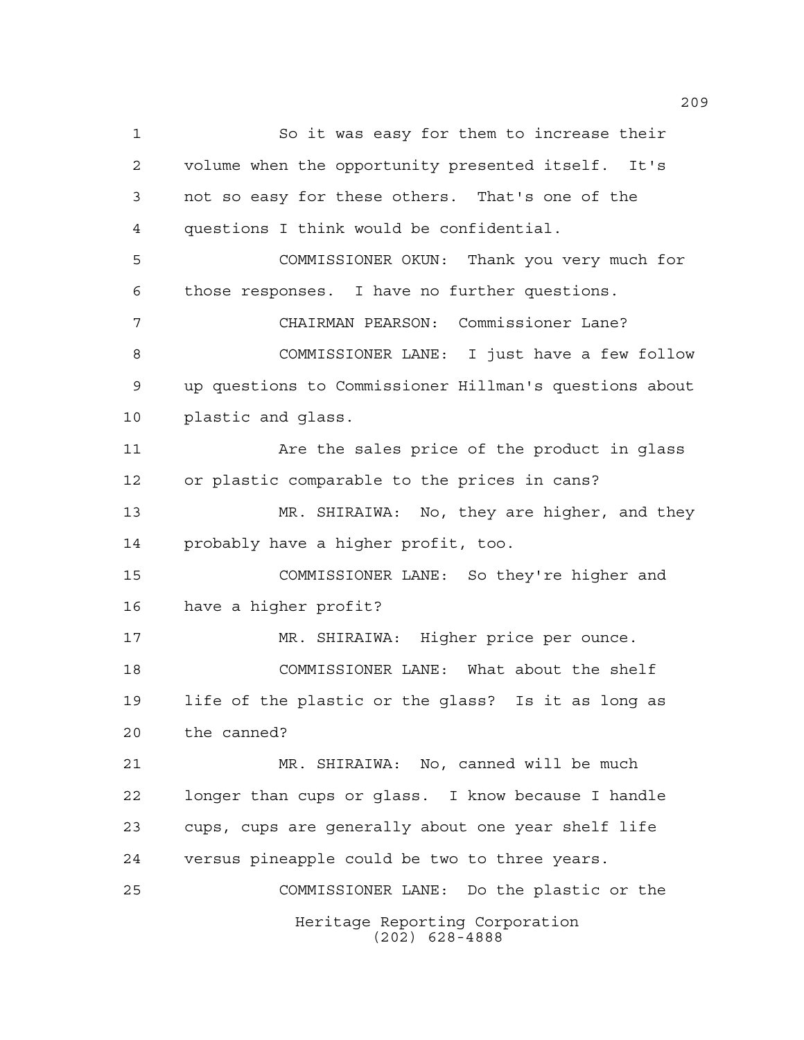So it was easy for them to increase their volume when the opportunity presented itself. It's not so easy for these others. That's one of the questions I think would be confidential.

COMMISSIONER OKUN: Thank you very much for those responses. I have no further questions.

CHAIRMAN PEARSON: Commissioner Lane?

COMMISSIONER LANE: I just have a few follow up questions to Commissioner Hillman's questions about plastic and glass.

Are the sales price of the product in glass or plastic comparable to the prices in cans?

MR. SHIRAIWA: No, they are higher, and they probably have a higher profit, too.

COMMISSIONER LANE: So they're higher and have a higher profit?

MR. SHIRAIWA: Higher price per ounce.

COMMISSIONER LANE: What about the shelf life of the plastic or the glass? Is it as long as the canned?

MR. SHIRAIWA: No, canned will be much longer than cups or glass. I know because I handle cups, cups are generally about one year shelf life versus pineapple could be two to three years.

COMMISSIONER LANE: Do the plastic or the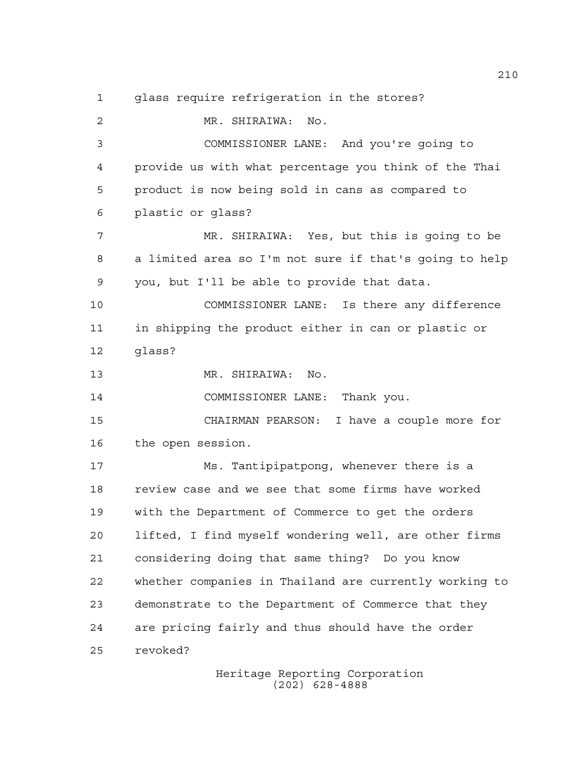glass require refrigeration in the stores?

MR. SHIRAIWA: No.

COMMISSIONER LANE: And you're going to provide us with what percentage you think of the Thai product is now being sold in cans as compared to plastic or glass?

MR. SHIRAIWA: Yes, but this is going to be a limited area so I'm not sure if that's going to help you, but I'll be able to provide that data.

COMMISSIONER LANE: Is there any difference in shipping the product either in can or plastic or glass?

MR. SHIRAIWA: No.

COMMISSIONER LANE: Thank you.

CHAIRMAN PEARSON: I have a couple more for the open session.

Ms. Tantipipatpong, whenever there is a review case and we see that some firms have worked with the Department of Commerce to get the orders lifted, I find myself wondering well, are other firms considering doing that same thing? Do you know whether companies in Thailand are currently working to demonstrate to the Department of Commerce that they are pricing fairly and thus should have the order revoked?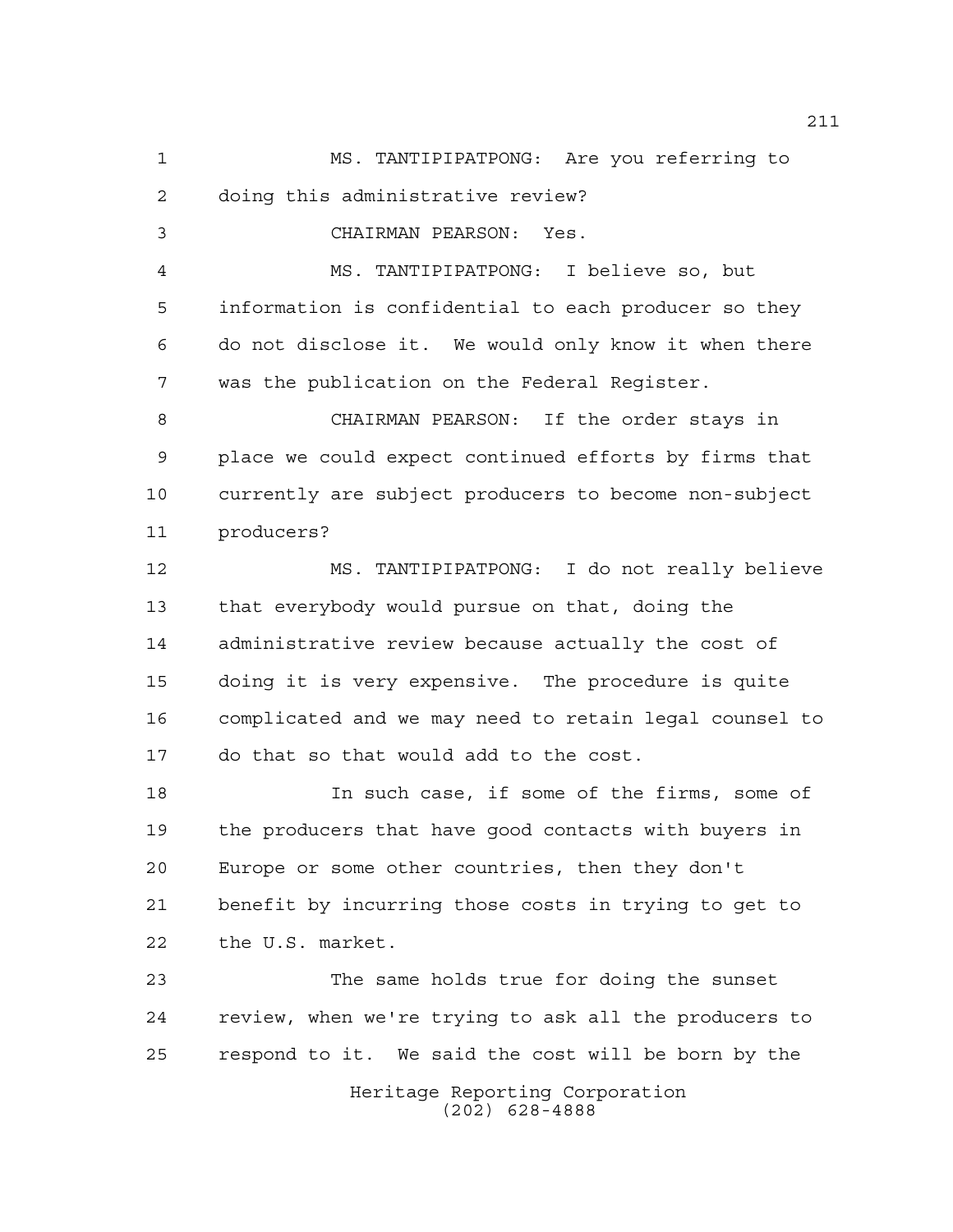MS. TANTIPIPATPONG: Are you referring to doing this administrative review?

CHAIRMAN PEARSON: Yes.

MS. TANTIPIPATPONG: I believe so, but information is confidential to each producer so they do not disclose it. We would only know it when there was the publication on the Federal Register.

CHAIRMAN PEARSON: If the order stays in place we could expect continued efforts by firms that currently are subject producers to become non-subject producers?

MS. TANTIPIPATPONG: I do not really believe that everybody would pursue on that, doing the administrative review because actually the cost of doing it is very expensive. The procedure is quite complicated and we may need to retain legal counsel to do that so that would add to the cost.

In such case, if some of the firms, some of the producers that have good contacts with buyers in Europe or some other countries, then they don't benefit by incurring those costs in trying to get to the U.S. market.

The same holds true for doing the sunset review, when we're trying to ask all the producers to respond to it. We said the cost will be born by the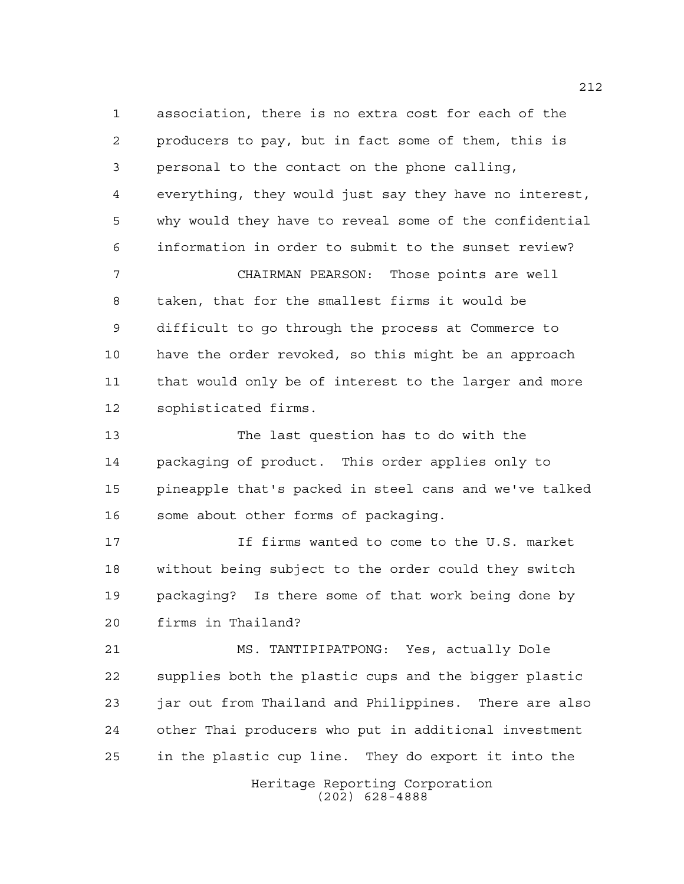association, there is no extra cost for each of the producers to pay, but in fact some of them, this is personal to the contact on the phone calling, everything, they would just say they have no interest, why would they have to reveal some of the confidential information in order to submit to the sunset review?

CHAIRMAN PEARSON: Those points are well taken, that for the smallest firms it would be difficult to go through the process at Commerce to have the order revoked, so this might be an approach that would only be of interest to the larger and more sophisticated firms.

The last question has to do with the packaging of product. This order applies only to pineapple that's packed in steel cans and we've talked some about other forms of packaging.

If firms wanted to come to the U.S. market without being subject to the order could they switch packaging? Is there some of that work being done by firms in Thailand?

MS. TANTIPIPATPONG: Yes, actually Dole supplies both the plastic cups and the bigger plastic jar out from Thailand and Philippines. There are also other Thai producers who put in additional investment in the plastic cup line. They do export it into the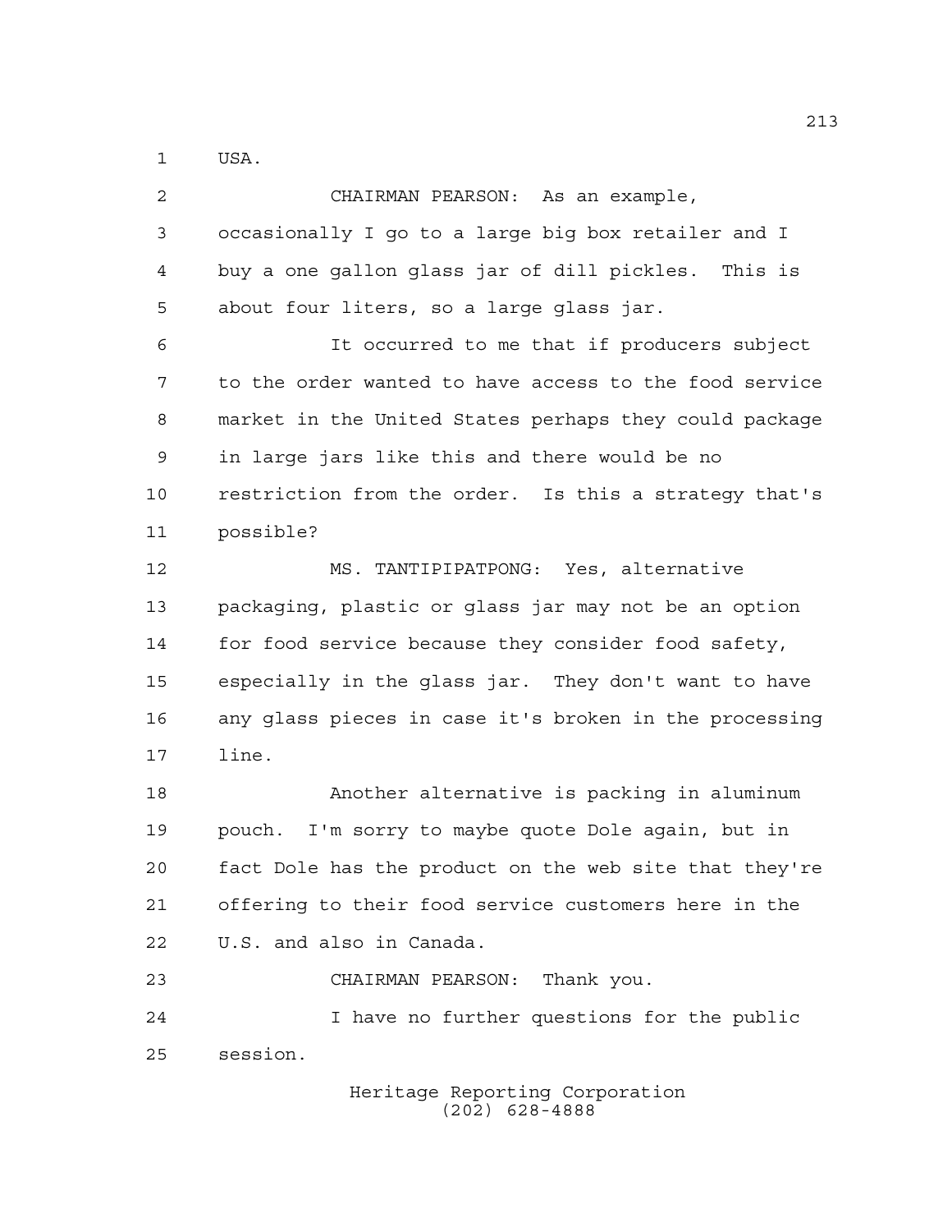USA.

CHAIRMAN PEARSON: As an example, occasionally I go to a large big box retailer and I buy a one gallon glass jar of dill pickles. This is about four liters, so a large glass jar.

It occurred to me that if producers subject to the order wanted to have access to the food service market in the United States perhaps they could package in large jars like this and there would be no restriction from the order. Is this a strategy that's possible?

MS. TANTIPIPATPONG: Yes, alternative packaging, plastic or glass jar may not be an option for food service because they consider food safety, especially in the glass jar. They don't want to have any glass pieces in case it's broken in the processing line.

Another alternative is packing in aluminum pouch. I'm sorry to maybe quote Dole again, but in fact Dole has the product on the web site that they're offering to their food service customers here in the U.S. and also in Canada.

CHAIRMAN PEARSON: Thank you.

I have no further questions for the public session.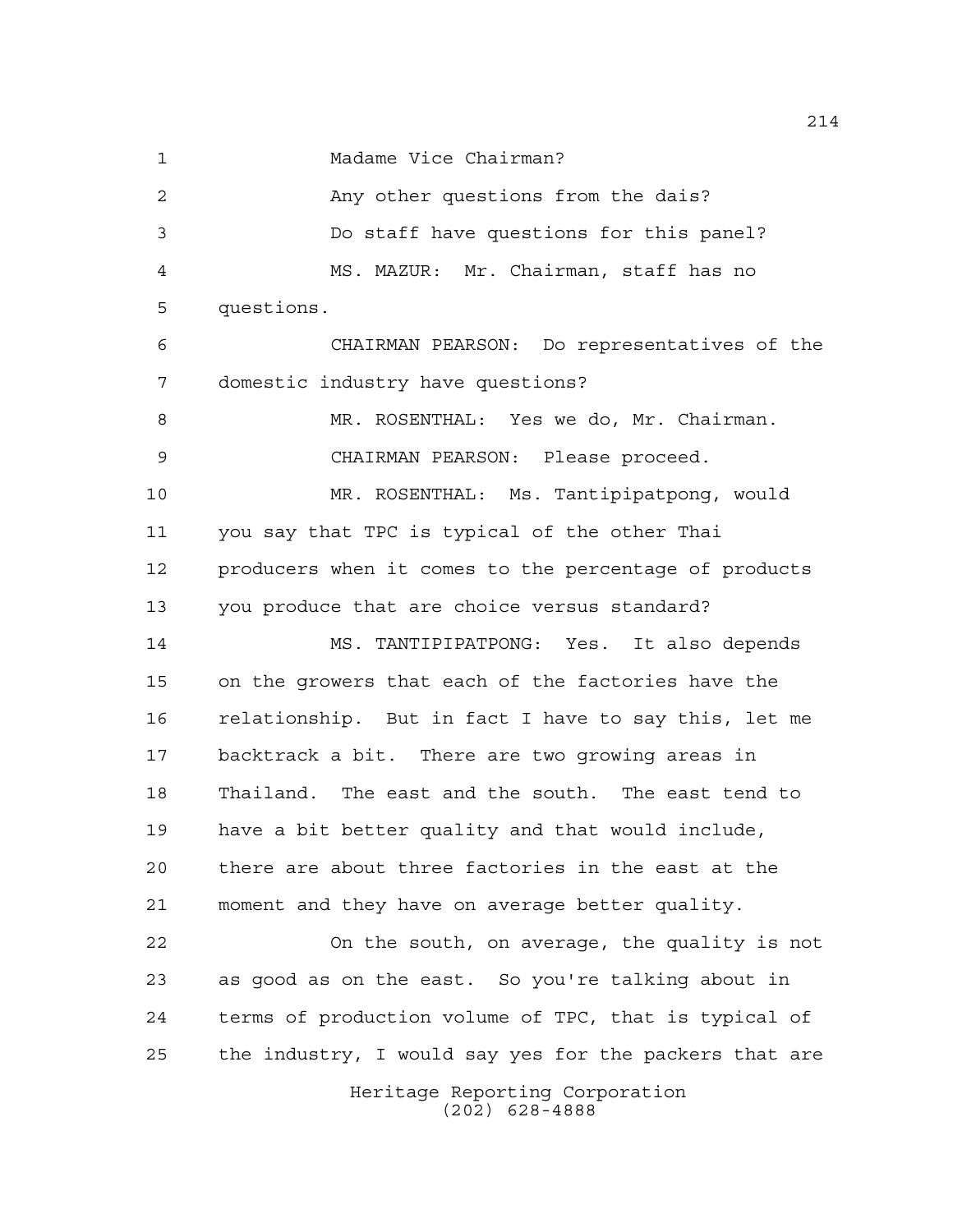Madame Vice Chairman?

Any other questions from the dais?

Do staff have questions for this panel?

MS. MAZUR: Mr. Chairman, staff has no questions.

CHAIRMAN PEARSON: Do representatives of the domestic industry have questions?

MR. ROSENTHAL: Yes we do, Mr. Chairman.

CHAIRMAN PEARSON: Please proceed.

MR. ROSENTHAL: Ms. Tantipipatpong, would you say that TPC is typical of the other Thai producers when it comes to the percentage of products you produce that are choice versus standard?

MS. TANTIPIPATPONG: Yes. It also depends on the growers that each of the factories have the relationship. But in fact I have to say this, let me backtrack a bit. There are two growing areas in Thailand. The east and the south. The east tend to have a bit better quality and that would include, there are about three factories in the east at the moment and they have on average better quality.

On the south, on average, the quality is not as good as on the east. So you're talking about in terms of production volume of TPC, that is typical of the industry, I would say yes for the packers that are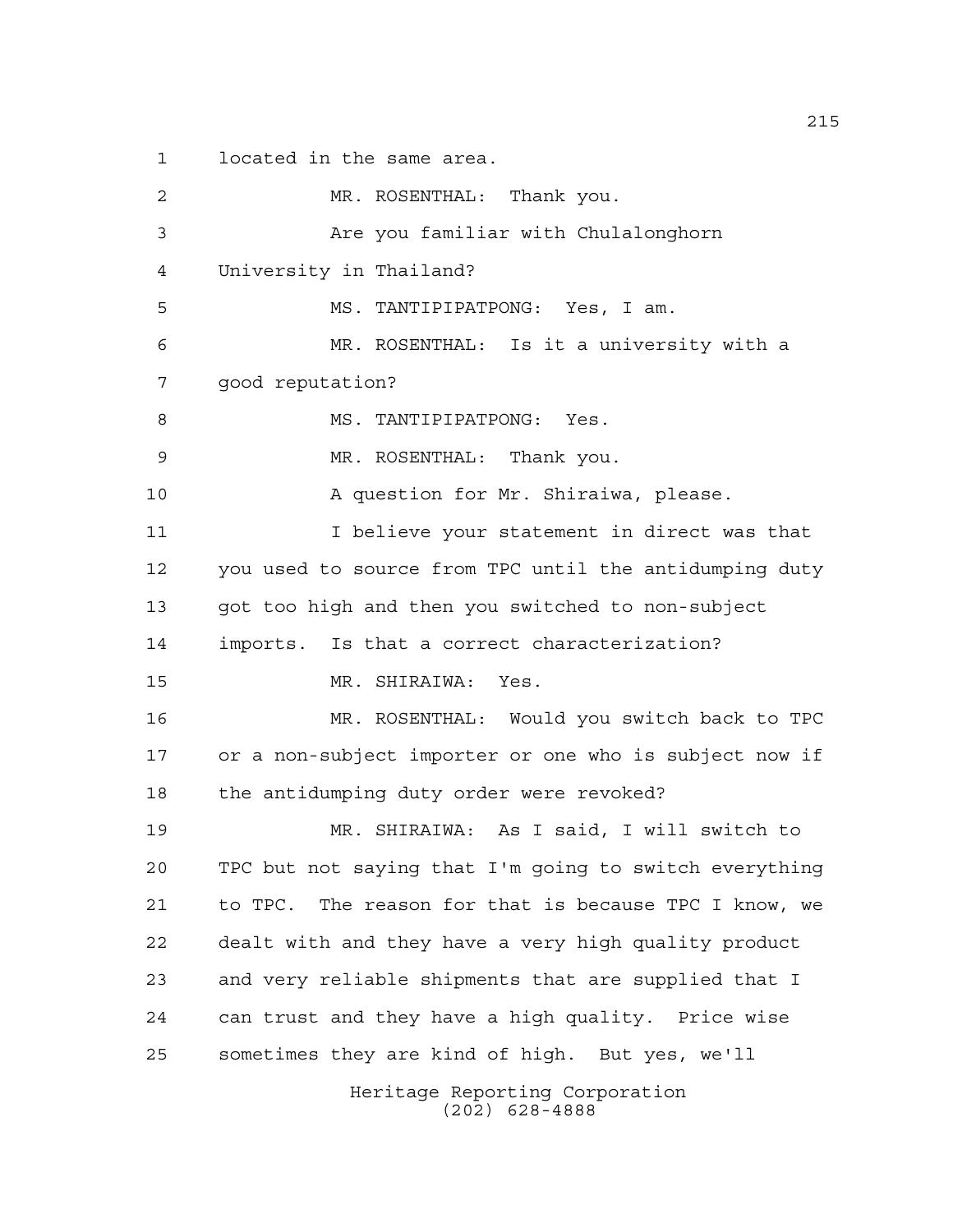located in the same area.

MR. ROSENTHAL: Thank you.

Are you familiar with Chulalonghorn University in Thailand?

MS. TANTIPIPATPONG: Yes, I am.

MR. ROSENTHAL: Is it a university with a good reputation?

MS. TANTIPIPATPONG: Yes.

MR. ROSENTHAL: Thank you.

A question for Mr. Shiraiwa, please.

I believe your statement in direct was that you used to source from TPC until the antidumping duty got too high and then you switched to non-subject imports. Is that a correct characterization?

MR. SHIRAIWA: Yes.

MR. ROSENTHAL: Would you switch back to TPC or a non-subject importer or one who is subject now if the antidumping duty order were revoked?

MR. SHIRAIWA: As I said, I will switch to TPC but not saying that I'm going to switch everything to TPC. The reason for that is because TPC I know, we dealt with and they have a very high quality product and very reliable shipments that are supplied that I can trust and they have a high quality. Price wise sometimes they are kind of high. But yes, we'll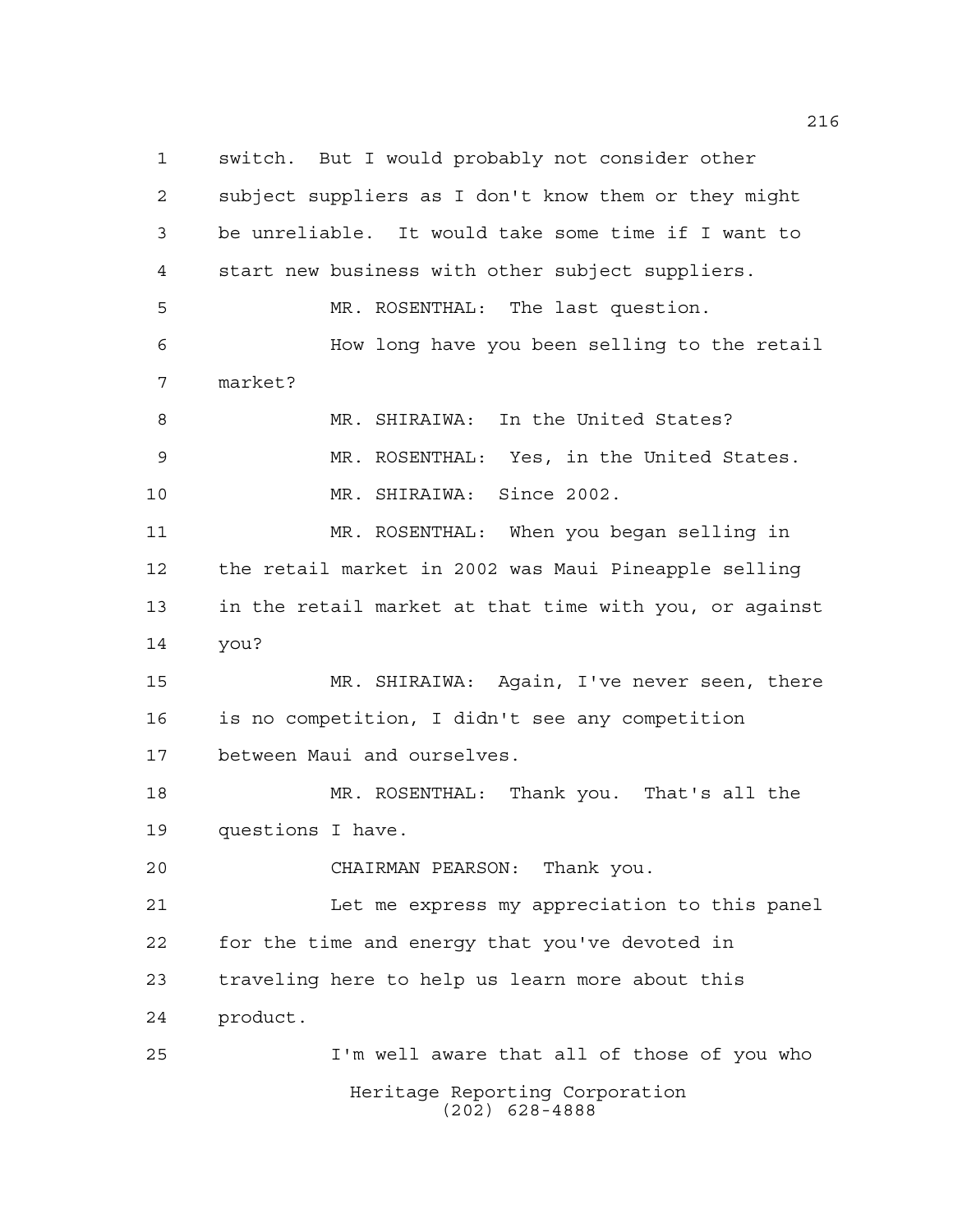switch. But I would probably not consider other subject suppliers as I don't know them or they might be unreliable. It would take some time if I want to start new business with other subject suppliers.

MR. ROSENTHAL: The last question.

How long have you been selling to the retail market?

MR. SHIRAIWA: In the United States?

MR. ROSENTHAL: Yes, in the United States.

MR. SHIRAIWA: Since 2002.

MR. ROSENTHAL: When you began selling in the retail market in 2002 was Maui Pineapple selling in the retail market at that time with you, or against you?

MR. SHIRAIWA: Again, I've never seen, there is no competition, I didn't see any competition between Maui and ourselves.

MR. ROSENTHAL: Thank you. That's all the questions I have.

CHAIRMAN PEARSON: Thank you.

Let me express my appreciation to this panel for the time and energy that you've devoted in traveling here to help us learn more about this product.

I'm well aware that all of those of you who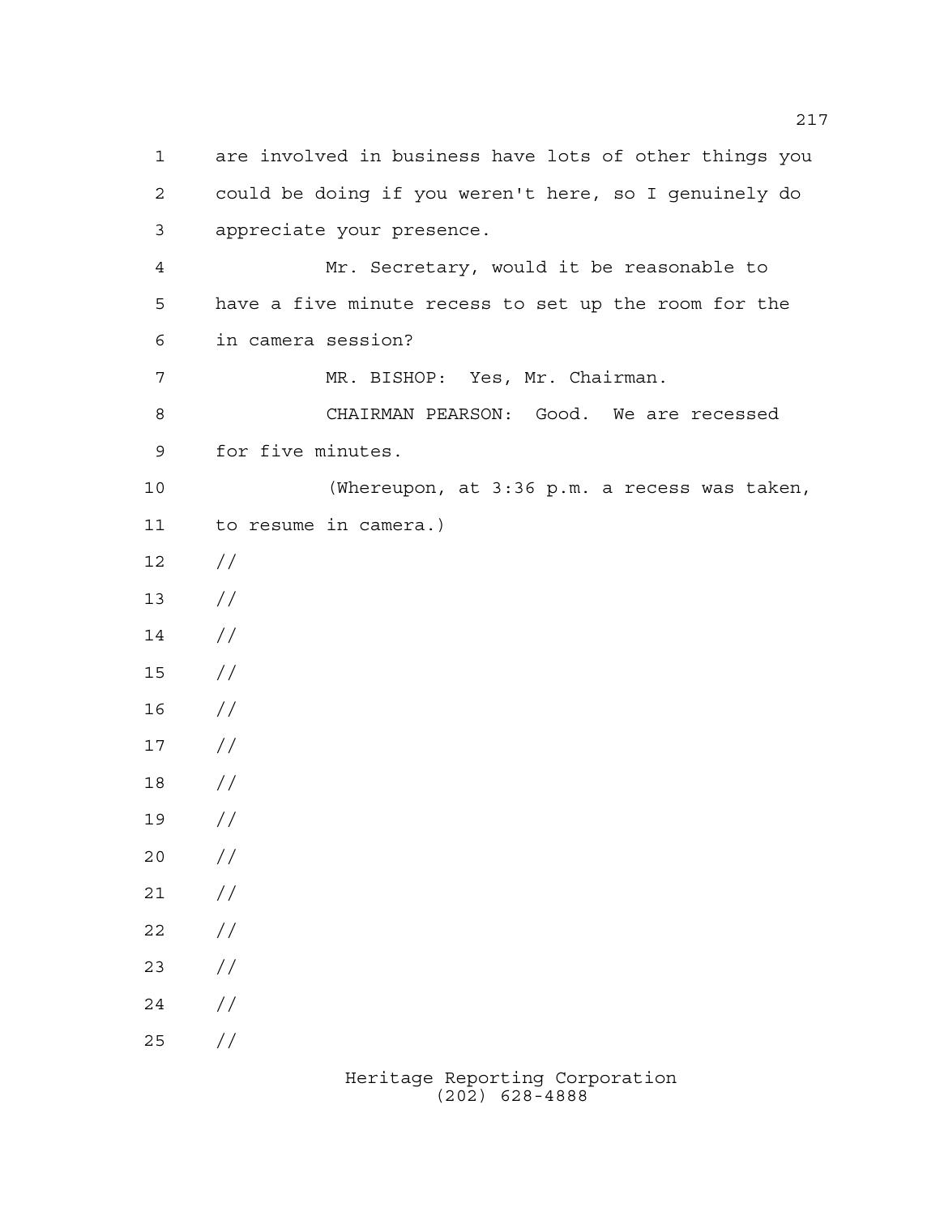are involved in business have lots of other things you could be doing if you weren't here, so I genuinely do appreciate your presence.

Mr. Secretary, would it be reasonable to have a five minute recess to set up the room for the in camera session?

MR. BISHOP: Yes, Mr. Chairman.

CHAIRMAN PEARSON: Good. We are recessed for five minutes.

(Whereupon, at 3:36 p.m. a recess was taken, to resume in camera.)

//

//

//

//

//

//

//

//

//

//

//

//

//

//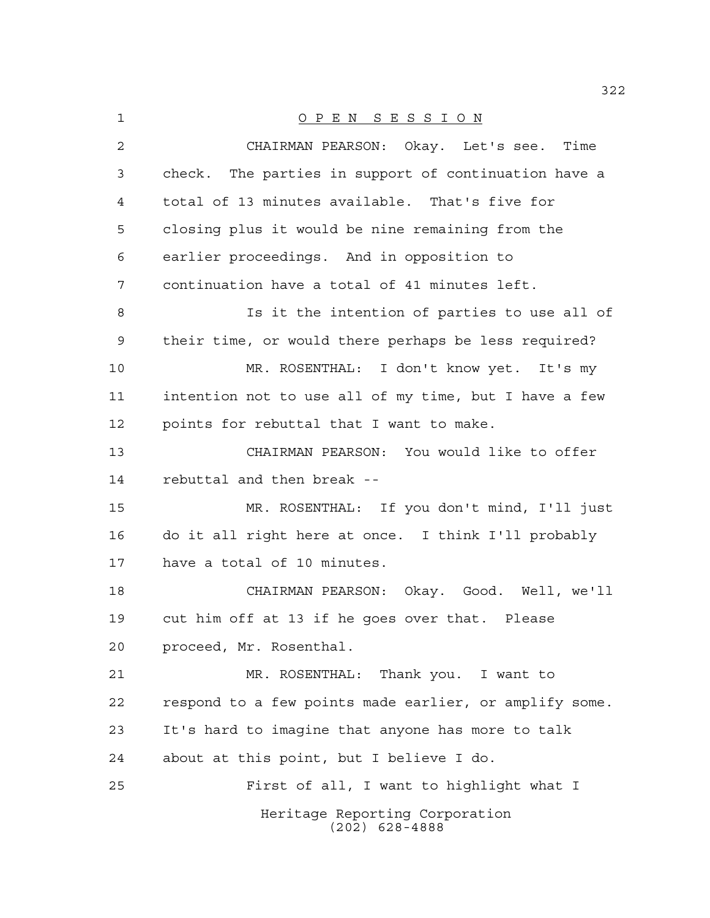# O P E N S E S S I O N

CHAIRMAN PEARSON: Okay. Let's see. Time check. The parties in support of continuation have a total of 13 minutes available. That's five for closing plus it would be nine remaining from the earlier proceedings. And in opposition to continuation have a total of 41 minutes left.

Is it the intention of parties to use all of their time, or would there perhaps be less required?

MR. ROSENTHAL: I don't know yet. It's my intention not to use all of my time, but I have a few points for rebuttal that I want to make.

CHAIRMAN PEARSON: You would like to offer rebuttal and then break --

MR. ROSENTHAL: If you don't mind, I'll just do it all right here at once. I think I'll probably have a total of 10 minutes.

CHAIRMAN PEARSON: Okay. Good. Well, we'll cut him off at 13 if he goes over that. Please proceed, Mr. Rosenthal.

MR. ROSENTHAL: Thank you. I want to respond to a few points made earlier, or amplify some. It's hard to imagine that anyone has more to talk about at this point, but I believe I do.

First of all, I want to highlight what I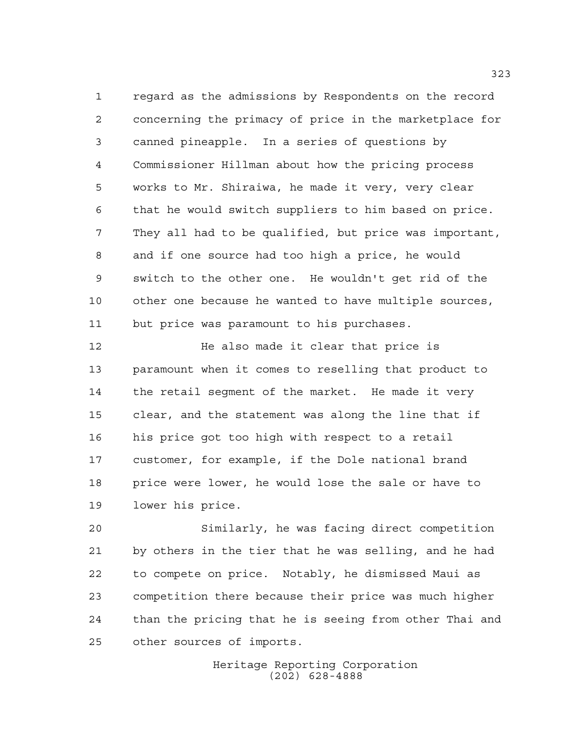regard as the admissions by Respondents on the record concerning the primacy of price in the marketplace for canned pineapple. In a series of questions by Commissioner Hillman about how the pricing process works to Mr. Shiraiwa, he made it very, very clear that he would switch suppliers to him based on price. They all had to be qualified, but price was important, and if one source had too high a price, he would switch to the other one. He wouldn't get rid of the other one because he wanted to have multiple sources, but price was paramount to his purchases.

He also made it clear that price is paramount when it comes to reselling that product to the retail segment of the market. He made it very clear, and the statement was along the line that if his price got too high with respect to a retail customer, for example, if the Dole national brand price were lower, he would lose the sale or have to lower his price.

Similarly, he was facing direct competition by others in the tier that he was selling, and he had to compete on price. Notably, he dismissed Maui as competition there because their price was much higher than the pricing that he is seeing from other Thai and other sources of imports.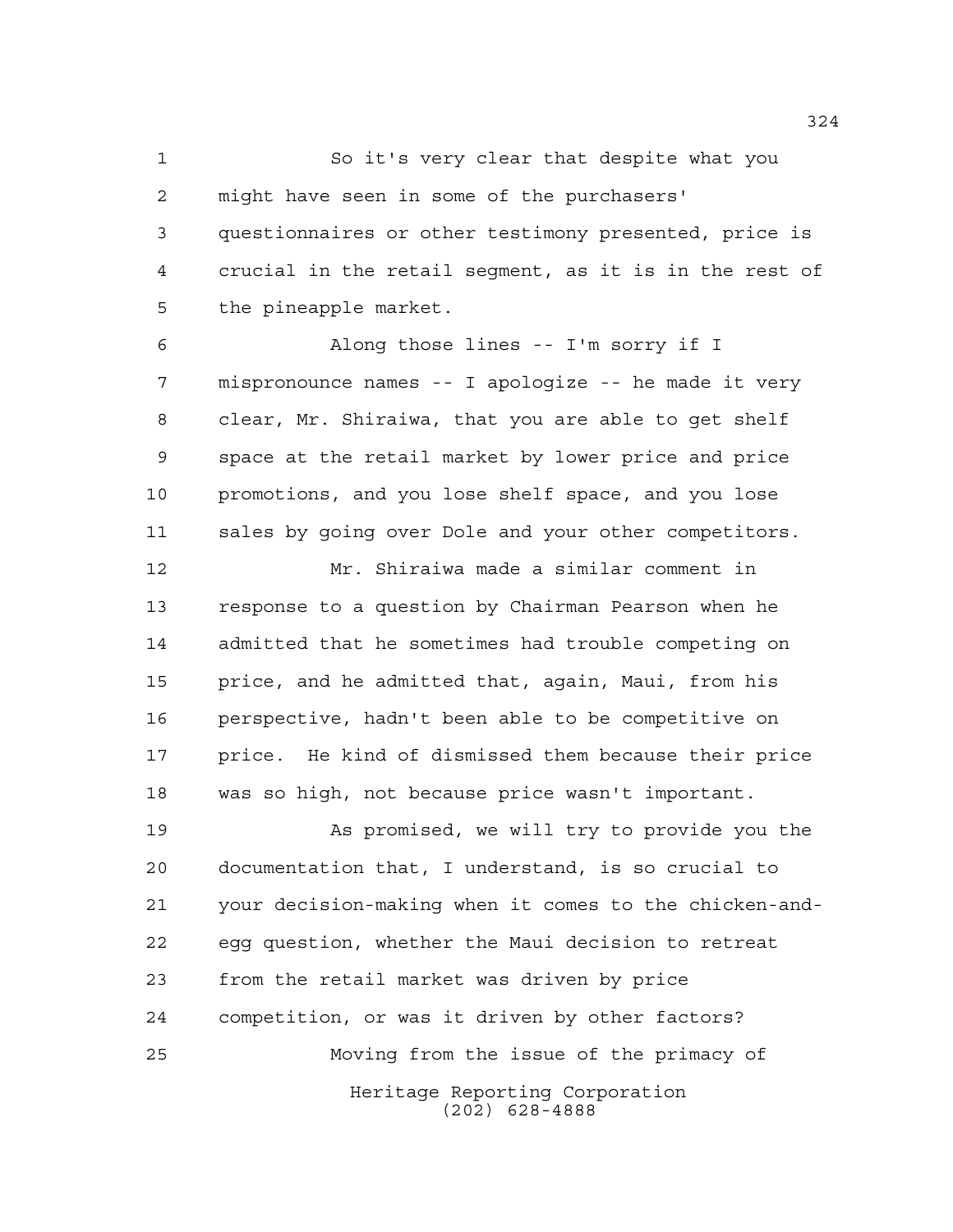So it's very clear that despite what you might have seen in some of the purchasers' questionnaires or other testimony presented, price is crucial in the retail segment, as it is in the rest of the pineapple market.

Along those lines -- I'm sorry if I mispronounce names -- I apologize -- he made it very clear, Mr. Shiraiwa, that you are able to get shelf space at the retail market by lower price and price promotions, and you lose shelf space, and you lose sales by going over Dole and your other competitors.

Mr. Shiraiwa made a similar comment in response to a question by Chairman Pearson when he admitted that he sometimes had trouble competing on price, and he admitted that, again, Maui, from his perspective, hadn't been able to be competitive on price. He kind of dismissed them because their price was so high, not because price wasn't important.

As promised, we will try to provide you the documentation that, I understand, is so crucial to your decision-making when it comes to the chicken-and-egg question, whether the Maui decision to retreat from the retail market was driven by price competition, or was it driven by other factors?

Moving from the issue of the primacy of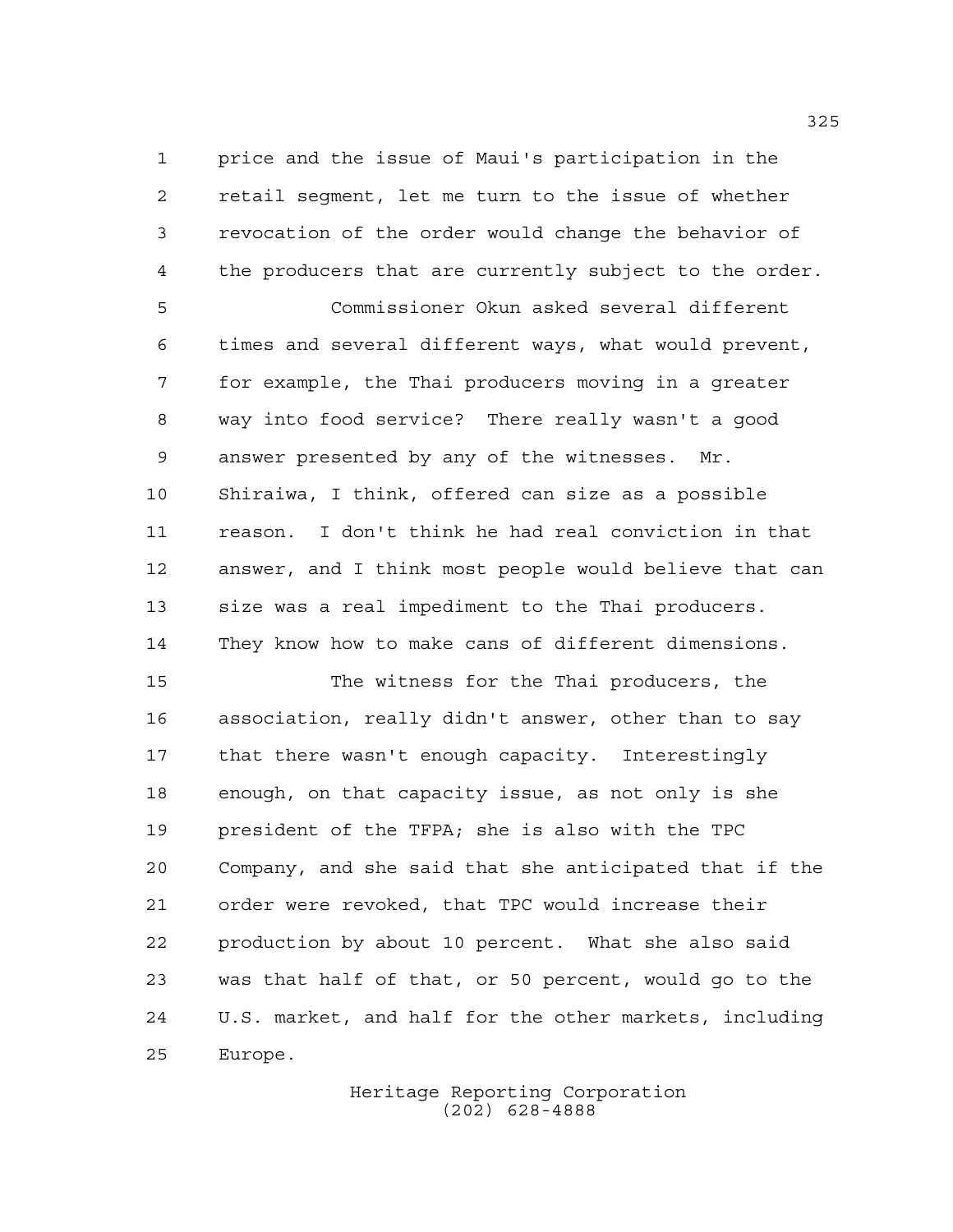price and the issue of Maui's participation in the retail segment, let me turn to the issue of whether revocation of the order would change the behavior of the producers that are currently subject to the order.

Commissioner Okun asked several different times and several different ways, what would prevent, for example, the Thai producers moving in a greater way into food service? There really wasn't a good answer presented by any of the witnesses. Mr. Shiraiwa, I think, offered can size as a possible reason. I don't think he had real conviction in that answer, and I think most people would believe that can size was a real impediment to the Thai producers. They know how to make cans of different dimensions.

The witness for the Thai producers, the association, really didn't answer, other than to say that there wasn't enough capacity. Interestingly enough, on that capacity issue, as not only is she president of the TFPA; she is also with the TPC Company, and she said that she anticipated that if the order were revoked, that TPC would increase their production by about 10 percent. What she also said was that half of that, or 50 percent, would go to the U.S. market, and half for the other markets, including Europe.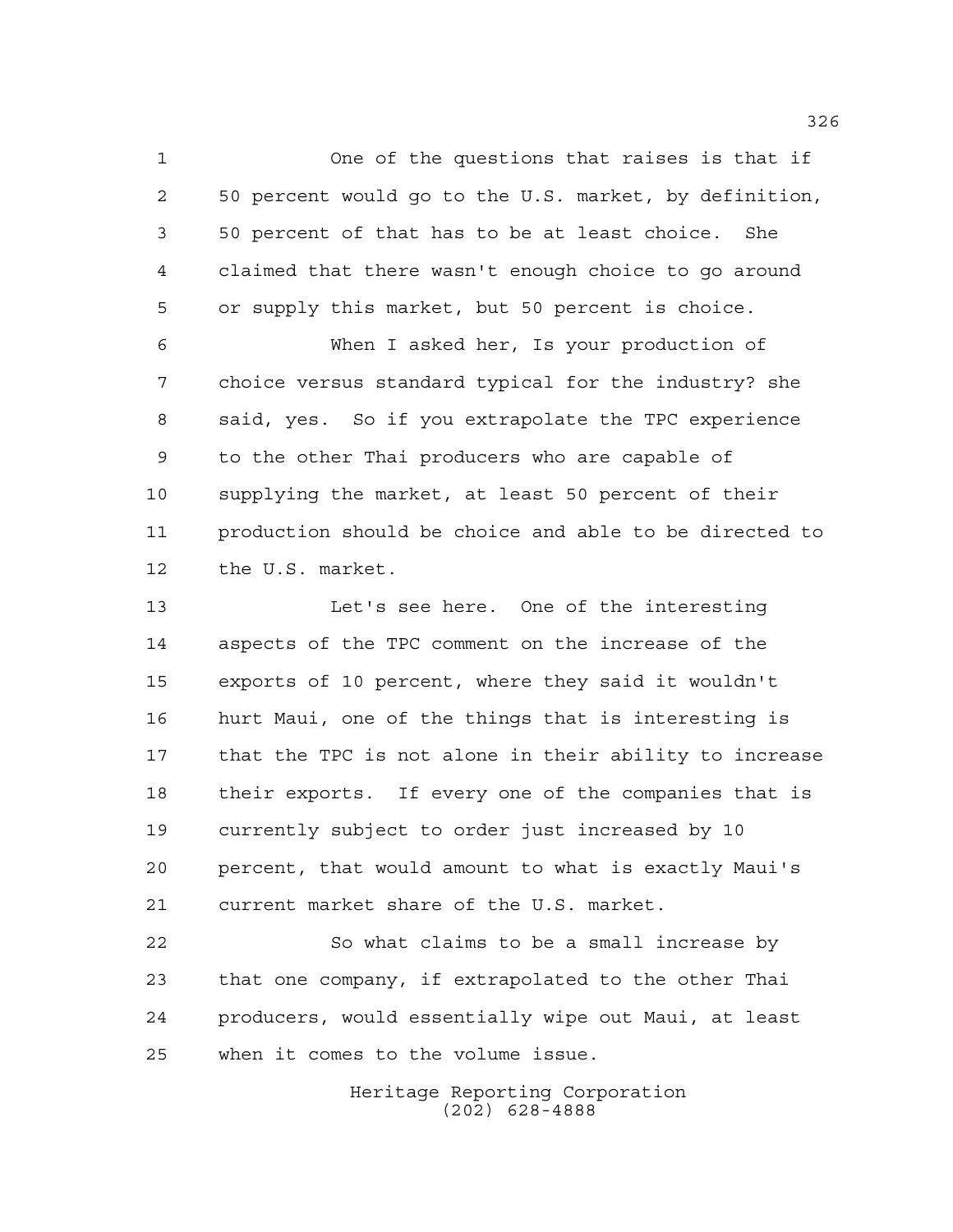One of the questions that raises is that if 50 percent would go to the U.S. market, by definition, 50 percent of that has to be at least choice. She claimed that there wasn't enough choice to go around or supply this market, but 50 percent is choice.

When I asked her, Is your production of choice versus standard typical for the industry? she said, yes. So if you extrapolate the TPC experience to the other Thai producers who are capable of supplying the market, at least 50 percent of their production should be choice and able to be directed to the U.S. market.

Let's see here. One of the interesting aspects of the TPC comment on the increase of the exports of 10 percent, where they said it wouldn't hurt Maui, one of the things that is interesting is that the TPC is not alone in their ability to increase their exports. If every one of the companies that is currently subject to order just increased by 10 percent, that would amount to what is exactly Maui's current market share of the U.S. market.

So what claims to be a small increase by that one company, if extrapolated to the other Thai producers, would essentially wipe out Maui, at least when it comes to the volume issue.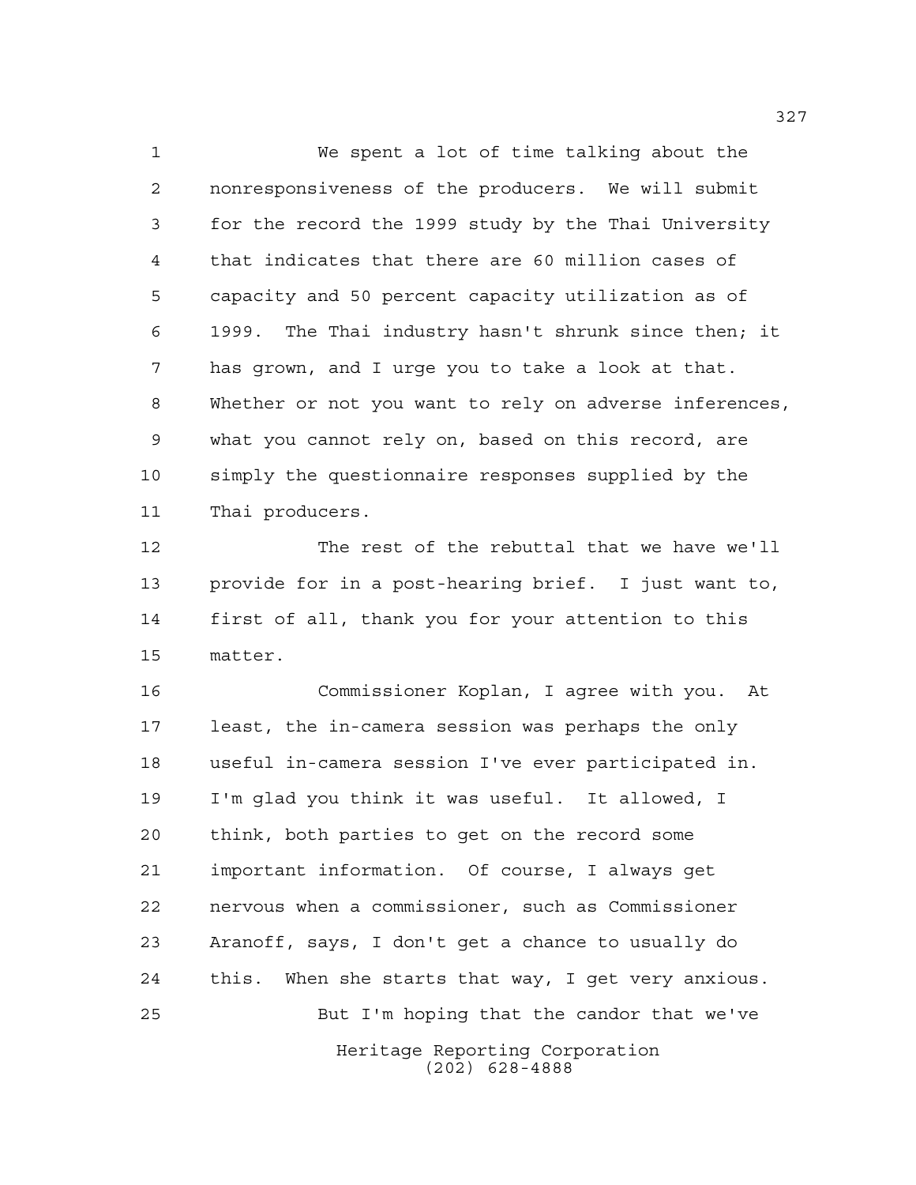We spent a lot of time talking about the nonresponsiveness of the producers. We will submit for the record the 1999 study by the Thai University that indicates that there are 60 million cases of capacity and 50 percent capacity utilization as of 1999. The Thai industry hasn't shrunk since then; it has grown, and I urge you to take a look at that. Whether or not you want to rely on adverse inferences, what you cannot rely on, based on this record, are simply the questionnaire responses supplied by the Thai producers.

The rest of the rebuttal that we have we'll provide for in a post-hearing brief. I just want to, first of all, thank you for your attention to this matter.

Commissioner Koplan, I agree with you. At least, the in-camera session was perhaps the only useful in-camera session I've ever participated in. I'm glad you think it was useful. It allowed, I think, both parties to get on the record some important information. Of course, I always get nervous when a commissioner, such as Commissioner Aranoff, says, I don't get a chance to usually do this. When she starts that way, I get very anxious.

But I'm hoping that the candor that we've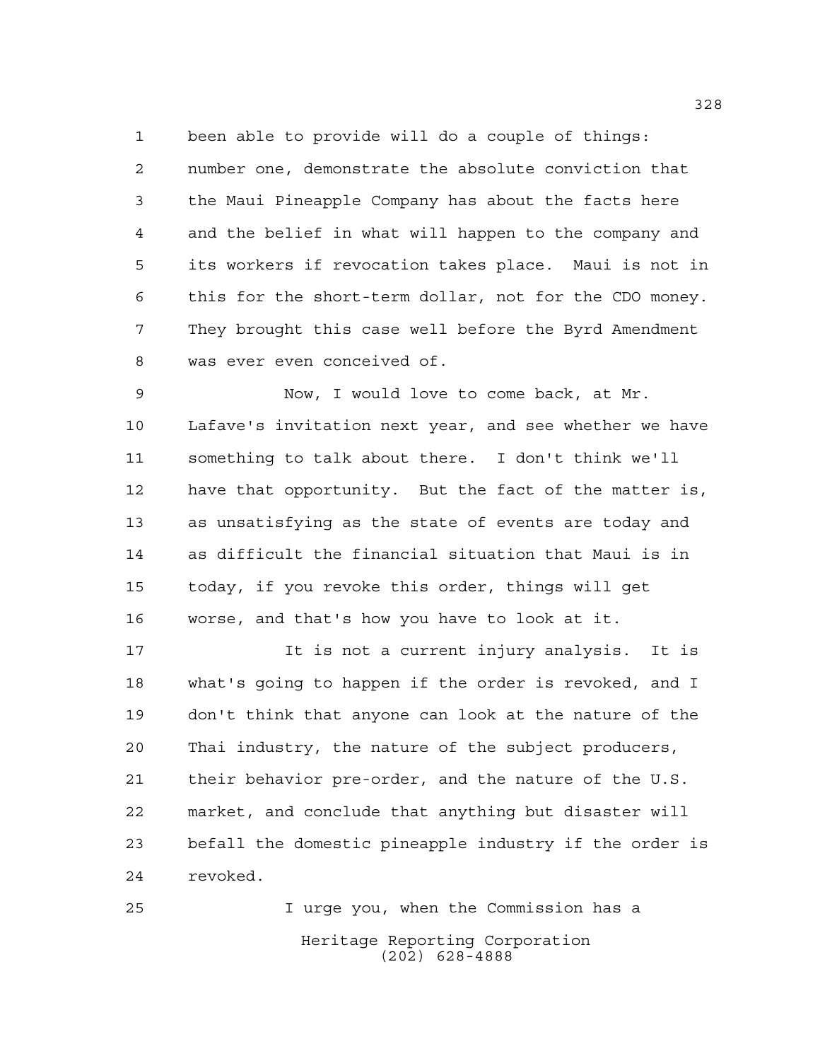been able to provide will do a couple of things: number one, demonstrate the absolute conviction that the Maui Pineapple Company has about the facts here and the belief in what will happen to the company and its workers if revocation takes place. Maui is not in this for the short-term dollar, not for the CDO money. They brought this case well before the Byrd Amendment was ever even conceived of.

Now, I would love to come back, at Mr. Lafave's invitation next year, and see whether we have something to talk about there. I don't think we'll have that opportunity. But the fact of the matter is, as unsatisfying as the state of events are today and as difficult the financial situation that Maui is in today, if you revoke this order, things will get worse, and that's how you have to look at it.

It is not a current injury analysis. It is what's going to happen if the order is revoked, and I don't think that anyone can look at the nature of the Thai industry, the nature of the subject producers, their behavior pre-order, and the nature of the U.S. market, and conclude that anything but disaster will befall the domestic pineapple industry if the order is revoked.

I urge you, when the Commission has a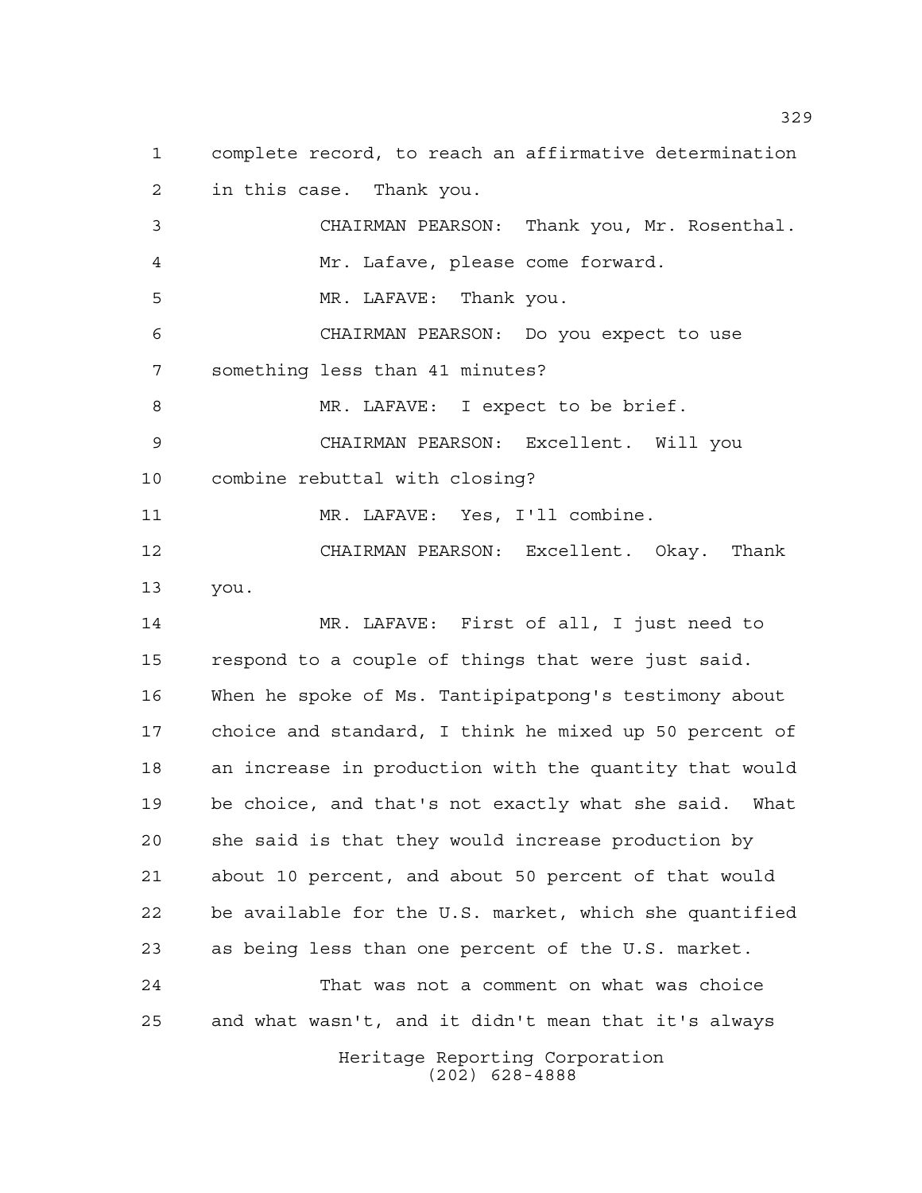complete record, to reach an affirmative determination in this case. Thank you.

CHAIRMAN PEARSON: Thank you, Mr. Rosenthal.

Mr. Lafave, please come forward.

MR. LAFAVE: Thank you.

CHAIRMAN PEARSON: Do you expect to use something less than 41 minutes?

MR. LAFAVE: I expect to be brief.

CHAIRMAN PEARSON: Excellent. Will you combine rebuttal with closing?

MR. LAFAVE: Yes, I'll combine.

CHAIRMAN PEARSON: Excellent. Okay. Thank you.

MR. LAFAVE: First of all, I just need to respond to a couple of things that were just said. When he spoke of Ms. Tantipipatpong's testimony about choice and standard, I think he mixed up 50 percent of an increase in production with the quantity that would be choice, and that's not exactly what she said. What she said is that they would increase production by about 10 percent, and about 50 percent of that would be available for the U.S. market, which she quantified as being less than one percent of the U.S. market.

That was not a comment on what was choice and what wasn't, and it didn't mean that it's always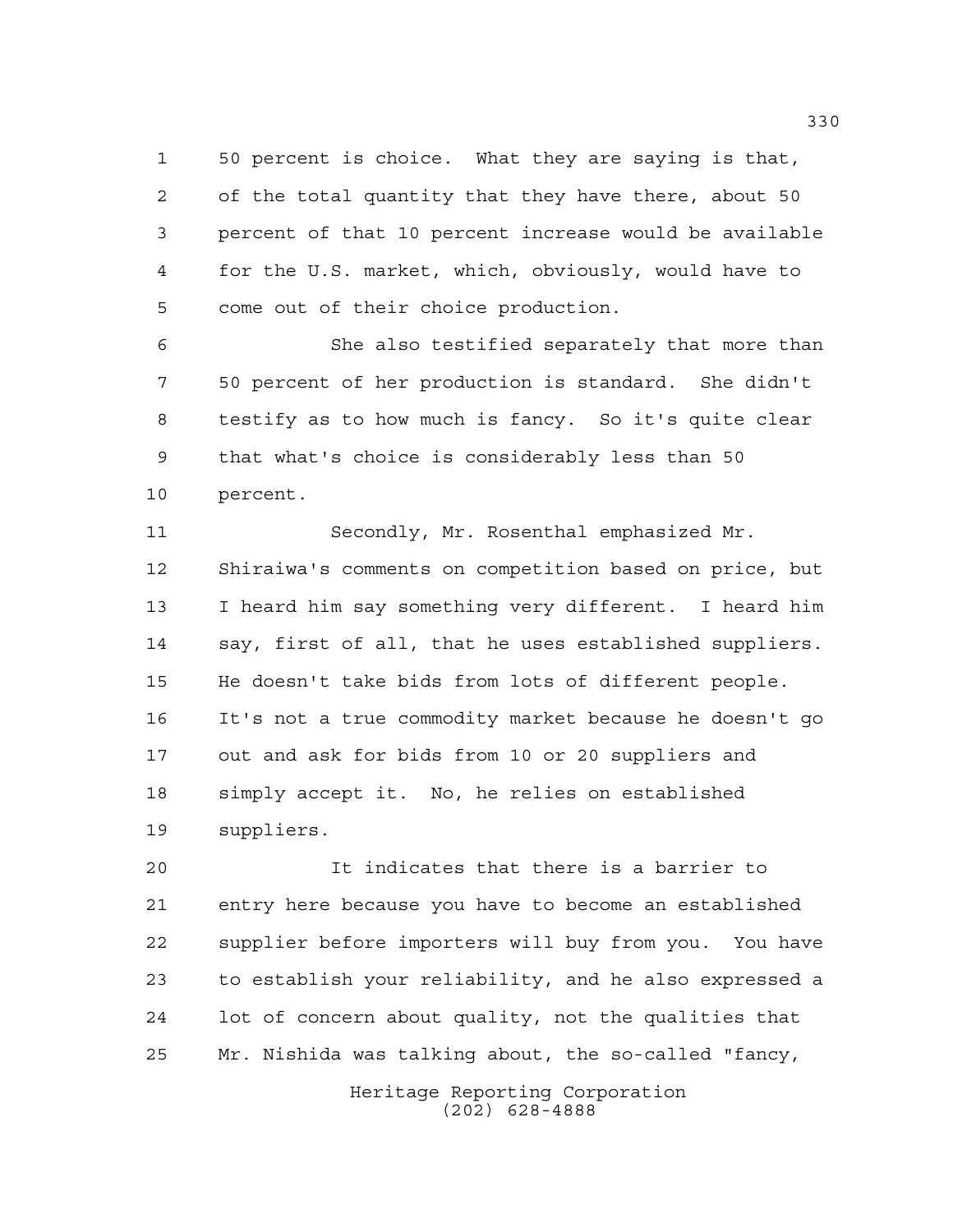50 percent is choice. What they are saying is that, of the total quantity that they have there, about 50 percent of that 10 percent increase would be available for the U.S. market, which, obviously, would have to come out of their choice production.

She also testified separately that more than 50 percent of her production is standard. She didn't testify as to how much is fancy. So it's quite clear that what's choice is considerably less than 50 percent.

Secondly, Mr. Rosenthal emphasized Mr. Shiraiwa's comments on competition based on price, but I heard him say something very different. I heard him say, first of all, that he uses established suppliers. He doesn't take bids from lots of different people. It's not a true commodity market because he doesn't go out and ask for bids from 10 or 20 suppliers and simply accept it. No, he relies on established suppliers.

It indicates that there is a barrier to entry here because you have to become an established supplier before importers will buy from you. You have to establish your reliability, and he also expressed a lot of concern about quality, not the qualities that Mr. Nishida was talking about, the so-called "fancy,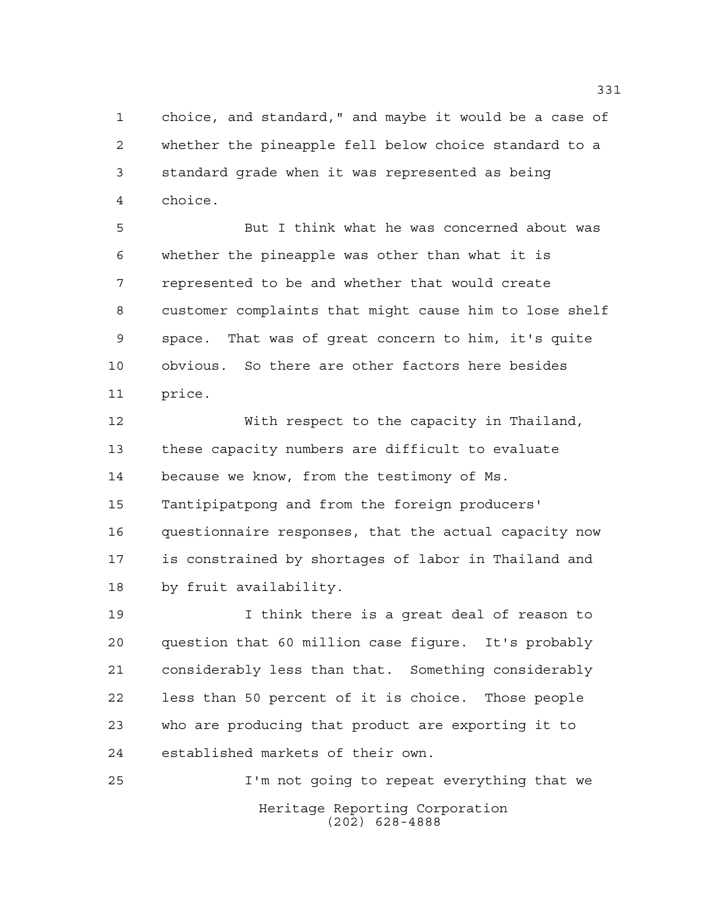choice, and standard," and maybe it would be a case of whether the pineapple fell below choice standard to a standard grade when it was represented as being choice.

But I think what he was concerned about was whether the pineapple was other than what it is represented to be and whether that would create customer complaints that might cause him to lose shelf space. That was of great concern to him, it's quite obvious. So there are other factors here besides price.

With respect to the capacity in Thailand, these capacity numbers are difficult to evaluate because we know, from the testimony of Ms. Tantipipatpong and from the foreign producers' questionnaire responses, that the actual capacity now is constrained by shortages of labor in Thailand and by fruit availability.

I think there is a great deal of reason to question that 60 million case figure. It's probably considerably less than that. Something considerably less than 50 percent of it is choice. Those people who are producing that product are exporting it to established markets of their own.

I'm not going to repeat everything that we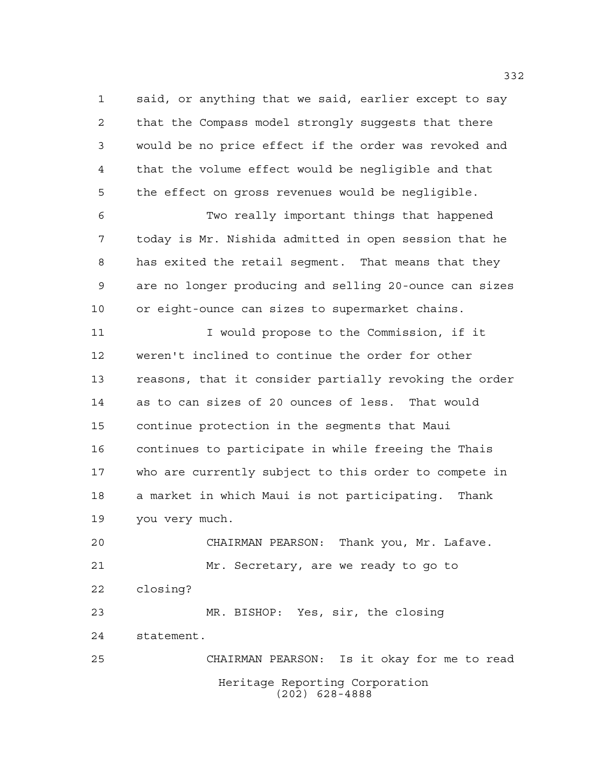said, or anything that we said, earlier except to say that the Compass model strongly suggests that there would be no price effect if the order was revoked and that the volume effect would be negligible and that the effect on gross revenues would be negligible.

Two really important things that happened today is Mr. Nishida admitted in open session that he has exited the retail segment. That means that they are no longer producing and selling 20-ounce can sizes or eight-ounce can sizes to supermarket chains.

I would propose to the Commission, if it weren't inclined to continue the order for other reasons, that it consider partially revoking the order as to can sizes of 20 ounces of less. That would continue protection in the segments that Maui continues to participate in while freeing the Thais who are currently subject to this order to compete in a market in which Maui is not participating. Thank you very much.

CHAIRMAN PEARSON: Thank you, Mr. Lafave.

Mr. Secretary, are we ready to go to closing?

MR. BISHOP: Yes, sir, the closing statement.

CHAIRMAN PEARSON: Is it okay for me to read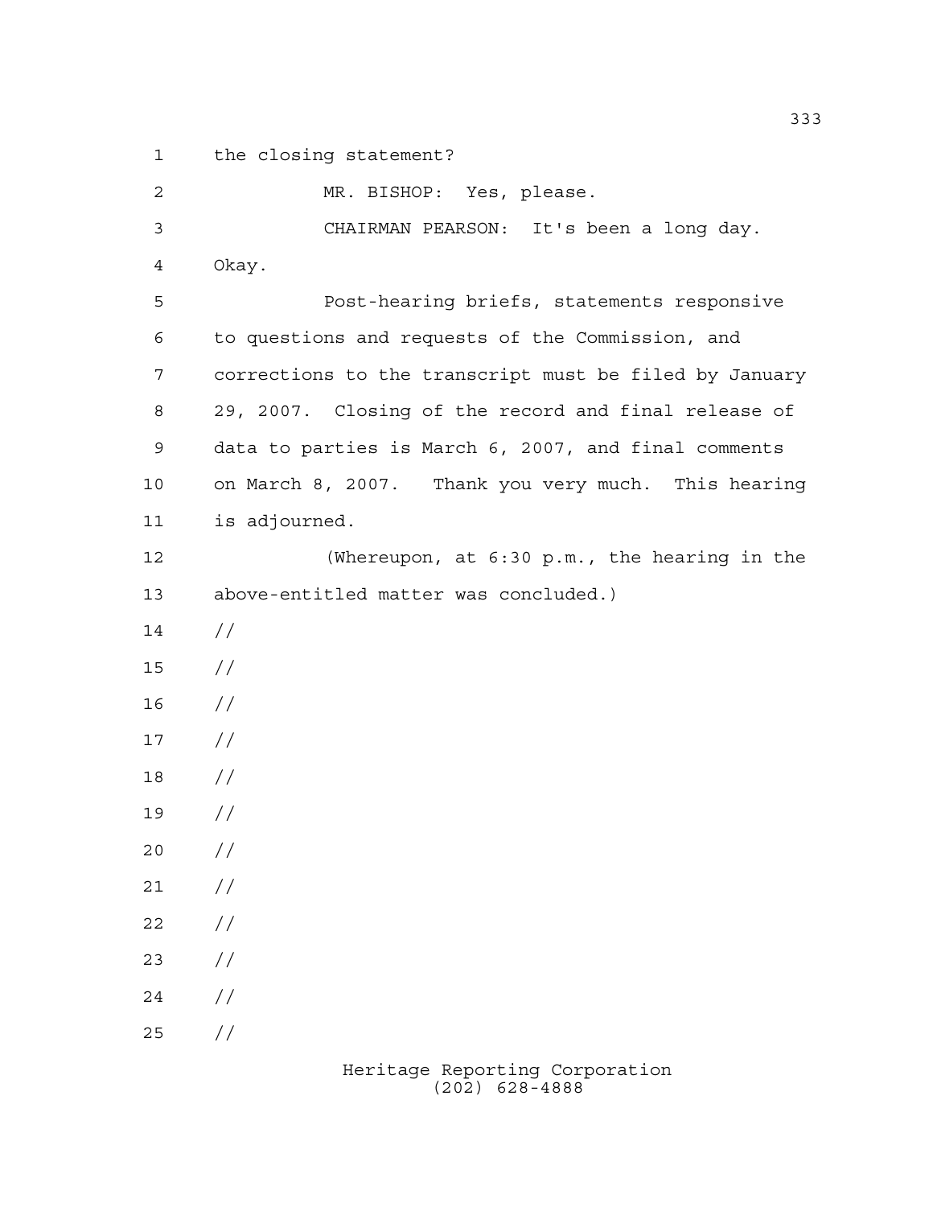the closing statement?

MR. BISHOP: Yes, please.

CHAIRMAN PEARSON: It's been a long day. Okay.

Post-hearing briefs, statements responsive to questions and requests of the Commission, and corrections to the transcript must be filed by January 29, 2007. Closing of the record and final release of data to parties is March 6, 2007, and final comments on March 8, 2007. Thank you very much. This hearing is adjourned.

(Whereupon, at 6:30 p.m., the hearing in the above-entitled matter was concluded.)

//

//

//

//

//

//

//

//

//

//

//

//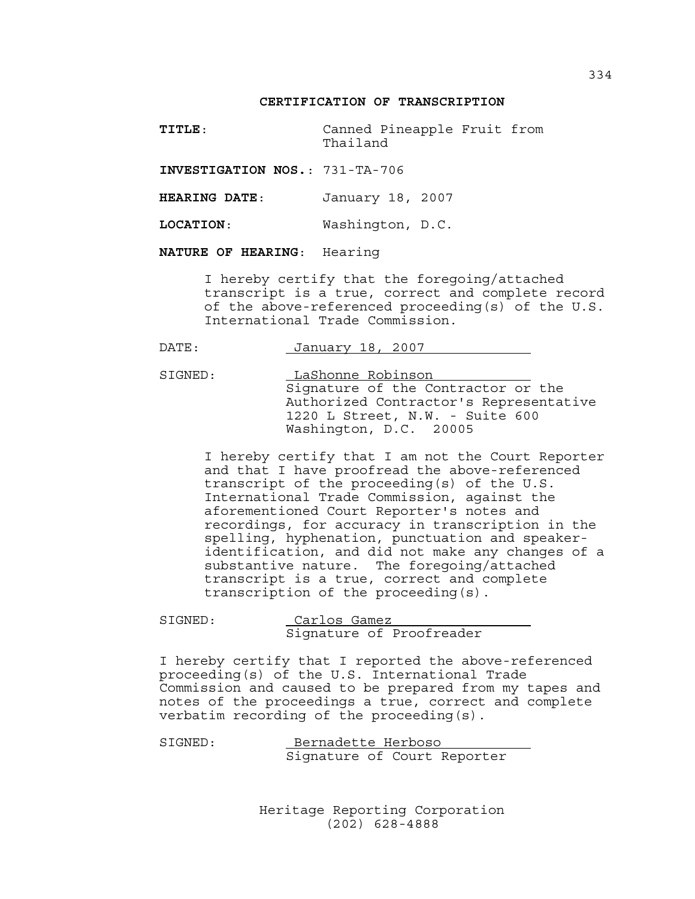**CERTIFICATION OF TRANSCRIPTION**

**TITLE**: Canned Pineapple Fruit from Thailand

**INVESTIGATION NOS.**: 731-TA-706

**HEARING DATE**: January 18, 2007

**LOCATION**: Washington, D.C.

**NATURE OF HEARING**: Hearing

I hereby certify that the foregoing/attached transcript is a true, correct and complete record of the above-referenced proceeding(s) of the U.S. International Trade Commission.

DATE: January 18, 2007

SIGNED: LaShonne Robinson
Signature of the Contractor or the Authorized Contractor's Representative
1220 L Street, N.W. - Suite 600
Washington, D.C. 20005

I hereby certify that I am not the Court Reporter and that I have proofread the above-referenced transcript of the proceeding(s) of the U.S. International Trade Commission, against the aforementioned Court Reporter's notes and recordings, for accuracy in transcription in the spelling, hyphenation, punctuation and speaker-identification, and did not make any changes of a substantive nature. The foregoing/attached transcript is a true, correct and complete transcription of the proceeding(s).

SIGNED: Carlos Gamez
Signature of Proofreader

I hereby certify that I reported the above-referenced proceeding(s) of the U.S. International Trade Commission and caused to be prepared from my tapes and notes of the proceedings a true, correct and complete verbatim recording of the proceeding(s).

SIGNED: Bernadette Herboso
Signature of Court Reporter